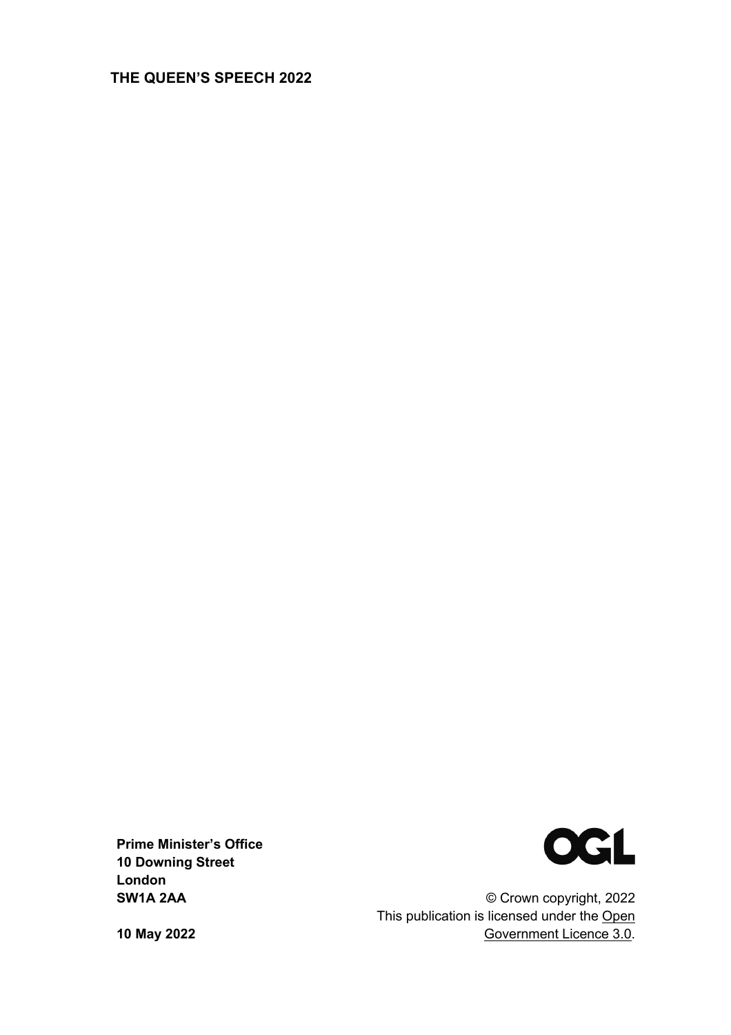# THE QUEEN'S SPEECH 2022

**Prime Minister's Office**
**10 Downing Street**
**London**
**SW1A 2AA**

**10 May 2022**

OGL

© Crown copyright, 2022
This publication is licensed under the Open Government Licence 3.0.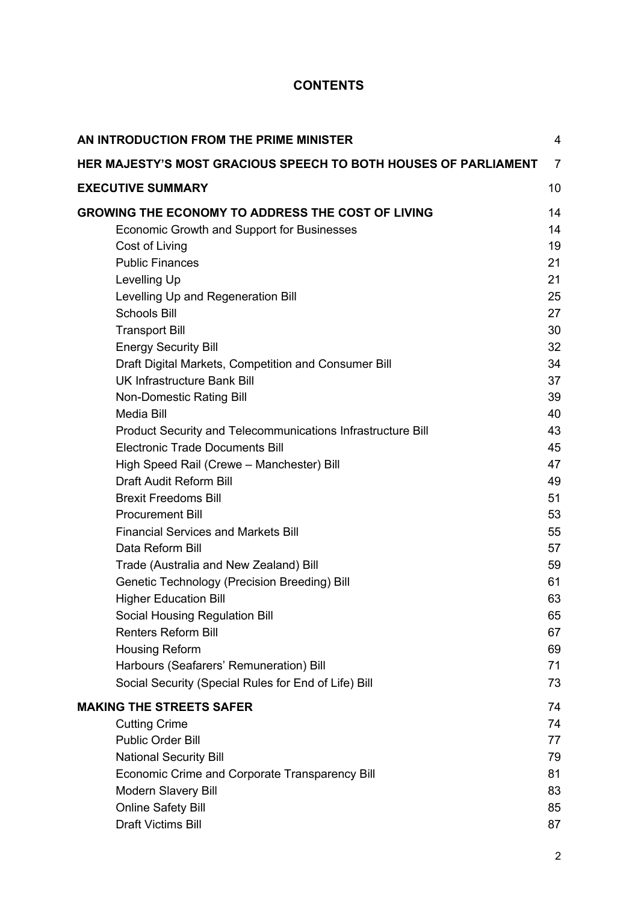# CONTENTS

| | |
|---|---|
| **AN INTRODUCTION FROM THE PRIME MINISTER** | 4 |
| **HER MAJESTY'S MOST GRACIOUS SPEECH TO BOTH HOUSES OF PARLIAMENT** | 7 |
| **EXECUTIVE SUMMARY** | 10 |
| **GROWING THE ECONOMY TO ADDRESS THE COST OF LIVING** | 14 |
| Economic Growth and Support for Businesses | 14 |
| Cost of Living | 19 |
| Public Finances | 21 |
| Levelling Up | 21 |
| Levelling Up and Regeneration Bill | 25 |
| Schools Bill | 27 |
| Transport Bill | 30 |
| Energy Security Bill | 32 |
| Draft Digital Markets, Competition and Consumer Bill | 34 |
| UK Infrastructure Bank Bill | 37 |
| Non-Domestic Rating Bill | 39 |
| Media Bill | 40 |
| Product Security and Telecommunications Infrastructure Bill | 43 |
| Electronic Trade Documents Bill | 45 |
| High Speed Rail (Crewe – Manchester) Bill | 47 |
| Draft Audit Reform Bill | 49 |
| Brexit Freedoms Bill | 51 |
| Procurement Bill | 53 |
| Financial Services and Markets Bill | 55 |
| Data Reform Bill | 57 |
| Trade (Australia and New Zealand) Bill | 59 |
| Genetic Technology (Precision Breeding) Bill | 61 |
| Higher Education Bill | 63 |
| Social Housing Regulation Bill | 65 |
| Renters Reform Bill | 67 |
| Housing Reform | 69 |
| Harbours (Seafarers' Remuneration) Bill | 71 |
| Social Security (Special Rules for End of Life) Bill | 73 |
| **MAKING THE STREETS SAFER** | 74 |
| Cutting Crime | 74 |
| Public Order Bill | 77 |
| National Security Bill | 79 |
| Economic Crime and Corporate Transparency Bill | 81 |
| Modern Slavery Bill | 83 |
| Online Safety Bill | 85 |
| Draft Victims Bill | 87 |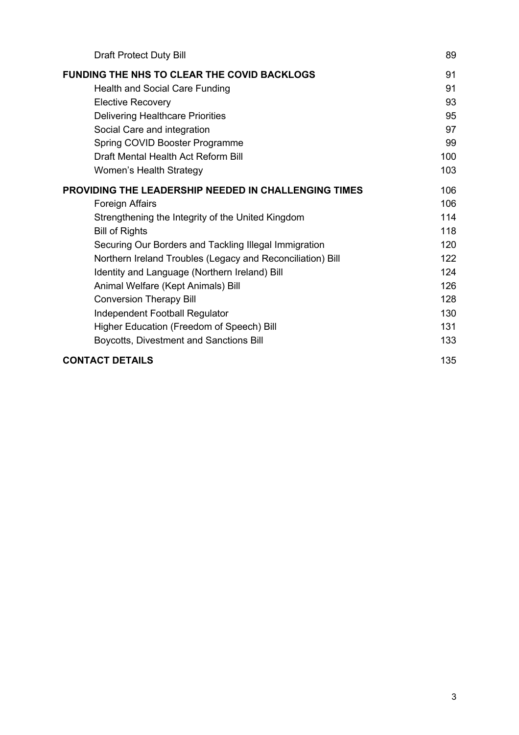| | |
|---|---|
| Draft Protect Duty Bill | 89 |
| **FUNDING THE NHS TO CLEAR THE COVID BACKLOGS** | 91 |
| Health and Social Care Funding | 91 |
| Elective Recovery | 93 |
| Delivering Healthcare Priorities | 95 |
| Social Care and integration | 97 |
| Spring COVID Booster Programme | 99 |
| Draft Mental Health Act Reform Bill | 100 |
| Women's Health Strategy | 103 |
| **PROVIDING THE LEADERSHIP NEEDED IN CHALLENGING TIMES** | 106 |
| Foreign Affairs | 106 |
| Strengthening the Integrity of the United Kingdom | 114 |
| Bill of Rights | 118 |
| Securing Our Borders and Tackling Illegal Immigration | 120 |
| Northern Ireland Troubles (Legacy and Reconciliation) Bill | 122 |
| Identity and Language (Northern Ireland) Bill | 124 |
| Animal Welfare (Kept Animals) Bill | 126 |
| Conversion Therapy Bill | 128 |
| Independent Football Regulator | 130 |
| Higher Education (Freedom of Speech) Bill | 131 |
| Boycotts, Divestment and Sanctions Bill | 133 |
| **CONTACT DETAILS** | 135 |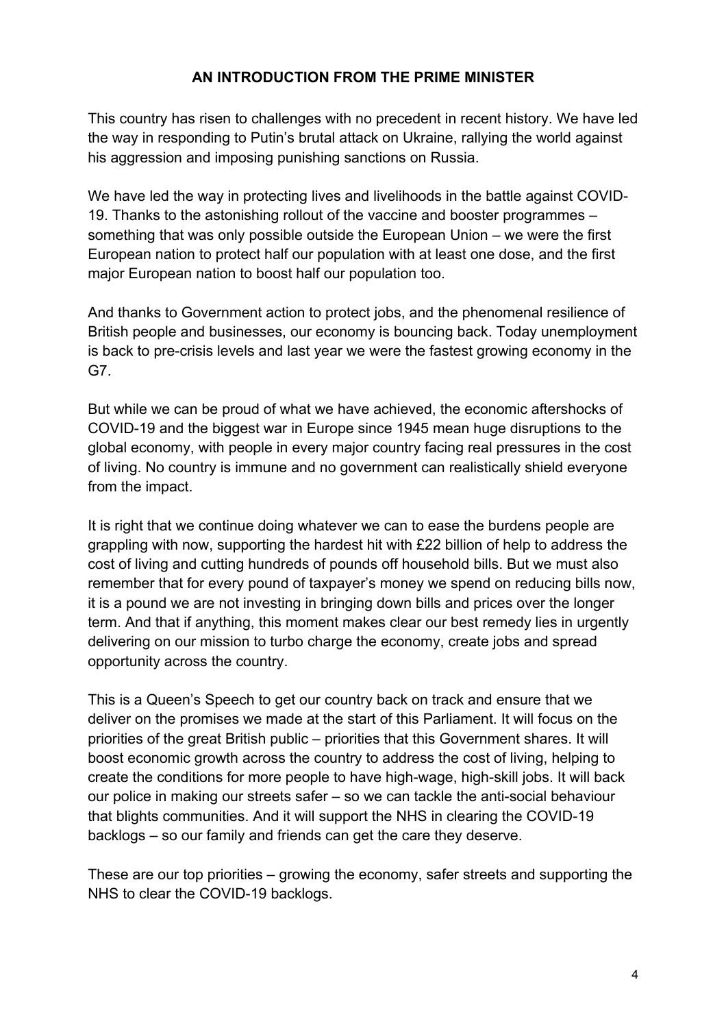## AN INTRODUCTION FROM THE PRIME MINISTER

This country has risen to challenges with no precedent in recent history. We have led the way in responding to Putin's brutal attack on Ukraine, rallying the world against his aggression and imposing punishing sanctions on Russia.

We have led the way in protecting lives and livelihoods in the battle against COVID-19. Thanks to the astonishing rollout of the vaccine and booster programmes – something that was only possible outside the European Union – we were the first European nation to protect half our population with at least one dose, and the first major European nation to boost half our population too.

And thanks to Government action to protect jobs, and the phenomenal resilience of British people and businesses, our economy is bouncing back. Today unemployment is back to pre-crisis levels and last year we were the fastest growing economy in the G7.

But while we can be proud of what we have achieved, the economic aftershocks of COVID-19 and the biggest war in Europe since 1945 mean huge disruptions to the global economy, with people in every major country facing real pressures in the cost of living. No country is immune and no government can realistically shield everyone from the impact.

It is right that we continue doing whatever we can to ease the burdens people are grappling with now, supporting the hardest hit with £22 billion of help to address the cost of living and cutting hundreds of pounds off household bills. But we must also remember that for every pound of taxpayer's money we spend on reducing bills now, it is a pound we are not investing in bringing down bills and prices over the longer term. And that if anything, this moment makes clear our best remedy lies in urgently delivering on our mission to turbo charge the economy, create jobs and spread opportunity across the country.

This is a Queen's Speech to get our country back on track and ensure that we deliver on the promises we made at the start of this Parliament. It will focus on the priorities of the great British public – priorities that this Government shares. It will boost economic growth across the country to address the cost of living, helping to create the conditions for more people to have high-wage, high-skill jobs. It will back our police in making our streets safer – so we can tackle the anti-social behaviour that blights communities. And it will support the NHS in clearing the COVID-19 backlogs – so our family and friends can get the care they deserve.

These are our top priorities – growing the economy, safer streets and supporting the NHS to clear the COVID-19 backlogs.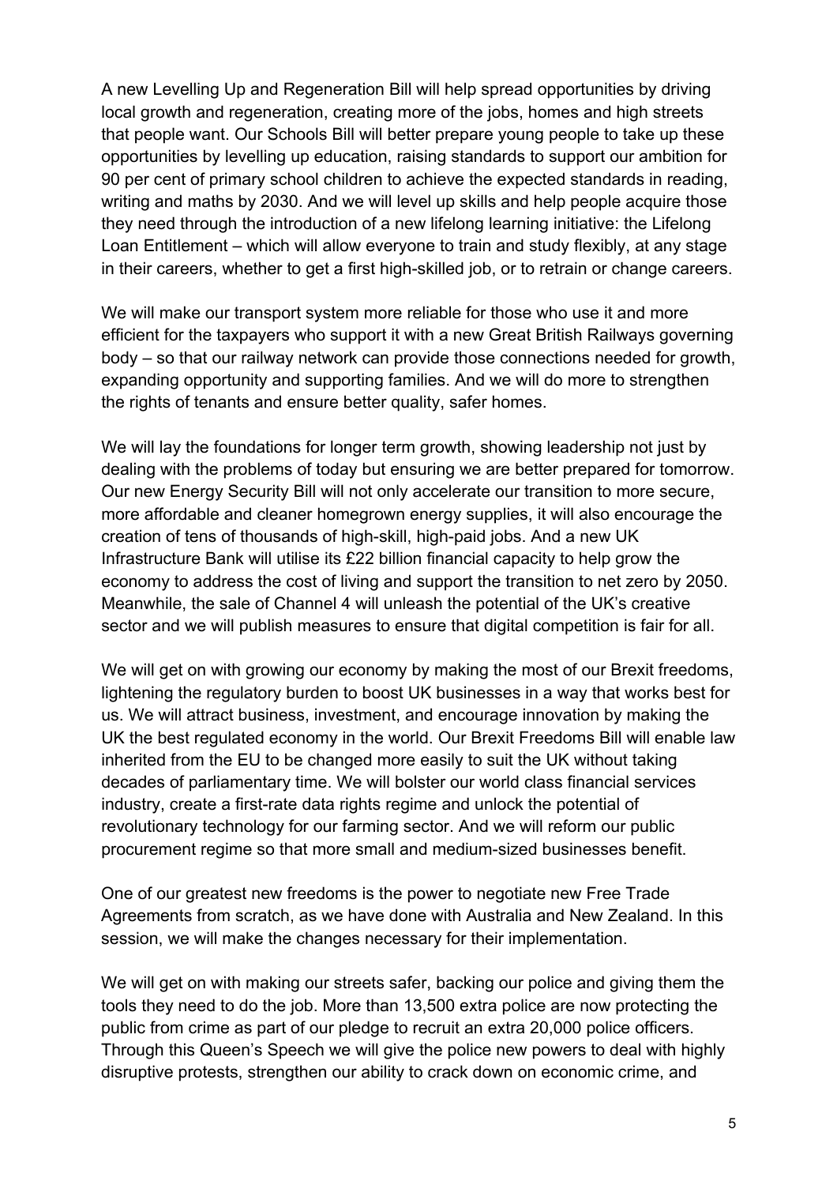A new Levelling Up and Regeneration Bill will help spread opportunities by driving local growth and regeneration, creating more of the jobs, homes and high streets that people want. Our Schools Bill will better prepare young people to take up these opportunities by levelling up education, raising standards to support our ambition for 90 per cent of primary school children to achieve the expected standards in reading, writing and maths by 2030. And we will level up skills and help people acquire those they need through the introduction of a new lifelong learning initiative: the Lifelong Loan Entitlement – which will allow everyone to train and study flexibly, at any stage in their careers, whether to get a first high-skilled job, or to retrain or change careers.

We will make our transport system more reliable for those who use it and more efficient for the taxpayers who support it with a new Great British Railways governing body – so that our railway network can provide those connections needed for growth, expanding opportunity and supporting families. And we will do more to strengthen the rights of tenants and ensure better quality, safer homes.

We will lay the foundations for longer term growth, showing leadership not just by dealing with the problems of today but ensuring we are better prepared for tomorrow. Our new Energy Security Bill will not only accelerate our transition to more secure, more affordable and cleaner homegrown energy supplies, it will also encourage the creation of tens of thousands of high-skill, high-paid jobs. And a new UK Infrastructure Bank will utilise its £22 billion financial capacity to help grow the economy to address the cost of living and support the transition to net zero by 2050. Meanwhile, the sale of Channel 4 will unleash the potential of the UK's creative sector and we will publish measures to ensure that digital competition is fair for all.

We will get on with growing our economy by making the most of our Brexit freedoms, lightening the regulatory burden to boost UK businesses in a way that works best for us. We will attract business, investment, and encourage innovation by making the UK the best regulated economy in the world. Our Brexit Freedoms Bill will enable law inherited from the EU to be changed more easily to suit the UK without taking decades of parliamentary time. We will bolster our world class financial services industry, create a first-rate data rights regime and unlock the potential of revolutionary technology for our farming sector. And we will reform our public procurement regime so that more small and medium-sized businesses benefit.

One of our greatest new freedoms is the power to negotiate new Free Trade Agreements from scratch, as we have done with Australia and New Zealand. In this session, we will make the changes necessary for their implementation.

We will get on with making our streets safer, backing our police and giving them the tools they need to do the job. More than 13,500 extra police are now protecting the public from crime as part of our pledge to recruit an extra 20,000 police officers. Through this Queen's Speech we will give the police new powers to deal with highly disruptive protests, strengthen our ability to crack down on economic crime, and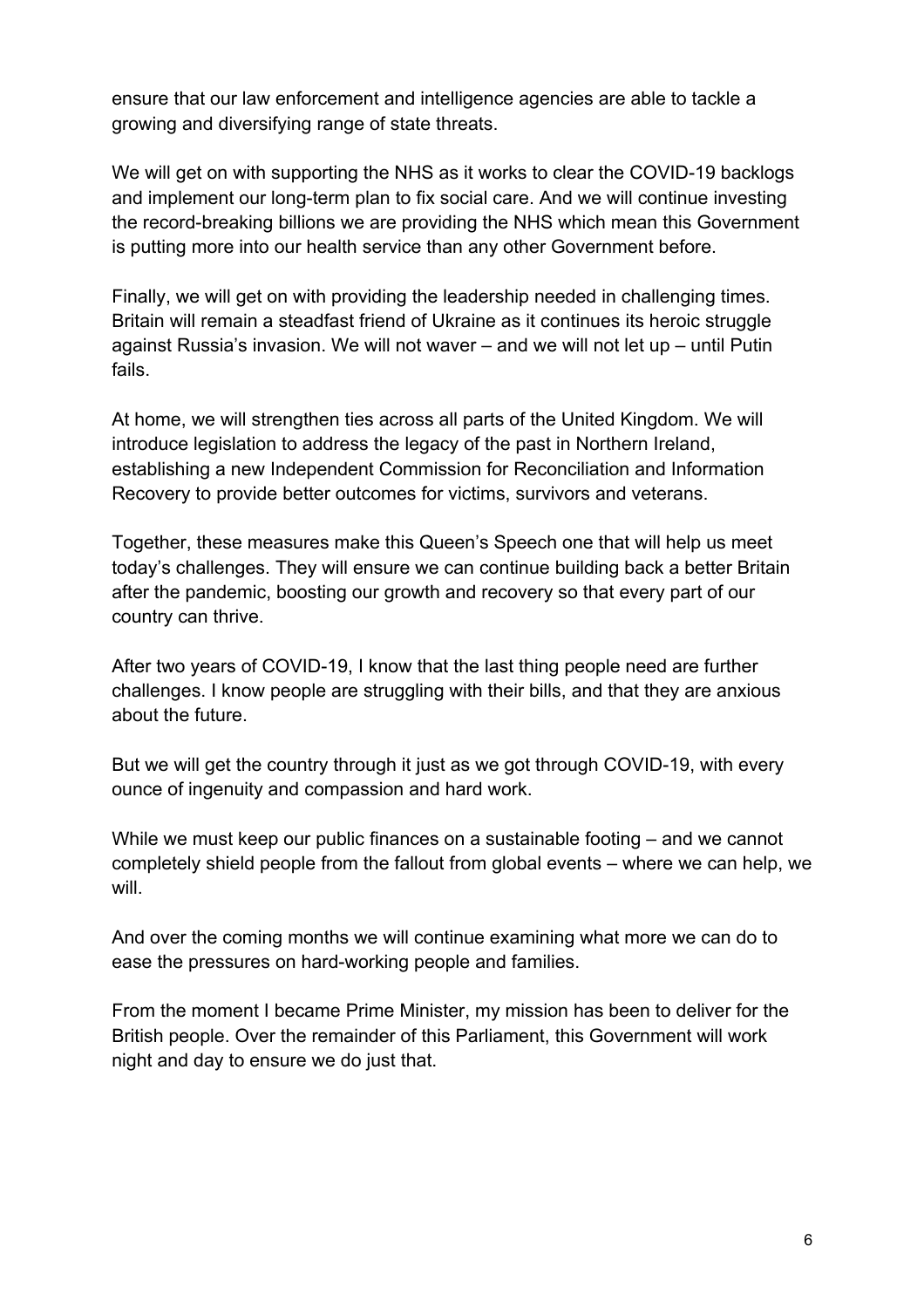ensure that our law enforcement and intelligence agencies are able to tackle a growing and diversifying range of state threats.

We will get on with supporting the NHS as it works to clear the COVID-19 backlogs and implement our long-term plan to fix social care. And we will continue investing the record-breaking billions we are providing the NHS which mean this Government is putting more into our health service than any other Government before.

Finally, we will get on with providing the leadership needed in challenging times. Britain will remain a steadfast friend of Ukraine as it continues its heroic struggle against Russia's invasion. We will not waver – and we will not let up – until Putin fails.

At home, we will strengthen ties across all parts of the United Kingdom. We will introduce legislation to address the legacy of the past in Northern Ireland, establishing a new Independent Commission for Reconciliation and Information Recovery to provide better outcomes for victims, survivors and veterans.

Together, these measures make this Queen's Speech one that will help us meet today's challenges. They will ensure we can continue building back a better Britain after the pandemic, boosting our growth and recovery so that every part of our country can thrive.

After two years of COVID-19, I know that the last thing people need are further challenges. I know people are struggling with their bills, and that they are anxious about the future.

But we will get the country through it just as we got through COVID-19, with every ounce of ingenuity and compassion and hard work.

While we must keep our public finances on a sustainable footing – and we cannot completely shield people from the fallout from global events – where we can help, we will.

And over the coming months we will continue examining what more we can do to ease the pressures on hard-working people and families.

From the moment I became Prime Minister, my mission has been to deliver for the British people. Over the remainder of this Parliament, this Government will work night and day to ensure we do just that.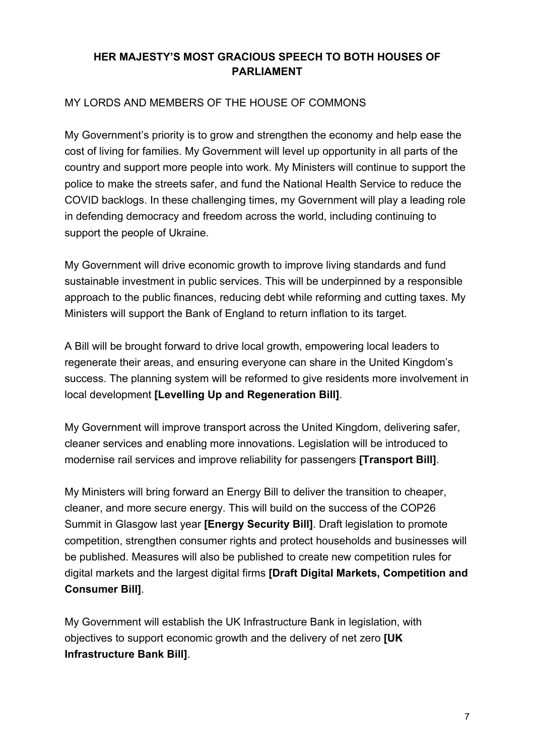**HER MAJESTY'S MOST GRACIOUS SPEECH TO BOTH HOUSES OF PARLIAMENT**

MY LORDS AND MEMBERS OF THE HOUSE OF COMMONS

My Government's priority is to grow and strengthen the economy and help ease the cost of living for families. My Government will level up opportunity in all parts of the country and support more people into work. My Ministers will continue to support the police to make the streets safer, and fund the National Health Service to reduce the COVID backlogs. In these challenging times, my Government will play a leading role in defending democracy and freedom across the world, including continuing to support the people of Ukraine.

My Government will drive economic growth to improve living standards and fund sustainable investment in public services. This will be underpinned by a responsible approach to the public finances, reducing debt while reforming and cutting taxes. My Ministers will support the Bank of England to return inflation to its target.

A Bill will be brought forward to drive local growth, empowering local leaders to regenerate their areas, and ensuring everyone can share in the United Kingdom's success. The planning system will be reformed to give residents more involvement in local development **[Levelling Up and Regeneration Bill]**.

My Government will improve transport across the United Kingdom, delivering safer, cleaner services and enabling more innovations. Legislation will be introduced to modernise rail services and improve reliability for passengers **[Transport Bill]**.

My Ministers will bring forward an Energy Bill to deliver the transition to cheaper, cleaner, and more secure energy. This will build on the success of the COP26 Summit in Glasgow last year **[Energy Security Bill]**. Draft legislation to promote competition, strengthen consumer rights and protect households and businesses will be published. Measures will also be published to create new competition rules for digital markets and the largest digital firms **[Draft Digital Markets, Competition and Consumer Bill]**.

My Government will establish the UK Infrastructure Bank in legislation, with objectives to support economic growth and the delivery of net zero **[UK Infrastructure Bank Bill]**.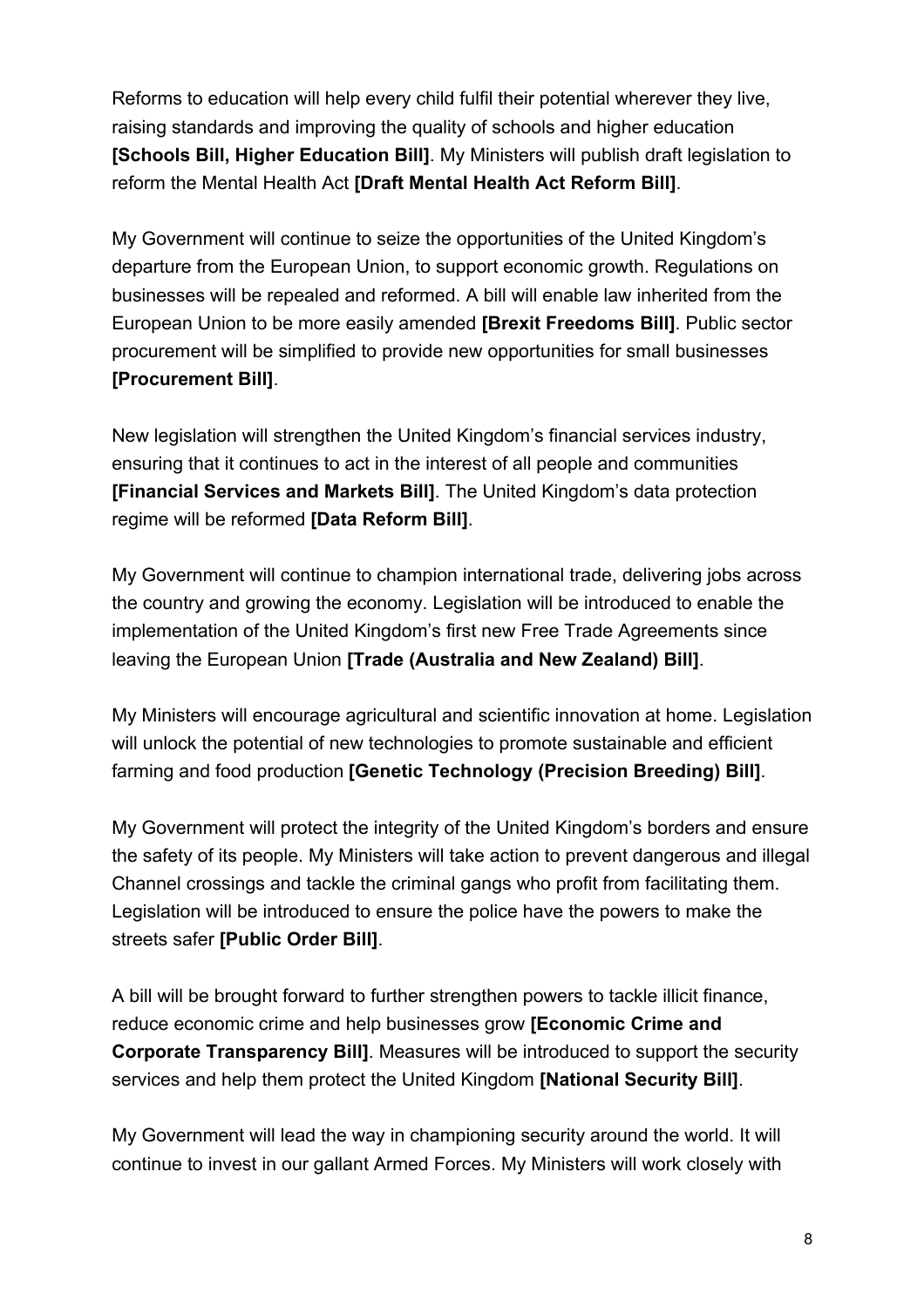Reforms to education will help every child fulfil their potential wherever they live, raising standards and improving the quality of schools and higher education **[Schools Bill, Higher Education Bill]**. My Ministers will publish draft legislation to reform the Mental Health Act **[Draft Mental Health Act Reform Bill]**.

My Government will continue to seize the opportunities of the United Kingdom's departure from the European Union, to support economic growth. Regulations on businesses will be repealed and reformed. A bill will enable law inherited from the European Union to be more easily amended **[Brexit Freedoms Bill]**. Public sector procurement will be simplified to provide new opportunities for small businesses **[Procurement Bill]**.

New legislation will strengthen the United Kingdom's financial services industry, ensuring that it continues to act in the interest of all people and communities **[Financial Services and Markets Bill]**. The United Kingdom's data protection regime will be reformed **[Data Reform Bill]**.

My Government will continue to champion international trade, delivering jobs across the country and growing the economy. Legislation will be introduced to enable the implementation of the United Kingdom's first new Free Trade Agreements since leaving the European Union **[Trade (Australia and New Zealand) Bill]**.

My Ministers will encourage agricultural and scientific innovation at home. Legislation will unlock the potential of new technologies to promote sustainable and efficient farming and food production **[Genetic Technology (Precision Breeding) Bill]**.

My Government will protect the integrity of the United Kingdom's borders and ensure the safety of its people. My Ministers will take action to prevent dangerous and illegal Channel crossings and tackle the criminal gangs who profit from facilitating them. Legislation will be introduced to ensure the police have the powers to make the streets safer **[Public Order Bill]**.

A bill will be brought forward to further strengthen powers to tackle illicit finance, reduce economic crime and help businesses grow **[Economic Crime and Corporate Transparency Bill]**. Measures will be introduced to support the security services and help them protect the United Kingdom **[National Security Bill]**.

My Government will lead the way in championing security around the world. It will continue to invest in our gallant Armed Forces. My Ministers will work closely with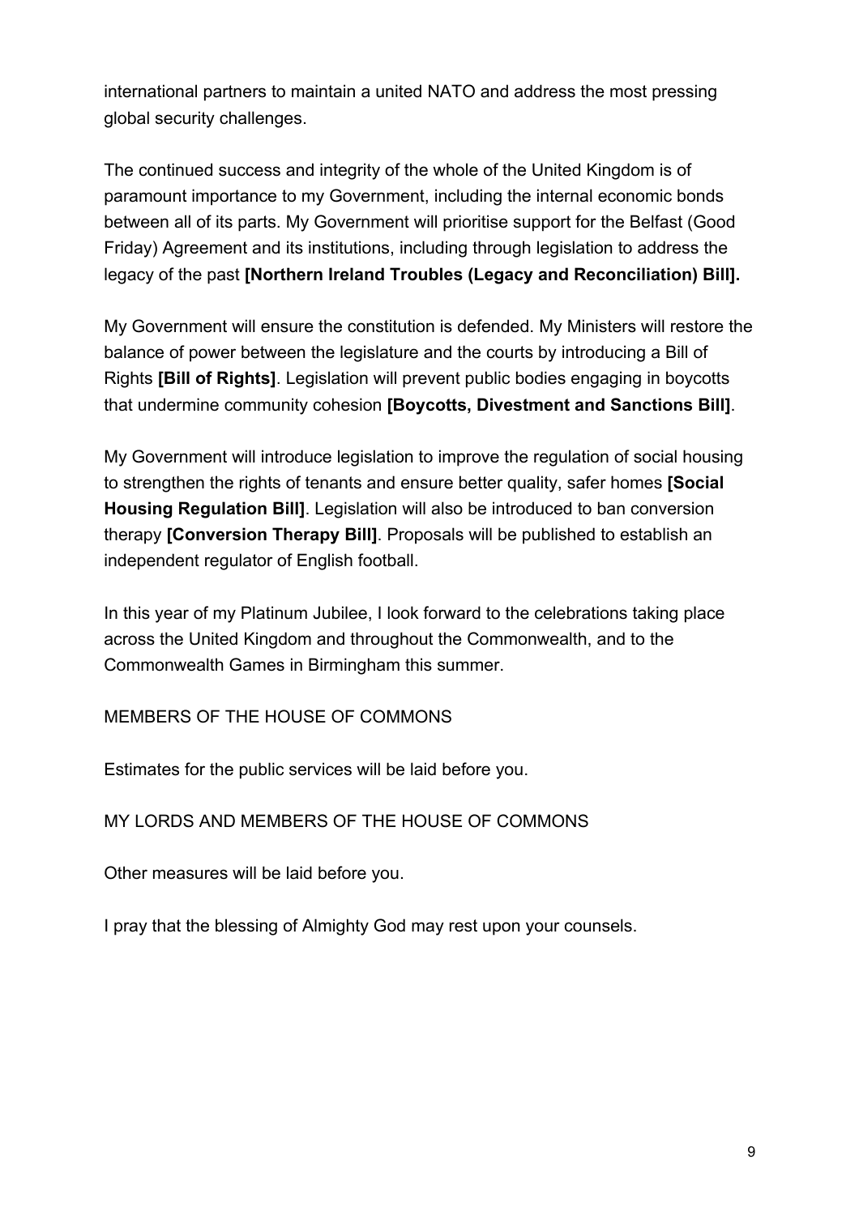international partners to maintain a united NATO and address the most pressing global security challenges.

The continued success and integrity of the whole of the United Kingdom is of paramount importance to my Government, including the internal economic bonds between all of its parts. My Government will prioritise support for the Belfast (Good Friday) Agreement and its institutions, including through legislation to address the legacy of the past **[Northern Ireland Troubles (Legacy and Reconciliation) Bill].**

My Government will ensure the constitution is defended. My Ministers will restore the balance of power between the legislature and the courts by introducing a Bill of Rights **[Bill of Rights]**. Legislation will prevent public bodies engaging in boycotts that undermine community cohesion **[Boycotts, Divestment and Sanctions Bill]**.

My Government will introduce legislation to improve the regulation of social housing to strengthen the rights of tenants and ensure better quality, safer homes **[Social Housing Regulation Bill]**. Legislation will also be introduced to ban conversion therapy **[Conversion Therapy Bill]**. Proposals will be published to establish an independent regulator of English football.

In this year of my Platinum Jubilee, I look forward to the celebrations taking place across the United Kingdom and throughout the Commonwealth, and to the Commonwealth Games in Birmingham this summer.

MEMBERS OF THE HOUSE OF COMMONS

Estimates for the public services will be laid before you.

MY LORDS AND MEMBERS OF THE HOUSE OF COMMONS

Other measures will be laid before you.

I pray that the blessing of Almighty God may rest upon your counsels.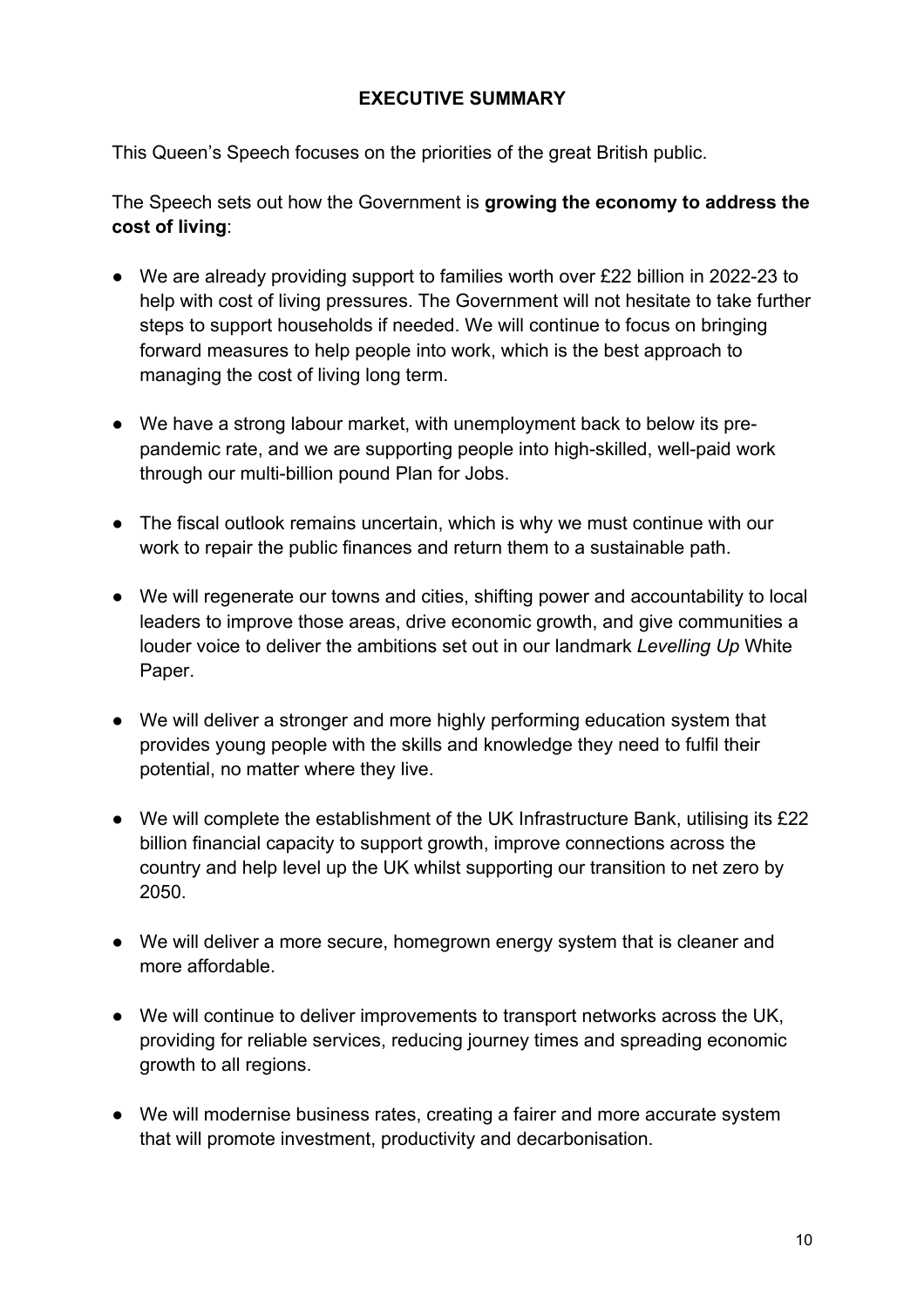## EXECUTIVE SUMMARY

This Queen's Speech focuses on the priorities of the great British public.

The Speech sets out how the Government is **growing the economy to address the cost of living**:

- We are already providing support to families worth over £22 billion in 2022-23 to help with cost of living pressures. The Government will not hesitate to take further steps to support households if needed. We will continue to focus on bringing forward measures to help people into work, which is the best approach to managing the cost of living long term.

- We have a strong labour market, with unemployment back to below its pre-pandemic rate, and we are supporting people into high-skilled, well-paid work through our multi-billion pound Plan for Jobs.

- The fiscal outlook remains uncertain, which is why we must continue with our work to repair the public finances and return them to a sustainable path.

- We will regenerate our towns and cities, shifting power and accountability to local leaders to improve those areas, drive economic growth, and give communities a louder voice to deliver the ambitions set out in our landmark *Levelling Up* White Paper.

- We will deliver a stronger and more highly performing education system that provides young people with the skills and knowledge they need to fulfil their potential, no matter where they live.

- We will complete the establishment of the UK Infrastructure Bank, utilising its £22 billion financial capacity to support growth, improve connections across the country and help level up the UK whilst supporting our transition to net zero by 2050.

- We will deliver a more secure, homegrown energy system that is cleaner and more affordable.

- We will continue to deliver improvements to transport networks across the UK, providing for reliable services, reducing journey times and spreading economic growth to all regions.

- We will modernise business rates, creating a fairer and more accurate system that will promote investment, productivity and decarbonisation.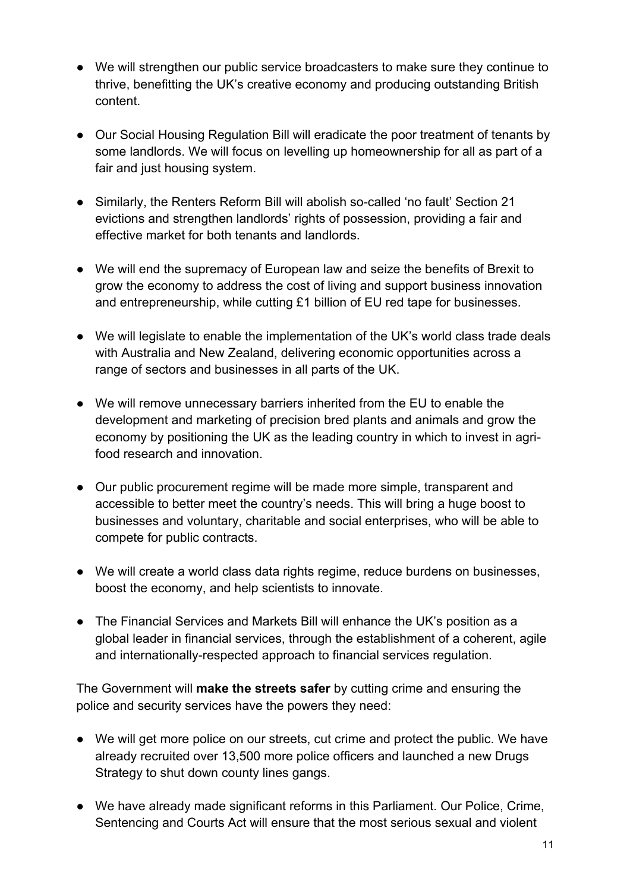- We will strengthen our public service broadcasters to make sure they continue to thrive, benefitting the UK's creative economy and producing outstanding British content.

- Our Social Housing Regulation Bill will eradicate the poor treatment of tenants by some landlords. We will focus on levelling up homeownership for all as part of a fair and just housing system.

- Similarly, the Renters Reform Bill will abolish so-called 'no fault' Section 21 evictions and strengthen landlords' rights of possession, providing a fair and effective market for both tenants and landlords.

- We will end the supremacy of European law and seize the benefits of Brexit to grow the economy to address the cost of living and support business innovation and entrepreneurship, while cutting £1 billion of EU red tape for businesses.

- We will legislate to enable the implementation of the UK's world class trade deals with Australia and New Zealand, delivering economic opportunities across a range of sectors and businesses in all parts of the UK.

- We will remove unnecessary barriers inherited from the EU to enable the development and marketing of precision bred plants and animals and grow the economy by positioning the UK as the leading country in which to invest in agri-food research and innovation.

- Our public procurement regime will be made more simple, transparent and accessible to better meet the country's needs. This will bring a huge boost to businesses and voluntary, charitable and social enterprises, who will be able to compete for public contracts.

- We will create a world class data rights regime, reduce burdens on businesses, boost the economy, and help scientists to innovate.

- The Financial Services and Markets Bill will enhance the UK's position as a global leader in financial services, through the establishment of a coherent, agile and internationally-respected approach to financial services regulation.

The Government will **make the streets safer** by cutting crime and ensuring the police and security services have the powers they need:

- We will get more police on our streets, cut crime and protect the public. We have already recruited over 13,500 more police officers and launched a new Drugs Strategy to shut down county lines gangs.

- We have already made significant reforms in this Parliament. Our Police, Crime, Sentencing and Courts Act will ensure that the most serious sexual and violent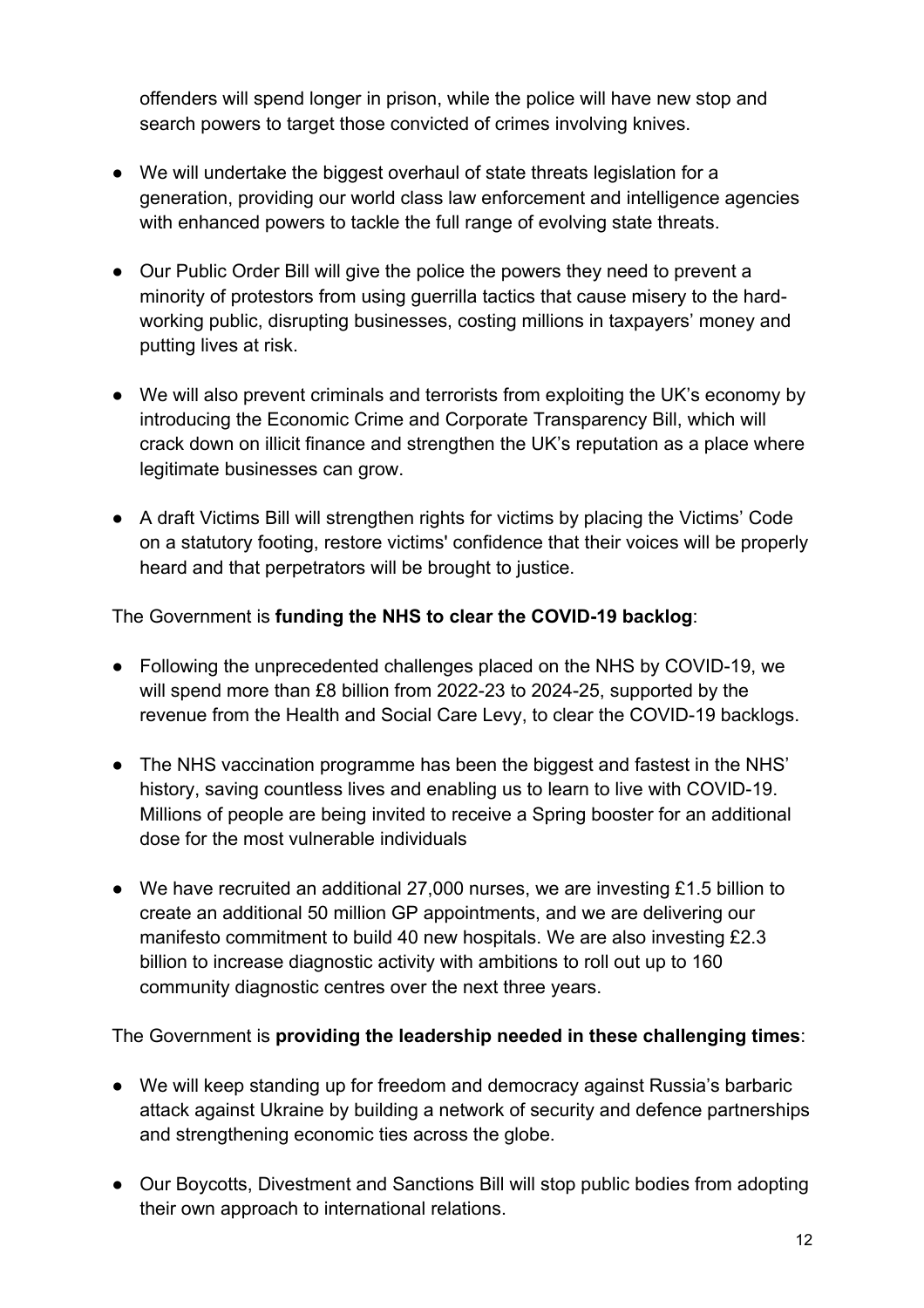offenders will spend longer in prison, while the police will have new stop and search powers to target those convicted of crimes involving knives.

- We will undertake the biggest overhaul of state threats legislation for a generation, providing our world class law enforcement and intelligence agencies with enhanced powers to tackle the full range of evolving state threats.

- Our Public Order Bill will give the police the powers they need to prevent a minority of protestors from using guerrilla tactics that cause misery to the hard-working public, disrupting businesses, costing millions in taxpayers' money and putting lives at risk.

- We will also prevent criminals and terrorists from exploiting the UK's economy by introducing the Economic Crime and Corporate Transparency Bill, which will crack down on illicit finance and strengthen the UK's reputation as a place where legitimate businesses can grow.

- A draft Victims Bill will strengthen rights for victims by placing the Victims' Code on a statutory footing, restore victims' confidence that their voices will be properly heard and that perpetrators will be brought to justice.

The Government is **funding the NHS to clear the COVID-19 backlog**:

- Following the unprecedented challenges placed on the NHS by COVID-19, we will spend more than £8 billion from 2022-23 to 2024-25, supported by the revenue from the Health and Social Care Levy, to clear the COVID-19 backlogs.

- The NHS vaccination programme has been the biggest and fastest in the NHS' history, saving countless lives and enabling us to learn to live with COVID-19. Millions of people are being invited to receive a Spring booster for an additional dose for the most vulnerable individuals

- We have recruited an additional 27,000 nurses, we are investing £1.5 billion to create an additional 50 million GP appointments, and we are delivering our manifesto commitment to build 40 new hospitals. We are also investing £2.3 billion to increase diagnostic activity with ambitions to roll out up to 160 community diagnostic centres over the next three years.

The Government is **providing the leadership needed in these challenging times**:

- We will keep standing up for freedom and democracy against Russia's barbaric attack against Ukraine by building a network of security and defence partnerships and strengthening economic ties across the globe.

- Our Boycotts, Divestment and Sanctions Bill will stop public bodies from adopting their own approach to international relations.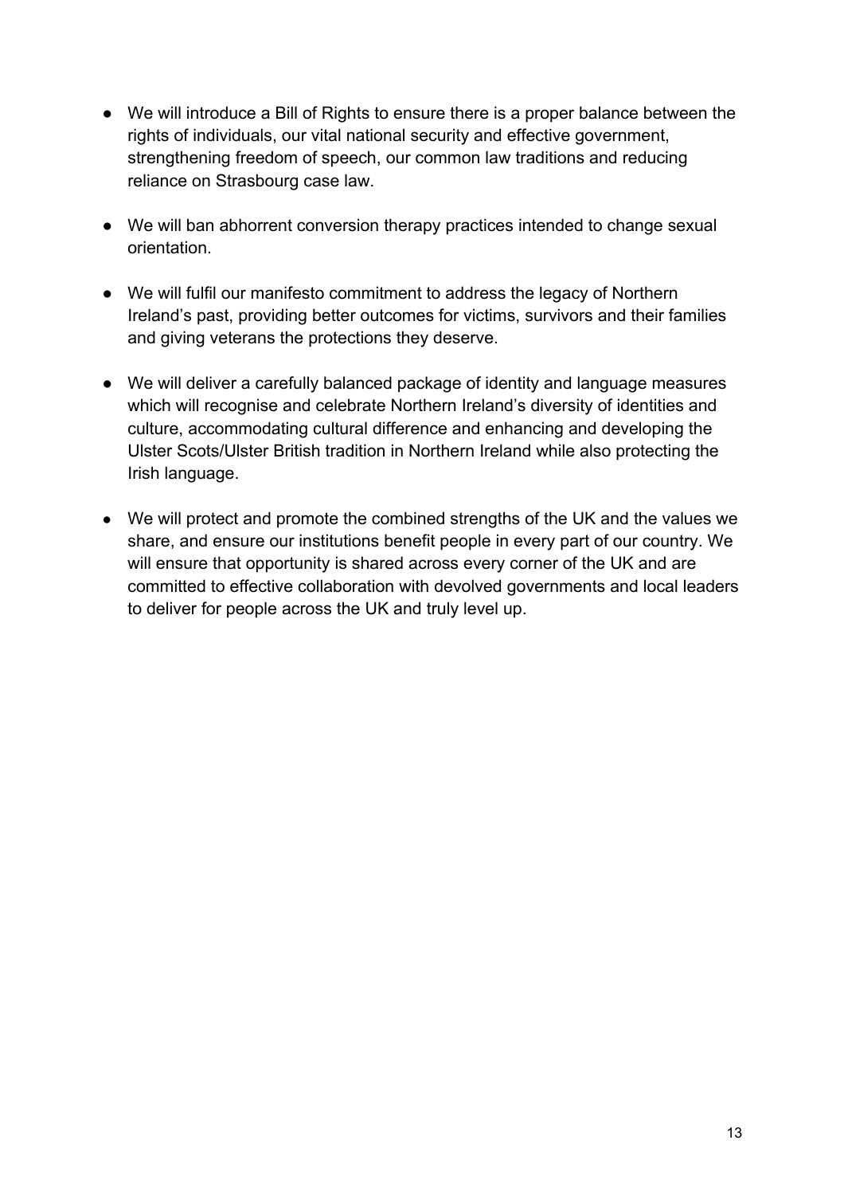- We will introduce a Bill of Rights to ensure there is a proper balance between the rights of individuals, our vital national security and effective government, strengthening freedom of speech, our common law traditions and reducing reliance on Strasbourg case law.

- We will ban abhorrent conversion therapy practices intended to change sexual orientation.

- We will fulfil our manifesto commitment to address the legacy of Northern Ireland's past, providing better outcomes for victims, survivors and their families and giving veterans the protections they deserve.

- We will deliver a carefully balanced package of identity and language measures which will recognise and celebrate Northern Ireland's diversity of identities and culture, accommodating cultural difference and enhancing and developing the Ulster Scots/Ulster British tradition in Northern Ireland while also protecting the Irish language.

- We will protect and promote the combined strengths of the UK and the values we share, and ensure our institutions benefit people in every part of our country. We will ensure that opportunity is shared across every corner of the UK and are committed to effective collaboration with devolved governments and local leaders to deliver for people across the UK and truly level up.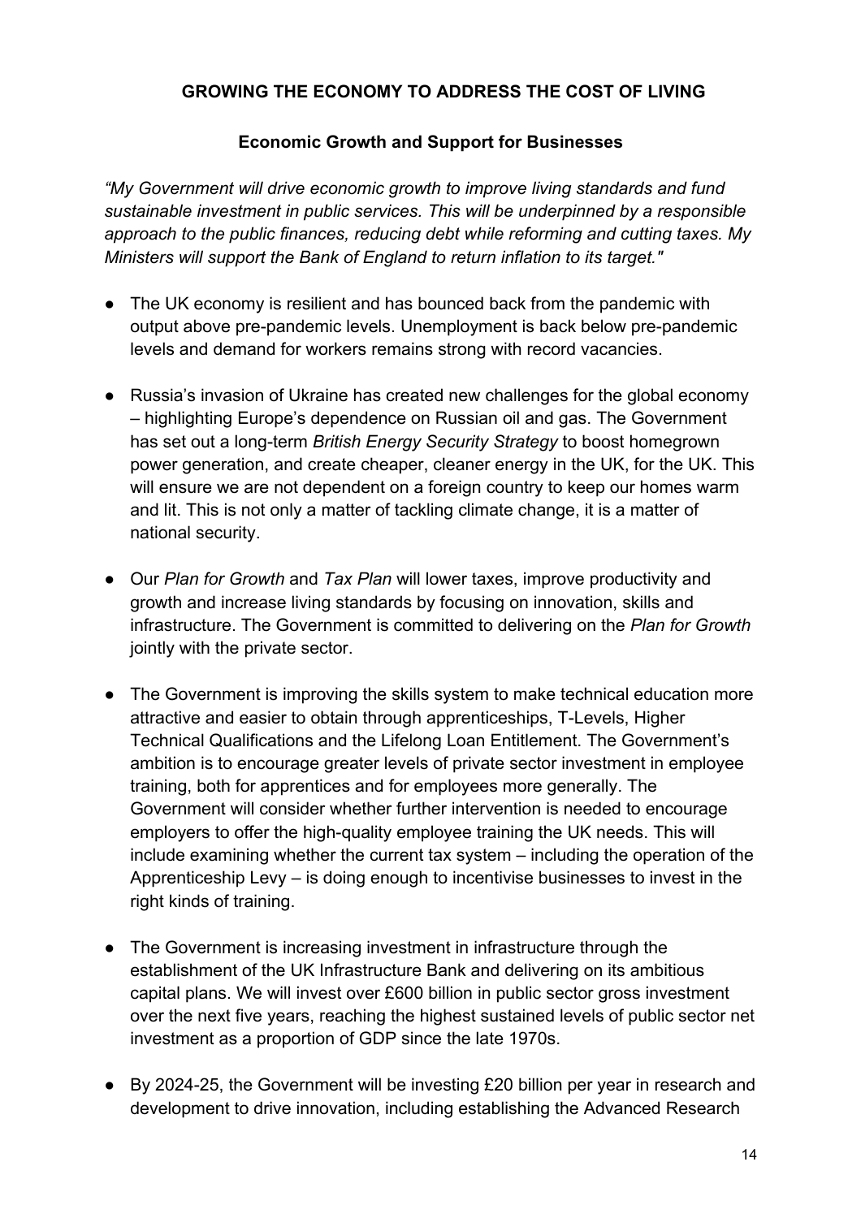## GROWING THE ECONOMY TO ADDRESS THE COST OF LIVING

### Economic Growth and Support for Businesses

*"My Government will drive economic growth to improve living standards and fund sustainable investment in public services. This will be underpinned by a responsible approach to the public finances, reducing debt while reforming and cutting taxes. My Ministers will support the Bank of England to return inflation to its target."*

- The UK economy is resilient and has bounced back from the pandemic with output above pre-pandemic levels. Unemployment is back below pre-pandemic levels and demand for workers remains strong with record vacancies.

- Russia's invasion of Ukraine has created new challenges for the global economy – highlighting Europe's dependence on Russian oil and gas. The Government has set out a long-term *British Energy Security Strategy* to boost homegrown power generation, and create cheaper, cleaner energy in the UK, for the UK. This will ensure we are not dependent on a foreign country to keep our homes warm and lit. This is not only a matter of tackling climate change, it is a matter of national security.

- Our *Plan for Growth* and *Tax Plan* will lower taxes, improve productivity and growth and increase living standards by focusing on innovation, skills and infrastructure. The Government is committed to delivering on the *Plan for Growth* jointly with the private sector.

- The Government is improving the skills system to make technical education more attractive and easier to obtain through apprenticeships, T-Levels, Higher Technical Qualifications and the Lifelong Loan Entitlement. The Government's ambition is to encourage greater levels of private sector investment in employee training, both for apprentices and for employees more generally. The Government will consider whether further intervention is needed to encourage employers to offer the high-quality employee training the UK needs. This will include examining whether the current tax system – including the operation of the Apprenticeship Levy – is doing enough to incentivise businesses to invest in the right kinds of training.

- The Government is increasing investment in infrastructure through the establishment of the UK Infrastructure Bank and delivering on its ambitious capital plans. We will invest over £600 billion in public sector gross investment over the next five years, reaching the highest sustained levels of public sector net investment as a proportion of GDP since the late 1970s.

- By 2024-25, the Government will be investing £20 billion per year in research and development to drive innovation, including establishing the Advanced Research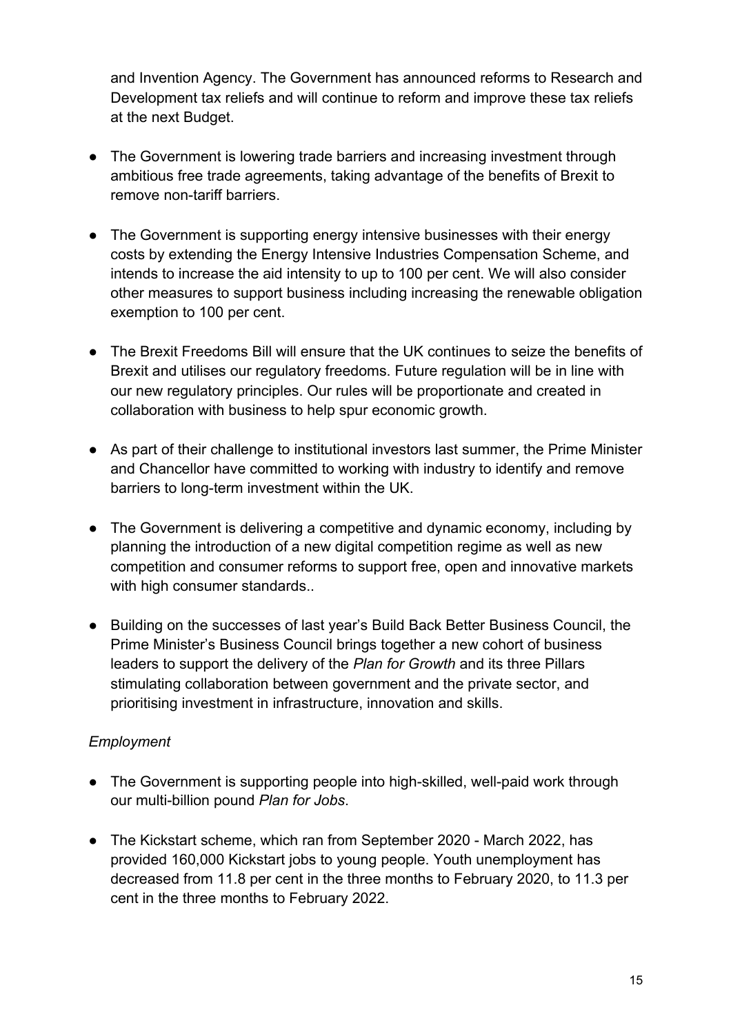and Invention Agency. The Government has announced reforms to Research and Development tax reliefs and will continue to reform and improve these tax reliefs at the next Budget.

- The Government is lowering trade barriers and increasing investment through ambitious free trade agreements, taking advantage of the benefits of Brexit to remove non-tariff barriers.

- The Government is supporting energy intensive businesses with their energy costs by extending the Energy Intensive Industries Compensation Scheme, and intends to increase the aid intensity to up to 100 per cent. We will also consider other measures to support business including increasing the renewable obligation exemption to 100 per cent.

- The Brexit Freedoms Bill will ensure that the UK continues to seize the benefits of Brexit and utilises our regulatory freedoms. Future regulation will be in line with our new regulatory principles. Our rules will be proportionate and created in collaboration with business to help spur economic growth.

- As part of their challenge to institutional investors last summer, the Prime Minister and Chancellor have committed to working with industry to identify and remove barriers to long-term investment within the UK.

- The Government is delivering a competitive and dynamic economy, including by planning the introduction of a new digital competition regime as well as new competition and consumer reforms to support free, open and innovative markets with high consumer standards..

- Building on the successes of last year's Build Back Better Business Council, the Prime Minister's Business Council brings together a new cohort of business leaders to support the delivery of the *Plan for Growth* and its three Pillars stimulating collaboration between government and the private sector, and prioritising investment in infrastructure, innovation and skills.

*Employment*

- The Government is supporting people into high-skilled, well-paid work through our multi-billion pound *Plan for Jobs*.

- The Kickstart scheme, which ran from September 2020 - March 2022, has provided 160,000 Kickstart jobs to young people. Youth unemployment has decreased from 11.8 per cent in the three months to February 2020, to 11.3 per cent in the three months to February 2022.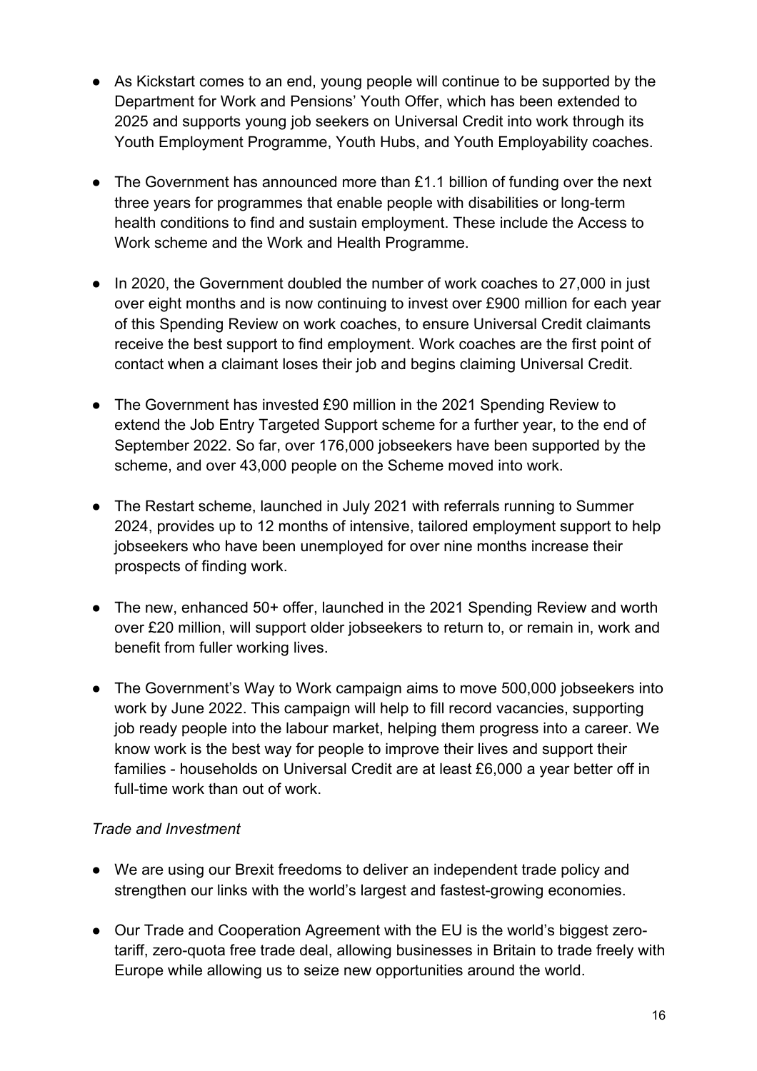- As Kickstart comes to an end, young people will continue to be supported by the Department for Work and Pensions' Youth Offer, which has been extended to 2025 and supports young job seekers on Universal Credit into work through its Youth Employment Programme, Youth Hubs, and Youth Employability coaches.

- The Government has announced more than £1.1 billion of funding over the next three years for programmes that enable people with disabilities or long-term health conditions to find and sustain employment. These include the Access to Work scheme and the Work and Health Programme.

- In 2020, the Government doubled the number of work coaches to 27,000 in just over eight months and is now continuing to invest over £900 million for each year of this Spending Review on work coaches, to ensure Universal Credit claimants receive the best support to find employment. Work coaches are the first point of contact when a claimant loses their job and begins claiming Universal Credit.

- The Government has invested £90 million in the 2021 Spending Review to extend the Job Entry Targeted Support scheme for a further year, to the end of September 2022. So far, over 176,000 jobseekers have been supported by the scheme, and over 43,000 people on the Scheme moved into work.

- The Restart scheme, launched in July 2021 with referrals running to Summer 2024, provides up to 12 months of intensive, tailored employment support to help jobseekers who have been unemployed for over nine months increase their prospects of finding work.

- The new, enhanced 50+ offer, launched in the 2021 Spending Review and worth over £20 million, will support older jobseekers to return to, or remain in, work and benefit from fuller working lives.

- The Government's Way to Work campaign aims to move 500,000 jobseekers into work by June 2022. This campaign will help to fill record vacancies, supporting job ready people into the labour market, helping them progress into a career. We know work is the best way for people to improve their lives and support their families - households on Universal Credit are at least £6,000 a year better off in full-time work than out of work.

*Trade and Investment*

- We are using our Brexit freedoms to deliver an independent trade policy and strengthen our links with the world's largest and fastest-growing economies.

- Our Trade and Cooperation Agreement with the EU is the world's biggest zero-tariff, zero-quota free trade deal, allowing businesses in Britain to trade freely with Europe while allowing us to seize new opportunities around the world.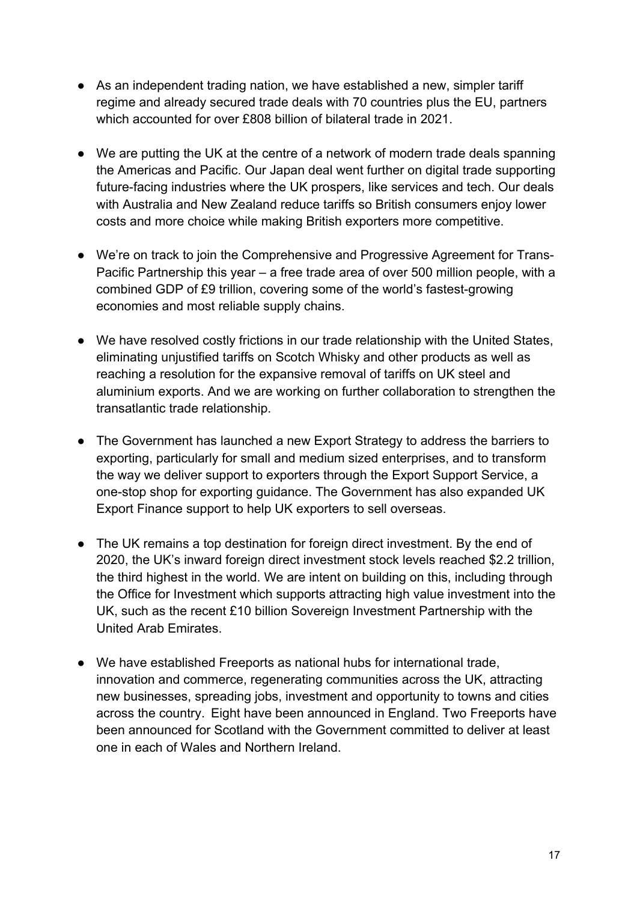- As an independent trading nation, we have established a new, simpler tariff regime and already secured trade deals with 70 countries plus the EU, partners which accounted for over £808 billion of bilateral trade in 2021.

- We are putting the UK at the centre of a network of modern trade deals spanning the Americas and Pacific. Our Japan deal went further on digital trade supporting future-facing industries where the UK prospers, like services and tech. Our deals with Australia and New Zealand reduce tariffs so British consumers enjoy lower costs and more choice while making British exporters more competitive.

- We're on track to join the Comprehensive and Progressive Agreement for Trans-Pacific Partnership this year – a free trade area of over 500 million people, with a combined GDP of £9 trillion, covering some of the world's fastest-growing economies and most reliable supply chains.

- We have resolved costly frictions in our trade relationship with the United States, eliminating unjustified tariffs on Scotch Whisky and other products as well as reaching a resolution for the expansive removal of tariffs on UK steel and aluminium exports. And we are working on further collaboration to strengthen the transatlantic trade relationship.

- The Government has launched a new Export Strategy to address the barriers to exporting, particularly for small and medium sized enterprises, and to transform the way we deliver support to exporters through the Export Support Service, a one-stop shop for exporting guidance. The Government has also expanded UK Export Finance support to help UK exporters to sell overseas.

- The UK remains a top destination for foreign direct investment. By the end of 2020, the UK's inward foreign direct investment stock levels reached $2.2 trillion, the third highest in the world. We are intent on building on this, including through the Office for Investment which supports attracting high value investment into the UK, such as the recent £10 billion Sovereign Investment Partnership with the United Arab Emirates.

- We have established Freeports as national hubs for international trade, innovation and commerce, regenerating communities across the UK, attracting new businesses, spreading jobs, investment and opportunity to towns and cities across the country. Eight have been announced in England. Two Freeports have been announced for Scotland with the Government committed to deliver at least one in each of Wales and Northern Ireland.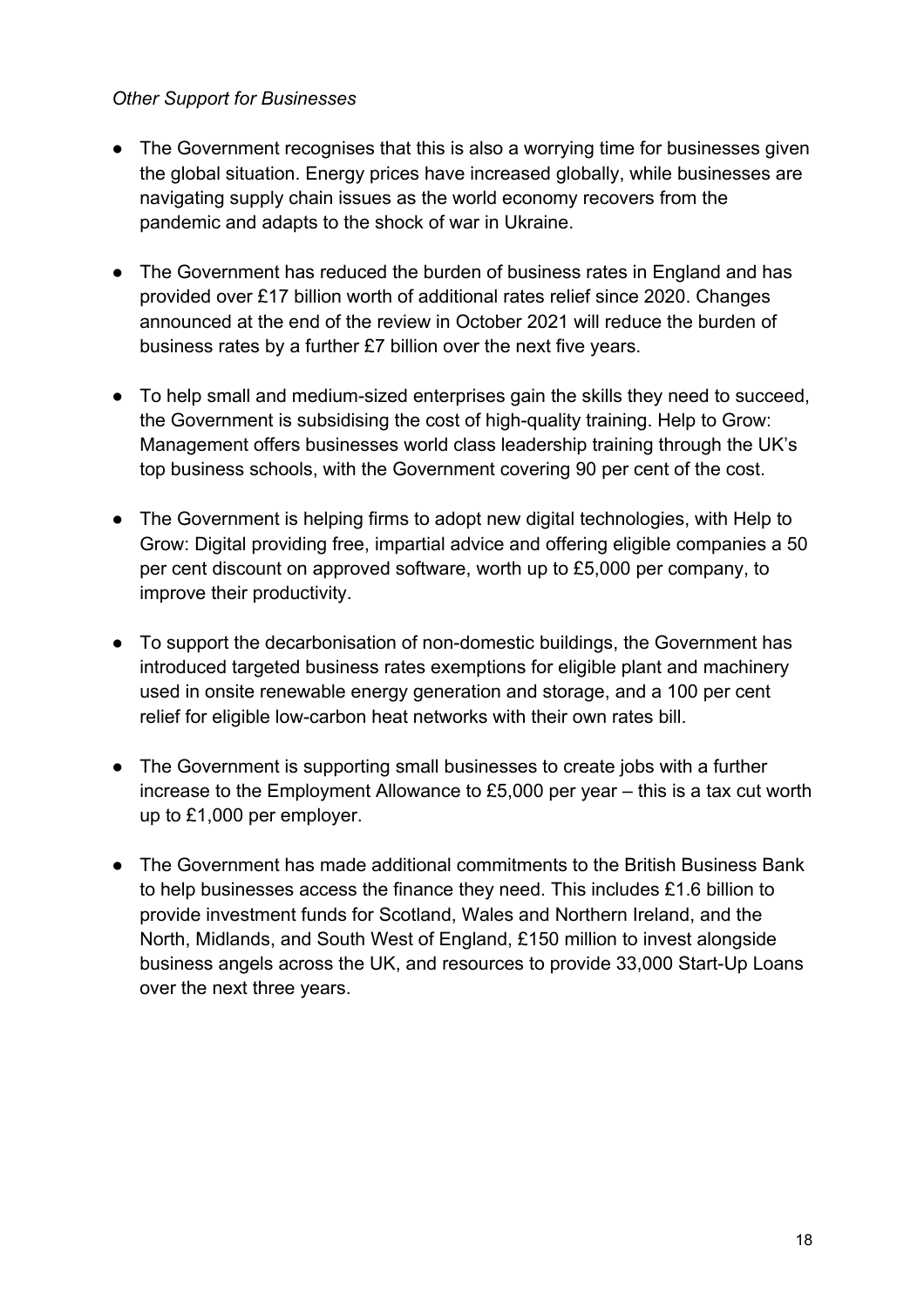*Other Support for Businesses*

- The Government recognises that this is also a worrying time for businesses given the global situation. Energy prices have increased globally, while businesses are navigating supply chain issues as the world economy recovers from the pandemic and adapts to the shock of war in Ukraine.

- The Government has reduced the burden of business rates in England and has provided over £17 billion worth of additional rates relief since 2020. Changes announced at the end of the review in October 2021 will reduce the burden of business rates by a further £7 billion over the next five years.

- To help small and medium-sized enterprises gain the skills they need to succeed, the Government is subsidising the cost of high-quality training. Help to Grow: Management offers businesses world class leadership training through the UK's top business schools, with the Government covering 90 per cent of the cost.

- The Government is helping firms to adopt new digital technologies, with Help to Grow: Digital providing free, impartial advice and offering eligible companies a 50 per cent discount on approved software, worth up to £5,000 per company, to improve their productivity.

- To support the decarbonisation of non-domestic buildings, the Government has introduced targeted business rates exemptions for eligible plant and machinery used in onsite renewable energy generation and storage, and a 100 per cent relief for eligible low-carbon heat networks with their own rates bill.

- The Government is supporting small businesses to create jobs with a further increase to the Employment Allowance to £5,000 per year – this is a tax cut worth up to £1,000 per employer.

- The Government has made additional commitments to the British Business Bank to help businesses access the finance they need. This includes £1.6 billion to provide investment funds for Scotland, Wales and Northern Ireland, and the North, Midlands, and South West of England, £150 million to invest alongside business angels across the UK, and resources to provide 33,000 Start-Up Loans over the next three years.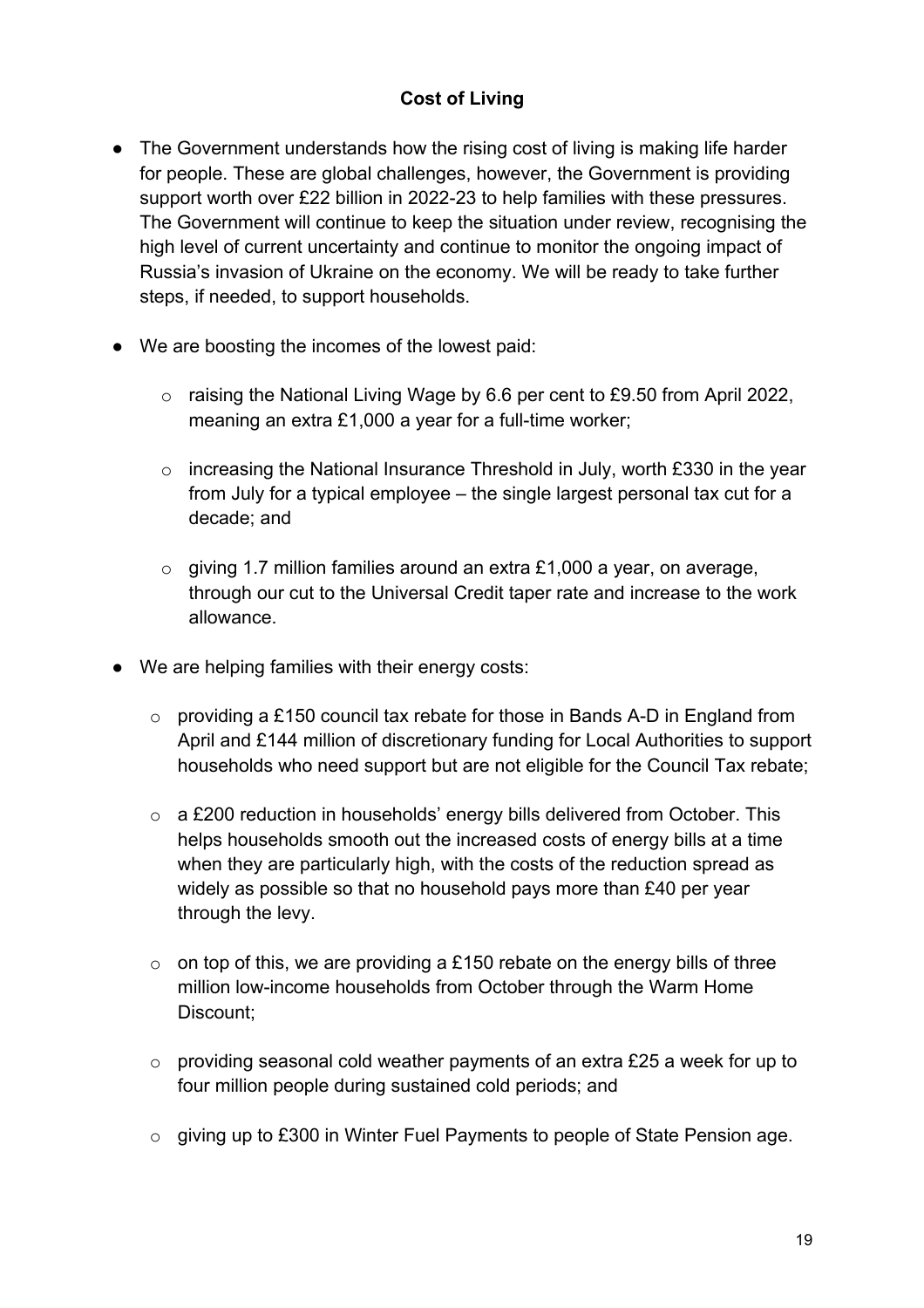## Cost of Living

- The Government understands how the rising cost of living is making life harder for people. These are global challenges, however, the Government is providing support worth over £22 billion in 2022-23 to help families with these pressures. The Government will continue to keep the situation under review, recognising the high level of current uncertainty and continue to monitor the ongoing impact of Russia's invasion of Ukraine on the economy. We will be ready to take further steps, if needed, to support households.

- We are boosting the incomes of the lowest paid:

  - raising the National Living Wage by 6.6 per cent to £9.50 from April 2022, meaning an extra £1,000 a year for a full-time worker;

  - increasing the National Insurance Threshold in July, worth £330 in the year from July for a typical employee – the single largest personal tax cut for a decade; and

  - giving 1.7 million families around an extra £1,000 a year, on average, through our cut to the Universal Credit taper rate and increase to the work allowance.

- We are helping families with their energy costs:

  - providing a £150 council tax rebate for those in Bands A-D in England from April and £144 million of discretionary funding for Local Authorities to support households who need support but are not eligible for the Council Tax rebate;

  - a £200 reduction in households' energy bills delivered from October. This helps households smooth out the increased costs of energy bills at a time when they are particularly high, with the costs of the reduction spread as widely as possible so that no household pays more than £40 per year through the levy.

  - on top of this, we are providing a £150 rebate on the energy bills of three million low-income households from October through the Warm Home Discount;

  - providing seasonal cold weather payments of an extra £25 a week for up to four million people during sustained cold periods; and

  - giving up to £300 in Winter Fuel Payments to people of State Pension age.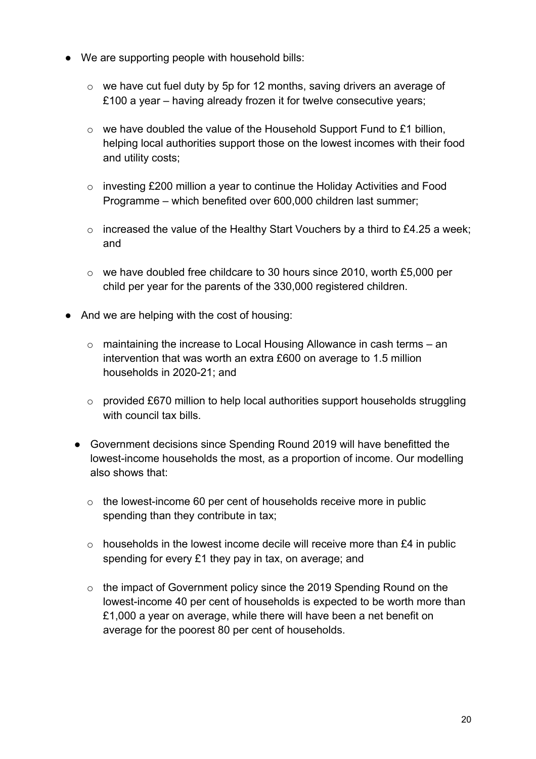- We are supporting people with household bills:
  - we have cut fuel duty by 5p for 12 months, saving drivers an average of £100 a year – having already frozen it for twelve consecutive years;
  - we have doubled the value of the Household Support Fund to £1 billion, helping local authorities support those on the lowest incomes with their food and utility costs;
  - investing £200 million a year to continue the Holiday Activities and Food Programme – which benefited over 600,000 children last summer;
  - increased the value of the Healthy Start Vouchers by a third to £4.25 a week; and
  - we have doubled free childcare to 30 hours since 2010, worth £5,000 per child per year for the parents of the 330,000 registered children.
- And we are helping with the cost of housing:
  - maintaining the increase to Local Housing Allowance in cash terms – an intervention that was worth an extra £600 on average to 1.5 million households in 2020-21; and
  - provided £670 million to help local authorities support households struggling with council tax bills.
- Government decisions since Spending Round 2019 will have benefitted the lowest-income households the most, as a proportion of income. Our modelling also shows that:
  - the lowest-income 60 per cent of households receive more in public spending than they contribute in tax;
  - households in the lowest income decile will receive more than £4 in public spending for every £1 they pay in tax, on average; and
  - the impact of Government policy since the 2019 Spending Round on the lowest-income 40 per cent of households is expected to be worth more than £1,000 a year on average, while there will have been a net benefit on average for the poorest 80 per cent of households.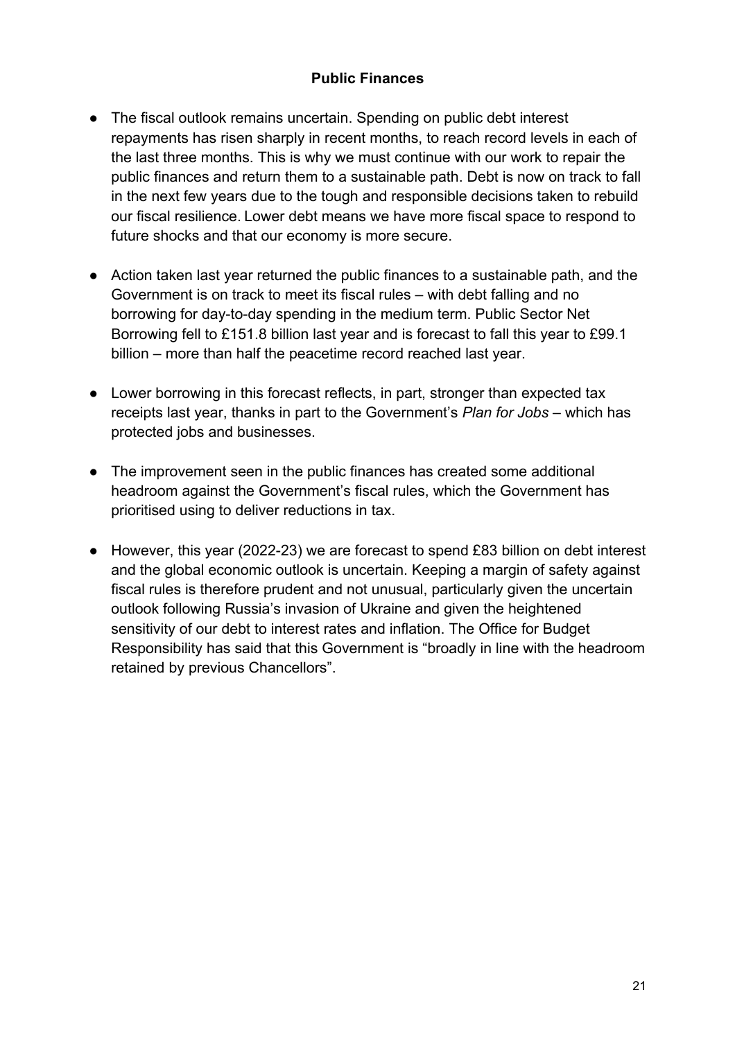**Public Finances**

- The fiscal outlook remains uncertain. Spending on public debt interest repayments has risen sharply in recent months, to reach record levels in each of the last three months. This is why we must continue with our work to repair the public finances and return them to a sustainable path. Debt is now on track to fall in the next few years due to the tough and responsible decisions taken to rebuild our fiscal resilience. Lower debt means we have more fiscal space to respond to future shocks and that our economy is more secure.

- Action taken last year returned the public finances to a sustainable path, and the Government is on track to meet its fiscal rules – with debt falling and no borrowing for day-to-day spending in the medium term. Public Sector Net Borrowing fell to £151.8 billion last year and is forecast to fall this year to £99.1 billion – more than half the peacetime record reached last year.

- Lower borrowing in this forecast reflects, in part, stronger than expected tax receipts last year, thanks in part to the Government's *Plan for Jobs* – which has protected jobs and businesses.

- The improvement seen in the public finances has created some additional headroom against the Government's fiscal rules, which the Government has prioritised using to deliver reductions in tax.

- However, this year (2022-23) we are forecast to spend £83 billion on debt interest and the global economic outlook is uncertain. Keeping a margin of safety against fiscal rules is therefore prudent and not unusual, particularly given the uncertain outlook following Russia's invasion of Ukraine and given the heightened sensitivity of our debt to interest rates and inflation. The Office for Budget Responsibility has said that this Government is "broadly in line with the headroom retained by previous Chancellors".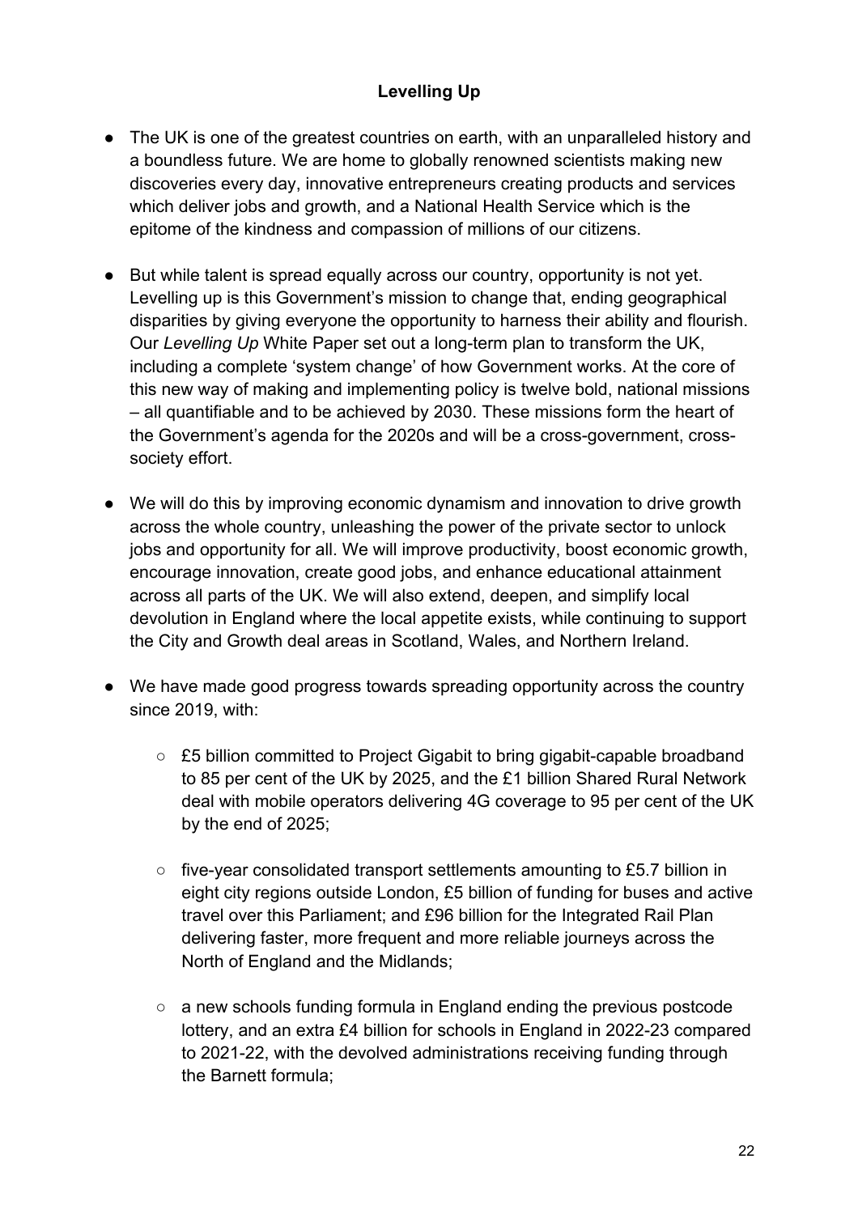## Levelling Up

- The UK is one of the greatest countries on earth, with an unparalleled history and a boundless future. We are home to globally renowned scientists making new discoveries every day, innovative entrepreneurs creating products and services which deliver jobs and growth, and a National Health Service which is the epitome of the kindness and compassion of millions of our citizens.

- But while talent is spread equally across our country, opportunity is not yet. Levelling up is this Government's mission to change that, ending geographical disparities by giving everyone the opportunity to harness their ability and flourish. Our *Levelling Up* White Paper set out a long-term plan to transform the UK, including a complete 'system change' of how Government works. At the core of this new way of making and implementing policy is twelve bold, national missions – all quantifiable and to be achieved by 2030. These missions form the heart of the Government's agenda for the 2020s and will be a cross-government, cross-society effort.

- We will do this by improving economic dynamism and innovation to drive growth across the whole country, unleashing the power of the private sector to unlock jobs and opportunity for all. We will improve productivity, boost economic growth, encourage innovation, create good jobs, and enhance educational attainment across all parts of the UK. We will also extend, deepen, and simplify local devolution in England where the local appetite exists, while continuing to support the City and Growth deal areas in Scotland, Wales, and Northern Ireland.

- We have made good progress towards spreading opportunity across the country since 2019, with:

    - £5 billion committed to Project Gigabit to bring gigabit-capable broadband to 85 per cent of the UK by 2025, and the £1 billion Shared Rural Network deal with mobile operators delivering 4G coverage to 95 per cent of the UK by the end of 2025;

    - five-year consolidated transport settlements amounting to £5.7 billion in eight city regions outside London, £5 billion of funding for buses and active travel over this Parliament; and £96 billion for the Integrated Rail Plan delivering faster, more frequent and more reliable journeys across the North of England and the Midlands;

    - a new schools funding formula in England ending the previous postcode lottery, and an extra £4 billion for schools in England in 2022-23 compared to 2021-22, with the devolved administrations receiving funding through the Barnett formula;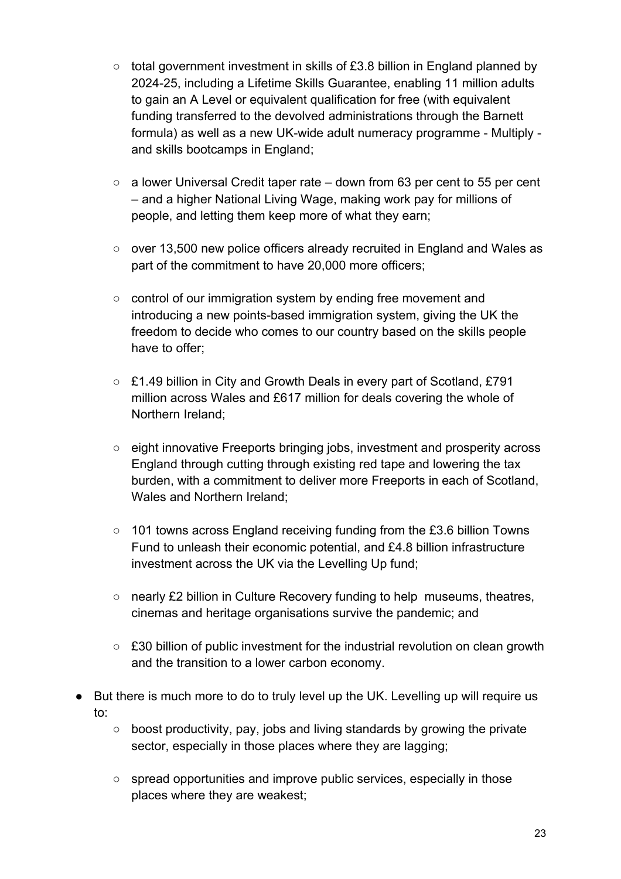- total government investment in skills of £3.8 billion in England planned by 2024-25, including a Lifetime Skills Guarantee, enabling 11 million adults to gain an A Level or equivalent qualification for free (with equivalent funding transferred to the devolved administrations through the Barnett formula) as well as a new UK-wide adult numeracy programme - Multiply - and skills bootcamps in England;

  - a lower Universal Credit taper rate – down from 63 per cent to 55 per cent – and a higher National Living Wage, making work pay for millions of people, and letting them keep more of what they earn;

  - over 13,500 new police officers already recruited in England and Wales as part of the commitment to have 20,000 more officers;

  - control of our immigration system by ending free movement and introducing a new points-based immigration system, giving the UK the freedom to decide who comes to our country based on the skills people have to offer;

  - £1.49 billion in City and Growth Deals in every part of Scotland, £791 million across Wales and £617 million for deals covering the whole of Northern Ireland;

  - eight innovative Freeports bringing jobs, investment and prosperity across England through cutting through existing red tape and lowering the tax burden, with a commitment to deliver more Freeports in each of Scotland, Wales and Northern Ireland;

  - 101 towns across England receiving funding from the £3.6 billion Towns Fund to unleash their economic potential, and £4.8 billion infrastructure investment across the UK via the Levelling Up fund;

  - nearly £2 billion in Culture Recovery funding to help museums, theatres, cinemas and heritage organisations survive the pandemic; and

  - £30 billion of public investment for the industrial revolution on clean growth and the transition to a lower carbon economy.

- But there is much more to do to truly level up the UK. Levelling up will require us to:
  - boost productivity, pay, jobs and living standards by growing the private sector, especially in those places where they are lagging;

  - spread opportunities and improve public services, especially in those places where they are weakest;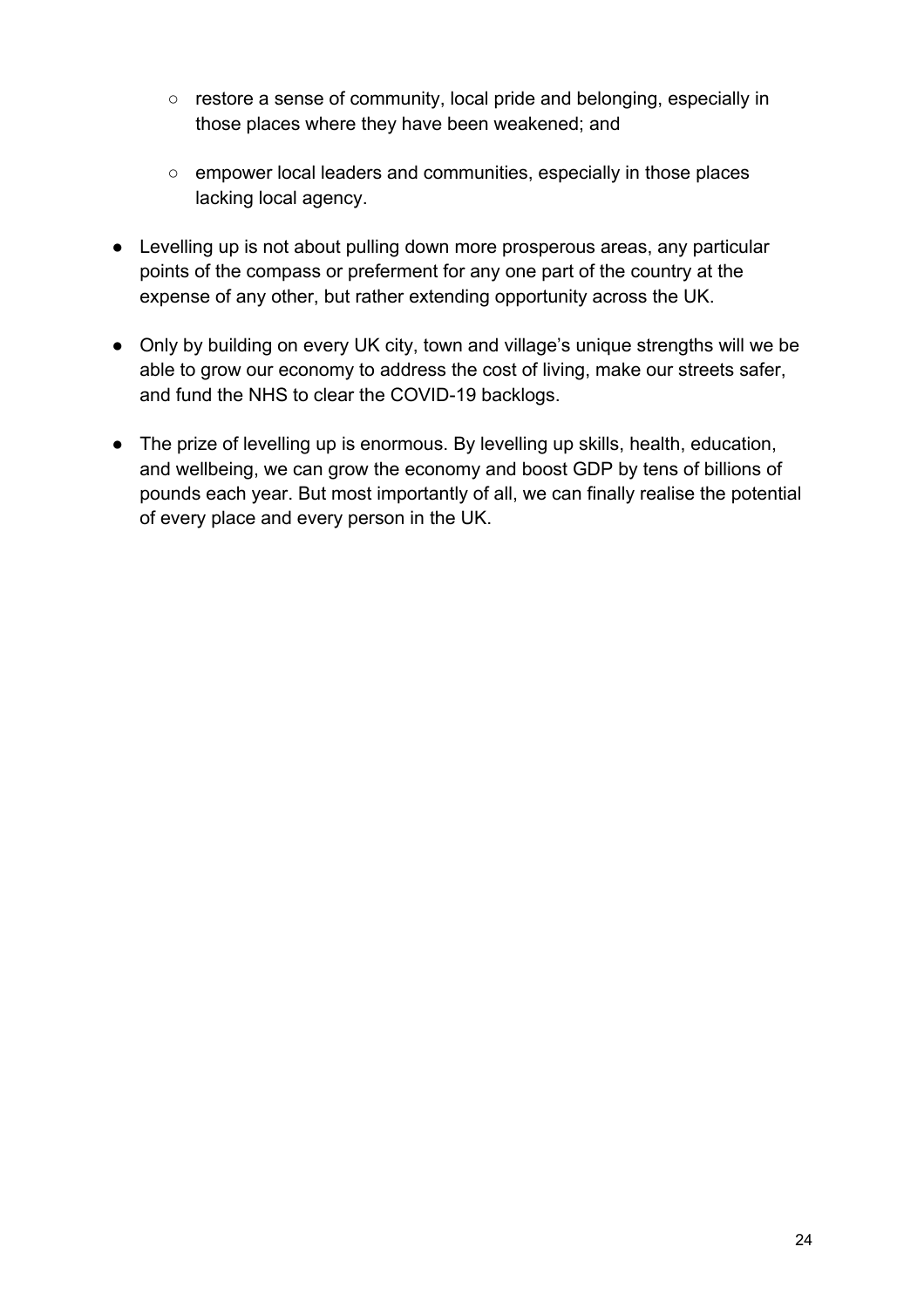- restore a sense of community, local pride and belonging, especially in those places where they have been weakened; and
    - empower local leaders and communities, especially in those places lacking local agency.

- Levelling up is not about pulling down more prosperous areas, any particular points of the compass or preferment for any one part of the country at the expense of any other, but rather extending opportunity across the UK.

- Only by building on every UK city, town and village's unique strengths will we be able to grow our economy to address the cost of living, make our streets safer, and fund the NHS to clear the COVID-19 backlogs.

- The prize of levelling up is enormous. By levelling up skills, health, education, and wellbeing, we can grow the economy and boost GDP by tens of billions of pounds each year. But most importantly of all, we can finally realise the potential of every place and every person in the UK.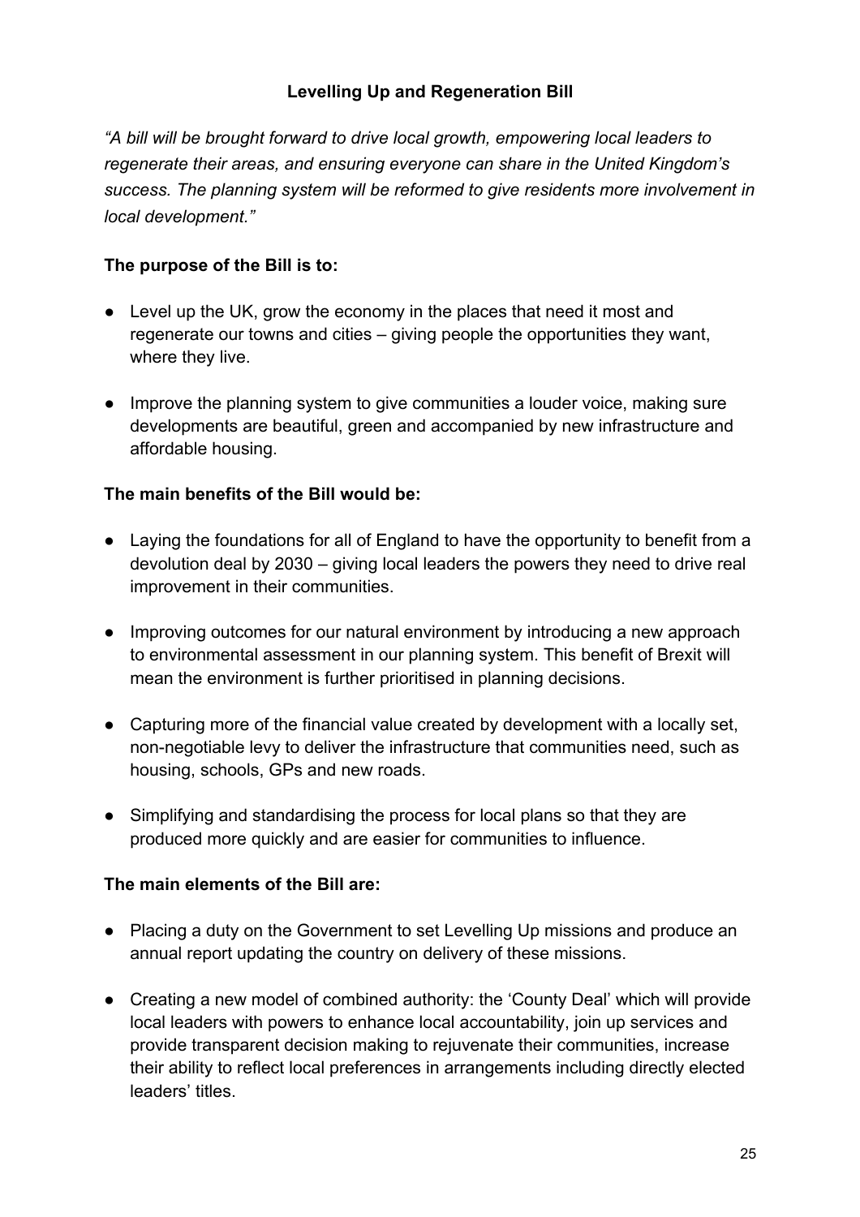## Levelling Up and Regeneration Bill

*"A bill will be brought forward to drive local growth, empowering local leaders to regenerate their areas, and ensuring everyone can share in the United Kingdom's success. The planning system will be reformed to give residents more involvement in local development."*

**The purpose of the Bill is to:**

- Level up the UK, grow the economy in the places that need it most and regenerate our towns and cities – giving people the opportunities they want, where they live.
- Improve the planning system to give communities a louder voice, making sure developments are beautiful, green and accompanied by new infrastructure and affordable housing.

**The main benefits of the Bill would be:**

- Laying the foundations for all of England to have the opportunity to benefit from a devolution deal by 2030 – giving local leaders the powers they need to drive real improvement in their communities.
- Improving outcomes for our natural environment by introducing a new approach to environmental assessment in our planning system. This benefit of Brexit will mean the environment is further prioritised in planning decisions.
- Capturing more of the financial value created by development with a locally set, non-negotiable levy to deliver the infrastructure that communities need, such as housing, schools, GPs and new roads.
- Simplifying and standardising the process for local plans so that they are produced more quickly and are easier for communities to influence.

**The main elements of the Bill are:**

- Placing a duty on the Government to set Levelling Up missions and produce an annual report updating the country on delivery of these missions.
- Creating a new model of combined authority: the 'County Deal' which will provide local leaders with powers to enhance local accountability, join up services and provide transparent decision making to rejuvenate their communities, increase their ability to reflect local preferences in arrangements including directly elected leaders' titles.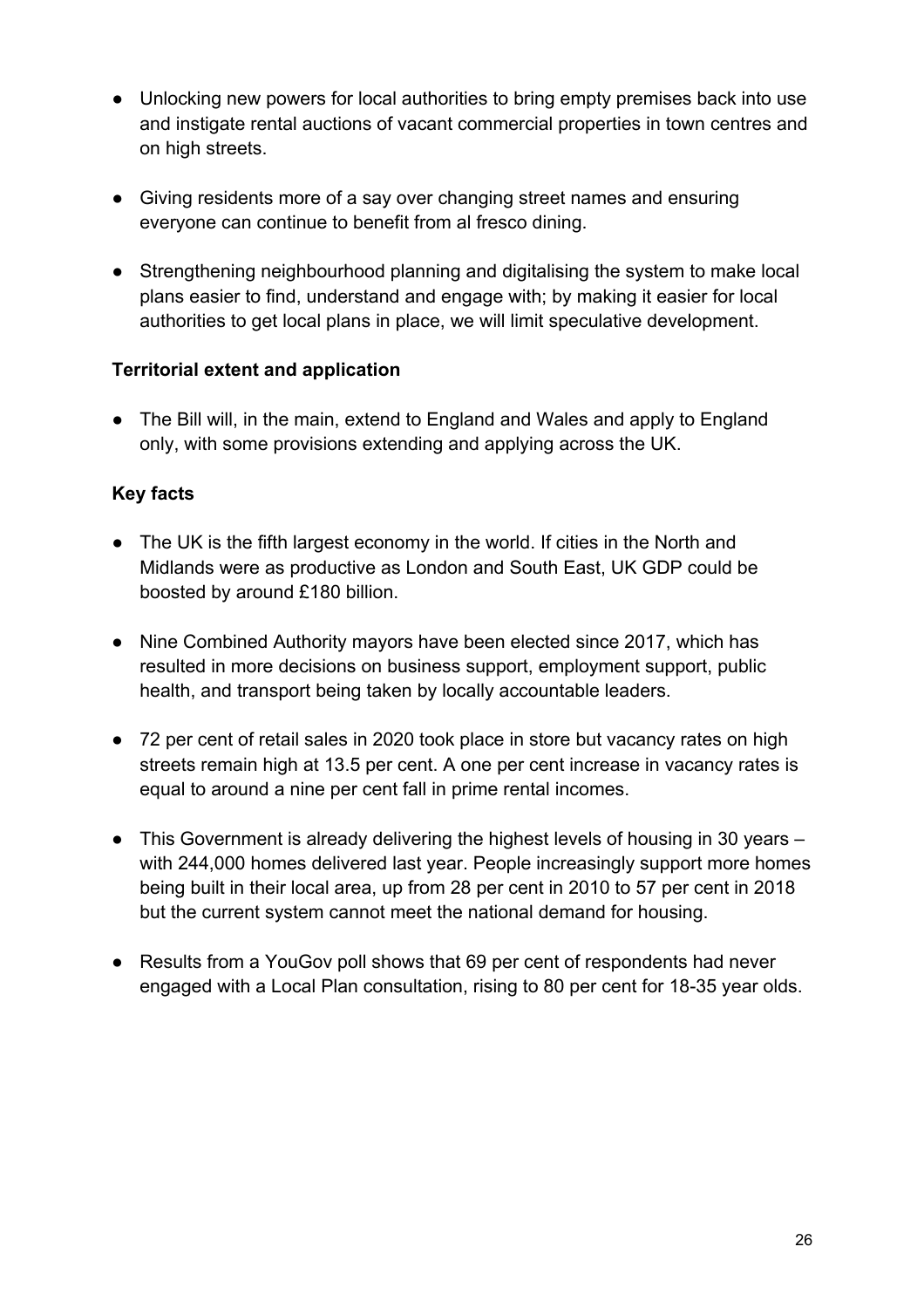- Unlocking new powers for local authorities to bring empty premises back into use and instigate rental auctions of vacant commercial properties in town centres and on high streets.
- Giving residents more of a say over changing street names and ensuring everyone can continue to benefit from al fresco dining.
- Strengthening neighbourhood planning and digitalising the system to make local plans easier to find, understand and engage with; by making it easier for local authorities to get local plans in place, we will limit speculative development.

**Territorial extent and application**

- The Bill will, in the main, extend to England and Wales and apply to England only, with some provisions extending and applying across the UK.

**Key facts**

- The UK is the fifth largest economy in the world. If cities in the North and Midlands were as productive as London and South East, UK GDP could be boosted by around £180 billion.
- Nine Combined Authority mayors have been elected since 2017, which has resulted in more decisions on business support, employment support, public health, and transport being taken by locally accountable leaders.
- 72 per cent of retail sales in 2020 took place in store but vacancy rates on high streets remain high at 13.5 per cent. A one per cent increase in vacancy rates is equal to around a nine per cent fall in prime rental incomes.
- This Government is already delivering the highest levels of housing in 30 years – with 244,000 homes delivered last year. People increasingly support more homes being built in their local area, up from 28 per cent in 2010 to 57 per cent in 2018 but the current system cannot meet the national demand for housing.
- Results from a YouGov poll shows that 69 per cent of respondents had never engaged with a Local Plan consultation, rising to 80 per cent for 18-35 year olds.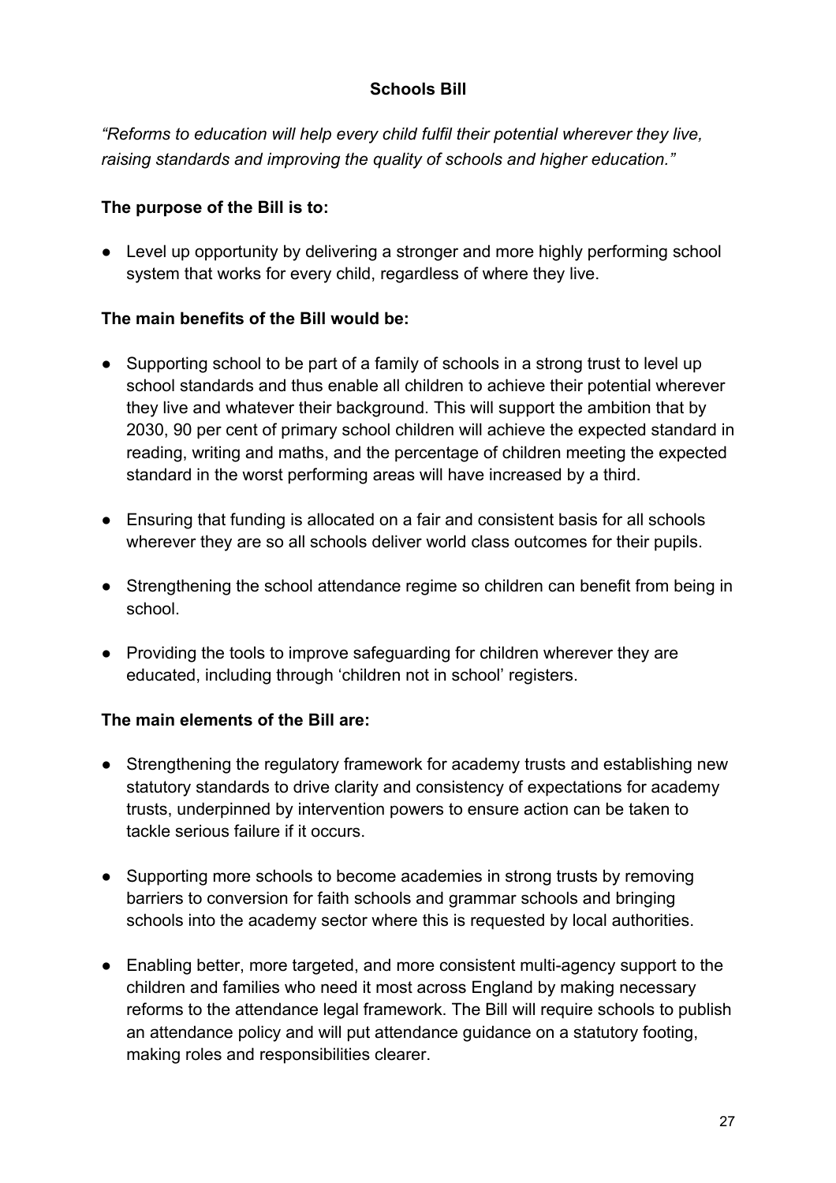## Schools Bill

*"Reforms to education will help every child fulfil their potential wherever they live, raising standards and improving the quality of schools and higher education."*

**The purpose of the Bill is to:**

- Level up opportunity by delivering a stronger and more highly performing school system that works for every child, regardless of where they live.

**The main benefits of the Bill would be:**

- Supporting school to be part of a family of schools in a strong trust to level up school standards and thus enable all children to achieve their potential wherever they live and whatever their background. This will support the ambition that by 2030, 90 per cent of primary school children will achieve the expected standard in reading, writing and maths, and the percentage of children meeting the expected standard in the worst performing areas will have increased by a third.
- Ensuring that funding is allocated on a fair and consistent basis for all schools wherever they are so all schools deliver world class outcomes for their pupils.
- Strengthening the school attendance regime so children can benefit from being in school.
- Providing the tools to improve safeguarding for children wherever they are educated, including through 'children not in school' registers.

**The main elements of the Bill are:**

- Strengthening the regulatory framework for academy trusts and establishing new statutory standards to drive clarity and consistency of expectations for academy trusts, underpinned by intervention powers to ensure action can be taken to tackle serious failure if it occurs.
- Supporting more schools to become academies in strong trusts by removing barriers to conversion for faith schools and grammar schools and bringing schools into the academy sector where this is requested by local authorities.
- Enabling better, more targeted, and more consistent multi-agency support to the children and families who need it most across England by making necessary reforms to the attendance legal framework. The Bill will require schools to publish an attendance policy and will put attendance guidance on a statutory footing, making roles and responsibilities clearer.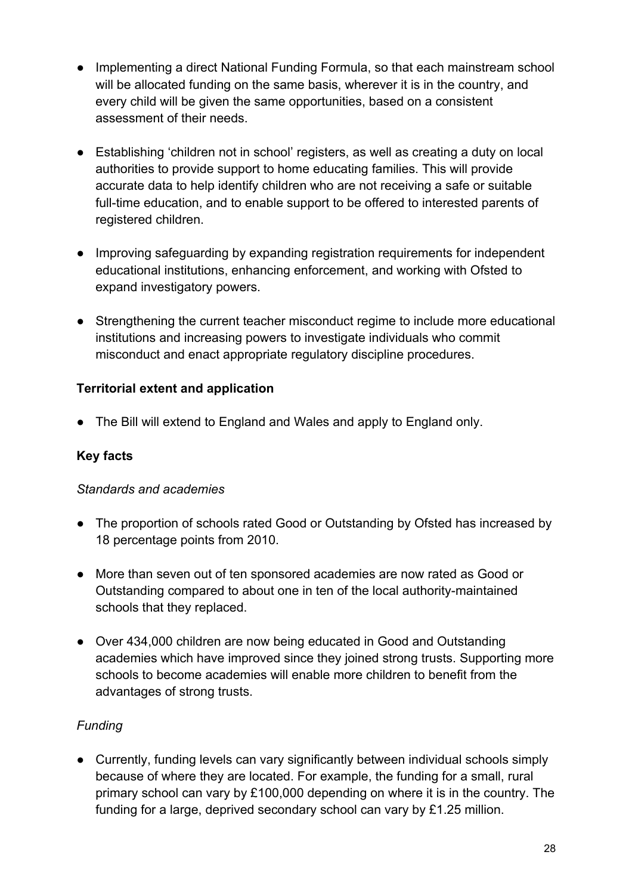- Implementing a direct National Funding Formula, so that each mainstream school will be allocated funding on the same basis, wherever it is in the country, and every child will be given the same opportunities, based on a consistent assessment of their needs.

- Establishing 'children not in school' registers, as well as creating a duty on local authorities to provide support to home educating families. This will provide accurate data to help identify children who are not receiving a safe or suitable full-time education, and to enable support to be offered to interested parents of registered children.

- Improving safeguarding by expanding registration requirements for independent educational institutions, enhancing enforcement, and working with Ofsted to expand investigatory powers.

- Strengthening the current teacher misconduct regime to include more educational institutions and increasing powers to investigate individuals who commit misconduct and enact appropriate regulatory discipline procedures.

**Territorial extent and application**

- The Bill will extend to England and Wales and apply to England only.

**Key facts**

*Standards and academies*

- The proportion of schools rated Good or Outstanding by Ofsted has increased by 18 percentage points from 2010.

- More than seven out of ten sponsored academies are now rated as Good or Outstanding compared to about one in ten of the local authority-maintained schools that they replaced.

- Over 434,000 children are now being educated in Good and Outstanding academies which have improved since they joined strong trusts. Supporting more schools to become academies will enable more children to benefit from the advantages of strong trusts.

*Funding*

- Currently, funding levels can vary significantly between individual schools simply because of where they are located. For example, the funding for a small, rural primary school can vary by £100,000 depending on where it is in the country. The funding for a large, deprived secondary school can vary by £1.25 million.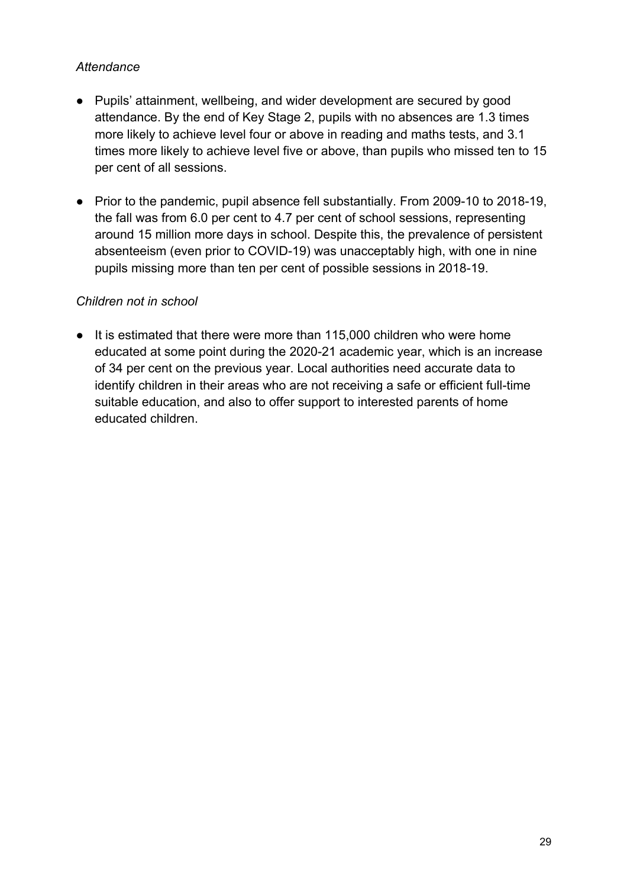*Attendance*

- Pupils' attainment, wellbeing, and wider development are secured by good attendance. By the end of Key Stage 2, pupils with no absences are 1.3 times more likely to achieve level four or above in reading and maths tests, and 3.1 times more likely to achieve level five or above, than pupils who missed ten to 15 per cent of all sessions.
- Prior to the pandemic, pupil absence fell substantially. From 2009-10 to 2018-19, the fall was from 6.0 per cent to 4.7 per cent of school sessions, representing around 15 million more days in school. Despite this, the prevalence of persistent absenteeism (even prior to COVID-19) was unacceptably high, with one in nine pupils missing more than ten per cent of possible sessions in 2018-19.

*Children not in school*

- It is estimated that there were more than 115,000 children who were home educated at some point during the 2020-21 academic year, which is an increase of 34 per cent on the previous year. Local authorities need accurate data to identify children in their areas who are not receiving a safe or efficient full-time suitable education, and also to offer support to interested parents of home educated children.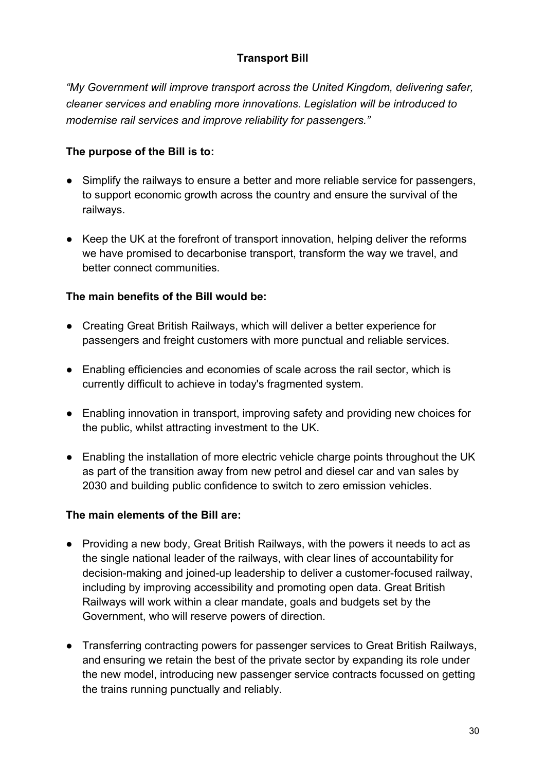## Transport Bill

*"My Government will improve transport across the United Kingdom, delivering safer, cleaner services and enabling more innovations. Legislation will be introduced to modernise rail services and improve reliability for passengers."*

**The purpose of the Bill is to:**

- Simplify the railways to ensure a better and more reliable service for passengers, to support economic growth across the country and ensure the survival of the railways.
- Keep the UK at the forefront of transport innovation, helping deliver the reforms we have promised to decarbonise transport, transform the way we travel, and better connect communities.

**The main benefits of the Bill would be:**

- Creating Great British Railways, which will deliver a better experience for passengers and freight customers with more punctual and reliable services.
- Enabling efficiencies and economies of scale across the rail sector, which is currently difficult to achieve in today's fragmented system.
- Enabling innovation in transport, improving safety and providing new choices for the public, whilst attracting investment to the UK.
- Enabling the installation of more electric vehicle charge points throughout the UK as part of the transition away from new petrol and diesel car and van sales by 2030 and building public confidence to switch to zero emission vehicles.

**The main elements of the Bill are:**

- Providing a new body, Great British Railways, with the powers it needs to act as the single national leader of the railways, with clear lines of accountability for decision-making and joined-up leadership to deliver a customer-focused railway, including by improving accessibility and promoting open data. Great British Railways will work within a clear mandate, goals and budgets set by the Government, who will reserve powers of direction.
- Transferring contracting powers for passenger services to Great British Railways, and ensuring we retain the best of the private sector by expanding its role under the new model, introducing new passenger service contracts focussed on getting the trains running punctually and reliably.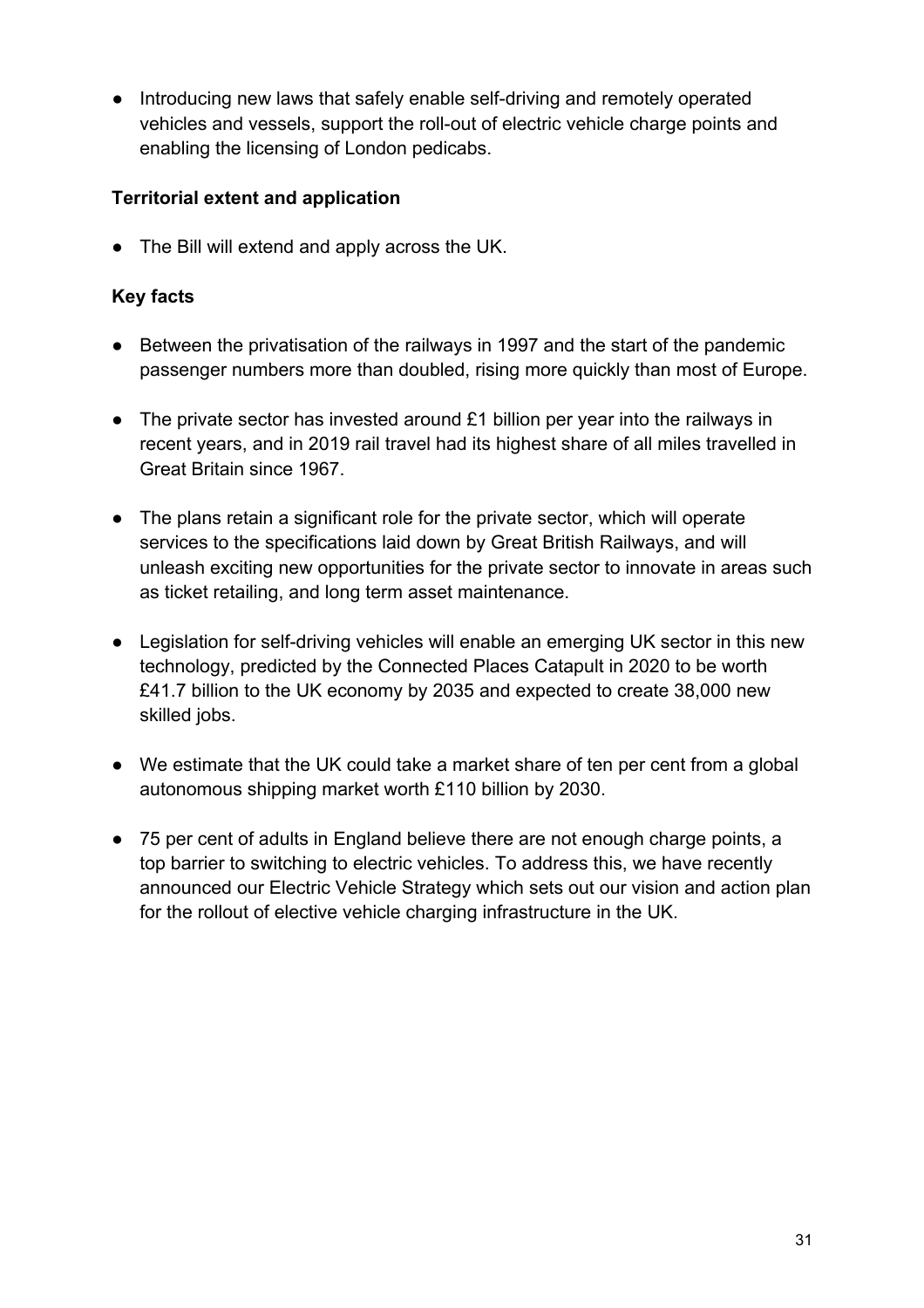- Introducing new laws that safely enable self-driving and remotely operated vehicles and vessels, support the roll-out of electric vehicle charge points and enabling the licensing of London pedicabs.

**Territorial extent and application**

- The Bill will extend and apply across the UK.

**Key facts**

- Between the privatisation of the railways in 1997 and the start of the pandemic passenger numbers more than doubled, rising more quickly than most of Europe.
- The private sector has invested around £1 billion per year into the railways in recent years, and in 2019 rail travel had its highest share of all miles travelled in Great Britain since 1967.
- The plans retain a significant role for the private sector, which will operate services to the specifications laid down by Great British Railways, and will unleash exciting new opportunities for the private sector to innovate in areas such as ticket retailing, and long term asset maintenance.
- Legislation for self-driving vehicles will enable an emerging UK sector in this new technology, predicted by the Connected Places Catapult in 2020 to be worth £41.7 billion to the UK economy by 2035 and expected to create 38,000 new skilled jobs.
- We estimate that the UK could take a market share of ten per cent from a global autonomous shipping market worth £110 billion by 2030.
- 75 per cent of adults in England believe there are not enough charge points, a top barrier to switching to electric vehicles. To address this, we have recently announced our Electric Vehicle Strategy which sets out our vision and action plan for the rollout of elective vehicle charging infrastructure in the UK.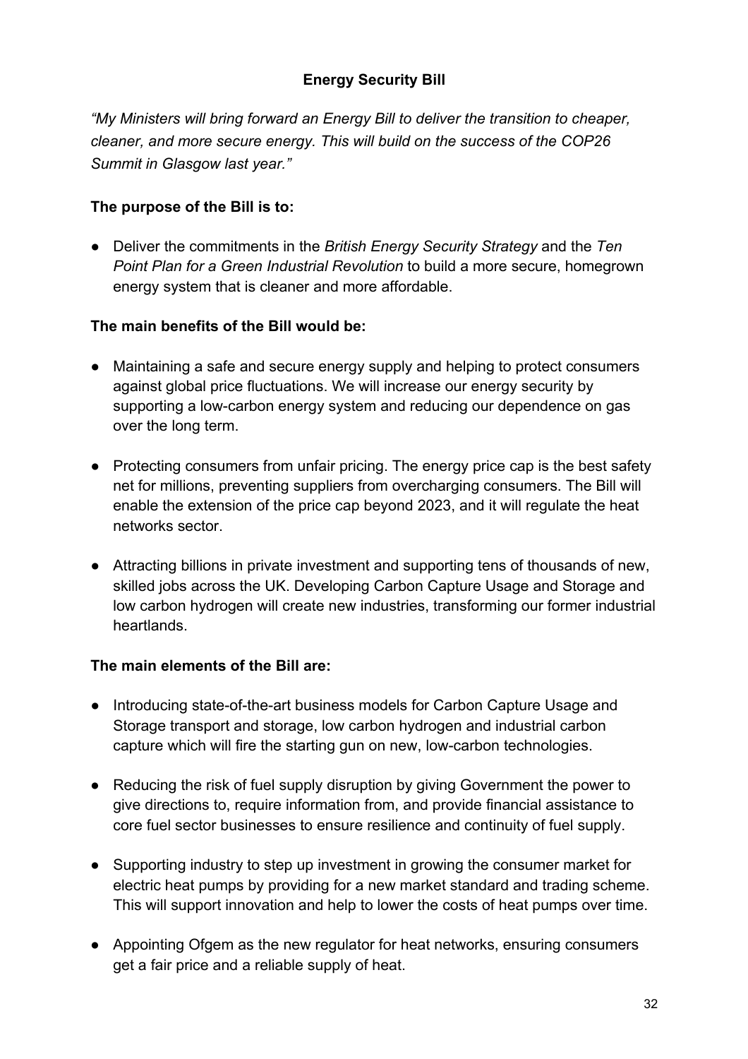## Energy Security Bill

*"My Ministers will bring forward an Energy Bill to deliver the transition to cheaper, cleaner, and more secure energy. This will build on the success of the COP26 Summit in Glasgow last year."*

**The purpose of the Bill is to:**

- Deliver the commitments in the *British Energy Security Strategy* and the *Ten Point Plan for a Green Industrial Revolution* to build a more secure, homegrown energy system that is cleaner and more affordable.

**The main benefits of the Bill would be:**

- Maintaining a safe and secure energy supply and helping to protect consumers against global price fluctuations. We will increase our energy security by supporting a low-carbon energy system and reducing our dependence on gas over the long term.
- Protecting consumers from unfair pricing. The energy price cap is the best safety net for millions, preventing suppliers from overcharging consumers. The Bill will enable the extension of the price cap beyond 2023, and it will regulate the heat networks sector.
- Attracting billions in private investment and supporting tens of thousands of new, skilled jobs across the UK. Developing Carbon Capture Usage and Storage and low carbon hydrogen will create new industries, transforming our former industrial heartlands.

**The main elements of the Bill are:**

- Introducing state-of-the-art business models for Carbon Capture Usage and Storage transport and storage, low carbon hydrogen and industrial carbon capture which will fire the starting gun on new, low-carbon technologies.
- Reducing the risk of fuel supply disruption by giving Government the power to give directions to, require information from, and provide financial assistance to core fuel sector businesses to ensure resilience and continuity of fuel supply.
- Supporting industry to step up investment in growing the consumer market for electric heat pumps by providing for a new market standard and trading scheme. This will support innovation and help to lower the costs of heat pumps over time.
- Appointing Ofgem as the new regulator for heat networks, ensuring consumers get a fair price and a reliable supply of heat.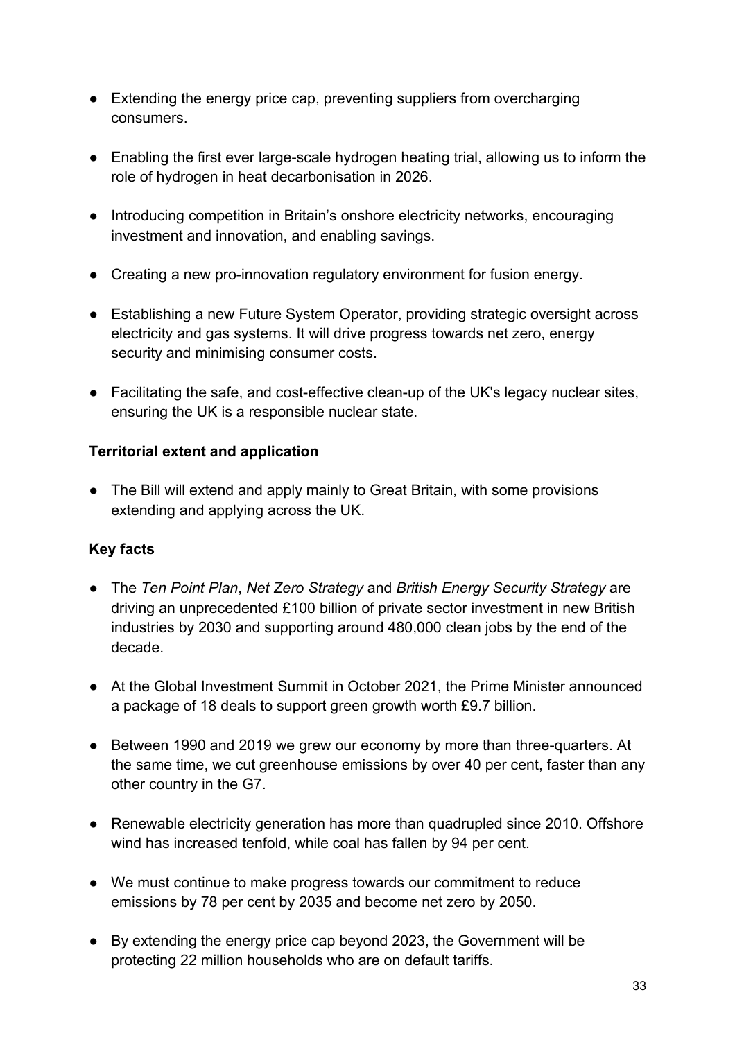- Extending the energy price cap, preventing suppliers from overcharging consumers.
- Enabling the first ever large-scale hydrogen heating trial, allowing us to inform the role of hydrogen in heat decarbonisation in 2026.
- Introducing competition in Britain's onshore electricity networks, encouraging investment and innovation, and enabling savings.
- Creating a new pro-innovation regulatory environment for fusion energy.
- Establishing a new Future System Operator, providing strategic oversight across electricity and gas systems. It will drive progress towards net zero, energy security and minimising consumer costs.
- Facilitating the safe, and cost-effective clean-up of the UK's legacy nuclear sites, ensuring the UK is a responsible nuclear state.

**Territorial extent and application**

- The Bill will extend and apply mainly to Great Britain, with some provisions extending and applying across the UK.

**Key facts**

- The *Ten Point Plan*, *Net Zero Strategy* and *British Energy Security Strategy* are driving an unprecedented £100 billion of private sector investment in new British industries by 2030 and supporting around 480,000 clean jobs by the end of the decade.
- At the Global Investment Summit in October 2021, the Prime Minister announced a package of 18 deals to support green growth worth £9.7 billion.
- Between 1990 and 2019 we grew our economy by more than three-quarters. At the same time, we cut greenhouse emissions by over 40 per cent, faster than any other country in the G7.
- Renewable electricity generation has more than quadrupled since 2010. Offshore wind has increased tenfold, while coal has fallen by 94 per cent.
- We must continue to make progress towards our commitment to reduce emissions by 78 per cent by 2035 and become net zero by 2050.
- By extending the energy price cap beyond 2023, the Government will be protecting 22 million households who are on default tariffs.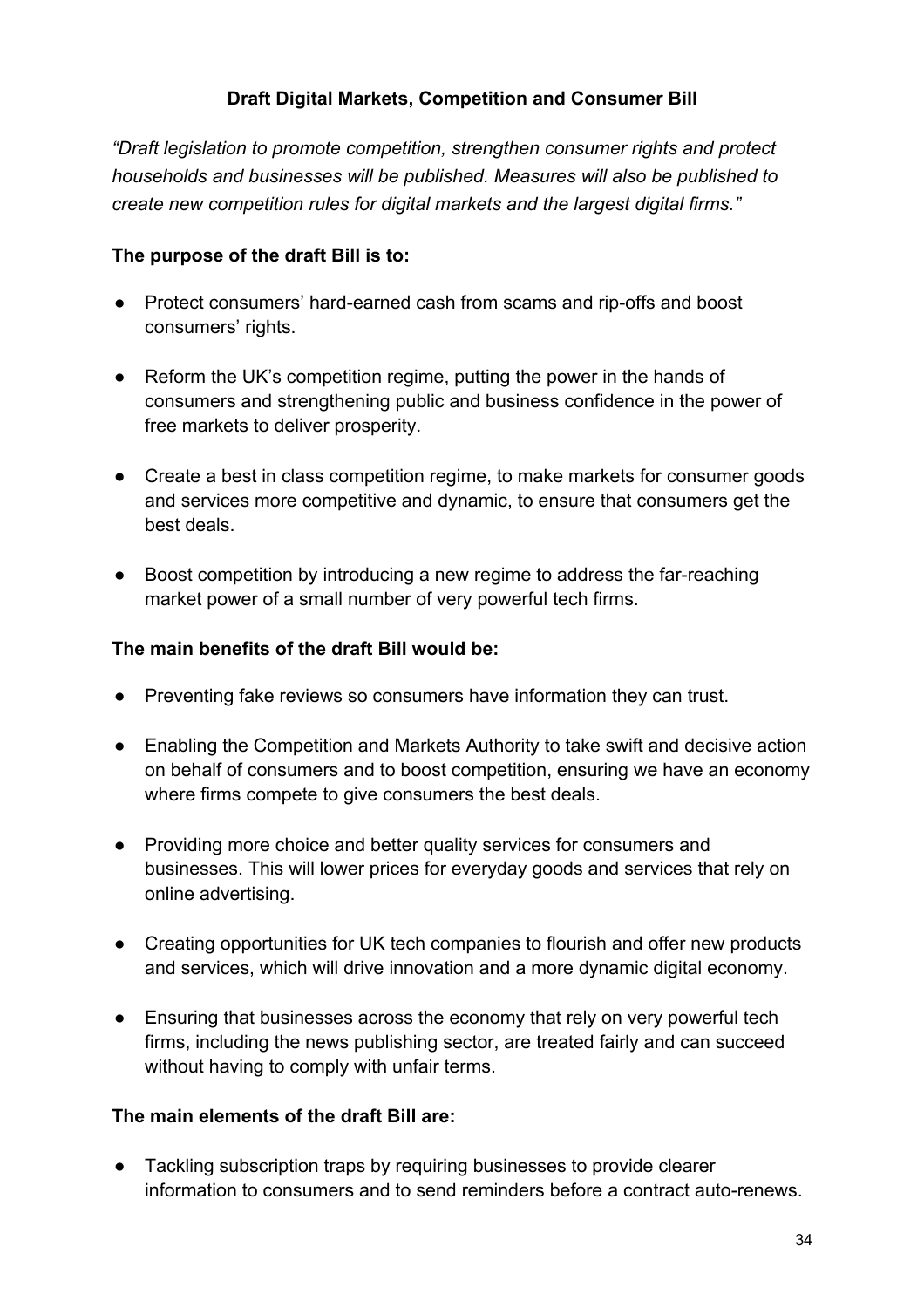## Draft Digital Markets, Competition and Consumer Bill

*"Draft legislation to promote competition, strengthen consumer rights and protect households and businesses will be published. Measures will also be published to create new competition rules for digital markets and the largest digital firms."*

**The purpose of the draft Bill is to:**

- Protect consumers' hard-earned cash from scams and rip-offs and boost consumers' rights.
- Reform the UK's competition regime, putting the power in the hands of consumers and strengthening public and business confidence in the power of free markets to deliver prosperity.
- Create a best in class competition regime, to make markets for consumer goods and services more competitive and dynamic, to ensure that consumers get the best deals.
- Boost competition by introducing a new regime to address the far-reaching market power of a small number of very powerful tech firms.

**The main benefits of the draft Bill would be:**

- Preventing fake reviews so consumers have information they can trust.
- Enabling the Competition and Markets Authority to take swift and decisive action on behalf of consumers and to boost competition, ensuring we have an economy where firms compete to give consumers the best deals.
- Providing more choice and better quality services for consumers and businesses. This will lower prices for everyday goods and services that rely on online advertising.
- Creating opportunities for UK tech companies to flourish and offer new products and services, which will drive innovation and a more dynamic digital economy.
- Ensuring that businesses across the economy that rely on very powerful tech firms, including the news publishing sector, are treated fairly and can succeed without having to comply with unfair terms.

**The main elements of the draft Bill are:**

- Tackling subscription traps by requiring businesses to provide clearer information to consumers and to send reminders before a contract auto-renews.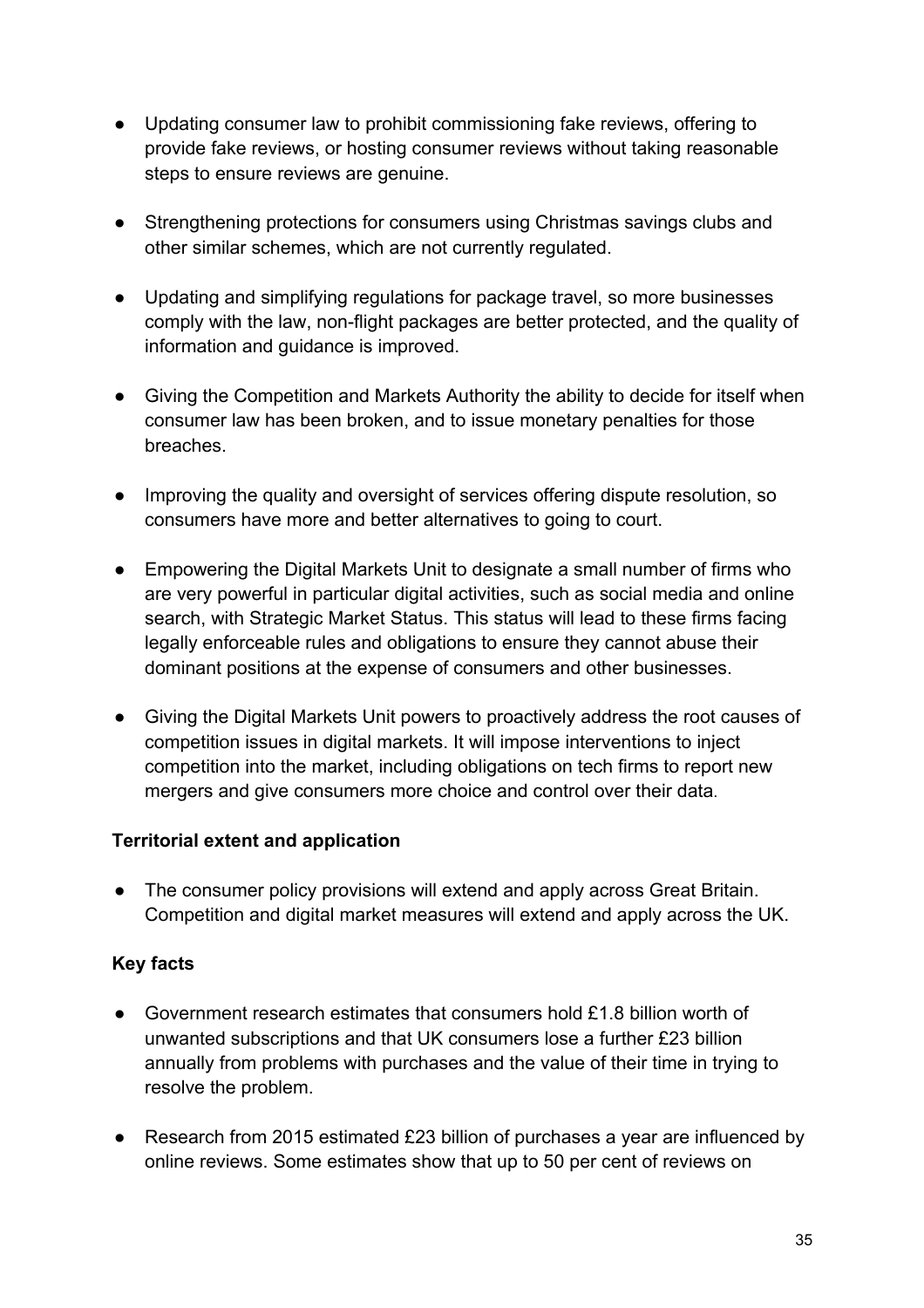- Updating consumer law to prohibit commissioning fake reviews, offering to provide fake reviews, or hosting consumer reviews without taking reasonable steps to ensure reviews are genuine.
- Strengthening protections for consumers using Christmas savings clubs and other similar schemes, which are not currently regulated.
- Updating and simplifying regulations for package travel, so more businesses comply with the law, non-flight packages are better protected, and the quality of information and guidance is improved.
- Giving the Competition and Markets Authority the ability to decide for itself when consumer law has been broken, and to issue monetary penalties for those breaches.
- Improving the quality and oversight of services offering dispute resolution, so consumers have more and better alternatives to going to court.
- Empowering the Digital Markets Unit to designate a small number of firms who are very powerful in particular digital activities, such as social media and online search, with Strategic Market Status. This status will lead to these firms facing legally enforceable rules and obligations to ensure they cannot abuse their dominant positions at the expense of consumers and other businesses.
- Giving the Digital Markets Unit powers to proactively address the root causes of competition issues in digital markets. It will impose interventions to inject competition into the market, including obligations on tech firms to report new mergers and give consumers more choice and control over their data.

**Territorial extent and application**

- The consumer policy provisions will extend and apply across Great Britain. Competition and digital market measures will extend and apply across the UK.

**Key facts**

- Government research estimates that consumers hold £1.8 billion worth of unwanted subscriptions and that UK consumers lose a further £23 billion annually from problems with purchases and the value of their time in trying to resolve the problem.
- Research from 2015 estimated £23 billion of purchases a year are influenced by online reviews. Some estimates show that up to 50 per cent of reviews on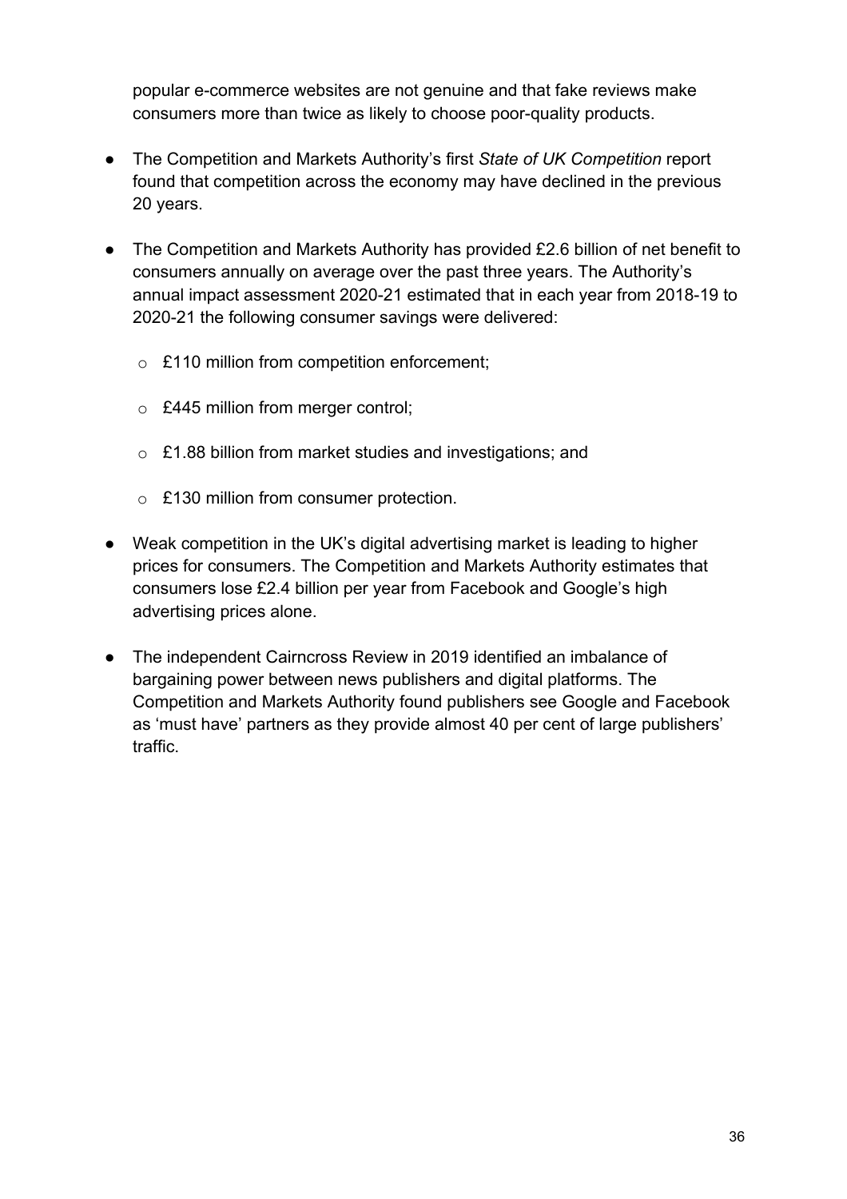popular e-commerce websites are not genuine and that fake reviews make consumers more than twice as likely to choose poor-quality products.

- The Competition and Markets Authority's first *State of UK Competition* report found that competition across the economy may have declined in the previous 20 years.
- The Competition and Markets Authority has provided £2.6 billion of net benefit to consumers annually on average over the past three years. The Authority's annual impact assessment 2020-21 estimated that in each year from 2018-19 to 2020-21 the following consumer savings were delivered:
  - £110 million from competition enforcement;
  - £445 million from merger control;
  - £1.88 billion from market studies and investigations; and
  - £130 million from consumer protection.
- Weak competition in the UK's digital advertising market is leading to higher prices for consumers. The Competition and Markets Authority estimates that consumers lose £2.4 billion per year from Facebook and Google's high advertising prices alone.
- The independent Cairncross Review in 2019 identified an imbalance of bargaining power between news publishers and digital platforms. The Competition and Markets Authority found publishers see Google and Facebook as 'must have' partners as they provide almost 40 per cent of large publishers' traffic.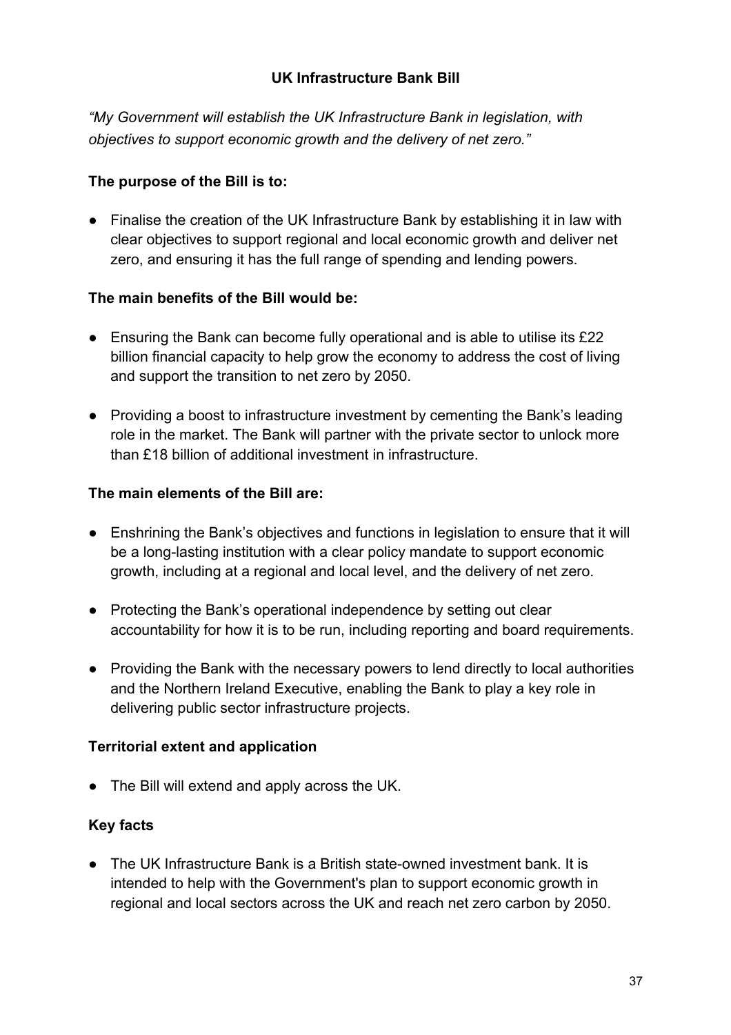## UK Infrastructure Bank Bill

*"My Government will establish the UK Infrastructure Bank in legislation, with objectives to support economic growth and the delivery of net zero."*

### The purpose of the Bill is to:

- Finalise the creation of the UK Infrastructure Bank by establishing it in law with clear objectives to support regional and local economic growth and deliver net zero, and ensuring it has the full range of spending and lending powers.

### The main benefits of the Bill would be:

- Ensuring the Bank can become fully operational and is able to utilise its £22 billion financial capacity to help grow the economy to address the cost of living and support the transition to net zero by 2050.

- Providing a boost to infrastructure investment by cementing the Bank's leading role in the market. The Bank will partner with the private sector to unlock more than £18 billion of additional investment in infrastructure.

### The main elements of the Bill are:

- Enshrining the Bank's objectives and functions in legislation to ensure that it will be a long-lasting institution with a clear policy mandate to support economic growth, including at a regional and local level, and the delivery of net zero.

- Protecting the Bank's operational independence by setting out clear accountability for how it is to be run, including reporting and board requirements.

- Providing the Bank with the necessary powers to lend directly to local authorities and the Northern Ireland Executive, enabling the Bank to play a key role in delivering public sector infrastructure projects.

### Territorial extent and application

- The Bill will extend and apply across the UK.

### Key facts

- The UK Infrastructure Bank is a British state-owned investment bank. It is intended to help with the Government's plan to support economic growth in regional and local sectors across the UK and reach net zero carbon by 2050.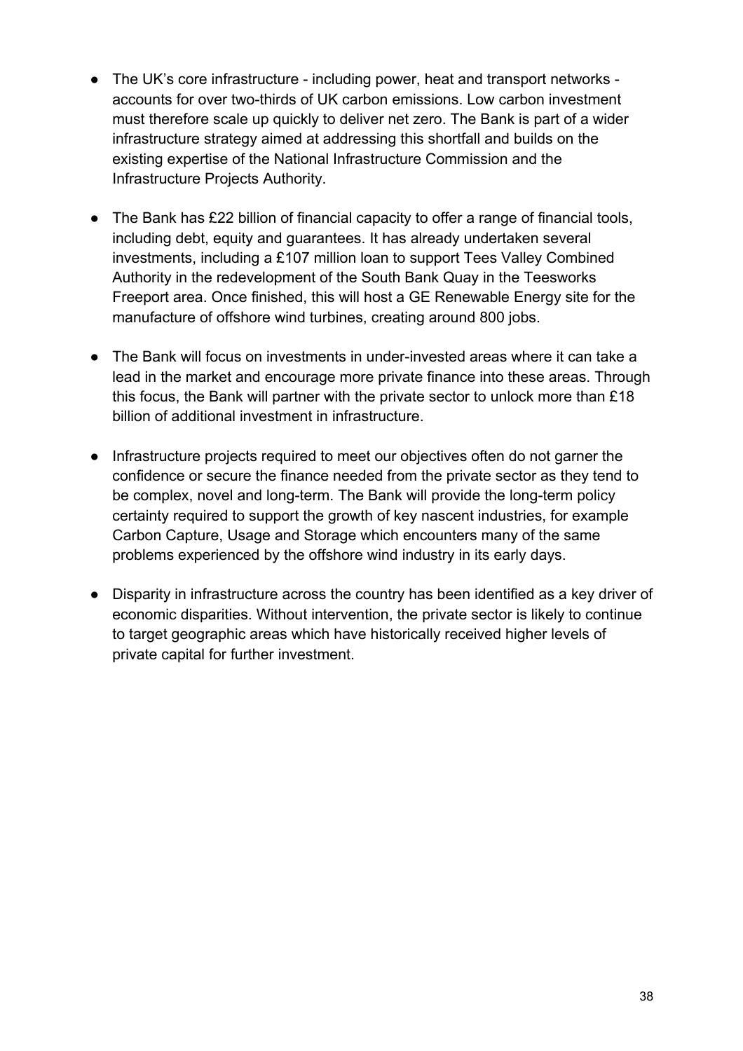- The UK's core infrastructure - including power, heat and transport networks - accounts for over two-thirds of UK carbon emissions. Low carbon investment must therefore scale up quickly to deliver net zero. The Bank is part of a wider infrastructure strategy aimed at addressing this shortfall and builds on the existing expertise of the National Infrastructure Commission and the Infrastructure Projects Authority.

- The Bank has £22 billion of financial capacity to offer a range of financial tools, including debt, equity and guarantees. It has already undertaken several investments, including a £107 million loan to support Tees Valley Combined Authority in the redevelopment of the South Bank Quay in the Teesworks Freeport area. Once finished, this will host a GE Renewable Energy site for the manufacture of offshore wind turbines, creating around 800 jobs.

- The Bank will focus on investments in under-invested areas where it can take a lead in the market and encourage more private finance into these areas. Through this focus, the Bank will partner with the private sector to unlock more than £18 billion of additional investment in infrastructure.

- Infrastructure projects required to meet our objectives often do not garner the confidence or secure the finance needed from the private sector as they tend to be complex, novel and long-term. The Bank will provide the long-term policy certainty required to support the growth of key nascent industries, for example Carbon Capture, Usage and Storage which encounters many of the same problems experienced by the offshore wind industry in its early days.

- Disparity in infrastructure across the country has been identified as a key driver of economic disparities. Without intervention, the private sector is likely to continue to target geographic areas which have historically received higher levels of private capital for further investment.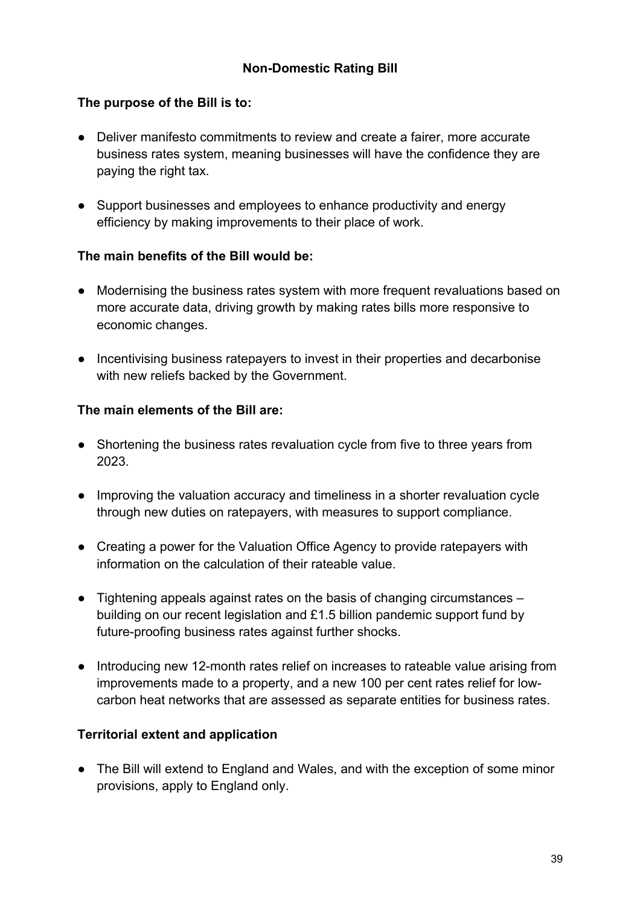## Non-Domestic Rating Bill

**The purpose of the Bill is to:**

- Deliver manifesto commitments to review and create a fairer, more accurate business rates system, meaning businesses will have the confidence they are paying the right tax.
- Support businesses and employees to enhance productivity and energy efficiency by making improvements to their place of work.

**The main benefits of the Bill would be:**

- Modernising the business rates system with more frequent revaluations based on more accurate data, driving growth by making rates bills more responsive to economic changes.
- Incentivising business ratepayers to invest in their properties and decarbonise with new reliefs backed by the Government.

**The main elements of the Bill are:**

- Shortening the business rates revaluation cycle from five to three years from 2023.
- Improving the valuation accuracy and timeliness in a shorter revaluation cycle through new duties on ratepayers, with measures to support compliance.
- Creating a power for the Valuation Office Agency to provide ratepayers with information on the calculation of their rateable value.
- Tightening appeals against rates on the basis of changing circumstances – building on our recent legislation and £1.5 billion pandemic support fund by future-proofing business rates against further shocks.
- Introducing new 12-month rates relief on increases to rateable value arising from improvements made to a property, and a new 100 per cent rates relief for low-carbon heat networks that are assessed as separate entities for business rates.

**Territorial extent and application**

- The Bill will extend to England and Wales, and with the exception of some minor provisions, apply to England only.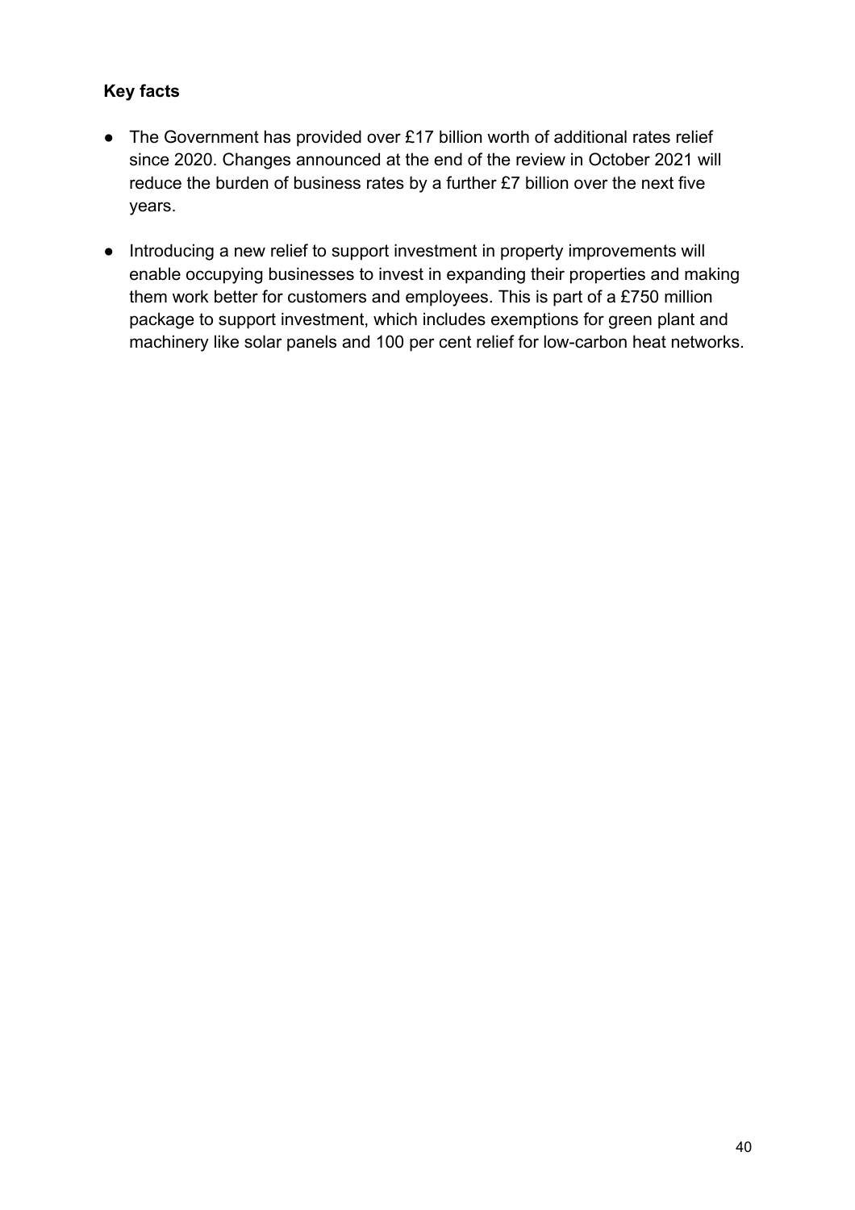**Key facts**

- The Government has provided over £17 billion worth of additional rates relief since 2020. Changes announced at the end of the review in October 2021 will reduce the burden of business rates by a further £7 billion over the next five years.
- Introducing a new relief to support investment in property improvements will enable occupying businesses to invest in expanding their properties and making them work better for customers and employees. This is part of a £750 million package to support investment, which includes exemptions for green plant and machinery like solar panels and 100 per cent relief for low-carbon heat networks.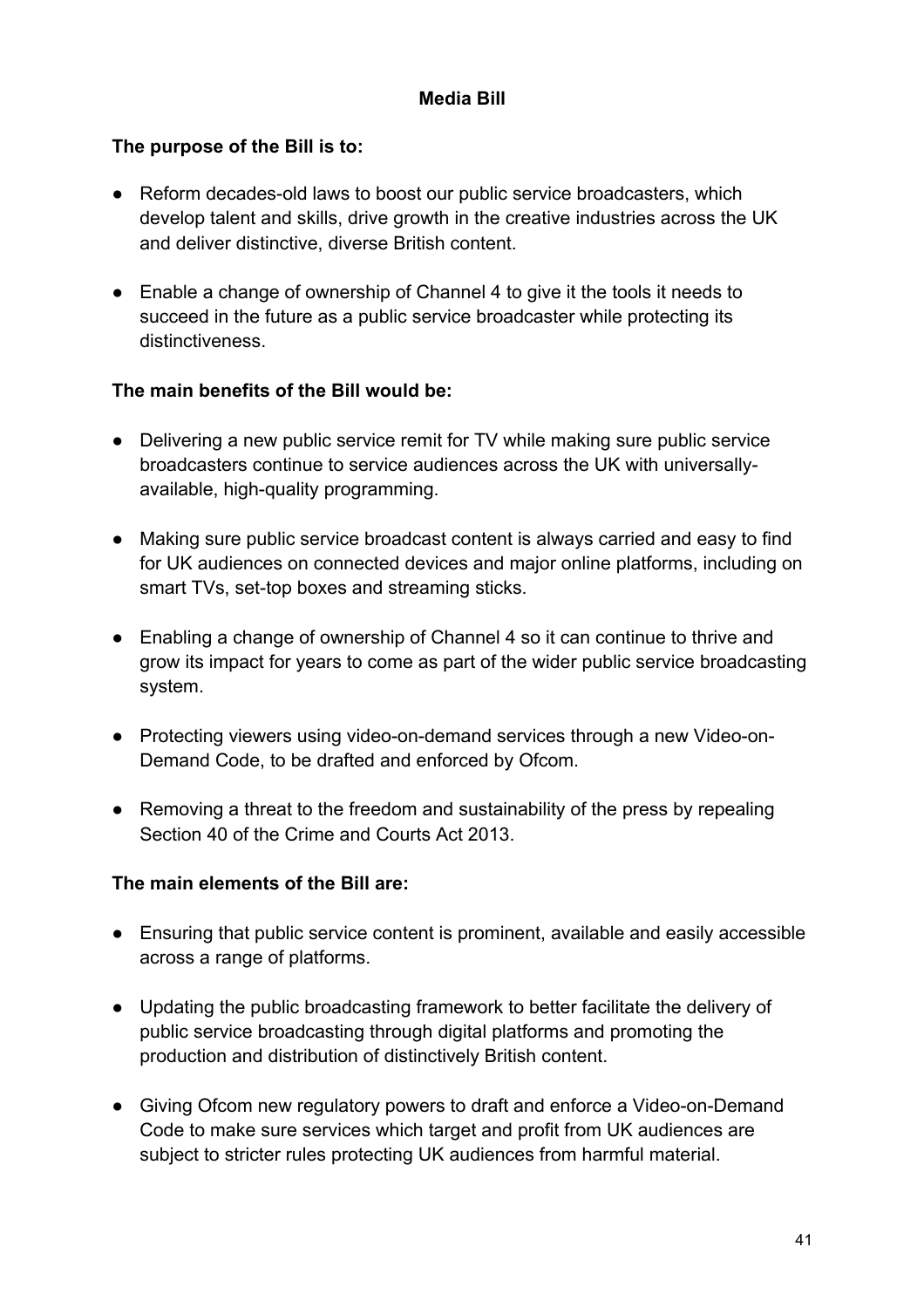# Media Bill

**The purpose of the Bill is to:**

- Reform decades-old laws to boost our public service broadcasters, which develop talent and skills, drive growth in the creative industries across the UK and deliver distinctive, diverse British content.
- Enable a change of ownership of Channel 4 to give it the tools it needs to succeed in the future as a public service broadcaster while protecting its distinctiveness.

**The main benefits of the Bill would be:**

- Delivering a new public service remit for TV while making sure public service broadcasters continue to service audiences across the UK with universally-available, high-quality programming.
- Making sure public service broadcast content is always carried and easy to find for UK audiences on connected devices and major online platforms, including on smart TVs, set-top boxes and streaming sticks.
- Enabling a change of ownership of Channel 4 so it can continue to thrive and grow its impact for years to come as part of the wider public service broadcasting system.
- Protecting viewers using video-on-demand services through a new Video-on-Demand Code, to be drafted and enforced by Ofcom.
- Removing a threat to the freedom and sustainability of the press by repealing Section 40 of the Crime and Courts Act 2013.

**The main elements of the Bill are:**

- Ensuring that public service content is prominent, available and easily accessible across a range of platforms.
- Updating the public broadcasting framework to better facilitate the delivery of public service broadcasting through digital platforms and promoting the production and distribution of distinctively British content.
- Giving Ofcom new regulatory powers to draft and enforce a Video-on-Demand Code to make sure services which target and profit from UK audiences are subject to stricter rules protecting UK audiences from harmful material.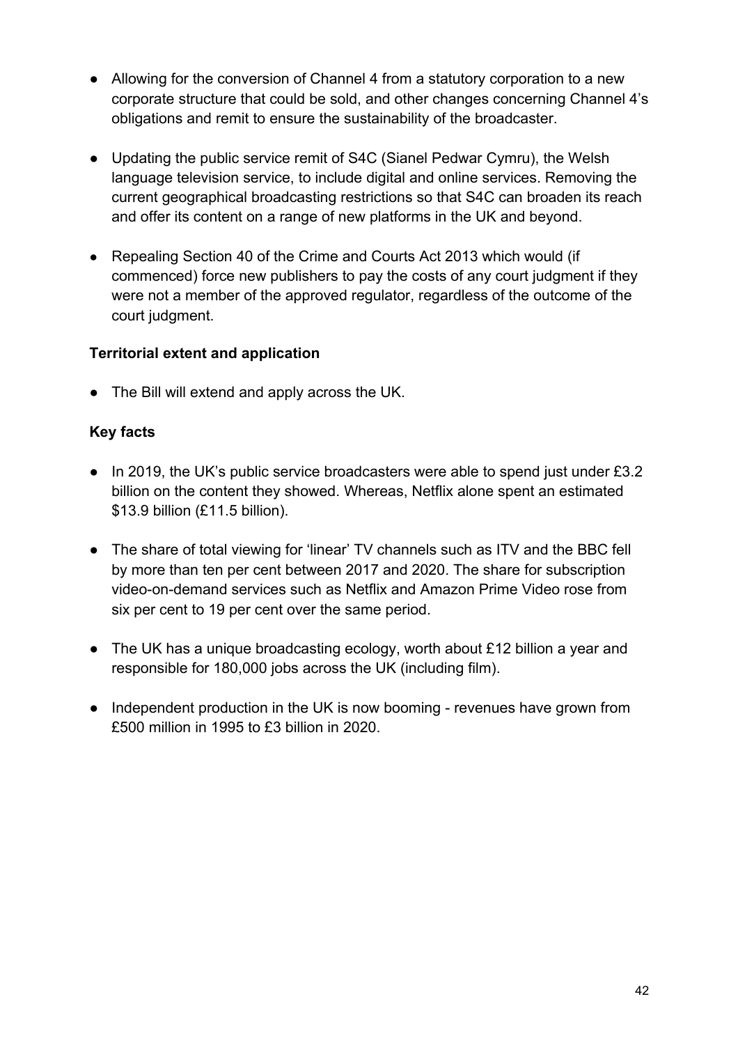- Allowing for the conversion of Channel 4 from a statutory corporation to a new corporate structure that could be sold, and other changes concerning Channel 4's obligations and remit to ensure the sustainability of the broadcaster.

- Updating the public service remit of S4C (Sianel Pedwar Cymru), the Welsh language television service, to include digital and online services. Removing the current geographical broadcasting restrictions so that S4C can broaden its reach and offer its content on a range of new platforms in the UK and beyond.

- Repealing Section 40 of the Crime and Courts Act 2013 which would (if commenced) force new publishers to pay the costs of any court judgment if they were not a member of the approved regulator, regardless of the outcome of the court judgment.

**Territorial extent and application**

- The Bill will extend and apply across the UK.

**Key facts**

- In 2019, the UK's public service broadcasters were able to spend just under £3.2 billion on the content they showed. Whereas, Netflix alone spent an estimated $13.9 billion (£11.5 billion).

- The share of total viewing for 'linear' TV channels such as ITV and the BBC fell by more than ten per cent between 2017 and 2020. The share for subscription video-on-demand services such as Netflix and Amazon Prime Video rose from six per cent to 19 per cent over the same period.

- The UK has a unique broadcasting ecology, worth about £12 billion a year and responsible for 180,000 jobs across the UK (including film).

- Independent production in the UK is now booming - revenues have grown from £500 million in 1995 to £3 billion in 2020.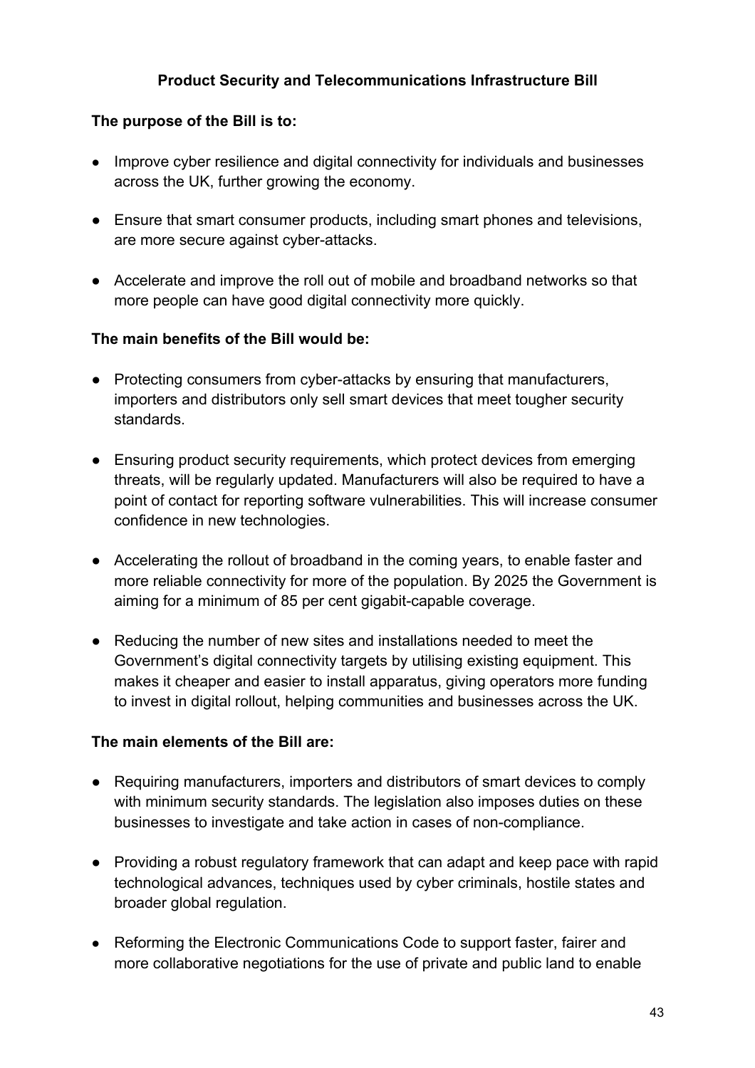## Product Security and Telecommunications Infrastructure Bill

**The purpose of the Bill is to:**

- Improve cyber resilience and digital connectivity for individuals and businesses across the UK, further growing the economy.
- Ensure that smart consumer products, including smart phones and televisions, are more secure against cyber-attacks.
- Accelerate and improve the roll out of mobile and broadband networks so that more people can have good digital connectivity more quickly.

**The main benefits of the Bill would be:**

- Protecting consumers from cyber-attacks by ensuring that manufacturers, importers and distributors only sell smart devices that meet tougher security standards.
- Ensuring product security requirements, which protect devices from emerging threats, will be regularly updated. Manufacturers will also be required to have a point of contact for reporting software vulnerabilities. This will increase consumer confidence in new technologies.
- Accelerating the rollout of broadband in the coming years, to enable faster and more reliable connectivity for more of the population. By 2025 the Government is aiming for a minimum of 85 per cent gigabit-capable coverage.
- Reducing the number of new sites and installations needed to meet the Government's digital connectivity targets by utilising existing equipment. This makes it cheaper and easier to install apparatus, giving operators more funding to invest in digital rollout, helping communities and businesses across the UK.

**The main elements of the Bill are:**

- Requiring manufacturers, importers and distributors of smart devices to comply with minimum security standards. The legislation also imposes duties on these businesses to investigate and take action in cases of non-compliance.
- Providing a robust regulatory framework that can adapt and keep pace with rapid technological advances, techniques used by cyber criminals, hostile states and broader global regulation.
- Reforming the Electronic Communications Code to support faster, fairer and more collaborative negotiations for the use of private and public land to enable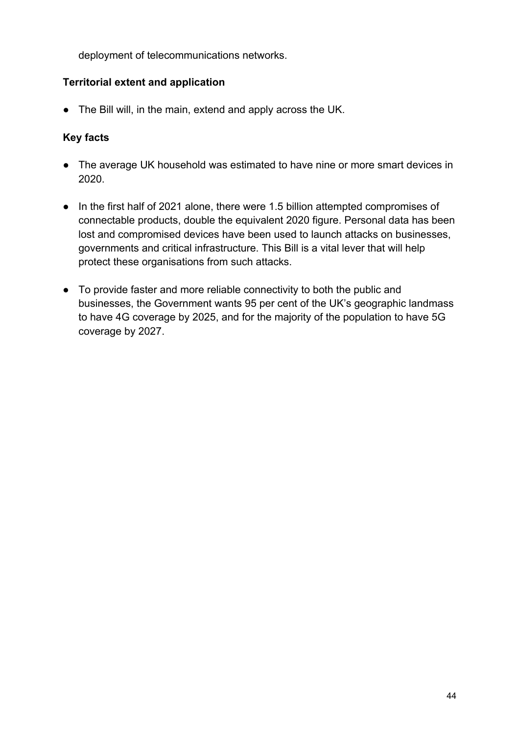deployment of telecommunications networks.

**Territorial extent and application**

- The Bill will, in the main, extend and apply across the UK.

**Key facts**

- The average UK household was estimated to have nine or more smart devices in 2020.
- In the first half of 2021 alone, there were 1.5 billion attempted compromises of connectable products, double the equivalent 2020 figure. Personal data has been lost and compromised devices have been used to launch attacks on businesses, governments and critical infrastructure. This Bill is a vital lever that will help protect these organisations from such attacks.
- To provide faster and more reliable connectivity to both the public and businesses, the Government wants 95 per cent of the UK's geographic landmass to have 4G coverage by 2025, and for the majority of the population to have 5G coverage by 2027.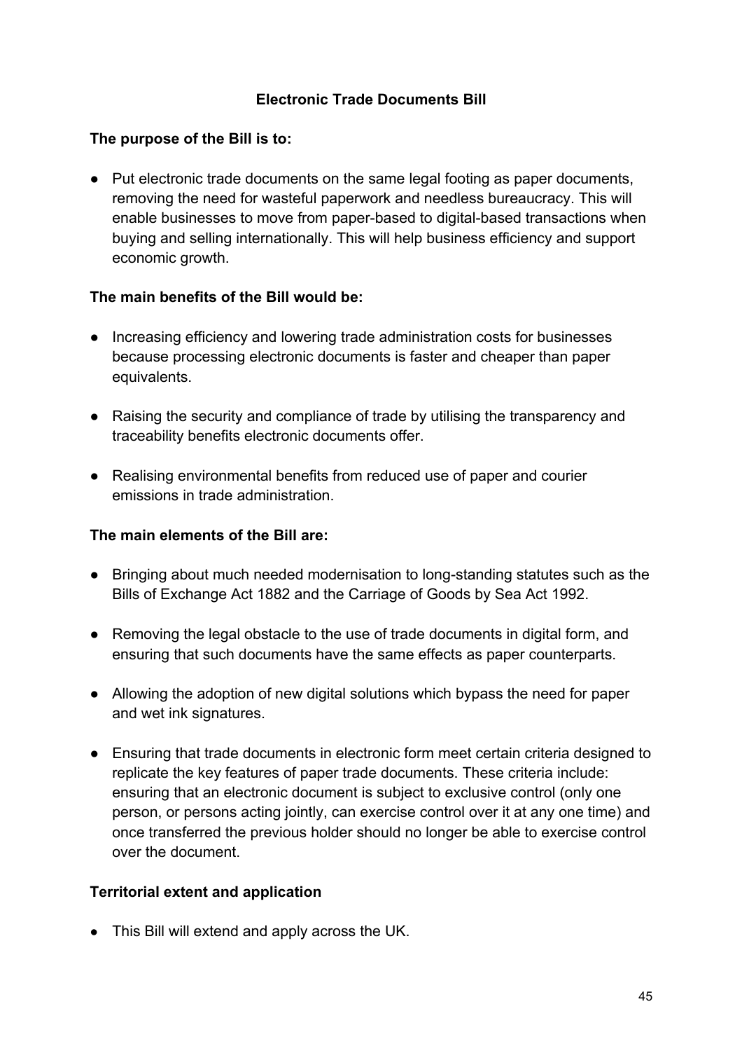## Electronic Trade Documents Bill

**The purpose of the Bill is to:**

- Put electronic trade documents on the same legal footing as paper documents, removing the need for wasteful paperwork and needless bureaucracy. This will enable businesses to move from paper-based to digital-based transactions when buying and selling internationally. This will help business efficiency and support economic growth.

**The main benefits of the Bill would be:**

- Increasing efficiency and lowering trade administration costs for businesses because processing electronic documents is faster and cheaper than paper equivalents.
- Raising the security and compliance of trade by utilising the transparency and traceability benefits electronic documents offer.
- Realising environmental benefits from reduced use of paper and courier emissions in trade administration.

**The main elements of the Bill are:**

- Bringing about much needed modernisation to long-standing statutes such as the Bills of Exchange Act 1882 and the Carriage of Goods by Sea Act 1992.
- Removing the legal obstacle to the use of trade documents in digital form, and ensuring that such documents have the same effects as paper counterparts.
- Allowing the adoption of new digital solutions which bypass the need for paper and wet ink signatures.
- Ensuring that trade documents in electronic form meet certain criteria designed to replicate the key features of paper trade documents. These criteria include: ensuring that an electronic document is subject to exclusive control (only one person, or persons acting jointly, can exercise control over it at any one time) and once transferred the previous holder should no longer be able to exercise control over the document.

**Territorial extent and application**

- This Bill will extend and apply across the UK.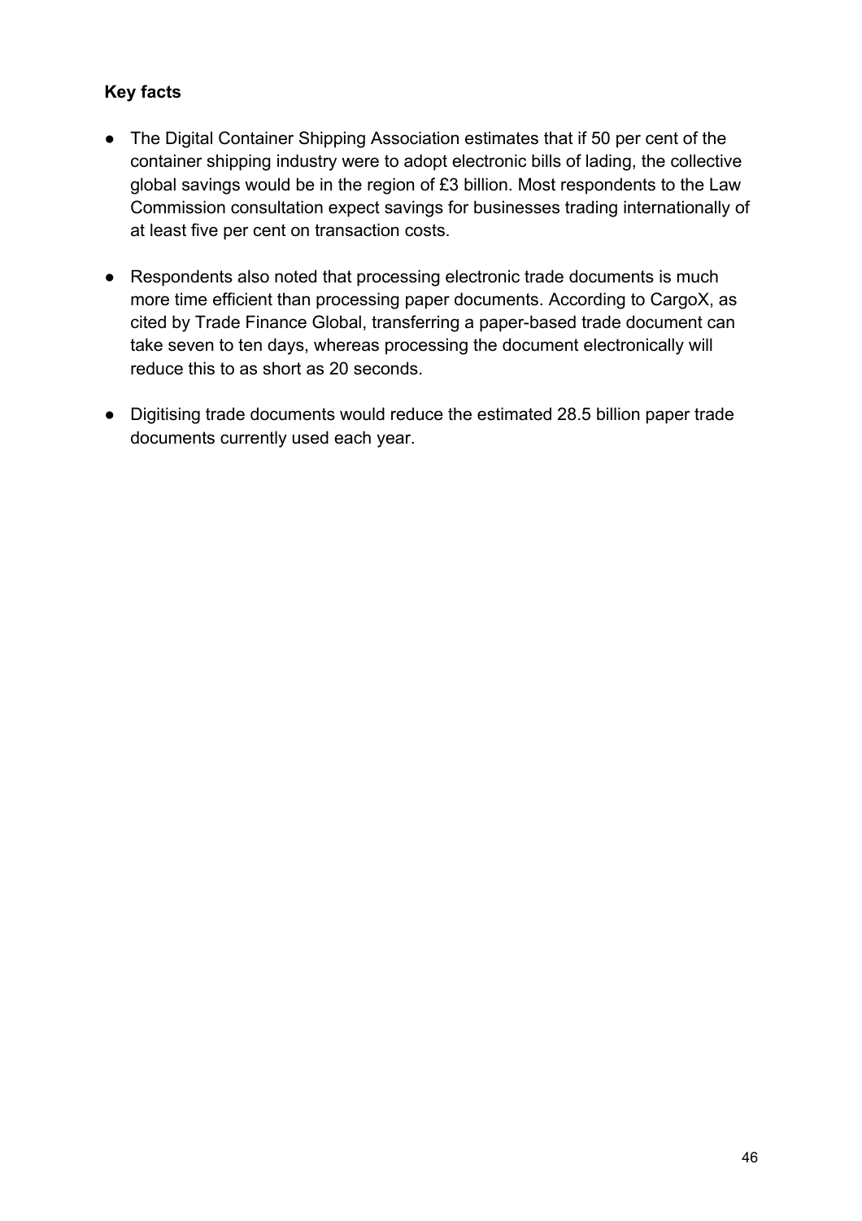**Key facts**

- The Digital Container Shipping Association estimates that if 50 per cent of the container shipping industry were to adopt electronic bills of lading, the collective global savings would be in the region of £3 billion. Most respondents to the Law Commission consultation expect savings for businesses trading internationally of at least five per cent on transaction costs.

- Respondents also noted that processing electronic trade documents is much more time efficient than processing paper documents. According to CargoX, as cited by Trade Finance Global, transferring a paper-based trade document can take seven to ten days, whereas processing the document electronically will reduce this to as short as 20 seconds.

- Digitising trade documents would reduce the estimated 28.5 billion paper trade documents currently used each year.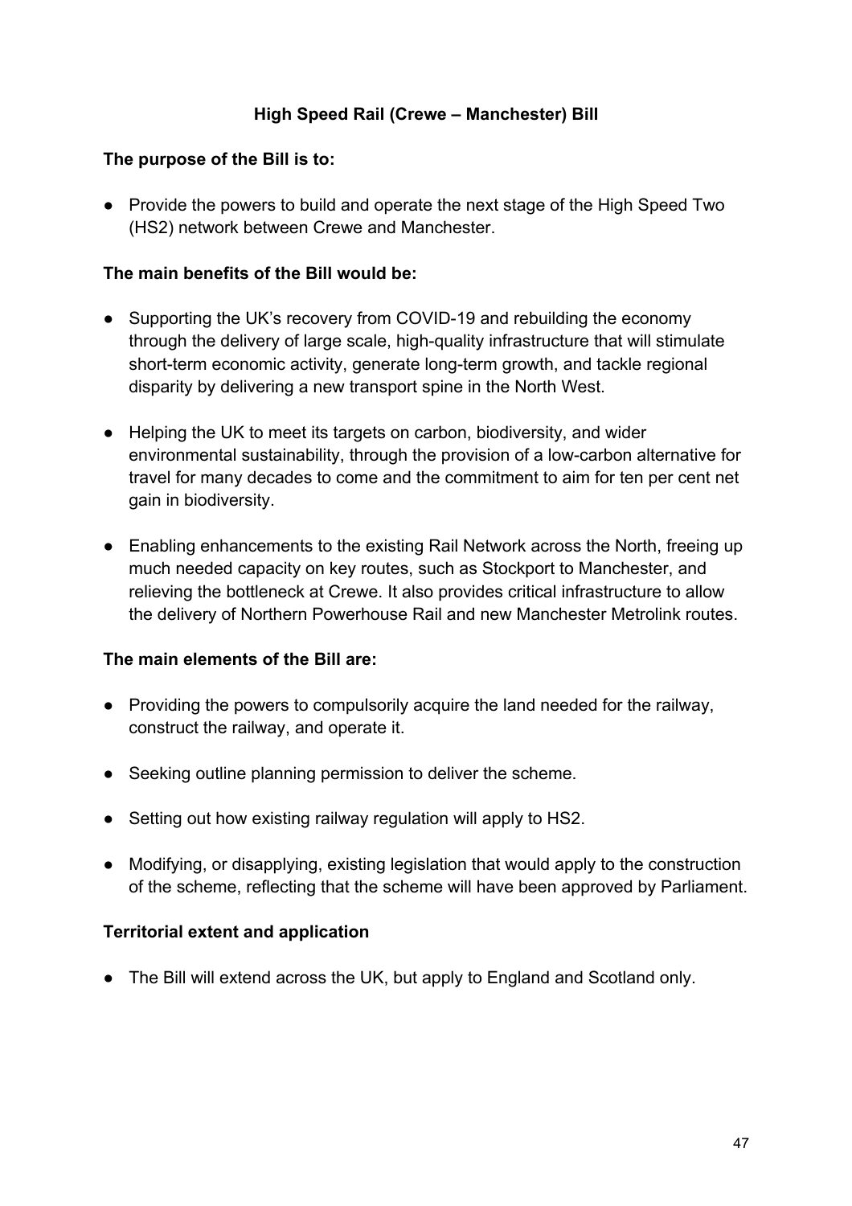## High Speed Rail (Crewe – Manchester) Bill

**The purpose of the Bill is to:**

- Provide the powers to build and operate the next stage of the High Speed Two (HS2) network between Crewe and Manchester.

**The main benefits of the Bill would be:**

- Supporting the UK's recovery from COVID-19 and rebuilding the economy through the delivery of large scale, high-quality infrastructure that will stimulate short-term economic activity, generate long-term growth, and tackle regional disparity by delivering a new transport spine in the North West.

- Helping the UK to meet its targets on carbon, biodiversity, and wider environmental sustainability, through the provision of a low-carbon alternative for travel for many decades to come and the commitment to aim for ten per cent net gain in biodiversity.

- Enabling enhancements to the existing Rail Network across the North, freeing up much needed capacity on key routes, such as Stockport to Manchester, and relieving the bottleneck at Crewe. It also provides critical infrastructure to allow the delivery of Northern Powerhouse Rail and new Manchester Metrolink routes.

**The main elements of the Bill are:**

- Providing the powers to compulsorily acquire the land needed for the railway, construct the railway, and operate it.

- Seeking outline planning permission to deliver the scheme.

- Setting out how existing railway regulation will apply to HS2.

- Modifying, or disapplying, existing legislation that would apply to the construction of the scheme, reflecting that the scheme will have been approved by Parliament.

**Territorial extent and application**

- The Bill will extend across the UK, but apply to England and Scotland only.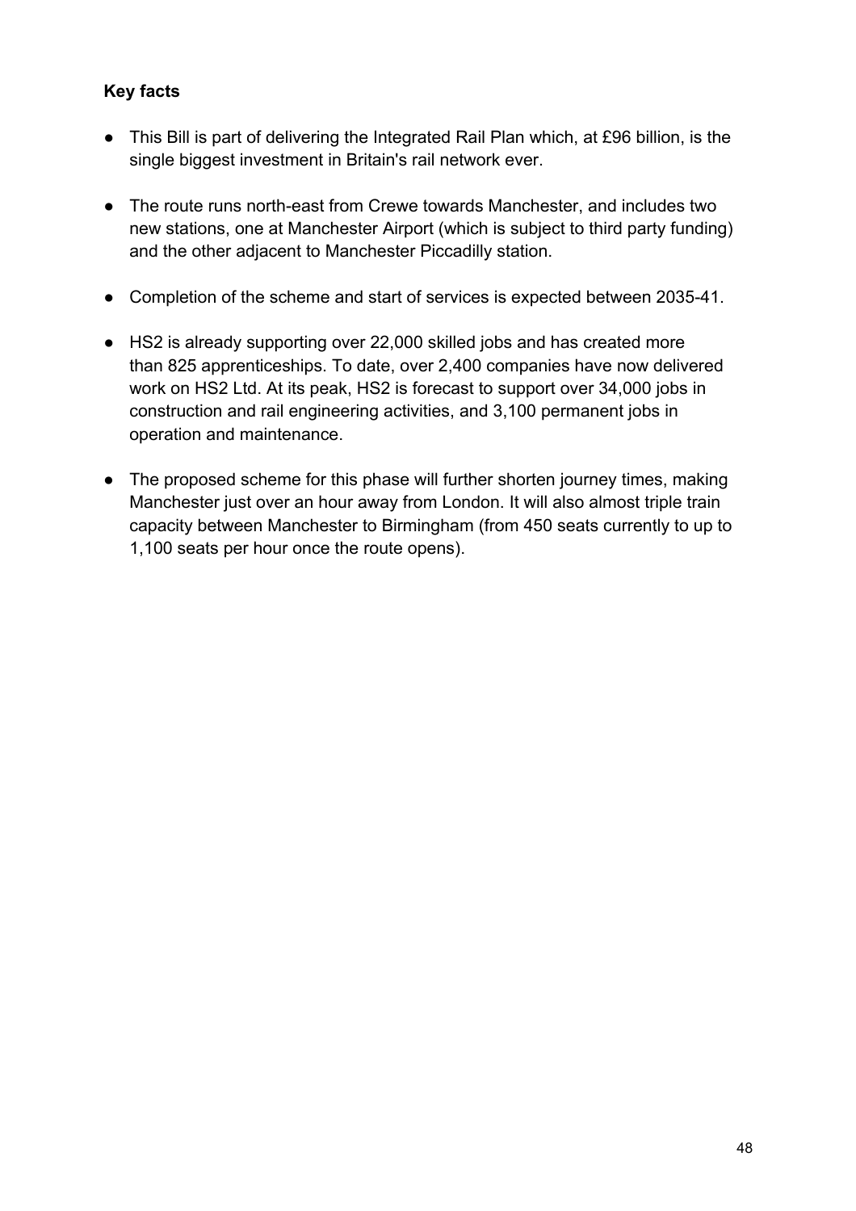**Key facts**

- This Bill is part of delivering the Integrated Rail Plan which, at £96 billion, is the single biggest investment in Britain's rail network ever.
- The route runs north-east from Crewe towards Manchester, and includes two new stations, one at Manchester Airport (which is subject to third party funding) and the other adjacent to Manchester Piccadilly station.
- Completion of the scheme and start of services is expected between 2035-41.
- HS2 is already supporting over 22,000 skilled jobs and has created more than 825 apprenticeships. To date, over 2,400 companies have now delivered work on HS2 Ltd. At its peak, HS2 is forecast to support over 34,000 jobs in construction and rail engineering activities, and 3,100 permanent jobs in operation and maintenance.
- The proposed scheme for this phase will further shorten journey times, making Manchester just over an hour away from London. It will also almost triple train capacity between Manchester to Birmingham (from 450 seats currently to up to 1,100 seats per hour once the route opens).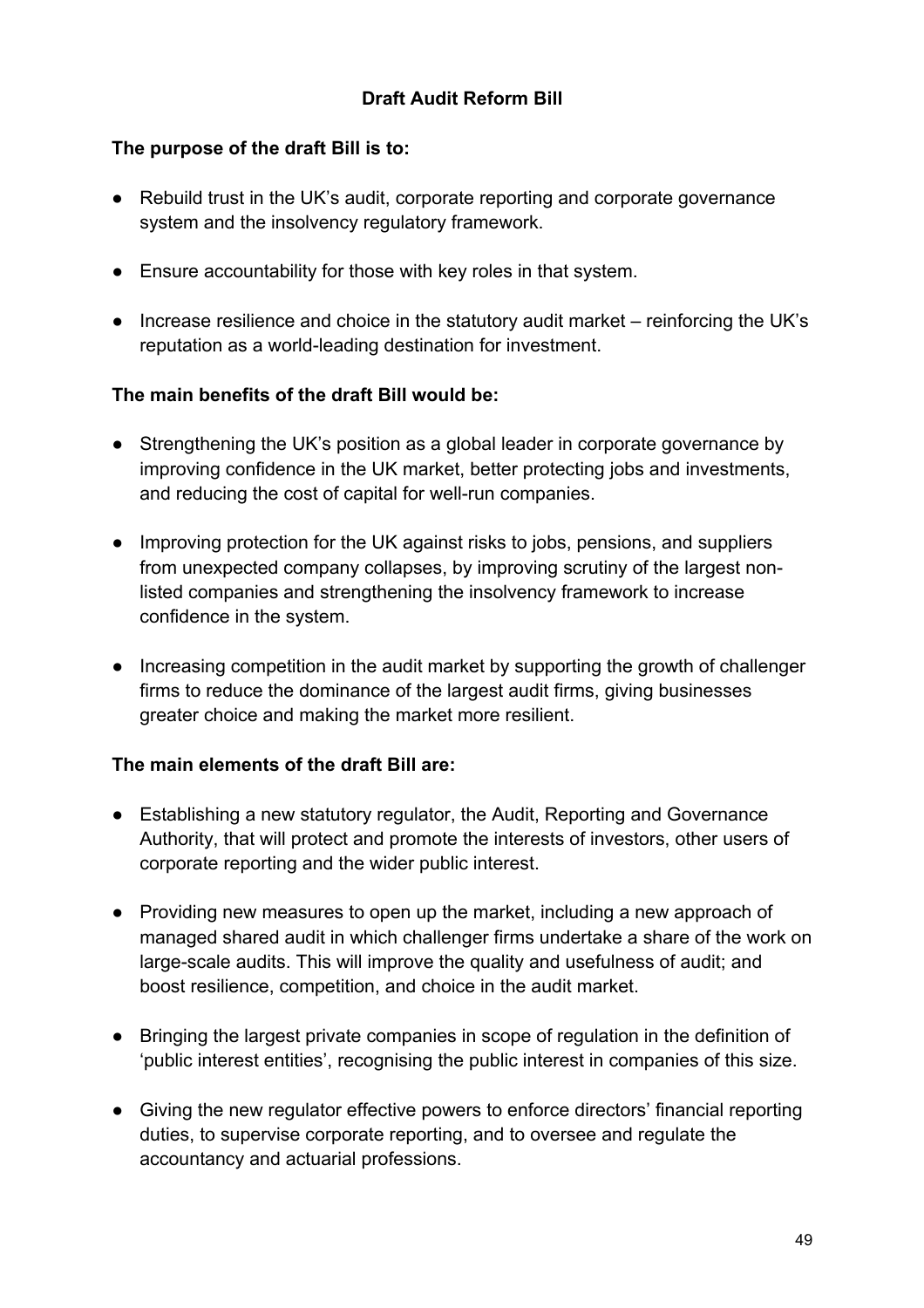## Draft Audit Reform Bill

**The purpose of the draft Bill is to:**

- Rebuild trust in the UK's audit, corporate reporting and corporate governance system and the insolvency regulatory framework.
- Ensure accountability for those with key roles in that system.
- Increase resilience and choice in the statutory audit market – reinforcing the UK's reputation as a world-leading destination for investment.

**The main benefits of the draft Bill would be:**

- Strengthening the UK's position as a global leader in corporate governance by improving confidence in the UK market, better protecting jobs and investments, and reducing the cost of capital for well-run companies.
- Improving protection for the UK against risks to jobs, pensions, and suppliers from unexpected company collapses, by improving scrutiny of the largest non-listed companies and strengthening the insolvency framework to increase confidence in the system.
- Increasing competition in the audit market by supporting the growth of challenger firms to reduce the dominance of the largest audit firms, giving businesses greater choice and making the market more resilient.

**The main elements of the draft Bill are:**

- Establishing a new statutory regulator, the Audit, Reporting and Governance Authority, that will protect and promote the interests of investors, other users of corporate reporting and the wider public interest.
- Providing new measures to open up the market, including a new approach of managed shared audit in which challenger firms undertake a share of the work on large-scale audits. This will improve the quality and usefulness of audit; and boost resilience, competition, and choice in the audit market.
- Bringing the largest private companies in scope of regulation in the definition of 'public interest entities', recognising the public interest in companies of this size.
- Giving the new regulator effective powers to enforce directors' financial reporting duties, to supervise corporate reporting, and to oversee and regulate the accountancy and actuarial professions.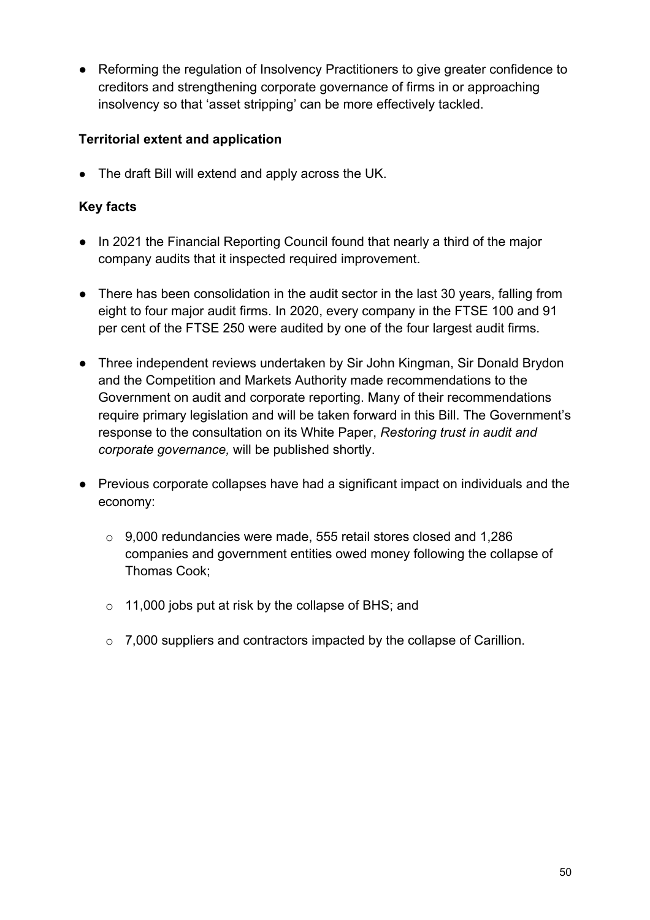- Reforming the regulation of Insolvency Practitioners to give greater confidence to creditors and strengthening corporate governance of firms in or approaching insolvency so that 'asset stripping' can be more effectively tackled.

**Territorial extent and application**

- The draft Bill will extend and apply across the UK.

**Key facts**

- In 2021 the Financial Reporting Council found that nearly a third of the major company audits that it inspected required improvement.

- There has been consolidation in the audit sector in the last 30 years, falling from eight to four major audit firms. In 2020, every company in the FTSE 100 and 91 per cent of the FTSE 250 were audited by one of the four largest audit firms.

- Three independent reviews undertaken by Sir John Kingman, Sir Donald Brydon and the Competition and Markets Authority made recommendations to the Government on audit and corporate reporting. Many of their recommendations require primary legislation and will be taken forward in this Bill. The Government's response to the consultation on its White Paper, *Restoring trust in audit and corporate governance,* will be published shortly.

- Previous corporate collapses have had a significant impact on individuals and the economy:

  - 9,000 redundancies were made, 555 retail stores closed and 1,286 companies and government entities owed money following the collapse of Thomas Cook;

  - 11,000 jobs put at risk by the collapse of BHS; and

  - 7,000 suppliers and contractors impacted by the collapse of Carillion.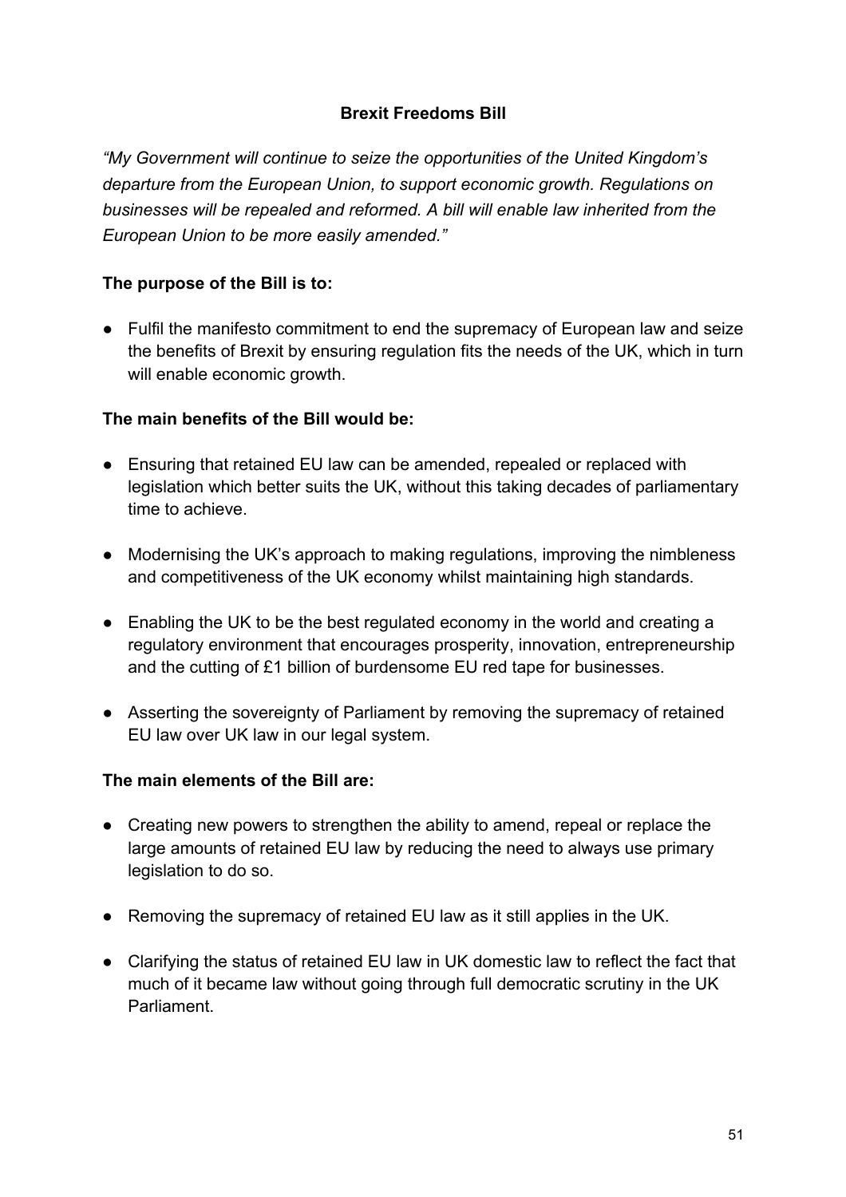## Brexit Freedoms Bill

*"My Government will continue to seize the opportunities of the United Kingdom's departure from the European Union, to support economic growth. Regulations on businesses will be repealed and reformed. A bill will enable law inherited from the European Union to be more easily amended."*

**The purpose of the Bill is to:**

- Fulfil the manifesto commitment to end the supremacy of European law and seize the benefits of Brexit by ensuring regulation fits the needs of the UK, which in turn will enable economic growth.

**The main benefits of the Bill would be:**

- Ensuring that retained EU law can be amended, repealed or replaced with legislation which better suits the UK, without this taking decades of parliamentary time to achieve.
- Modernising the UK's approach to making regulations, improving the nimbleness and competitiveness of the UK economy whilst maintaining high standards.
- Enabling the UK to be the best regulated economy in the world and creating a regulatory environment that encourages prosperity, innovation, entrepreneurship and the cutting of £1 billion of burdensome EU red tape for businesses.
- Asserting the sovereignty of Parliament by removing the supremacy of retained EU law over UK law in our legal system.

**The main elements of the Bill are:**

- Creating new powers to strengthen the ability to amend, repeal or replace the large amounts of retained EU law by reducing the need to always use primary legislation to do so.
- Removing the supremacy of retained EU law as it still applies in the UK.
- Clarifying the status of retained EU law in UK domestic law to reflect the fact that much of it became law without going through full democratic scrutiny in the UK Parliament.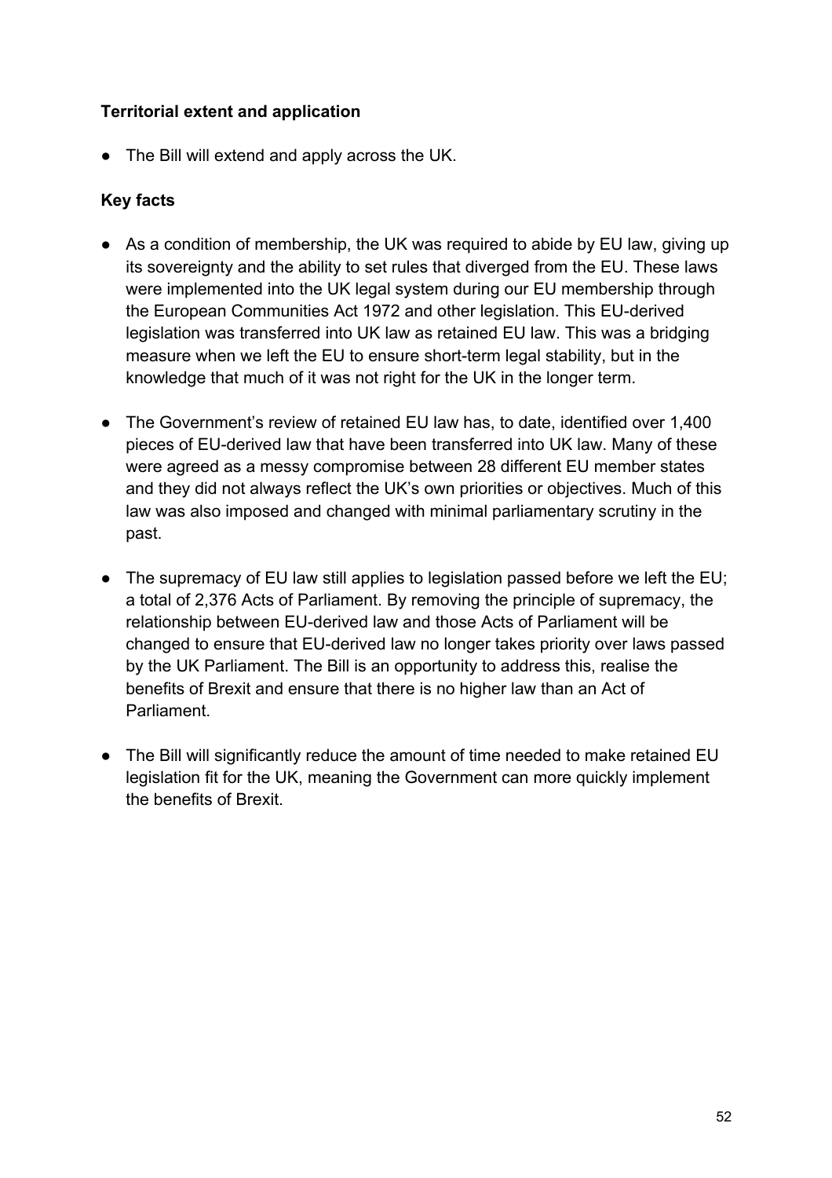**Territorial extent and application**

- The Bill will extend and apply across the UK.

**Key facts**

- As a condition of membership, the UK was required to abide by EU law, giving up its sovereignty and the ability to set rules that diverged from the EU. These laws were implemented into the UK legal system during our EU membership through the European Communities Act 1972 and other legislation. This EU-derived legislation was transferred into UK law as retained EU law. This was a bridging measure when we left the EU to ensure short-term legal stability, but in the knowledge that much of it was not right for the UK in the longer term.

- The Government's review of retained EU law has, to date, identified over 1,400 pieces of EU-derived law that have been transferred into UK law. Many of these were agreed as a messy compromise between 28 different EU member states and they did not always reflect the UK's own priorities or objectives. Much of this law was also imposed and changed with minimal parliamentary scrutiny in the past.

- The supremacy of EU law still applies to legislation passed before we left the EU; a total of 2,376 Acts of Parliament. By removing the principle of supremacy, the relationship between EU-derived law and those Acts of Parliament will be changed to ensure that EU-derived law no longer takes priority over laws passed by the UK Parliament. The Bill is an opportunity to address this, realise the benefits of Brexit and ensure that there is no higher law than an Act of Parliament.

- The Bill will significantly reduce the amount of time needed to make retained EU legislation fit for the UK, meaning the Government can more quickly implement the benefits of Brexit.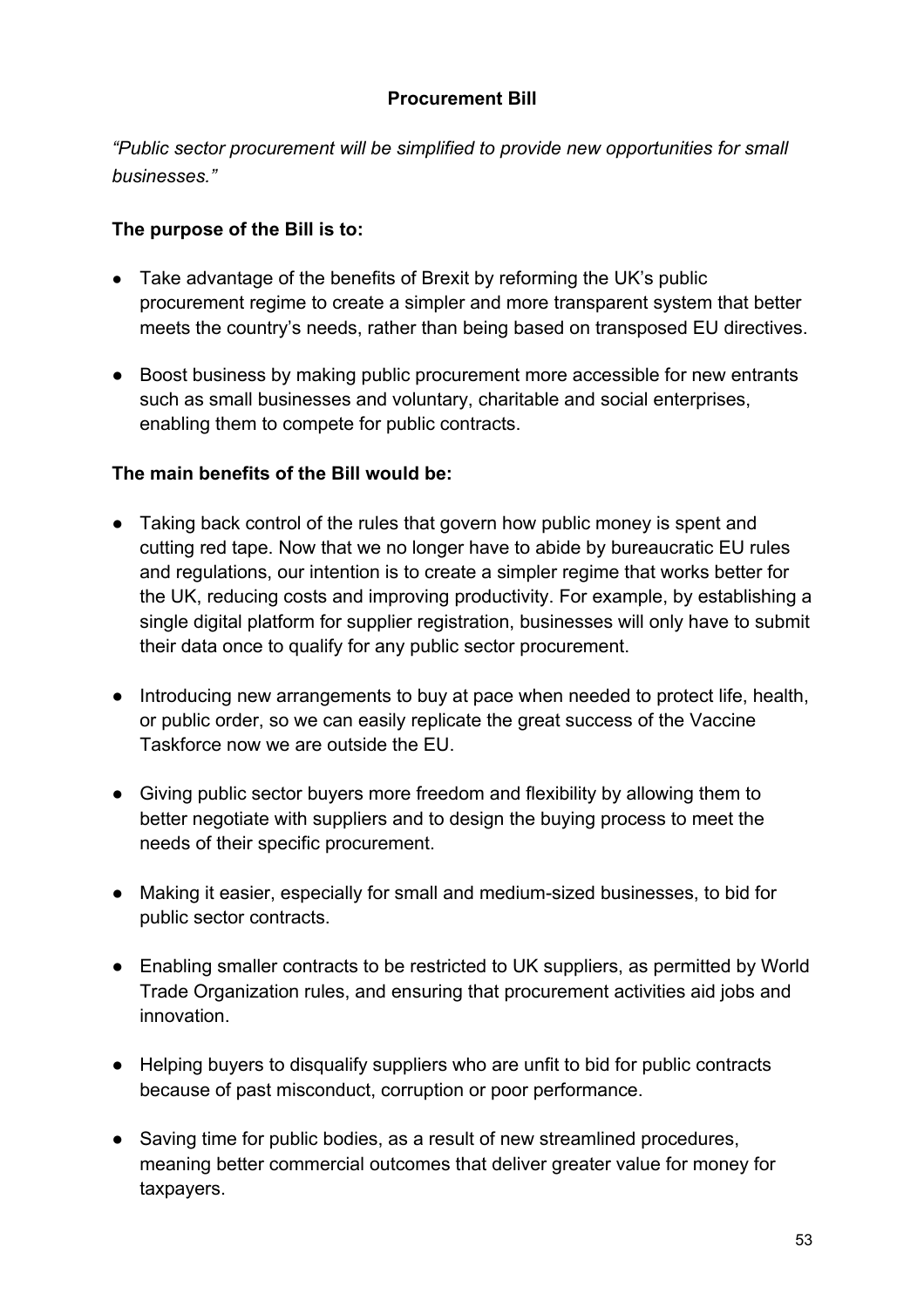## Procurement Bill

*"Public sector procurement will be simplified to provide new opportunities for small businesses."*

**The purpose of the Bill is to:**

- Take advantage of the benefits of Brexit by reforming the UK's public procurement regime to create a simpler and more transparent system that better meets the country's needs, rather than being based on transposed EU directives.

- Boost business by making public procurement more accessible for new entrants such as small businesses and voluntary, charitable and social enterprises, enabling them to compete for public contracts.

**The main benefits of the Bill would be:**

- Taking back control of the rules that govern how public money is spent and cutting red tape. Now that we no longer have to abide by bureaucratic EU rules and regulations, our intention is to create a simpler regime that works better for the UK, reducing costs and improving productivity. For example, by establishing a single digital platform for supplier registration, businesses will only have to submit their data once to qualify for any public sector procurement.

- Introducing new arrangements to buy at pace when needed to protect life, health, or public order, so we can easily replicate the great success of the Vaccine Taskforce now we are outside the EU.

- Giving public sector buyers more freedom and flexibility by allowing them to better negotiate with suppliers and to design the buying process to meet the needs of their specific procurement.

- Making it easier, especially for small and medium-sized businesses, to bid for public sector contracts.

- Enabling smaller contracts to be restricted to UK suppliers, as permitted by World Trade Organization rules, and ensuring that procurement activities aid jobs and innovation.

- Helping buyers to disqualify suppliers who are unfit to bid for public contracts because of past misconduct, corruption or poor performance.

- Saving time for public bodies, as a result of new streamlined procedures, meaning better commercial outcomes that deliver greater value for money for taxpayers.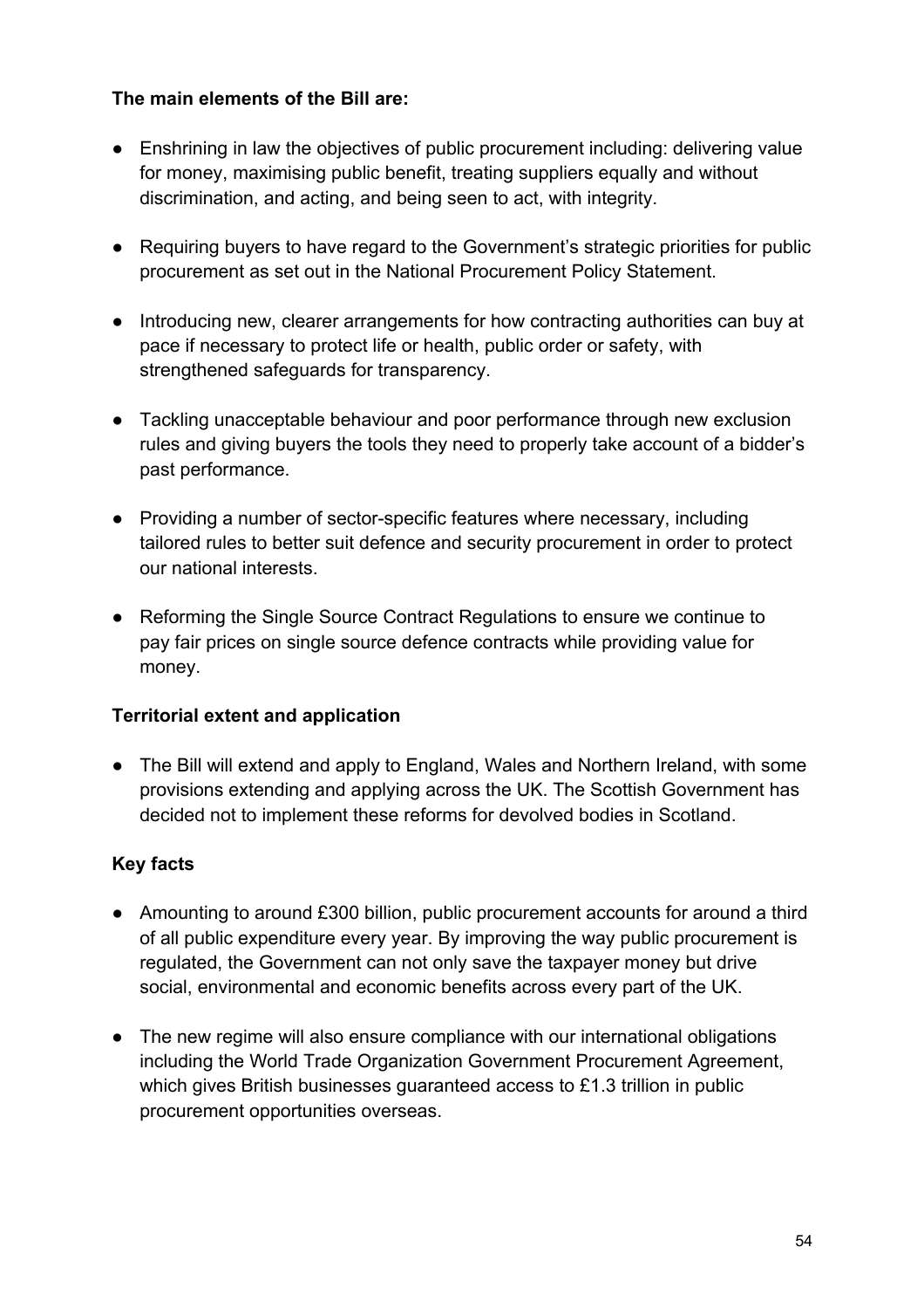**The main elements of the Bill are:**

- Enshrining in law the objectives of public procurement including: delivering value for money, maximising public benefit, treating suppliers equally and without discrimination, and acting, and being seen to act, with integrity.
- Requiring buyers to have regard to the Government's strategic priorities for public procurement as set out in the National Procurement Policy Statement.
- Introducing new, clearer arrangements for how contracting authorities can buy at pace if necessary to protect life or health, public order or safety, with strengthened safeguards for transparency.
- Tackling unacceptable behaviour and poor performance through new exclusion rules and giving buyers the tools they need to properly take account of a bidder's past performance.
- Providing a number of sector-specific features where necessary, including tailored rules to better suit defence and security procurement in order to protect our national interests.
- Reforming the Single Source Contract Regulations to ensure we continue to pay fair prices on single source defence contracts while providing value for money.

**Territorial extent and application**

- The Bill will extend and apply to England, Wales and Northern Ireland, with some provisions extending and applying across the UK. The Scottish Government has decided not to implement these reforms for devolved bodies in Scotland.

**Key facts**

- Amounting to around £300 billion, public procurement accounts for around a third of all public expenditure every year. By improving the way public procurement is regulated, the Government can not only save the taxpayer money but drive social, environmental and economic benefits across every part of the UK.
- The new regime will also ensure compliance with our international obligations including the World Trade Organization Government Procurement Agreement, which gives British businesses guaranteed access to £1.3 trillion in public procurement opportunities overseas.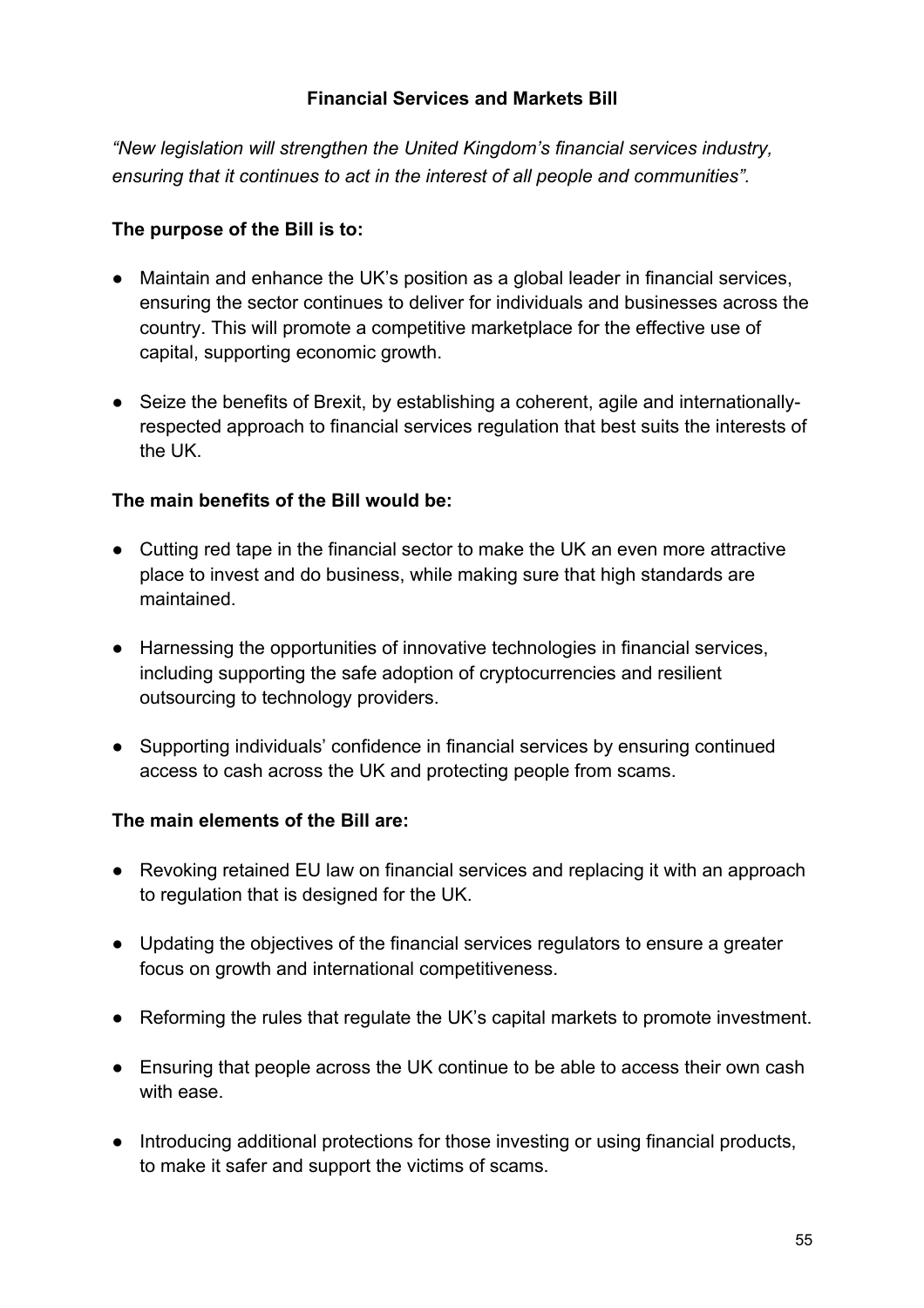## Financial Services and Markets Bill

*"New legislation will strengthen the United Kingdom's financial services industry, ensuring that it continues to act in the interest of all people and communities".*

**The purpose of the Bill is to:**

- Maintain and enhance the UK's position as a global leader in financial services, ensuring the sector continues to deliver for individuals and businesses across the country. This will promote a competitive marketplace for the effective use of capital, supporting economic growth.
- Seize the benefits of Brexit, by establishing a coherent, agile and internationally-respected approach to financial services regulation that best suits the interests of the UK.

**The main benefits of the Bill would be:**

- Cutting red tape in the financial sector to make the UK an even more attractive place to invest and do business, while making sure that high standards are maintained.
- Harnessing the opportunities of innovative technologies in financial services, including supporting the safe adoption of cryptocurrencies and resilient outsourcing to technology providers.
- Supporting individuals' confidence in financial services by ensuring continued access to cash across the UK and protecting people from scams.

**The main elements of the Bill are:**

- Revoking retained EU law on financial services and replacing it with an approach to regulation that is designed for the UK.
- Updating the objectives of the financial services regulators to ensure a greater focus on growth and international competitiveness.
- Reforming the rules that regulate the UK's capital markets to promote investment.
- Ensuring that people across the UK continue to be able to access their own cash with ease.
- Introducing additional protections for those investing or using financial products, to make it safer and support the victims of scams.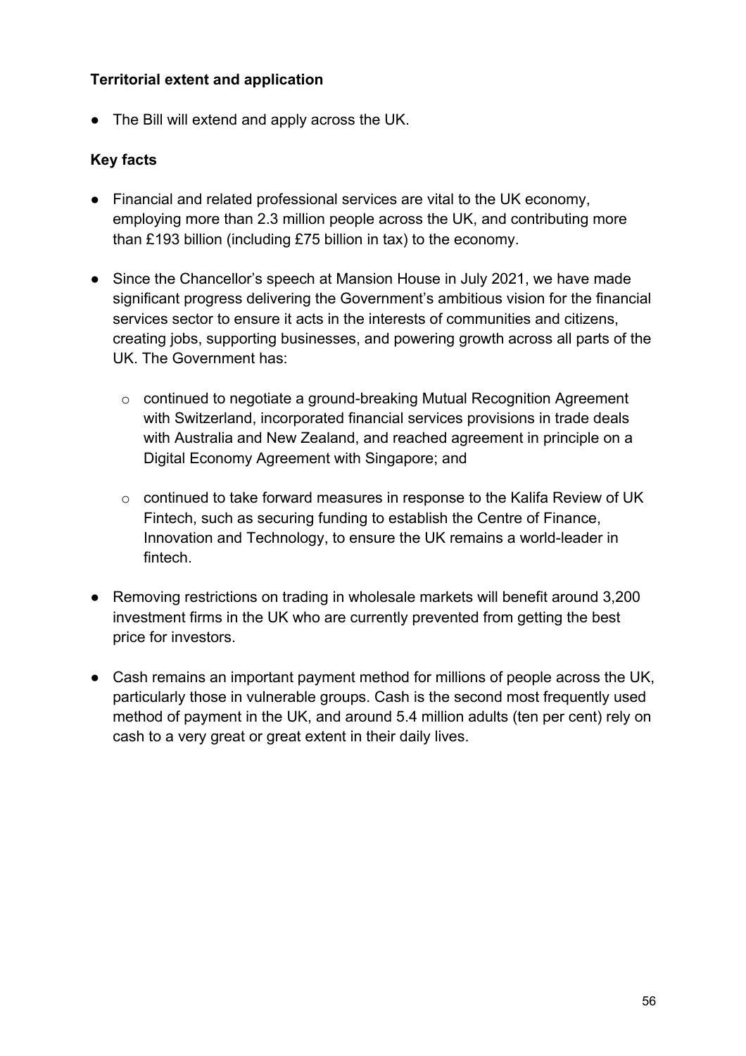**Territorial extent and application**

- The Bill will extend and apply across the UK.

**Key facts**

- Financial and related professional services are vital to the UK economy, employing more than 2.3 million people across the UK, and contributing more than £193 billion (including £75 billion in tax) to the economy.

- Since the Chancellor's speech at Mansion House in July 2021, we have made significant progress delivering the Government's ambitious vision for the financial services sector to ensure it acts in the interests of communities and citizens, creating jobs, supporting businesses, and powering growth across all parts of the UK. The Government has:

  - continued to negotiate a ground-breaking Mutual Recognition Agreement with Switzerland, incorporated financial services provisions in trade deals with Australia and New Zealand, and reached agreement in principle on a Digital Economy Agreement with Singapore; and

  - continued to take forward measures in response to the Kalifa Review of UK Fintech, such as securing funding to establish the Centre of Finance, Innovation and Technology, to ensure the UK remains a world-leader in fintech.

- Removing restrictions on trading in wholesale markets will benefit around 3,200 investment firms in the UK who are currently prevented from getting the best price for investors.

- Cash remains an important payment method for millions of people across the UK, particularly those in vulnerable groups. Cash is the second most frequently used method of payment in the UK, and around 5.4 million adults (ten per cent) rely on cash to a very great or great extent in their daily lives.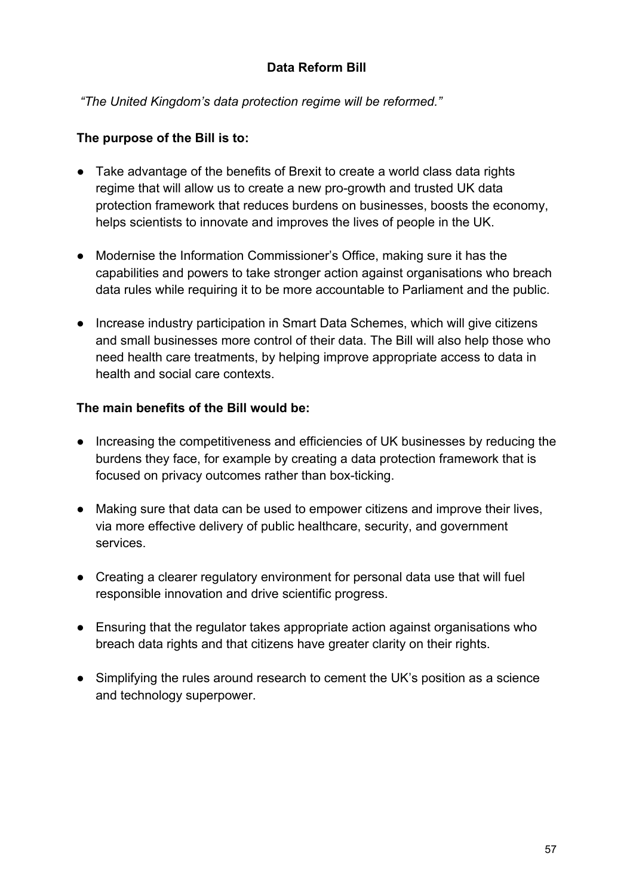## Data Reform Bill

*"The United Kingdom's data protection regime will be reformed."*

**The purpose of the Bill is to:**

- Take advantage of the benefits of Brexit to create a world class data rights regime that will allow us to create a new pro-growth and trusted UK data protection framework that reduces burdens on businesses, boosts the economy, helps scientists to innovate and improves the lives of people in the UK.

- Modernise the Information Commissioner's Office, making sure it has the capabilities and powers to take stronger action against organisations who breach data rules while requiring it to be more accountable to Parliament and the public.

- Increase industry participation in Smart Data Schemes, which will give citizens and small businesses more control of their data. The Bill will also help those who need health care treatments, by helping improve appropriate access to data in health and social care contexts.

**The main benefits of the Bill would be:**

- Increasing the competitiveness and efficiencies of UK businesses by reducing the burdens they face, for example by creating a data protection framework that is focused on privacy outcomes rather than box-ticking.

- Making sure that data can be used to empower citizens and improve their lives, via more effective delivery of public healthcare, security, and government services.

- Creating a clearer regulatory environment for personal data use that will fuel responsible innovation and drive scientific progress.

- Ensuring that the regulator takes appropriate action against organisations who breach data rights and that citizens have greater clarity on their rights.

- Simplifying the rules around research to cement the UK's position as a science and technology superpower.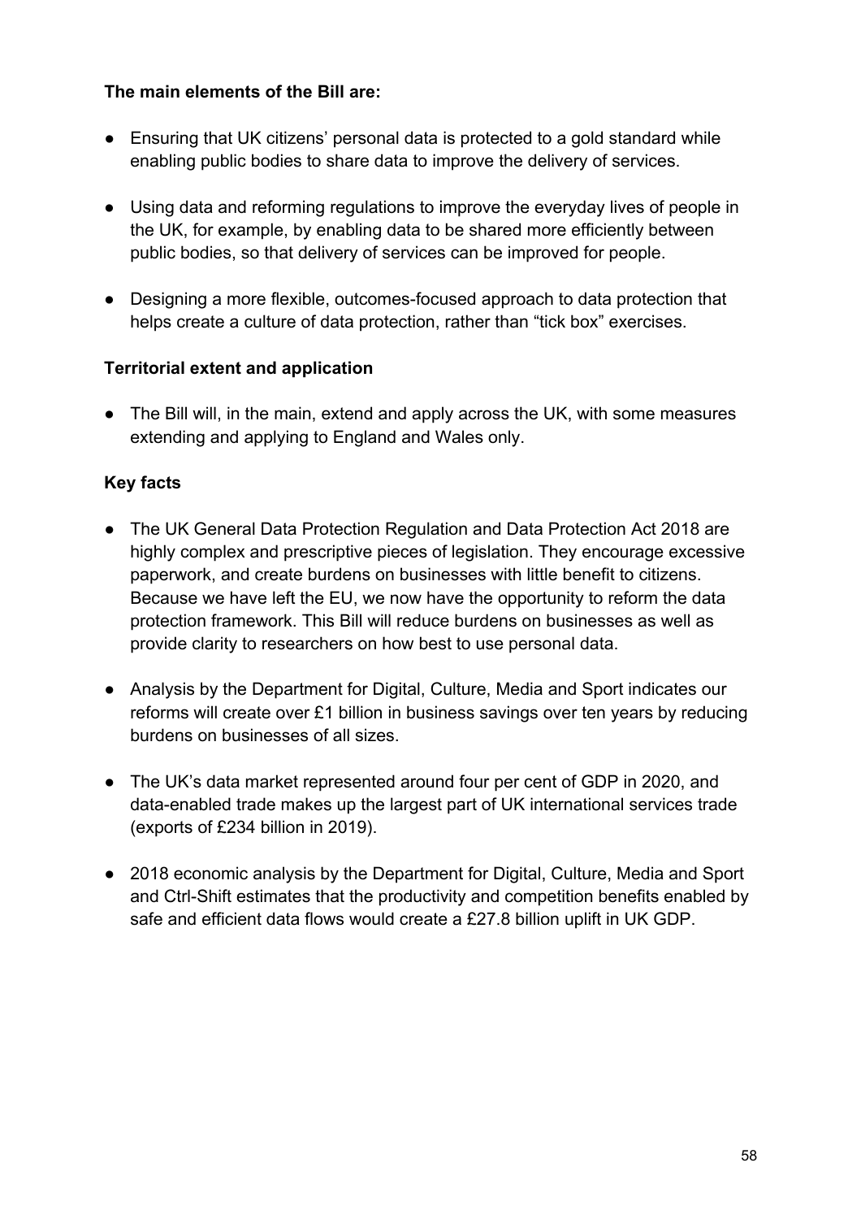**The main elements of the Bill are:**

- Ensuring that UK citizens' personal data is protected to a gold standard while enabling public bodies to share data to improve the delivery of services.

- Using data and reforming regulations to improve the everyday lives of people in the UK, for example, by enabling data to be shared more efficiently between public bodies, so that delivery of services can be improved for people.

- Designing a more flexible, outcomes-focused approach to data protection that helps create a culture of data protection, rather than "tick box" exercises.

**Territorial extent and application**

- The Bill will, in the main, extend and apply across the UK, with some measures extending and applying to England and Wales only.

**Key facts**

- The UK General Data Protection Regulation and Data Protection Act 2018 are highly complex and prescriptive pieces of legislation. They encourage excessive paperwork, and create burdens on businesses with little benefit to citizens. Because we have left the EU, we now have the opportunity to reform the data protection framework. This Bill will reduce burdens on businesses as well as provide clarity to researchers on how best to use personal data.

- Analysis by the Department for Digital, Culture, Media and Sport indicates our reforms will create over £1 billion in business savings over ten years by reducing burdens on businesses of all sizes.

- The UK's data market represented around four per cent of GDP in 2020, and data-enabled trade makes up the largest part of UK international services trade (exports of £234 billion in 2019).

- 2018 economic analysis by the Department for Digital, Culture, Media and Sport and Ctrl-Shift estimates that the productivity and competition benefits enabled by safe and efficient data flows would create a £27.8 billion uplift in UK GDP.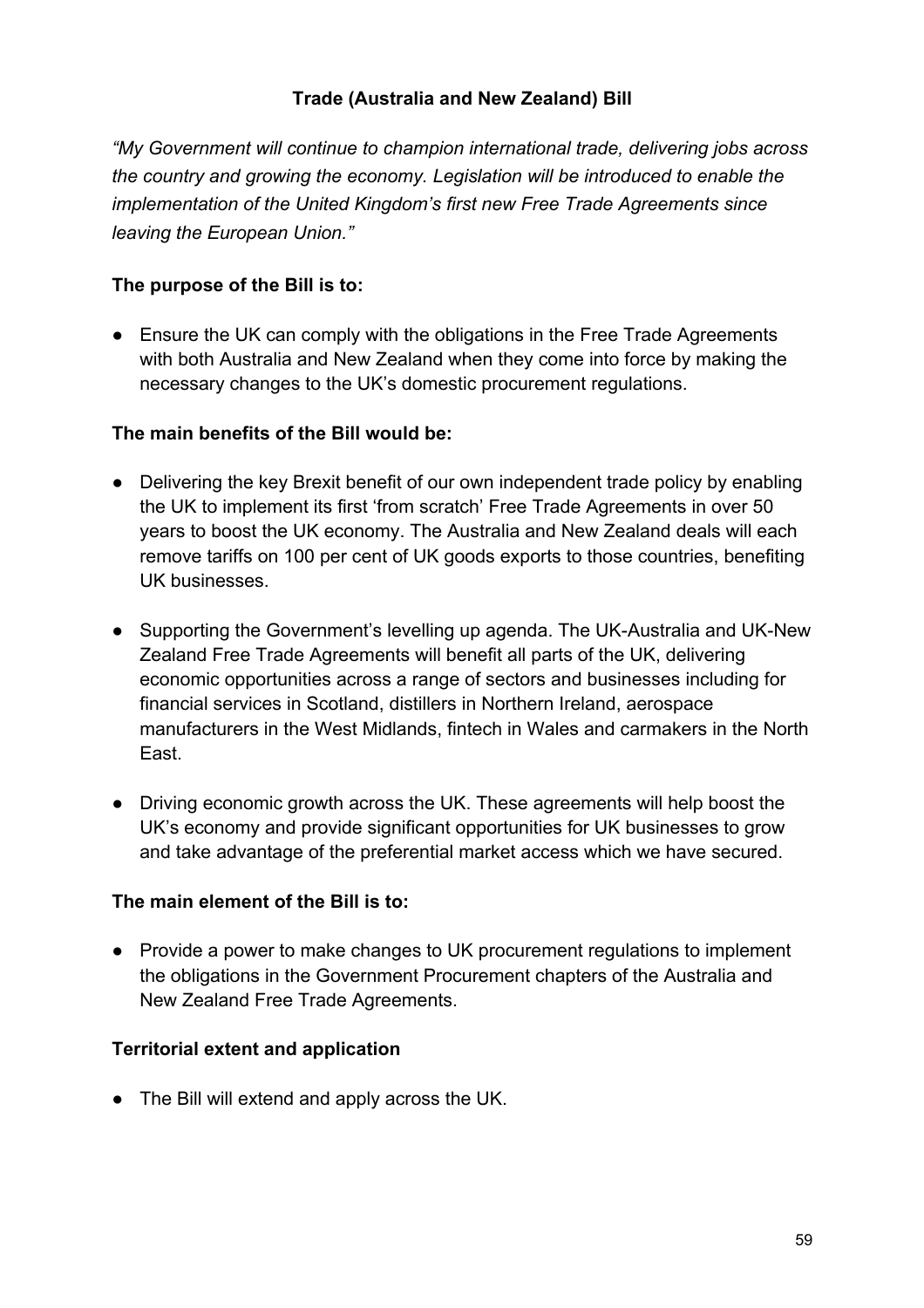## Trade (Australia and New Zealand) Bill

*“My Government will continue to champion international trade, delivering jobs across the country and growing the economy. Legislation will be introduced to enable the implementation of the United Kingdom’s first new Free Trade Agreements since leaving the European Union.”*

**The purpose of the Bill is to:**

- Ensure the UK can comply with the obligations in the Free Trade Agreements with both Australia and New Zealand when they come into force by making the necessary changes to the UK’s domestic procurement regulations.

**The main benefits of the Bill would be:**

- Delivering the key Brexit benefit of our own independent trade policy by enabling the UK to implement its first ‘from scratch’ Free Trade Agreements in over 50 years to boost the UK economy. The Australia and New Zealand deals will each remove tariffs on 100 per cent of UK goods exports to those countries, benefiting UK businesses.
- Supporting the Government’s levelling up agenda. The UK-Australia and UK-New Zealand Free Trade Agreements will benefit all parts of the UK, delivering economic opportunities across a range of sectors and businesses including for financial services in Scotland, distillers in Northern Ireland, aerospace manufacturers in the West Midlands, fintech in Wales and carmakers in the North East.
- Driving economic growth across the UK. These agreements will help boost the UK’s economy and provide significant opportunities for UK businesses to grow and take advantage of the preferential market access which we have secured.

**The main element of the Bill is to:**

- Provide a power to make changes to UK procurement regulations to implement the obligations in the Government Procurement chapters of the Australia and New Zealand Free Trade Agreements.

**Territorial extent and application**

- The Bill will extend and apply across the UK.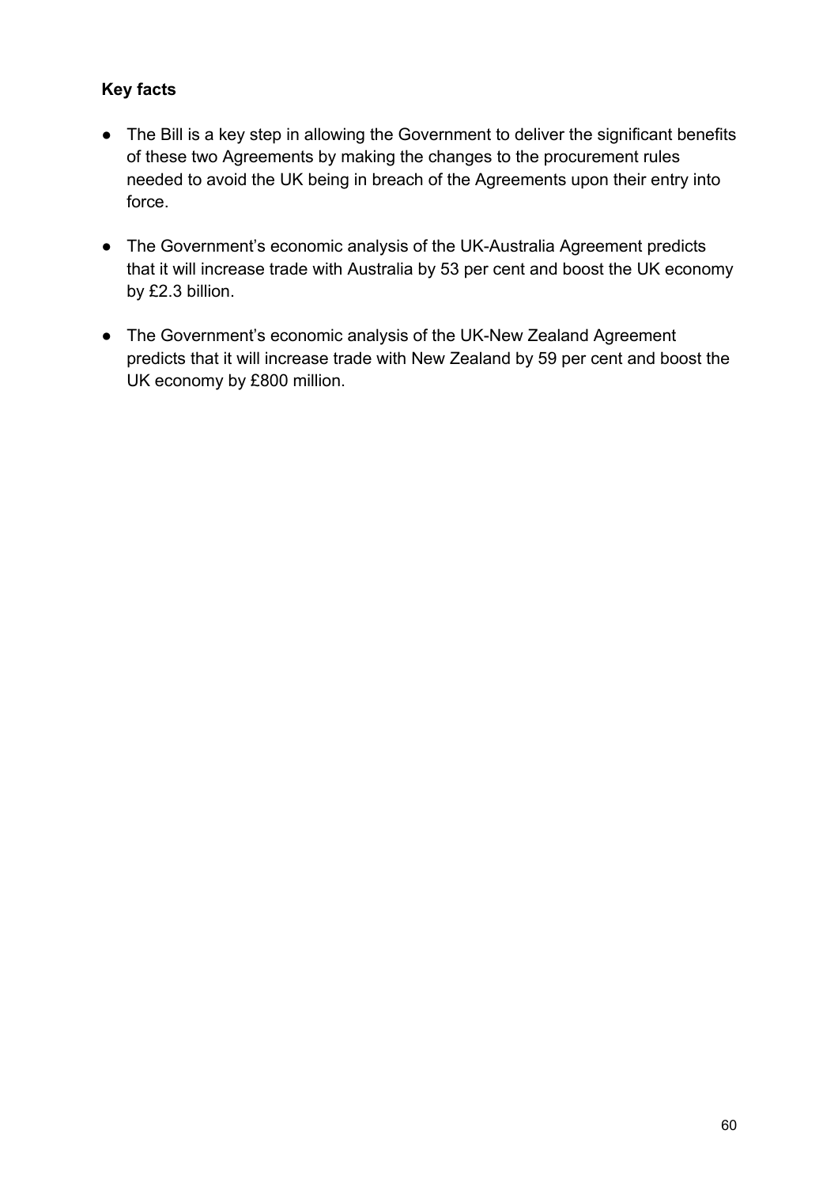**Key facts**

- The Bill is a key step in allowing the Government to deliver the significant benefits of these two Agreements by making the changes to the procurement rules needed to avoid the UK being in breach of the Agreements upon their entry into force.

- The Government's economic analysis of the UK-Australia Agreement predicts that it will increase trade with Australia by 53 per cent and boost the UK economy by £2.3 billion.

- The Government's economic analysis of the UK-New Zealand Agreement predicts that it will increase trade with New Zealand by 59 per cent and boost the UK economy by £800 million.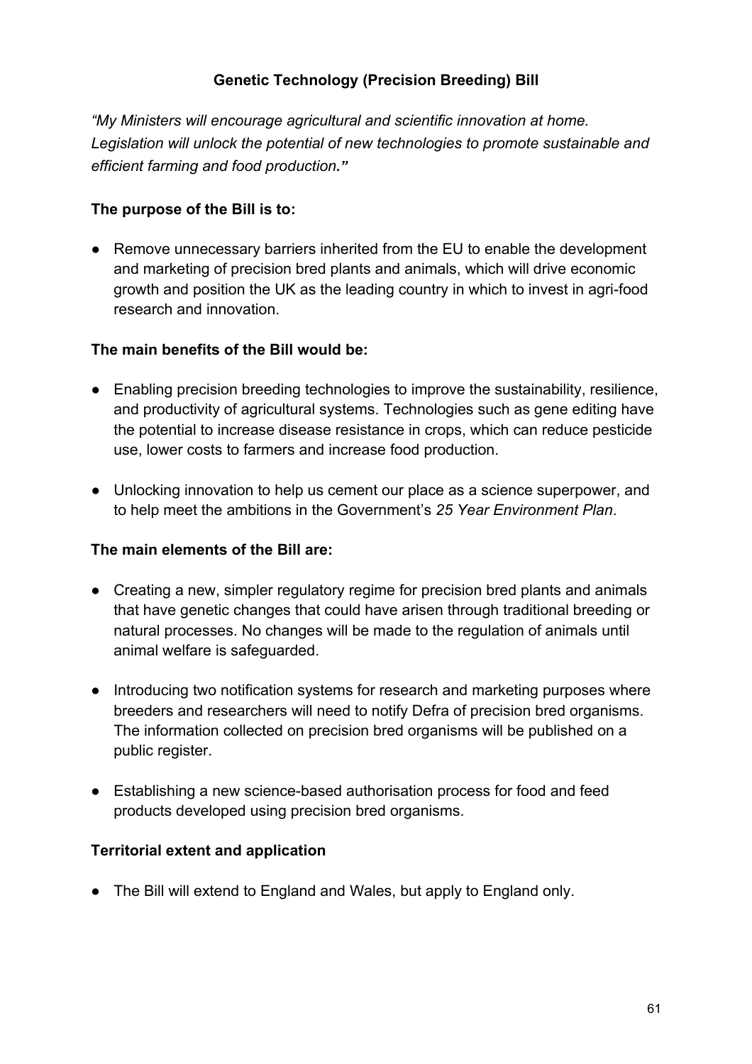## Genetic Technology (Precision Breeding) Bill

*"My Ministers will encourage agricultural and scientific innovation at home. Legislation will unlock the potential of new technologies to promote sustainable and efficient farming and food production."*

**The purpose of the Bill is to:**

- Remove unnecessary barriers inherited from the EU to enable the development and marketing of precision bred plants and animals, which will drive economic growth and position the UK as the leading country in which to invest in agri-food research and innovation.

**The main benefits of the Bill would be:**

- Enabling precision breeding technologies to improve the sustainability, resilience, and productivity of agricultural systems. Technologies such as gene editing have the potential to increase disease resistance in crops, which can reduce pesticide use, lower costs to farmers and increase food production.
- Unlocking innovation to help us cement our place as a science superpower, and to help meet the ambitions in the Government's *25 Year Environment Plan*.

**The main elements of the Bill are:**

- Creating a new, simpler regulatory regime for precision bred plants and animals that have genetic changes that could have arisen through traditional breeding or natural processes. No changes will be made to the regulation of animals until animal welfare is safeguarded.
- Introducing two notification systems for research and marketing purposes where breeders and researchers will need to notify Defra of precision bred organisms. The information collected on precision bred organisms will be published on a public register.
- Establishing a new science-based authorisation process for food and feed products developed using precision bred organisms.

**Territorial extent and application**

- The Bill will extend to England and Wales, but apply to England only.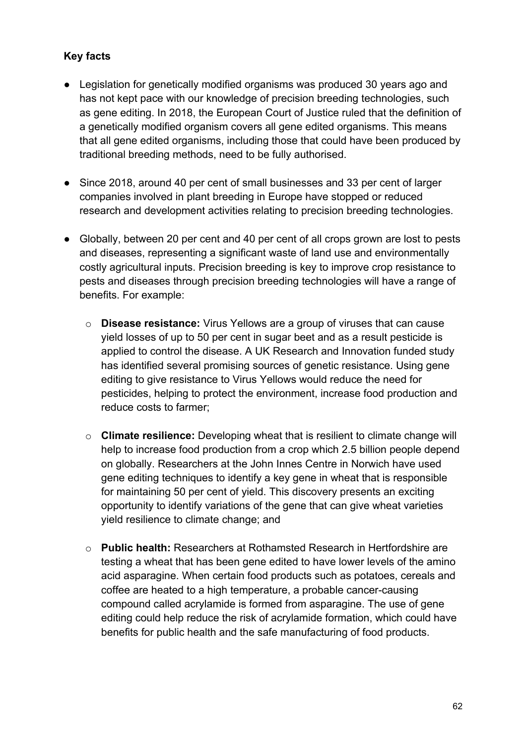**Key facts**

- Legislation for genetically modified organisms was produced 30 years ago and has not kept pace with our knowledge of precision breeding technologies, such as gene editing. In 2018, the European Court of Justice ruled that the definition of a genetically modified organism covers all gene edited organisms. This means that all gene edited organisms, including those that could have been produced by traditional breeding methods, need to be fully authorised.

- Since 2018, around 40 per cent of small businesses and 33 per cent of larger companies involved in plant breeding in Europe have stopped or reduced research and development activities relating to precision breeding technologies.

- Globally, between 20 per cent and 40 per cent of all crops grown are lost to pests and diseases, representing a significant waste of land use and environmentally costly agricultural inputs. Precision breeding is key to improve crop resistance to pests and diseases through precision breeding technologies will have a range of benefits. For example:

    - **Disease resistance:** Virus Yellows are a group of viruses that can cause yield losses of up to 50 per cent in sugar beet and as a result pesticide is applied to control the disease. A UK Research and Innovation funded study has identified several promising sources of genetic resistance. Using gene editing to give resistance to Virus Yellows would reduce the need for pesticides, helping to protect the environment, increase food production and reduce costs to farmer;

    - **Climate resilience:** Developing wheat that is resilient to climate change will help to increase food production from a crop which 2.5 billion people depend on globally. Researchers at the John Innes Centre in Norwich have used gene editing techniques to identify a key gene in wheat that is responsible for maintaining 50 per cent of yield. This discovery presents an exciting opportunity to identify variations of the gene that can give wheat varieties yield resilience to climate change; and

    - **Public health:** Researchers at Rothamsted Research in Hertfordshire are testing a wheat that has been gene edited to have lower levels of the amino acid asparagine. When certain food products such as potatoes, cereals and coffee are heated to a high temperature, a probable cancer-causing compound called acrylamide is formed from asparagine. The use of gene editing could help reduce the risk of acrylamide formation, which could have benefits for public health and the safe manufacturing of food products.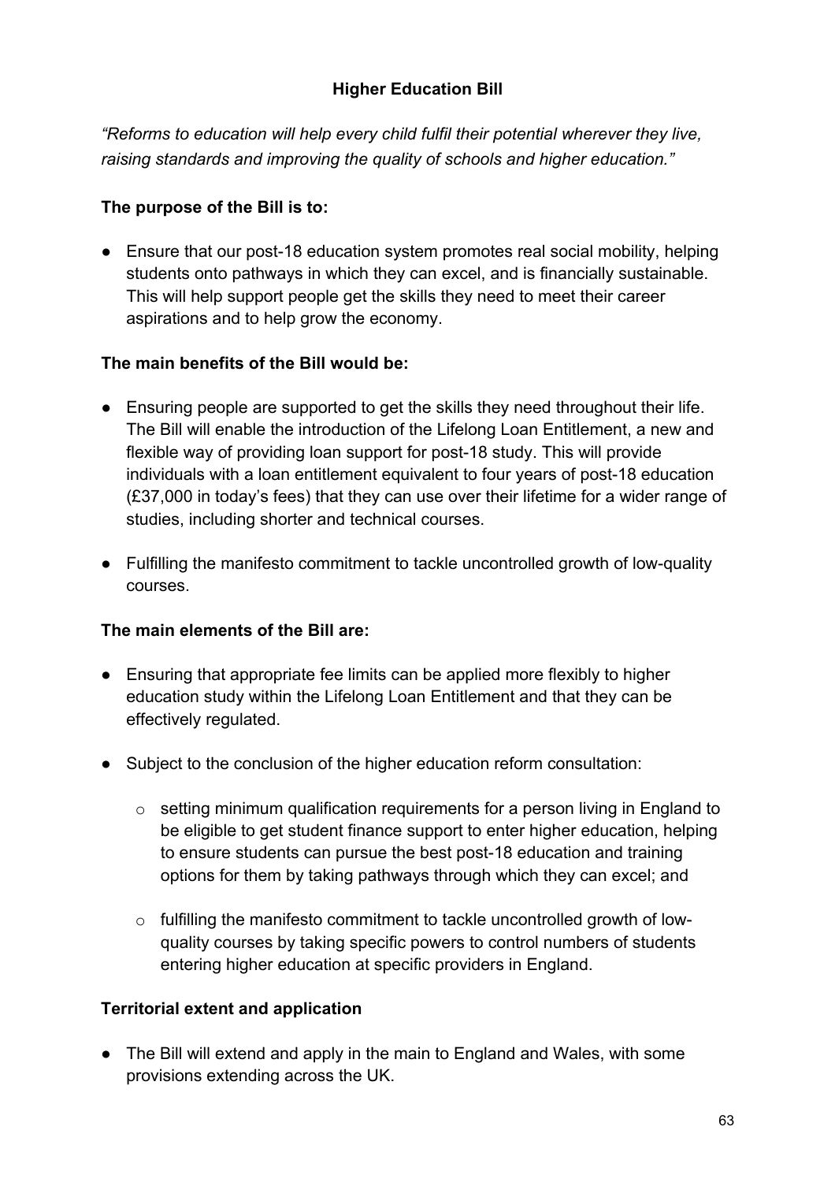## Higher Education Bill

*"Reforms to education will help every child fulfil their potential wherever they live, raising standards and improving the quality of schools and higher education."*

**The purpose of the Bill is to:**

- Ensure that our post-18 education system promotes real social mobility, helping students onto pathways in which they can excel, and is financially sustainable. This will help support people get the skills they need to meet their career aspirations and to help grow the economy.

**The main benefits of the Bill would be:**

- Ensuring people are supported to get the skills they need throughout their life. The Bill will enable the introduction of the Lifelong Loan Entitlement, a new and flexible way of providing loan support for post-18 study. This will provide individuals with a loan entitlement equivalent to four years of post-18 education (£37,000 in today's fees) that they can use over their lifetime for a wider range of studies, including shorter and technical courses.
- Fulfilling the manifesto commitment to tackle uncontrolled growth of low-quality courses.

**The main elements of the Bill are:**

- Ensuring that appropriate fee limits can be applied more flexibly to higher education study within the Lifelong Loan Entitlement and that they can be effectively regulated.
- Subject to the conclusion of the higher education reform consultation:
  - setting minimum qualification requirements for a person living in England to be eligible to get student finance support to enter higher education, helping to ensure students can pursue the best post-18 education and training options for them by taking pathways through which they can excel; and
  - fulfilling the manifesto commitment to tackle uncontrolled growth of low-quality courses by taking specific powers to control numbers of students entering higher education at specific providers in England.

**Territorial extent and application**

- The Bill will extend and apply in the main to England and Wales, with some provisions extending across the UK.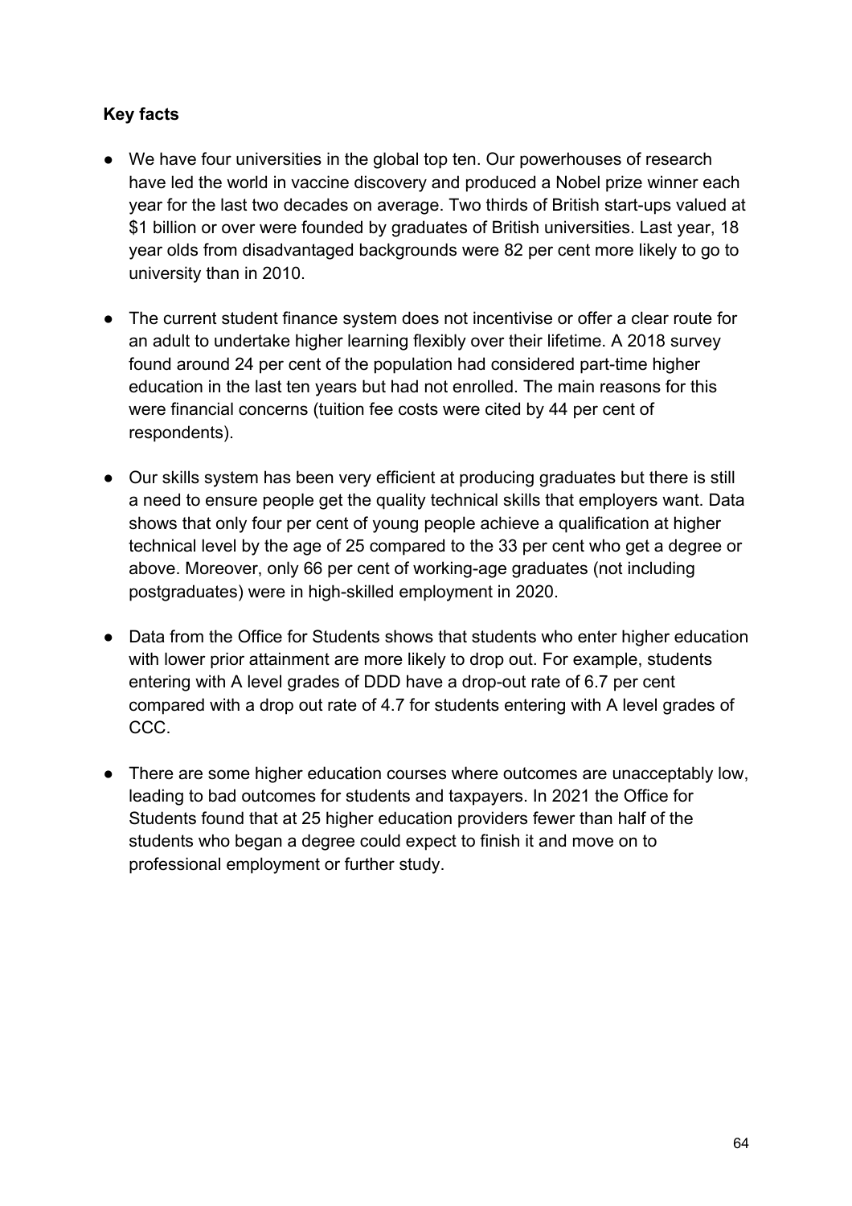**Key facts**

- We have four universities in the global top ten. Our powerhouses of research have led the world in vaccine discovery and produced a Nobel prize winner each year for the last two decades on average. Two thirds of British start-ups valued at $1 billion or over were founded by graduates of British universities. Last year, 18 year olds from disadvantaged backgrounds were 82 per cent more likely to go to university than in 2010.

- The current student finance system does not incentivise or offer a clear route for an adult to undertake higher learning flexibly over their lifetime. A 2018 survey found around 24 per cent of the population had considered part-time higher education in the last ten years but had not enrolled. The main reasons for this were financial concerns (tuition fee costs were cited by 44 per cent of respondents).

- Our skills system has been very efficient at producing graduates but there is still a need to ensure people get the quality technical skills that employers want. Data shows that only four per cent of young people achieve a qualification at higher technical level by the age of 25 compared to the 33 per cent who get a degree or above. Moreover, only 66 per cent of working-age graduates (not including postgraduates) were in high-skilled employment in 2020.

- Data from the Office for Students shows that students who enter higher education with lower prior attainment are more likely to drop out. For example, students entering with A level grades of DDD have a drop-out rate of 6.7 per cent compared with a drop out rate of 4.7 for students entering with A level grades of CCC.

- There are some higher education courses where outcomes are unacceptably low, leading to bad outcomes for students and taxpayers. In 2021 the Office for Students found that at 25 higher education providers fewer than half of the students who began a degree could expect to finish it and move on to professional employment or further study.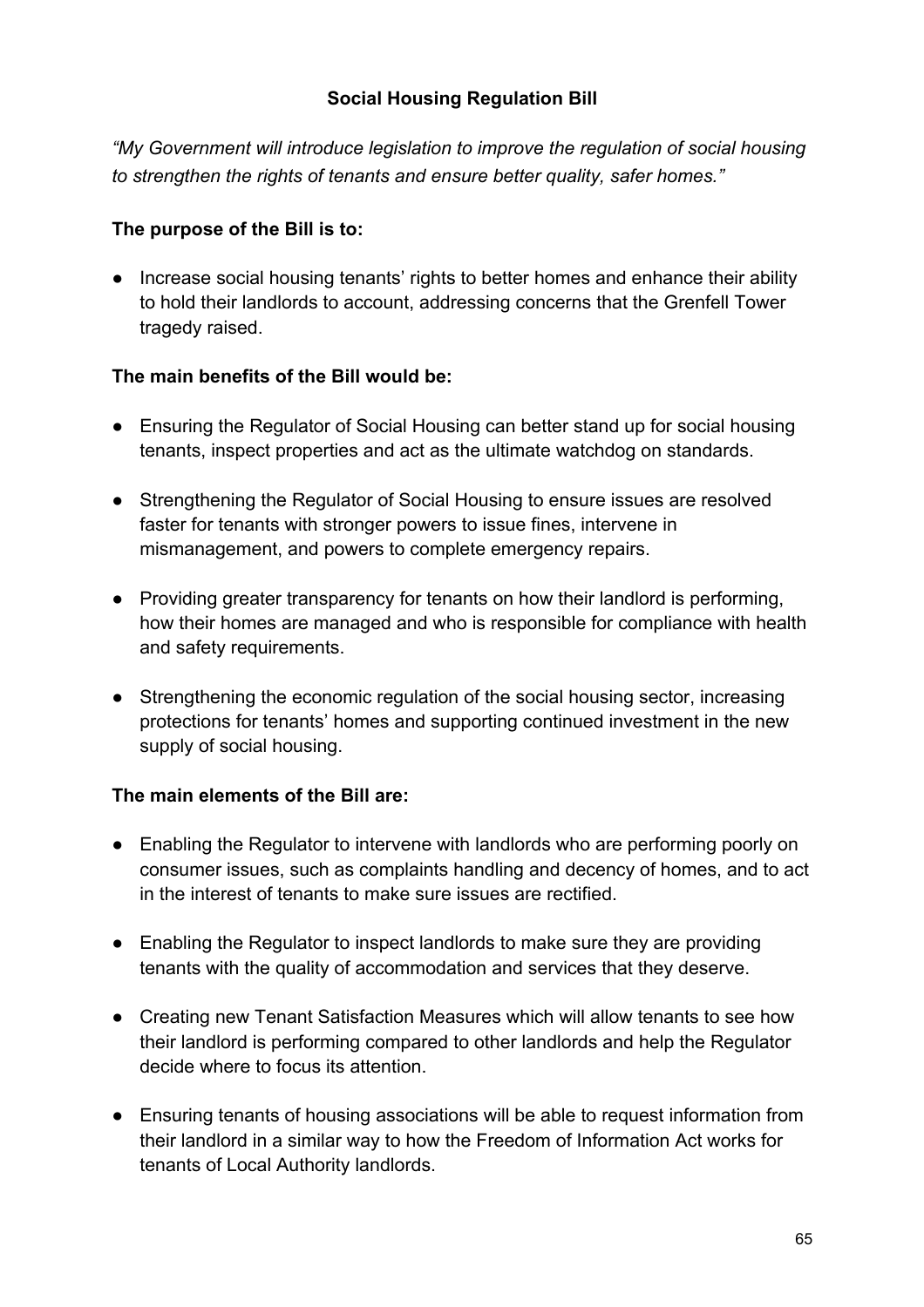## Social Housing Regulation Bill

*"My Government will introduce legislation to improve the regulation of social housing to strengthen the rights of tenants and ensure better quality, safer homes."*

**The purpose of the Bill is to:**

- Increase social housing tenants' rights to better homes and enhance their ability to hold their landlords to account, addressing concerns that the Grenfell Tower tragedy raised.

**The main benefits of the Bill would be:**

- Ensuring the Regulator of Social Housing can better stand up for social housing tenants, inspect properties and act as the ultimate watchdog on standards.
- Strengthening the Regulator of Social Housing to ensure issues are resolved faster for tenants with stronger powers to issue fines, intervene in mismanagement, and powers to complete emergency repairs.
- Providing greater transparency for tenants on how their landlord is performing, how their homes are managed and who is responsible for compliance with health and safety requirements.
- Strengthening the economic regulation of the social housing sector, increasing protections for tenants' homes and supporting continued investment in the new supply of social housing.

**The main elements of the Bill are:**

- Enabling the Regulator to intervene with landlords who are performing poorly on consumer issues, such as complaints handling and decency of homes, and to act in the interest of tenants to make sure issues are rectified.
- Enabling the Regulator to inspect landlords to make sure they are providing tenants with the quality of accommodation and services that they deserve.
- Creating new Tenant Satisfaction Measures which will allow tenants to see how their landlord is performing compared to other landlords and help the Regulator decide where to focus its attention.
- Ensuring tenants of housing associations will be able to request information from their landlord in a similar way to how the Freedom of Information Act works for tenants of Local Authority landlords.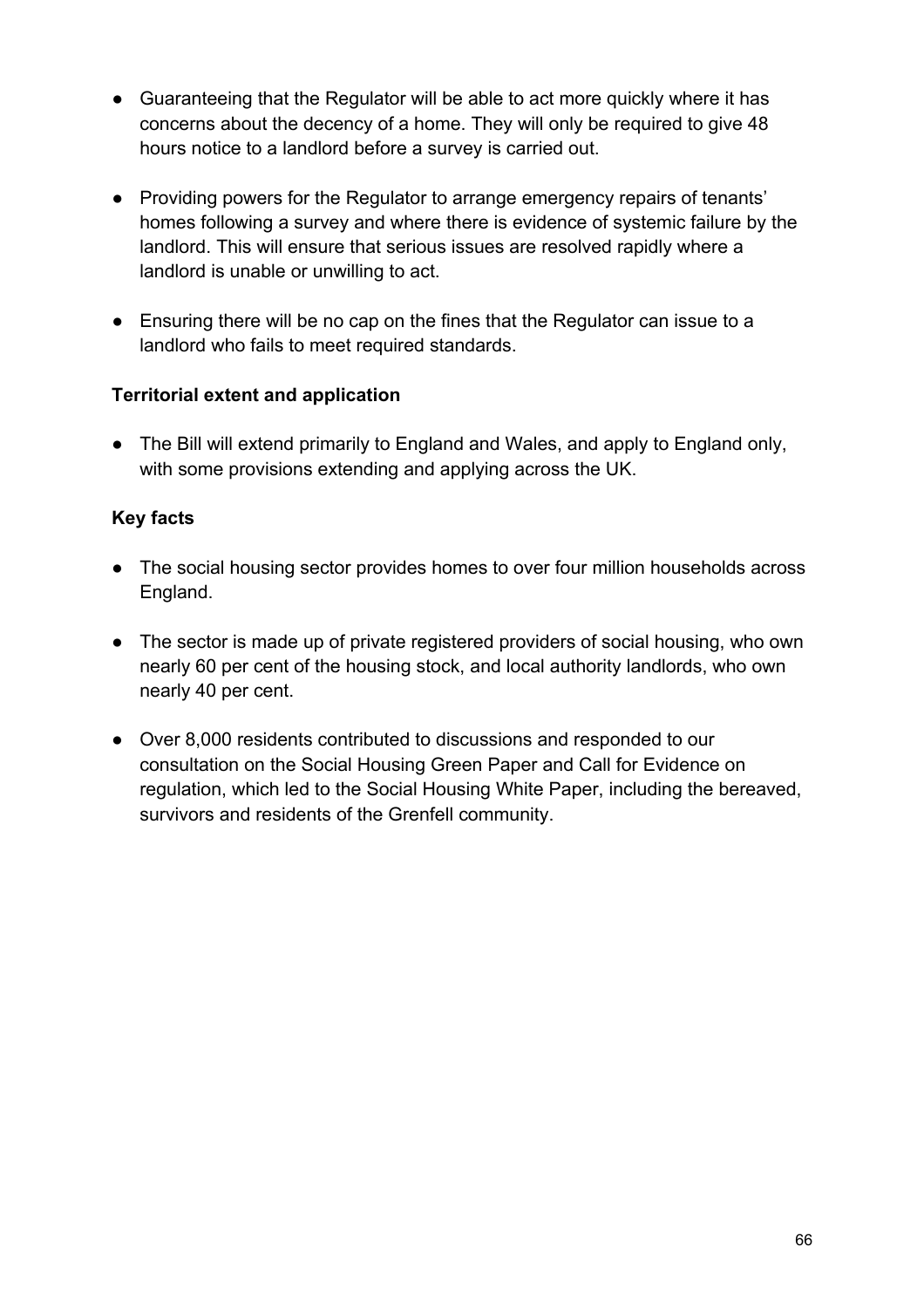- Guaranteeing that the Regulator will be able to act more quickly where it has concerns about the decency of a home. They will only be required to give 48 hours notice to a landlord before a survey is carried out.

- Providing powers for the Regulator to arrange emergency repairs of tenants' homes following a survey and where there is evidence of systemic failure by the landlord. This will ensure that serious issues are resolved rapidly where a landlord is unable or unwilling to act.

- Ensuring there will be no cap on the fines that the Regulator can issue to a landlord who fails to meet required standards.

**Territorial extent and application**

- The Bill will extend primarily to England and Wales, and apply to England only, with some provisions extending and applying across the UK.

**Key facts**

- The social housing sector provides homes to over four million households across England.

- The sector is made up of private registered providers of social housing, who own nearly 60 per cent of the housing stock, and local authority landlords, who own nearly 40 per cent.

- Over 8,000 residents contributed to discussions and responded to our consultation on the Social Housing Green Paper and Call for Evidence on regulation, which led to the Social Housing White Paper, including the bereaved, survivors and residents of the Grenfell community.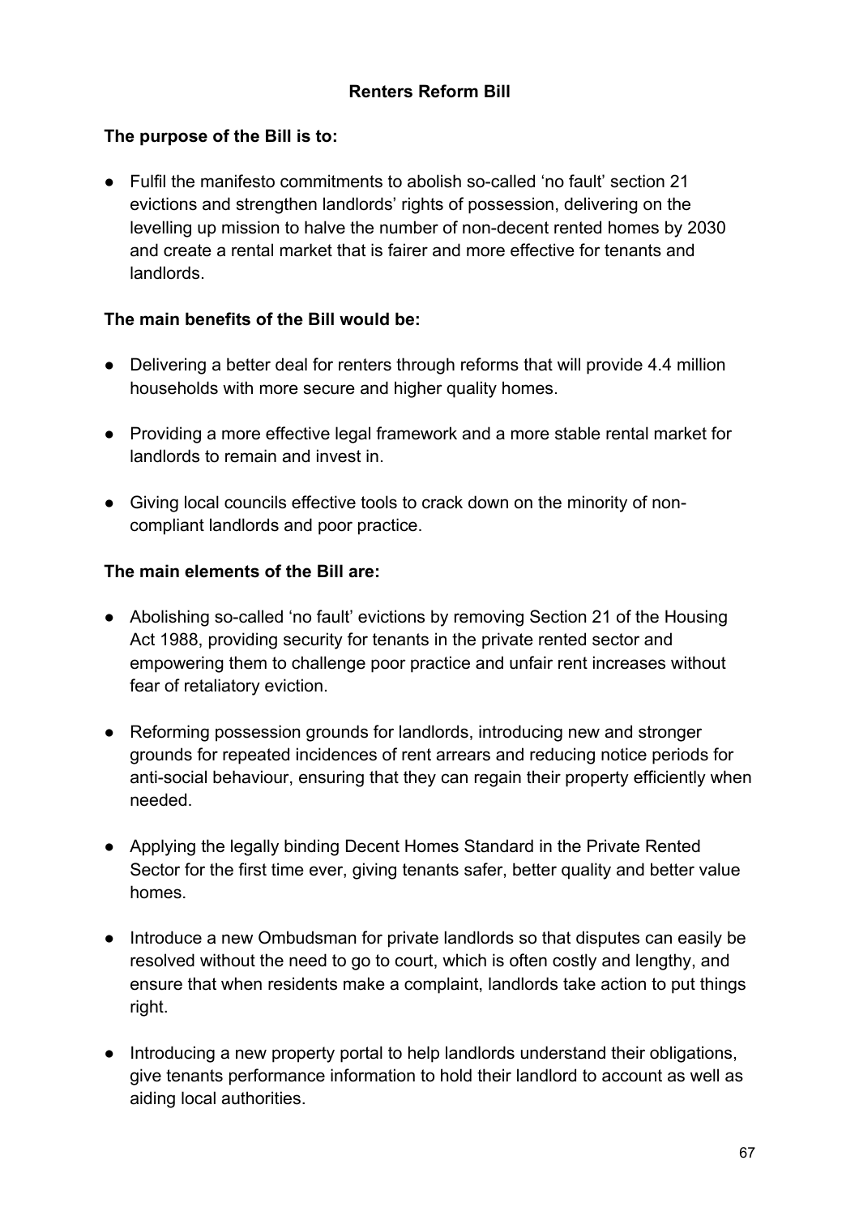## Renters Reform Bill

**The purpose of the Bill is to:**

- Fulfil the manifesto commitments to abolish so-called 'no fault' section 21 evictions and strengthen landlords' rights of possession, delivering on the levelling up mission to halve the number of non-decent rented homes by 2030 and create a rental market that is fairer and more effective for tenants and landlords.

**The main benefits of the Bill would be:**

- Delivering a better deal for renters through reforms that will provide 4.4 million households with more secure and higher quality homes.
- Providing a more effective legal framework and a more stable rental market for landlords to remain and invest in.
- Giving local councils effective tools to crack down on the minority of non-compliant landlords and poor practice.

**The main elements of the Bill are:**

- Abolishing so-called 'no fault' evictions by removing Section 21 of the Housing Act 1988, providing security for tenants in the private rented sector and empowering them to challenge poor practice and unfair rent increases without fear of retaliatory eviction.
- Reforming possession grounds for landlords, introducing new and stronger grounds for repeated incidences of rent arrears and reducing notice periods for anti-social behaviour, ensuring that they can regain their property efficiently when needed.
- Applying the legally binding Decent Homes Standard in the Private Rented Sector for the first time ever, giving tenants safer, better quality and better value homes.
- Introduce a new Ombudsman for private landlords so that disputes can easily be resolved without the need to go to court, which is often costly and lengthy, and ensure that when residents make a complaint, landlords take action to put things right.
- Introducing a new property portal to help landlords understand their obligations, give tenants performance information to hold their landlord to account as well as aiding local authorities.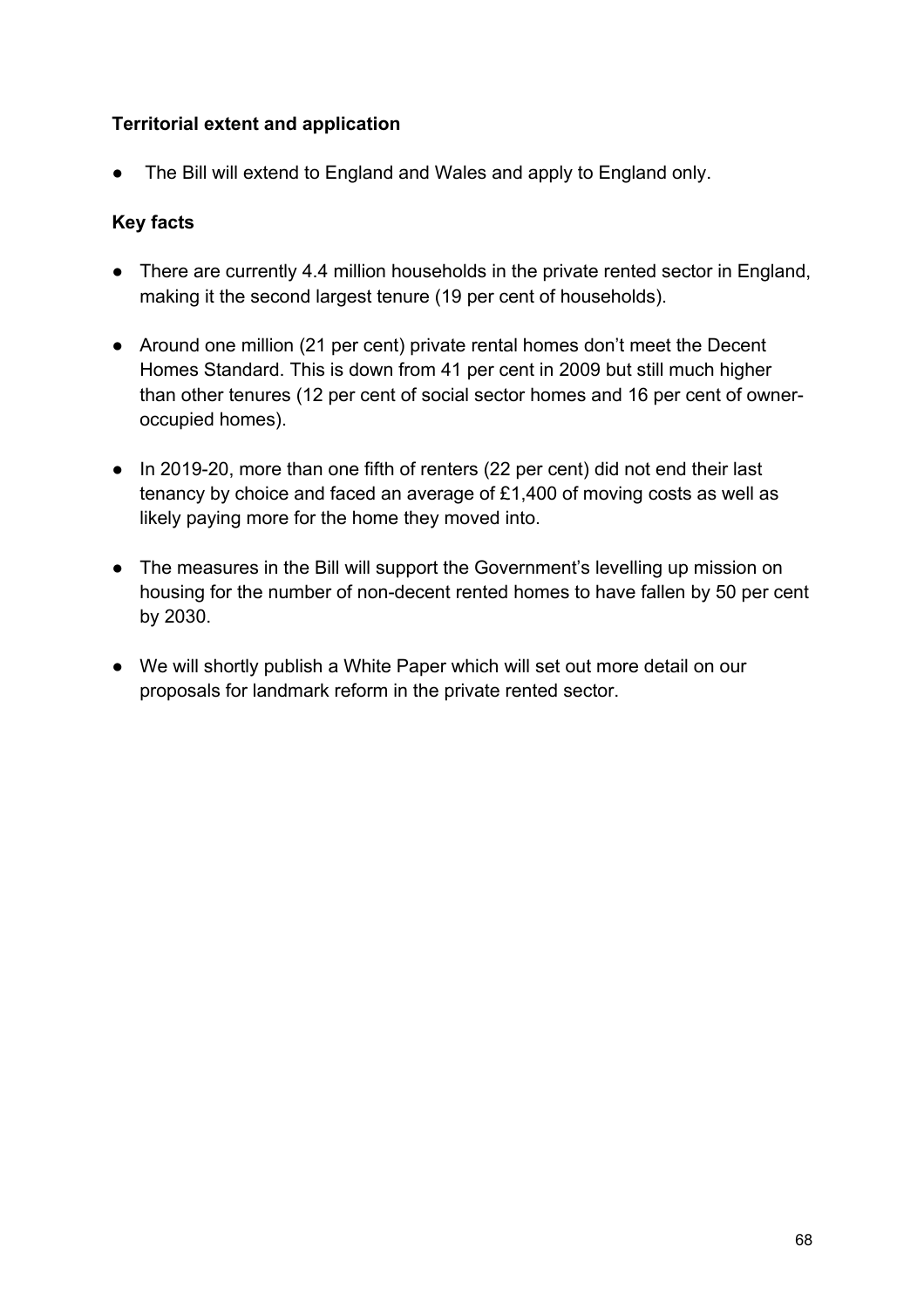**Territorial extent and application**

- The Bill will extend to England and Wales and apply to England only.

**Key facts**

- There are currently 4.4 million households in the private rented sector in England, making it the second largest tenure (19 per cent of households).
- Around one million (21 per cent) private rental homes don't meet the Decent Homes Standard. This is down from 41 per cent in 2009 but still much higher than other tenures (12 per cent of social sector homes and 16 per cent of owner-occupied homes).
- In 2019-20, more than one fifth of renters (22 per cent) did not end their last tenancy by choice and faced an average of £1,400 of moving costs as well as likely paying more for the home they moved into.
- The measures in the Bill will support the Government's levelling up mission on housing for the number of non-decent rented homes to have fallen by 50 per cent by 2030.
- We will shortly publish a White Paper which will set out more detail on our proposals for landmark reform in the private rented sector.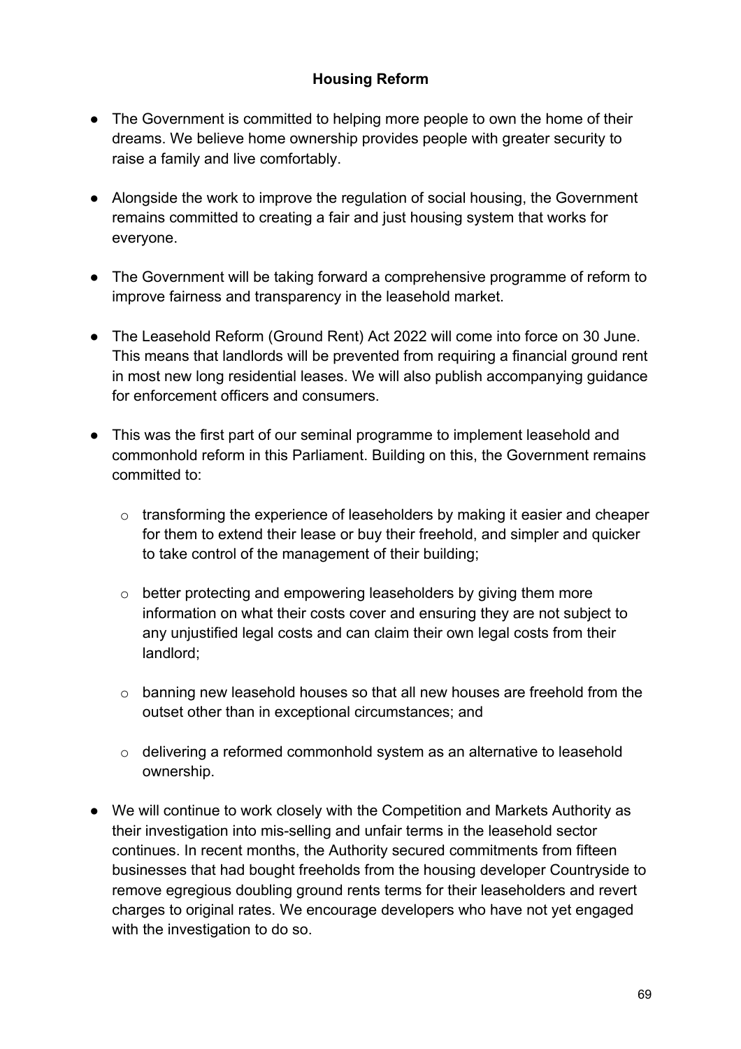## Housing Reform

- The Government is committed to helping more people to own the home of their dreams. We believe home ownership provides people with greater security to raise a family and live comfortably.

- Alongside the work to improve the regulation of social housing, the Government remains committed to creating a fair and just housing system that works for everyone.

- The Government will be taking forward a comprehensive programme of reform to improve fairness and transparency in the leasehold market.

- The Leasehold Reform (Ground Rent) Act 2022 will come into force on 30 June. This means that landlords will be prevented from requiring a financial ground rent in most new long residential leases. We will also publish accompanying guidance for enforcement officers and consumers.

- This was the first part of our seminal programme to implement leasehold and commonhold reform in this Parliament. Building on this, the Government remains committed to:

  - transforming the experience of leaseholders by making it easier and cheaper for them to extend their lease or buy their freehold, and simpler and quicker to take control of the management of their building;

  - better protecting and empowering leaseholders by giving them more information on what their costs cover and ensuring they are not subject to any unjustified legal costs and can claim their own legal costs from their landlord;

  - banning new leasehold houses so that all new houses are freehold from the outset other than in exceptional circumstances; and

  - delivering a reformed commonhold system as an alternative to leasehold ownership.

- We will continue to work closely with the Competition and Markets Authority as their investigation into mis-selling and unfair terms in the leasehold sector continues. In recent months, the Authority secured commitments from fifteen businesses that had bought freeholds from the housing developer Countryside to remove egregious doubling ground rents terms for their leaseholders and revert charges to original rates. We encourage developers who have not yet engaged with the investigation to do so.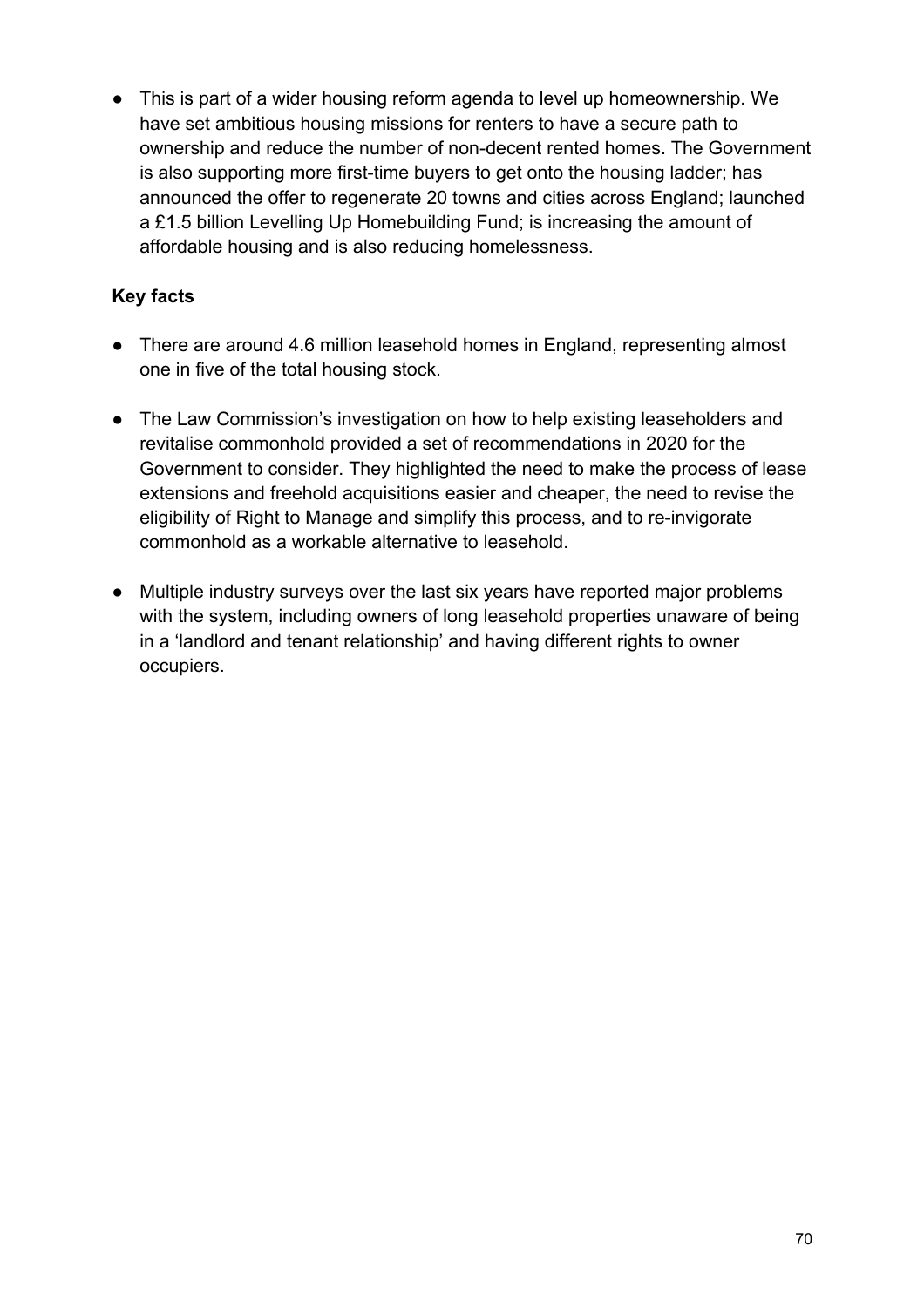- This is part of a wider housing reform agenda to level up homeownership. We have set ambitious housing missions for renters to have a secure path to ownership and reduce the number of non-decent rented homes. The Government is also supporting more first-time buyers to get onto the housing ladder; has announced the offer to regenerate 20 towns and cities across England; launched a £1.5 billion Levelling Up Homebuilding Fund; is increasing the amount of affordable housing and is also reducing homelessness.

**Key facts**

- There are around 4.6 million leasehold homes in England, representing almost one in five of the total housing stock.
- The Law Commission's investigation on how to help existing leaseholders and revitalise commonhold provided a set of recommendations in 2020 for the Government to consider. They highlighted the need to make the process of lease extensions and freehold acquisitions easier and cheaper, the need to revise the eligibility of Right to Manage and simplify this process, and to re-invigorate commonhold as a workable alternative to leasehold.
- Multiple industry surveys over the last six years have reported major problems with the system, including owners of long leasehold properties unaware of being in a 'landlord and tenant relationship' and having different rights to owner occupiers.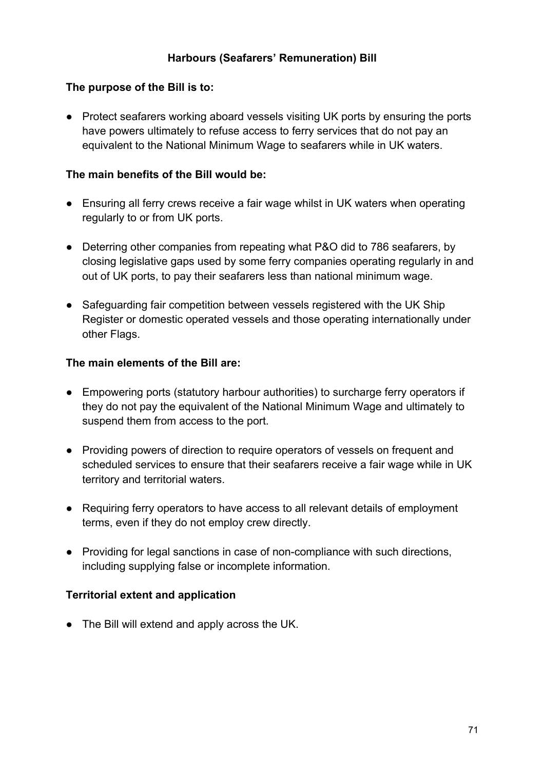## Harbours (Seafarers' Remuneration) Bill

**The purpose of the Bill is to:**

- Protect seafarers working aboard vessels visiting UK ports by ensuring the ports have powers ultimately to refuse access to ferry services that do not pay an equivalent to the National Minimum Wage to seafarers while in UK waters.

**The main benefits of the Bill would be:**

- Ensuring all ferry crews receive a fair wage whilst in UK waters when operating regularly to or from UK ports.
- Deterring other companies from repeating what P&O did to 786 seafarers, by closing legislative gaps used by some ferry companies operating regularly in and out of UK ports, to pay their seafarers less than national minimum wage.
- Safeguarding fair competition between vessels registered with the UK Ship Register or domestic operated vessels and those operating internationally under other Flags.

**The main elements of the Bill are:**

- Empowering ports (statutory harbour authorities) to surcharge ferry operators if they do not pay the equivalent of the National Minimum Wage and ultimately to suspend them from access to the port.
- Providing powers of direction to require operators of vessels on frequent and scheduled services to ensure that their seafarers receive a fair wage while in UK territory and territorial waters.
- Requiring ferry operators to have access to all relevant details of employment terms, even if they do not employ crew directly.
- Providing for legal sanctions in case of non-compliance with such directions, including supplying false or incomplete information.

**Territorial extent and application**

- The Bill will extend and apply across the UK.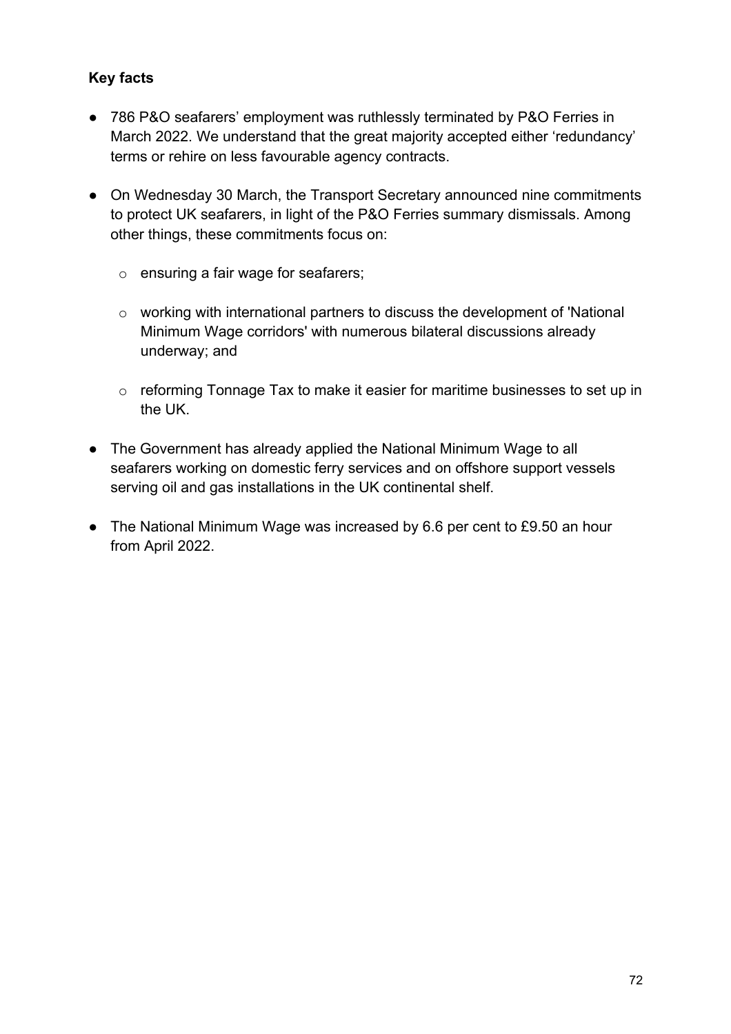**Key facts**

- 786 P&O seafarers' employment was ruthlessly terminated by P&O Ferries in March 2022. We understand that the great majority accepted either 'redundancy' terms or rehire on less favourable agency contracts.

- On Wednesday 30 March, the Transport Secretary announced nine commitments to protect UK seafarers, in light of the P&O Ferries summary dismissals. Among other things, these commitments focus on:

  - ensuring a fair wage for seafarers;

  - working with international partners to discuss the development of 'National Minimum Wage corridors' with numerous bilateral discussions already underway; and

  - reforming Tonnage Tax to make it easier for maritime businesses to set up in the UK.

- The Government has already applied the National Minimum Wage to all seafarers working on domestic ferry services and on offshore support vessels serving oil and gas installations in the UK continental shelf.

- The National Minimum Wage was increased by 6.6 per cent to £9.50 an hour from April 2022.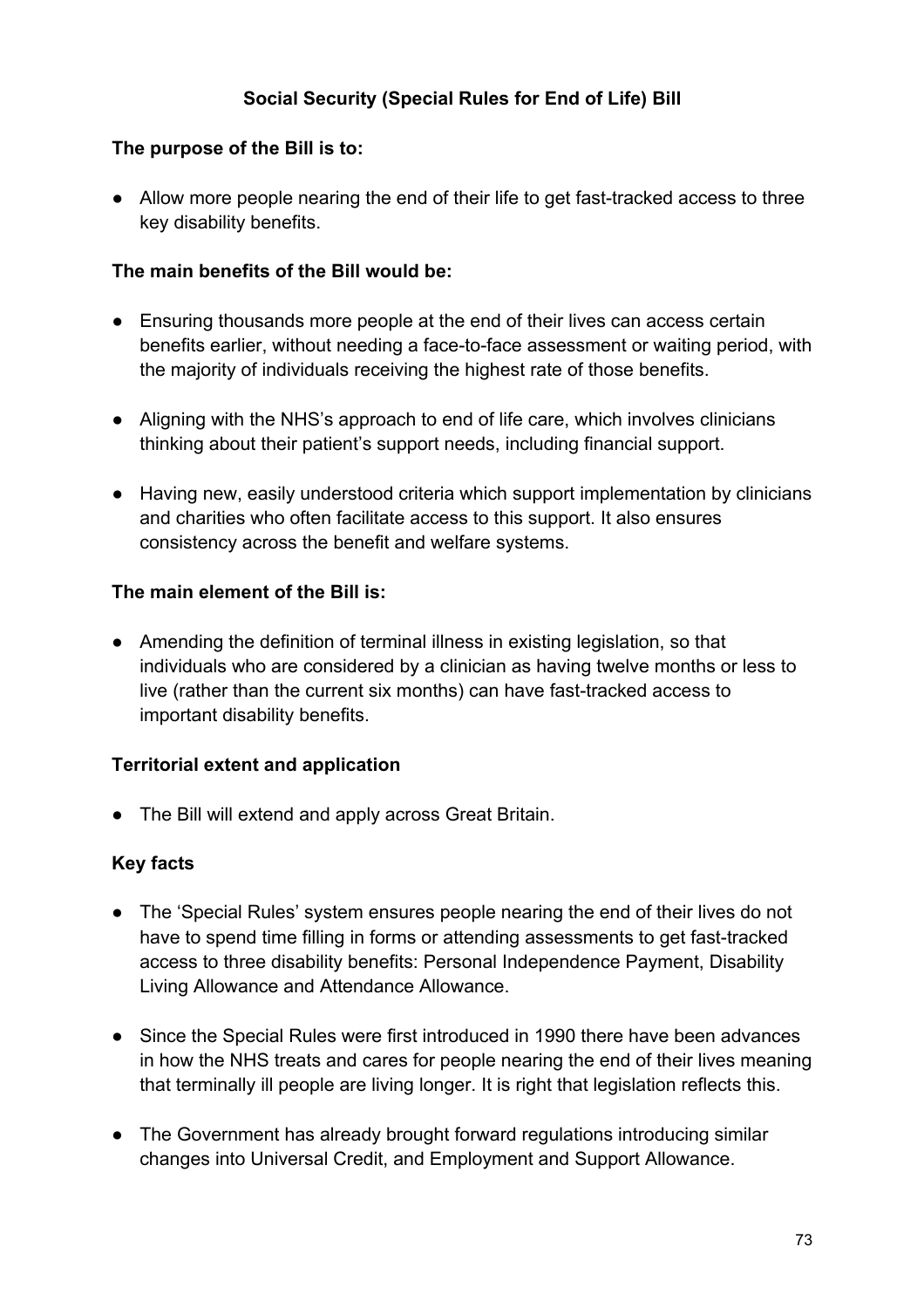## Social Security (Special Rules for End of Life) Bill

**The purpose of the Bill is to:**

- Allow more people nearing the end of their life to get fast-tracked access to three key disability benefits.

**The main benefits of the Bill would be:**

- Ensuring thousands more people at the end of their lives can access certain benefits earlier, without needing a face-to-face assessment or waiting period, with the majority of individuals receiving the highest rate of those benefits.
- Aligning with the NHS's approach to end of life care, which involves clinicians thinking about their patient's support needs, including financial support.
- Having new, easily understood criteria which support implementation by clinicians and charities who often facilitate access to this support. It also ensures consistency across the benefit and welfare systems.

**The main element of the Bill is:**

- Amending the definition of terminal illness in existing legislation, so that individuals who are considered by a clinician as having twelve months or less to live (rather than the current six months) can have fast-tracked access to important disability benefits.

**Territorial extent and application**

- The Bill will extend and apply across Great Britain.

**Key facts**

- The 'Special Rules' system ensures people nearing the end of their lives do not have to spend time filling in forms or attending assessments to get fast-tracked access to three disability benefits: Personal Independence Payment, Disability Living Allowance and Attendance Allowance.
- Since the Special Rules were first introduced in 1990 there have been advances in how the NHS treats and cares for people nearing the end of their lives meaning that terminally ill people are living longer. It is right that legislation reflects this.
- The Government has already brought forward regulations introducing similar changes into Universal Credit, and Employment and Support Allowance.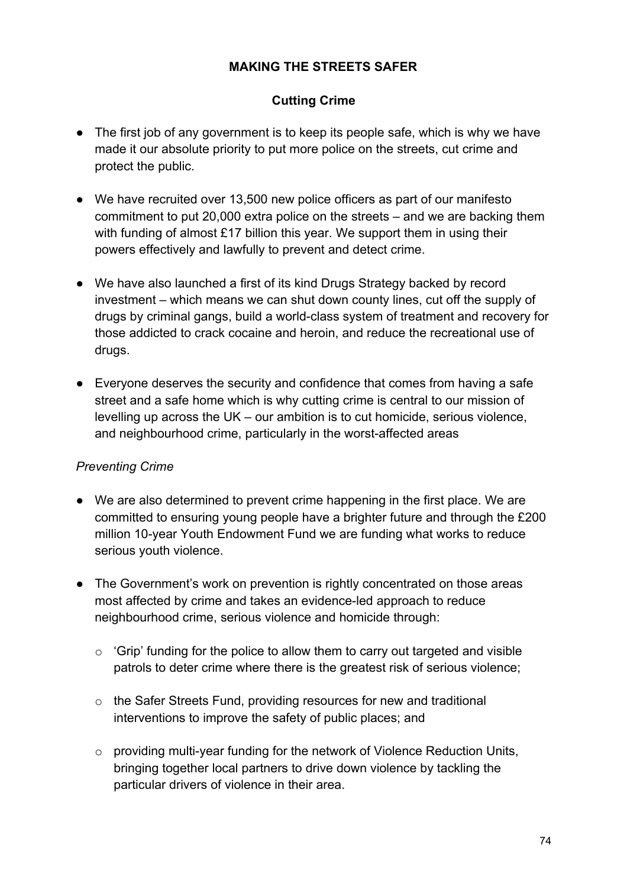## MAKING THE STREETS SAFER

### Cutting Crime

- The first job of any government is to keep its people safe, which is why we have made it our absolute priority to put more police on the streets, cut crime and protect the public.

- We have recruited over 13,500 new police officers as part of our manifesto commitment to put 20,000 extra police on the streets – and we are backing them with funding of almost £17 billion this year. We support them in using their powers effectively and lawfully to prevent and detect crime.

- We have also launched a first of its kind Drugs Strategy backed by record investment – which means we can shut down county lines, cut off the supply of drugs by criminal gangs, build a world-class system of treatment and recovery for those addicted to crack cocaine and heroin, and reduce the recreational use of drugs.

- Everyone deserves the security and confidence that comes from having a safe street and a safe home which is why cutting crime is central to our mission of levelling up across the UK – our ambition is to cut homicide, serious violence, and neighbourhood crime, particularly in the worst-affected areas

*Preventing Crime*

- We are also determined to prevent crime happening in the first place. We are committed to ensuring young people have a brighter future and through the £200 million 10-year Youth Endowment Fund we are funding what works to reduce serious youth violence.

- The Government's work on prevention is rightly concentrated on those areas most affected by crime and takes an evidence-led approach to reduce neighbourhood crime, serious violence and homicide through:

  - 'Grip' funding for the police to allow them to carry out targeted and visible patrols to deter crime where there is the greatest risk of serious violence;

  - the Safer Streets Fund, providing resources for new and traditional interventions to improve the safety of public places; and

  - providing multi-year funding for the network of Violence Reduction Units, bringing together local partners to drive down violence by tackling the particular drivers of violence in their area.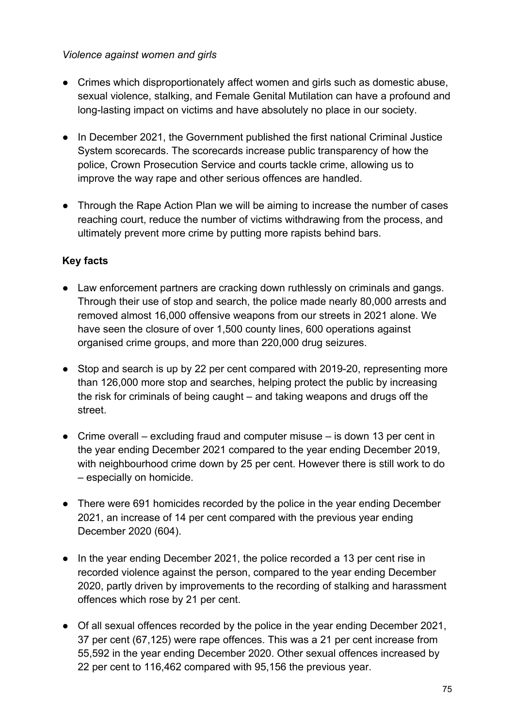*Violence against women and girls*

- Crimes which disproportionately affect women and girls such as domestic abuse, sexual violence, stalking, and Female Genital Mutilation can have a profound and long-lasting impact on victims and have absolutely no place in our society.
- In December 2021, the Government published the first national Criminal Justice System scorecards. The scorecards increase public transparency of how the police, Crown Prosecution Service and courts tackle crime, allowing us to improve the way rape and other serious offences are handled.
- Through the Rape Action Plan we will be aiming to increase the number of cases reaching court, reduce the number of victims withdrawing from the process, and ultimately prevent more crime by putting more rapists behind bars.

**Key facts**

- Law enforcement partners are cracking down ruthlessly on criminals and gangs. Through their use of stop and search, the police made nearly 80,000 arrests and removed almost 16,000 offensive weapons from our streets in 2021 alone. We have seen the closure of over 1,500 county lines, 600 operations against organised crime groups, and more than 220,000 drug seizures.
- Stop and search is up by 22 per cent compared with 2019-20, representing more than 126,000 more stop and searches, helping protect the public by increasing the risk for criminals of being caught – and taking weapons and drugs off the street.
- Crime overall – excluding fraud and computer misuse – is down 13 per cent in the year ending December 2021 compared to the year ending December 2019, with neighbourhood crime down by 25 per cent. However there is still work to do – especially on homicide.
- There were 691 homicides recorded by the police in the year ending December 2021, an increase of 14 per cent compared with the previous year ending December 2020 (604).
- In the year ending December 2021, the police recorded a 13 per cent rise in recorded violence against the person, compared to the year ending December 2020, partly driven by improvements to the recording of stalking and harassment offences which rose by 21 per cent.
- Of all sexual offences recorded by the police in the year ending December 2021, 37 per cent (67,125) were rape offences. This was a 21 per cent increase from 55,592 in the year ending December 2020. Other sexual offences increased by 22 per cent to 116,462 compared with 95,156 the previous year.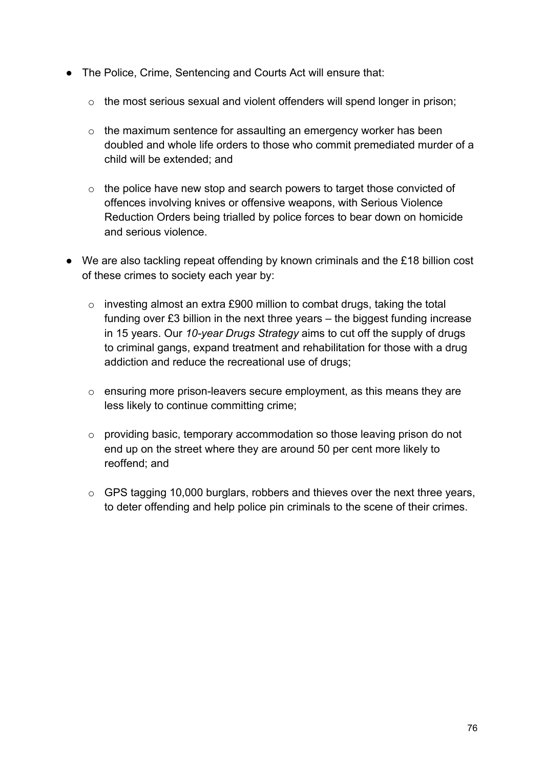- The Police, Crime, Sentencing and Courts Act will ensure that:
  - the most serious sexual and violent offenders will spend longer in prison;
  - the maximum sentence for assaulting an emergency worker has been doubled and whole life orders to those who commit premediated murder of a child will be extended; and
  - the police have new stop and search powers to target those convicted of offences involving knives or offensive weapons, with Serious Violence Reduction Orders being trialled by police forces to bear down on homicide and serious violence.
- We are also tackling repeat offending by known criminals and the £18 billion cost of these crimes to society each year by:
  - investing almost an extra £900 million to combat drugs, taking the total funding over £3 billion in the next three years – the biggest funding increase in 15 years. Our *10-year Drugs Strategy* aims to cut off the supply of drugs to criminal gangs, expand treatment and rehabilitation for those with a drug addiction and reduce the recreational use of drugs;
  - ensuring more prison-leavers secure employment, as this means they are less likely to continue committing crime;
  - providing basic, temporary accommodation so those leaving prison do not end up on the street where they are around 50 per cent more likely to reoffend; and
  - GPS tagging 10,000 burglars, robbers and thieves over the next three years, to deter offending and help police pin criminals to the scene of their crimes.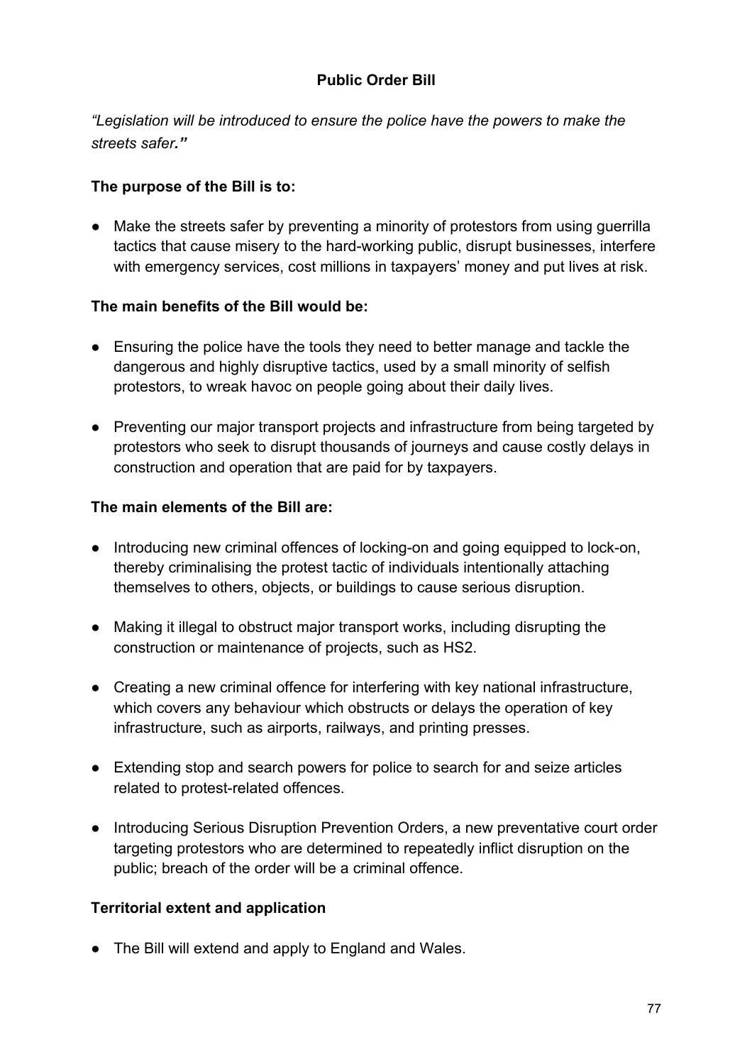## Public Order Bill

*"Legislation will be introduced to ensure the police have the powers to make the streets safer."*

**The purpose of the Bill is to:**

- Make the streets safer by preventing a minority of protestors from using guerrilla tactics that cause misery to the hard-working public, disrupt businesses, interfere with emergency services, cost millions in taxpayers' money and put lives at risk.

**The main benefits of the Bill would be:**

- Ensuring the police have the tools they need to better manage and tackle the dangerous and highly disruptive tactics, used by a small minority of selfish protestors, to wreak havoc on people going about their daily lives.
- Preventing our major transport projects and infrastructure from being targeted by protestors who seek to disrupt thousands of journeys and cause costly delays in construction and operation that are paid for by taxpayers.

**The main elements of the Bill are:**

- Introducing new criminal offences of locking-on and going equipped to lock-on, thereby criminalising the protest tactic of individuals intentionally attaching themselves to others, objects, or buildings to cause serious disruption.
- Making it illegal to obstruct major transport works, including disrupting the construction or maintenance of projects, such as HS2.
- Creating a new criminal offence for interfering with key national infrastructure, which covers any behaviour which obstructs or delays the operation of key infrastructure, such as airports, railways, and printing presses.
- Extending stop and search powers for police to search for and seize articles related to protest-related offences.
- Introducing Serious Disruption Prevention Orders, a new preventative court order targeting protestors who are determined to repeatedly inflict disruption on the public; breach of the order will be a criminal offence.

**Territorial extent and application**

- The Bill will extend and apply to England and Wales.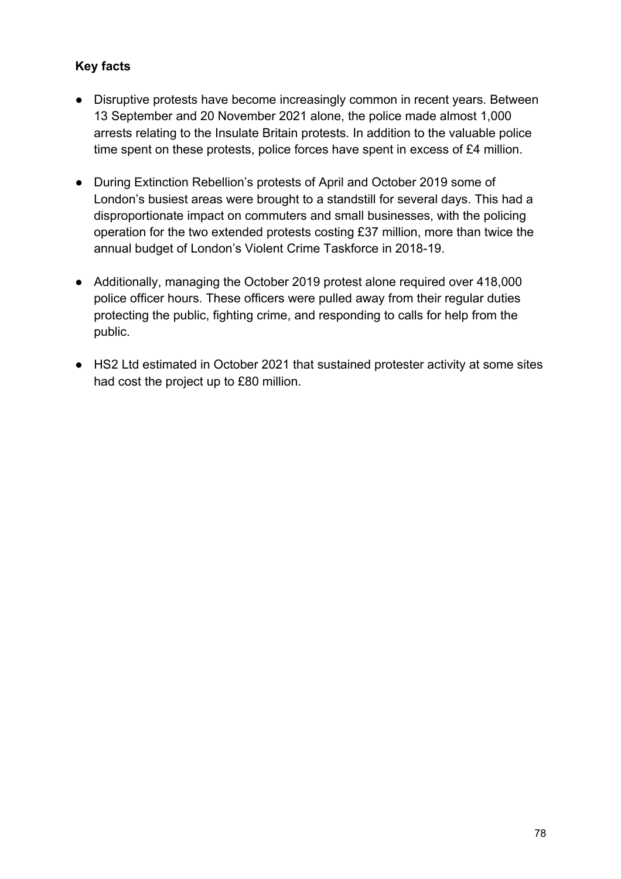**Key facts**

- Disruptive protests have become increasingly common in recent years. Between 13 September and 20 November 2021 alone, the police made almost 1,000 arrests relating to the Insulate Britain protests. In addition to the valuable police time spent on these protests, police forces have spent in excess of £4 million.

- During Extinction Rebellion's protests of April and October 2019 some of London's busiest areas were brought to a standstill for several days. This had a disproportionate impact on commuters and small businesses, with the policing operation for the two extended protests costing £37 million, more than twice the annual budget of London's Violent Crime Taskforce in 2018-19.

- Additionally, managing the October 2019 protest alone required over 418,000 police officer hours. These officers were pulled away from their regular duties protecting the public, fighting crime, and responding to calls for help from the public.

- HS2 Ltd estimated in October 2021 that sustained protester activity at some sites had cost the project up to £80 million.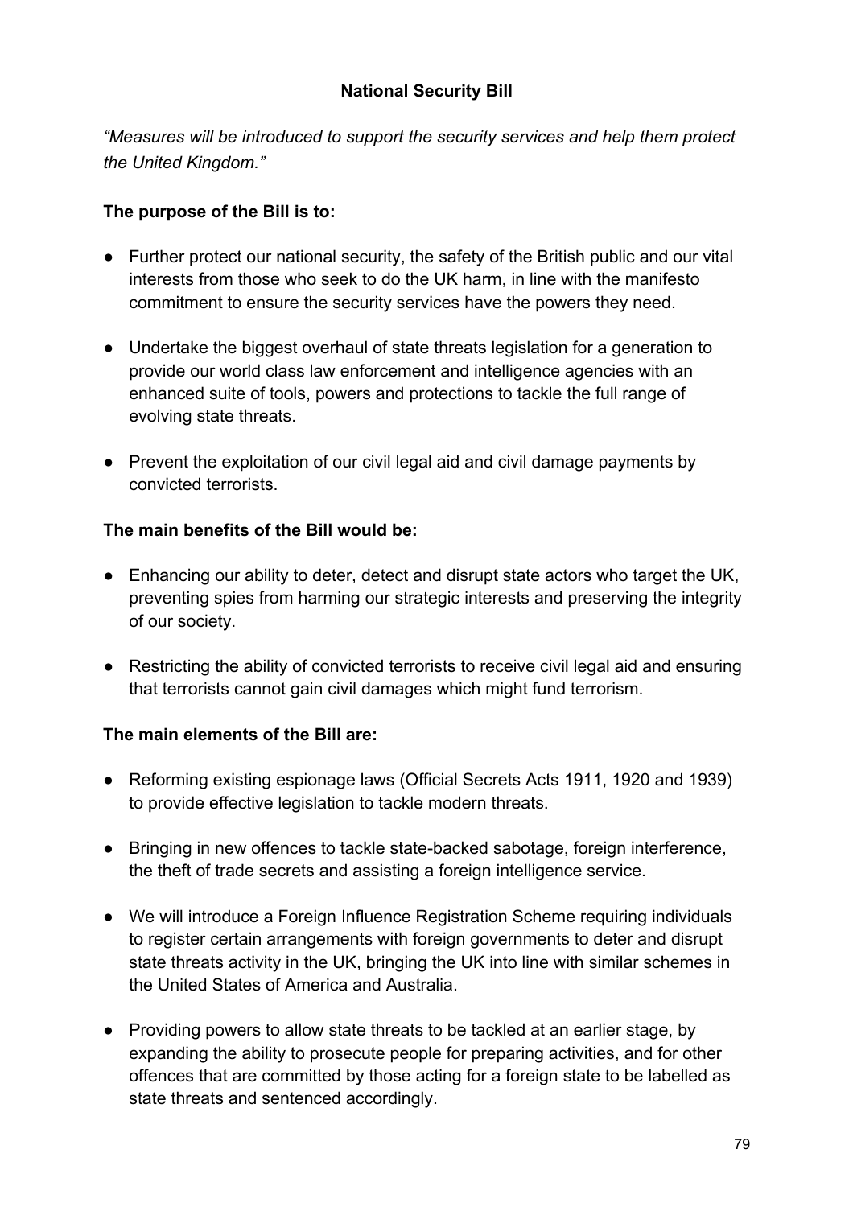## National Security Bill

*"Measures will be introduced to support the security services and help them protect the United Kingdom."*

**The purpose of the Bill is to:**

- Further protect our national security, the safety of the British public and our vital interests from those who seek to do the UK harm, in line with the manifesto commitment to ensure the security services have the powers they need.
- Undertake the biggest overhaul of state threats legislation for a generation to provide our world class law enforcement and intelligence agencies with an enhanced suite of tools, powers and protections to tackle the full range of evolving state threats.
- Prevent the exploitation of our civil legal aid and civil damage payments by convicted terrorists.

**The main benefits of the Bill would be:**

- Enhancing our ability to deter, detect and disrupt state actors who target the UK, preventing spies from harming our strategic interests and preserving the integrity of our society.
- Restricting the ability of convicted terrorists to receive civil legal aid and ensuring that terrorists cannot gain civil damages which might fund terrorism.

**The main elements of the Bill are:**

- Reforming existing espionage laws (Official Secrets Acts 1911, 1920 and 1939) to provide effective legislation to tackle modern threats.
- Bringing in new offences to tackle state-backed sabotage, foreign interference, the theft of trade secrets and assisting a foreign intelligence service.
- We will introduce a Foreign Influence Registration Scheme requiring individuals to register certain arrangements with foreign governments to deter and disrupt state threats activity in the UK, bringing the UK into line with similar schemes in the United States of America and Australia.
- Providing powers to allow state threats to be tackled at an earlier stage, by expanding the ability to prosecute people for preparing activities, and for other offences that are committed by those acting for a foreign state to be labelled as state threats and sentenced accordingly.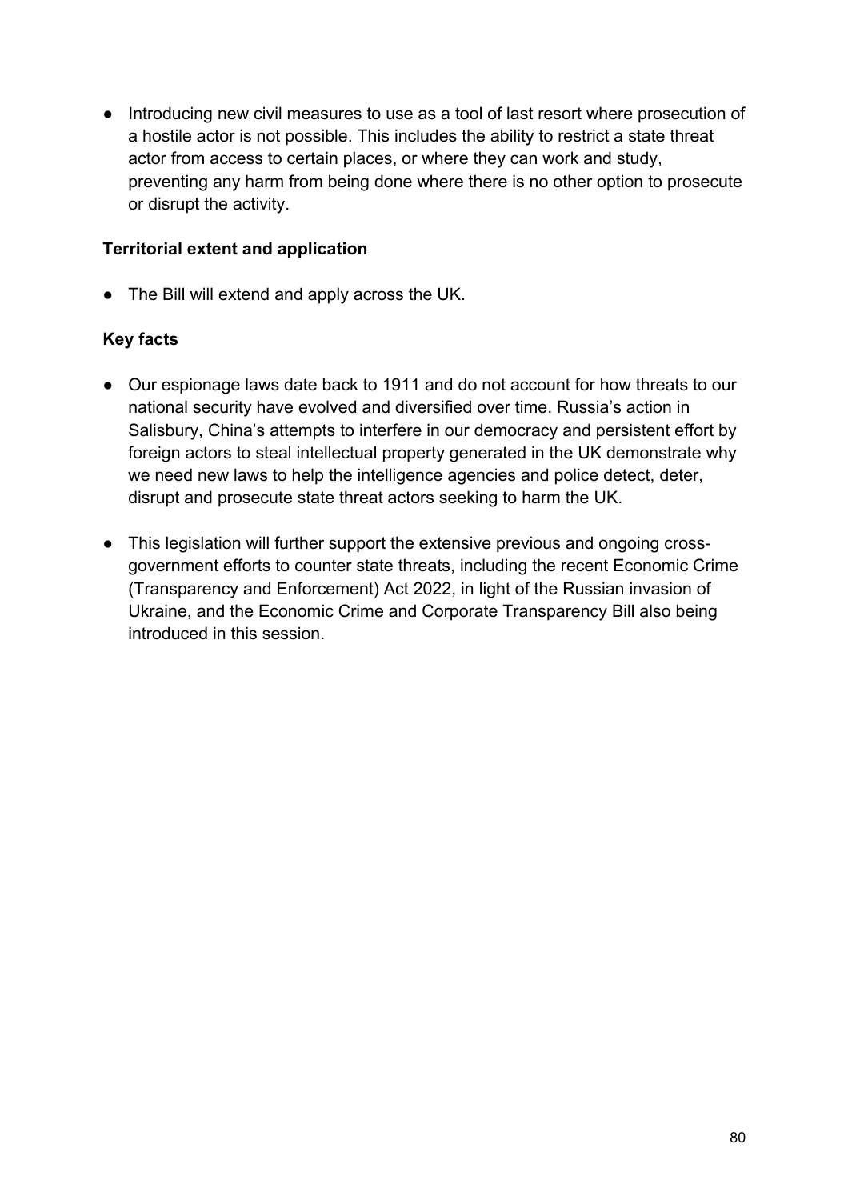- Introducing new civil measures to use as a tool of last resort where prosecution of a hostile actor is not possible. This includes the ability to restrict a state threat actor from access to certain places, or where they can work and study, preventing any harm from being done where there is no other option to prosecute or disrupt the activity.

**Territorial extent and application**

- The Bill will extend and apply across the UK.

**Key facts**

- Our espionage laws date back to 1911 and do not account for how threats to our national security have evolved and diversified over time. Russia's action in Salisbury, China's attempts to interfere in our democracy and persistent effort by foreign actors to steal intellectual property generated in the UK demonstrate why we need new laws to help the intelligence agencies and police detect, deter, disrupt and prosecute state threat actors seeking to harm the UK.

- This legislation will further support the extensive previous and ongoing cross-government efforts to counter state threats, including the recent Economic Crime (Transparency and Enforcement) Act 2022, in light of the Russian invasion of Ukraine, and the Economic Crime and Corporate Transparency Bill also being introduced in this session.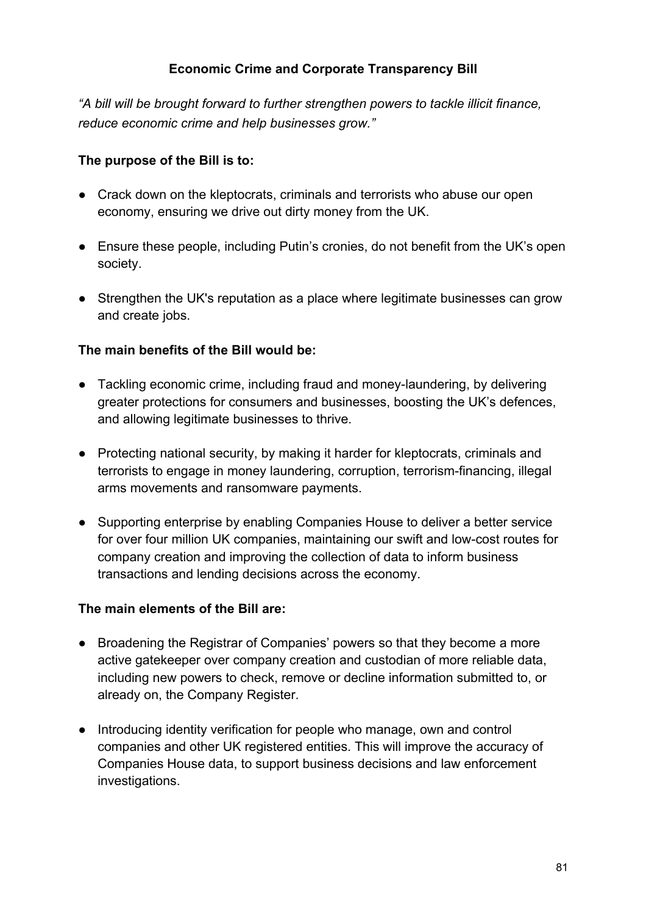## Economic Crime and Corporate Transparency Bill

*"A bill will be brought forward to further strengthen powers to tackle illicit finance, reduce economic crime and help businesses grow."*

**The purpose of the Bill is to:**

- Crack down on the kleptocrats, criminals and terrorists who abuse our open economy, ensuring we drive out dirty money from the UK.
- Ensure these people, including Putin's cronies, do not benefit from the UK's open society.
- Strengthen the UK's reputation as a place where legitimate businesses can grow and create jobs.

**The main benefits of the Bill would be:**

- Tackling economic crime, including fraud and money-laundering, by delivering greater protections for consumers and businesses, boosting the UK's defences, and allowing legitimate businesses to thrive.
- Protecting national security, by making it harder for kleptocrats, criminals and terrorists to engage in money laundering, corruption, terrorism-financing, illegal arms movements and ransomware payments.
- Supporting enterprise by enabling Companies House to deliver a better service for over four million UK companies, maintaining our swift and low-cost routes for company creation and improving the collection of data to inform business transactions and lending decisions across the economy.

**The main elements of the Bill are:**

- Broadening the Registrar of Companies' powers so that they become a more active gatekeeper over company creation and custodian of more reliable data, including new powers to check, remove or decline information submitted to, or already on, the Company Register.
- Introducing identity verification for people who manage, own and control companies and other UK registered entities. This will improve the accuracy of Companies House data, to support business decisions and law enforcement investigations.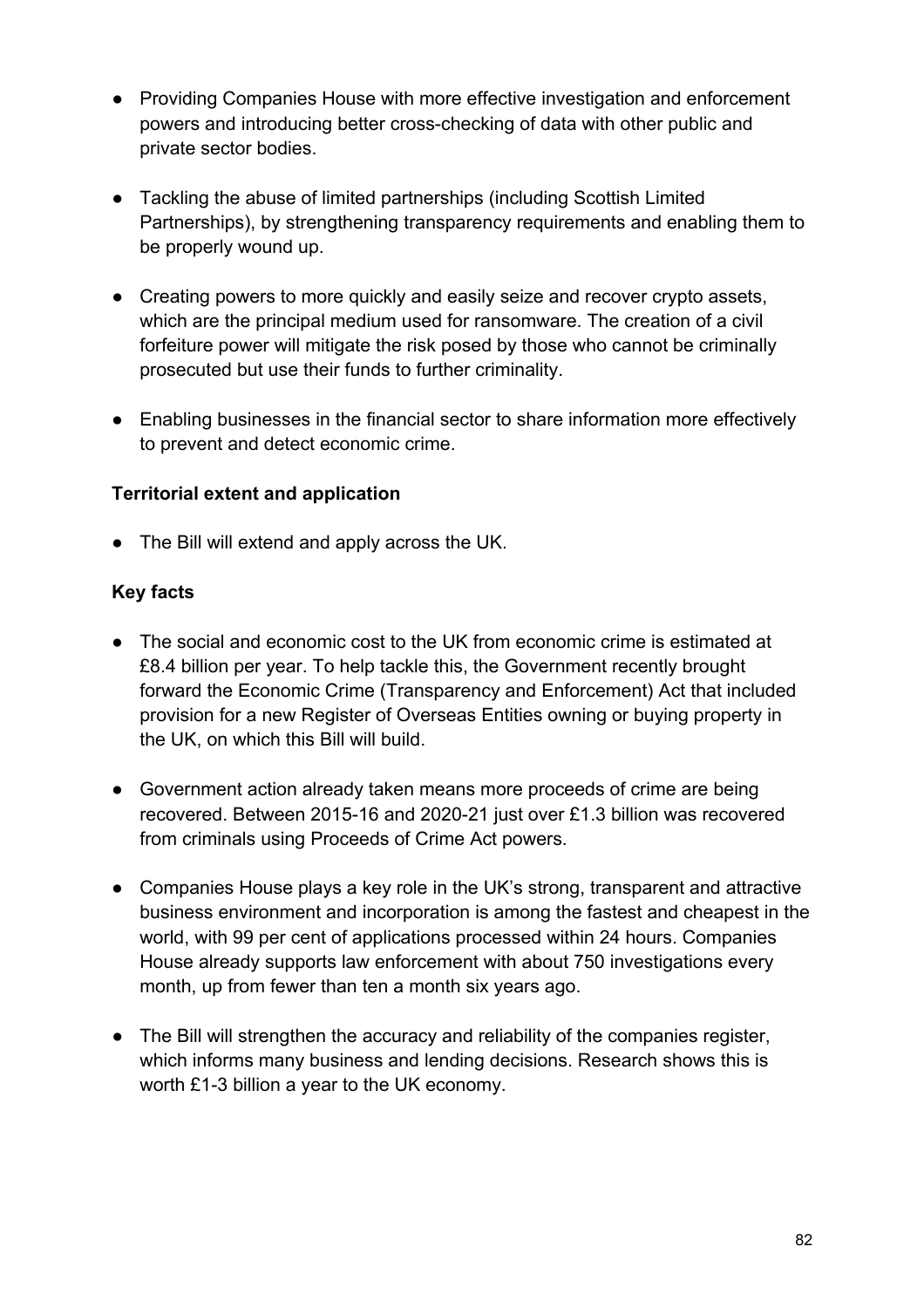- Providing Companies House with more effective investigation and enforcement powers and introducing better cross-checking of data with other public and private sector bodies.
- Tackling the abuse of limited partnerships (including Scottish Limited Partnerships), by strengthening transparency requirements and enabling them to be properly wound up.
- Creating powers to more quickly and easily seize and recover crypto assets, which are the principal medium used for ransomware. The creation of a civil forfeiture power will mitigate the risk posed by those who cannot be criminally prosecuted but use their funds to further criminality.
- Enabling businesses in the financial sector to share information more effectively to prevent and detect economic crime.

**Territorial extent and application**

- The Bill will extend and apply across the UK.

**Key facts**

- The social and economic cost to the UK from economic crime is estimated at £8.4 billion per year. To help tackle this, the Government recently brought forward the Economic Crime (Transparency and Enforcement) Act that included provision for a new Register of Overseas Entities owning or buying property in the UK, on which this Bill will build.
- Government action already taken means more proceeds of crime are being recovered. Between 2015-16 and 2020-21 just over £1.3 billion was recovered from criminals using Proceeds of Crime Act powers.
- Companies House plays a key role in the UK's strong, transparent and attractive business environment and incorporation is among the fastest and cheapest in the world, with 99 per cent of applications processed within 24 hours. Companies House already supports law enforcement with about 750 investigations every month, up from fewer than ten a month six years ago.
- The Bill will strengthen the accuracy and reliability of the companies register, which informs many business and lending decisions. Research shows this is worth £1-3 billion a year to the UK economy.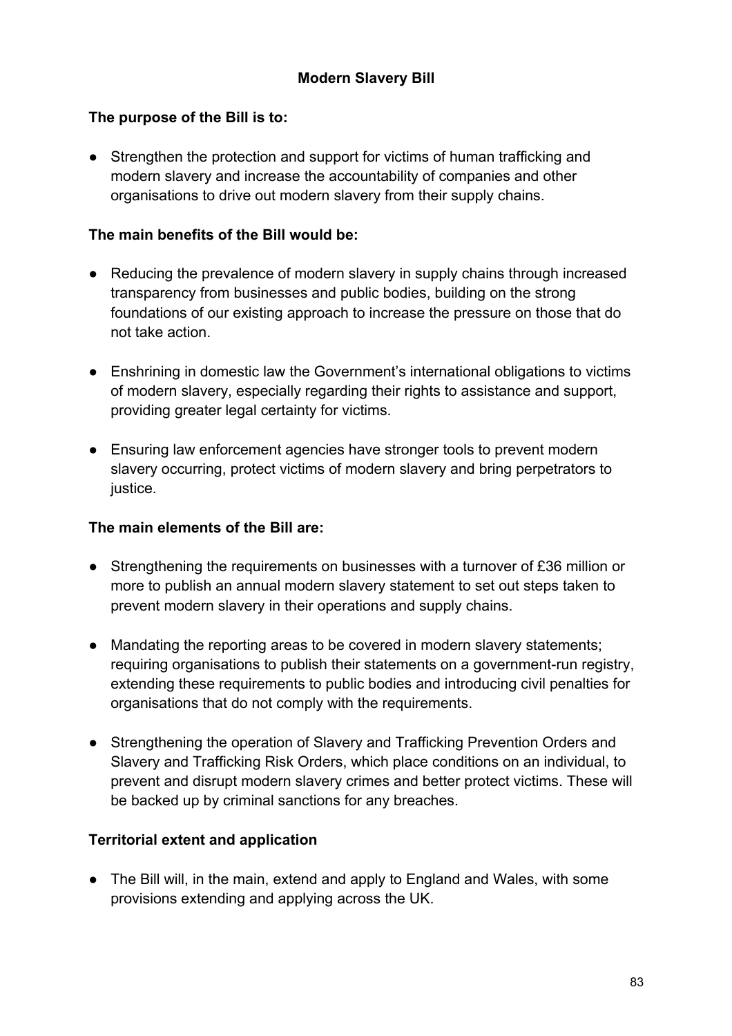## Modern Slavery Bill

**The purpose of the Bill is to:**

- Strengthen the protection and support for victims of human trafficking and modern slavery and increase the accountability of companies and other organisations to drive out modern slavery from their supply chains.

**The main benefits of the Bill would be:**

- Reducing the prevalence of modern slavery in supply chains through increased transparency from businesses and public bodies, building on the strong foundations of our existing approach to increase the pressure on those that do not take action.
- Enshrining in domestic law the Government's international obligations to victims of modern slavery, especially regarding their rights to assistance and support, providing greater legal certainty for victims.
- Ensuring law enforcement agencies have stronger tools to prevent modern slavery occurring, protect victims of modern slavery and bring perpetrators to justice.

**The main elements of the Bill are:**

- Strengthening the requirements on businesses with a turnover of £36 million or more to publish an annual modern slavery statement to set out steps taken to prevent modern slavery in their operations and supply chains.
- Mandating the reporting areas to be covered in modern slavery statements; requiring organisations to publish their statements on a government-run registry, extending these requirements to public bodies and introducing civil penalties for organisations that do not comply with the requirements.
- Strengthening the operation of Slavery and Trafficking Prevention Orders and Slavery and Trafficking Risk Orders, which place conditions on an individual, to prevent and disrupt modern slavery crimes and better protect victims. These will be backed up by criminal sanctions for any breaches.

**Territorial extent and application**

- The Bill will, in the main, extend and apply to England and Wales, with some provisions extending and applying across the UK.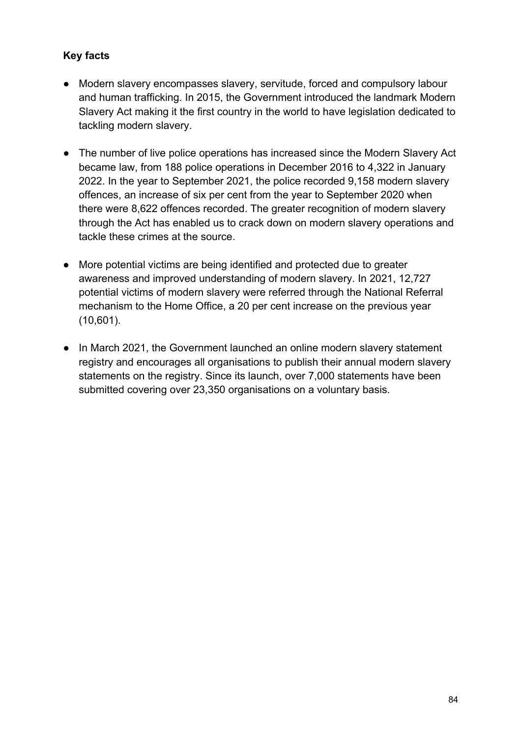**Key facts**

- Modern slavery encompasses slavery, servitude, forced and compulsory labour and human trafficking. In 2015, the Government introduced the landmark Modern Slavery Act making it the first country in the world to have legislation dedicated to tackling modern slavery.

- The number of live police operations has increased since the Modern Slavery Act became law, from 188 police operations in December 2016 to 4,322 in January 2022. In the year to September 2021, the police recorded 9,158 modern slavery offences, an increase of six per cent from the year to September 2020 when there were 8,622 offences recorded. The greater recognition of modern slavery through the Act has enabled us to crack down on modern slavery operations and tackle these crimes at the source.

- More potential victims are being identified and protected due to greater awareness and improved understanding of modern slavery. In 2021, 12,727 potential victims of modern slavery were referred through the National Referral mechanism to the Home Office, a 20 per cent increase on the previous year (10,601).

- In March 2021, the Government launched an online modern slavery statement registry and encourages all organisations to publish their annual modern slavery statements on the registry. Since its launch, over 7,000 statements have been submitted covering over 23,350 organisations on a voluntary basis.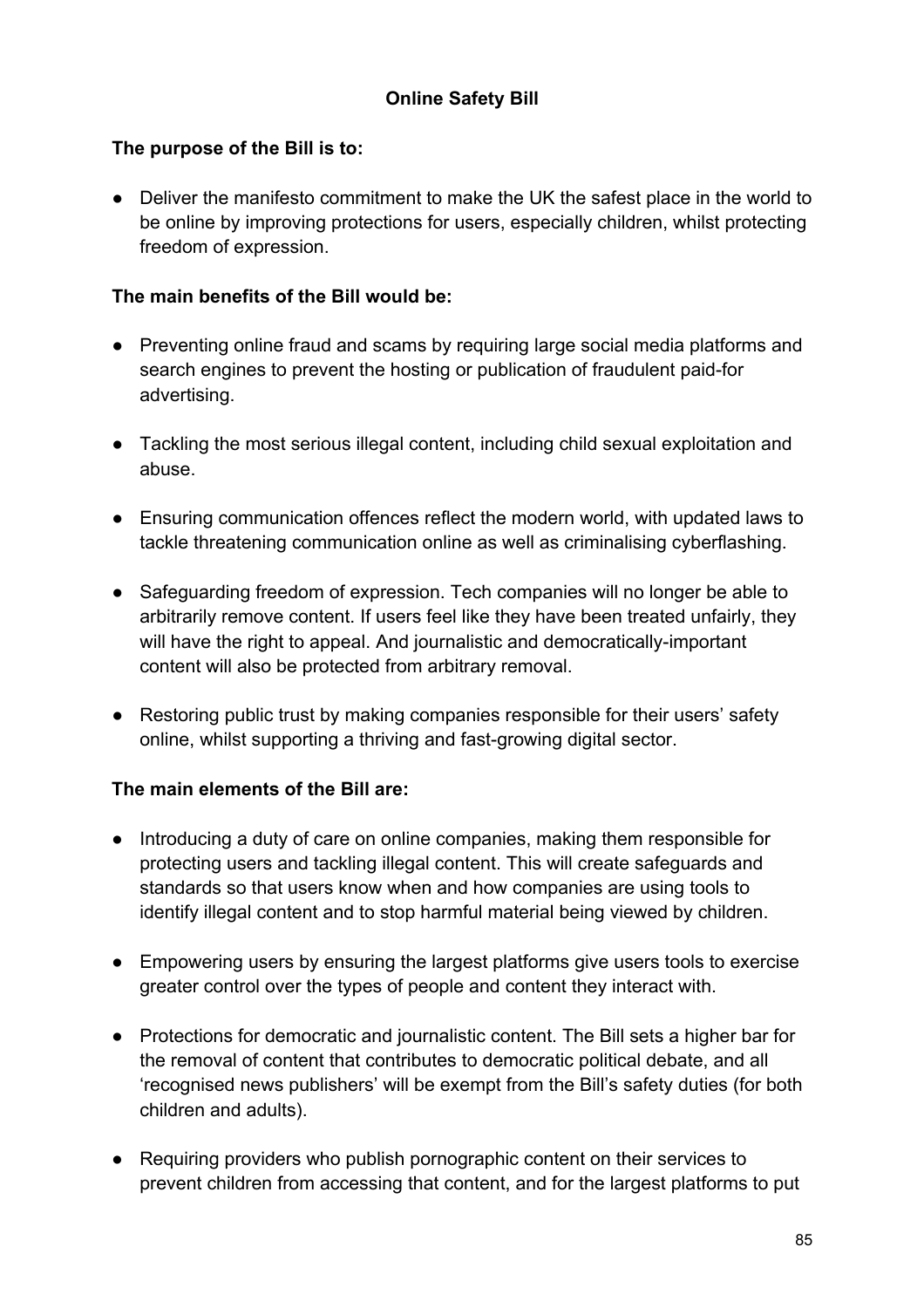## Online Safety Bill

**The purpose of the Bill is to:**

- Deliver the manifesto commitment to make the UK the safest place in the world to be online by improving protections for users, especially children, whilst protecting freedom of expression.

**The main benefits of the Bill would be:**

- Preventing online fraud and scams by requiring large social media platforms and search engines to prevent the hosting or publication of fraudulent paid-for advertising.
- Tackling the most serious illegal content, including child sexual exploitation and abuse.
- Ensuring communication offences reflect the modern world, with updated laws to tackle threatening communication online as well as criminalising cyberflashing.
- Safeguarding freedom of expression. Tech companies will no longer be able to arbitrarily remove content. If users feel like they have been treated unfairly, they will have the right to appeal. And journalistic and democratically-important content will also be protected from arbitrary removal.
- Restoring public trust by making companies responsible for their users' safety online, whilst supporting a thriving and fast-growing digital sector.

**The main elements of the Bill are:**

- Introducing a duty of care on online companies, making them responsible for protecting users and tackling illegal content. This will create safeguards and standards so that users know when and how companies are using tools to identify illegal content and to stop harmful material being viewed by children.
- Empowering users by ensuring the largest platforms give users tools to exercise greater control over the types of people and content they interact with.
- Protections for democratic and journalistic content. The Bill sets a higher bar for the removal of content that contributes to democratic political debate, and all 'recognised news publishers' will be exempt from the Bill's safety duties (for both children and adults).
- Requiring providers who publish pornographic content on their services to prevent children from accessing that content, and for the largest platforms to put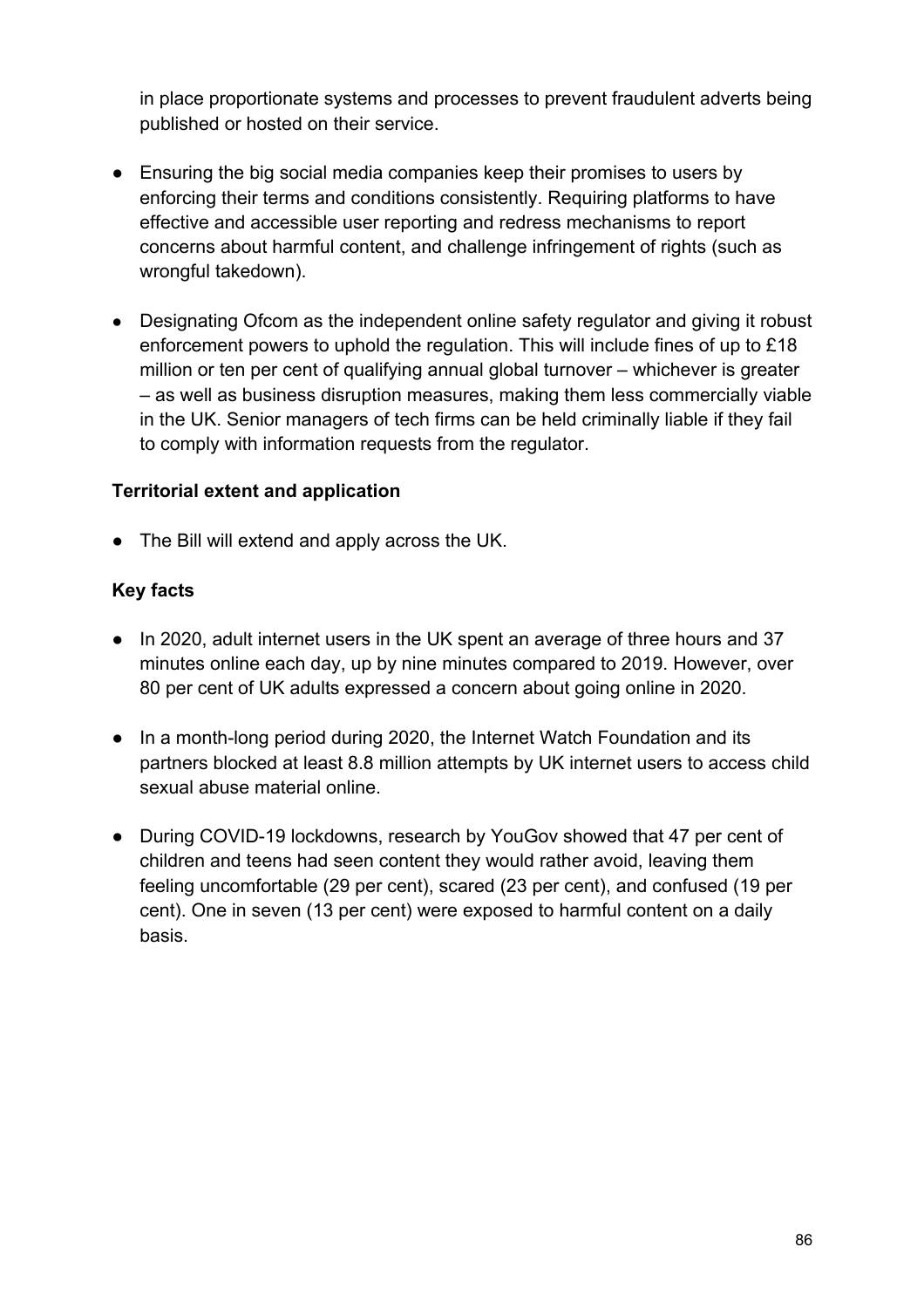in place proportionate systems and processes to prevent fraudulent adverts being published or hosted on their service.

- Ensuring the big social media companies keep their promises to users by enforcing their terms and conditions consistently. Requiring platforms to have effective and accessible user reporting and redress mechanisms to report concerns about harmful content, and challenge infringement of rights (such as wrongful takedown).
- Designating Ofcom as the independent online safety regulator and giving it robust enforcement powers to uphold the regulation. This will include fines of up to £18 million or ten per cent of qualifying annual global turnover – whichever is greater – as well as business disruption measures, making them less commercially viable in the UK. Senior managers of tech firms can be held criminally liable if they fail to comply with information requests from the regulator.

**Territorial extent and application**

- The Bill will extend and apply across the UK.

**Key facts**

- In 2020, adult internet users in the UK spent an average of three hours and 37 minutes online each day, up by nine minutes compared to 2019. However, over 80 per cent of UK adults expressed a concern about going online in 2020.
- In a month-long period during 2020, the Internet Watch Foundation and its partners blocked at least 8.8 million attempts by UK internet users to access child sexual abuse material online.
- During COVID-19 lockdowns, research by YouGov showed that 47 per cent of children and teens had seen content they would rather avoid, leaving them feeling uncomfortable (29 per cent), scared (23 per cent), and confused (19 per cent). One in seven (13 per cent) were exposed to harmful content on a daily basis.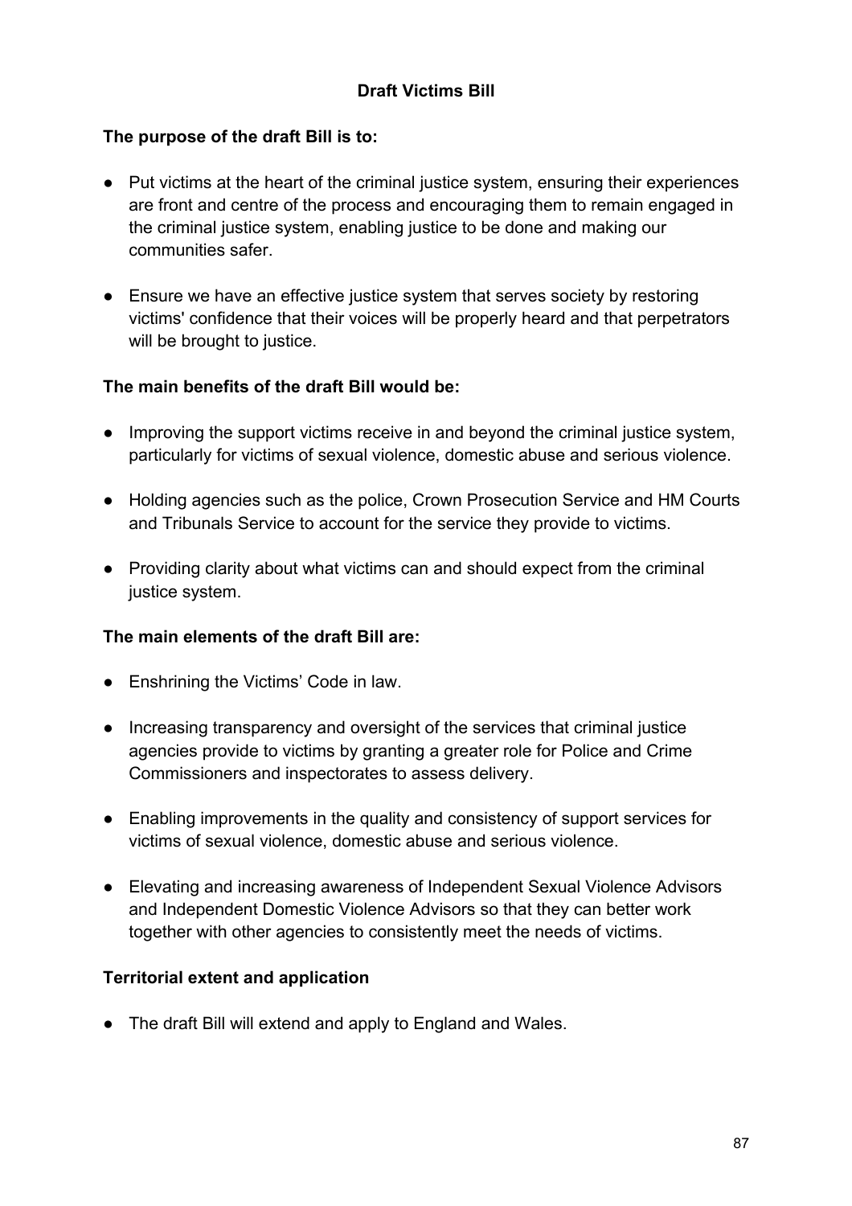## Draft Victims Bill

**The purpose of the draft Bill is to:**

- Put victims at the heart of the criminal justice system, ensuring their experiences are front and centre of the process and encouraging them to remain engaged in the criminal justice system, enabling justice to be done and making our communities safer.

- Ensure we have an effective justice system that serves society by restoring victims' confidence that their voices will be properly heard and that perpetrators will be brought to justice.

**The main benefits of the draft Bill would be:**

- Improving the support victims receive in and beyond the criminal justice system, particularly for victims of sexual violence, domestic abuse and serious violence.

- Holding agencies such as the police, Crown Prosecution Service and HM Courts and Tribunals Service to account for the service they provide to victims.

- Providing clarity about what victims can and should expect from the criminal justice system.

**The main elements of the draft Bill are:**

- Enshrining the Victims' Code in law.

- Increasing transparency and oversight of the services that criminal justice agencies provide to victims by granting a greater role for Police and Crime Commissioners and inspectorates to assess delivery.

- Enabling improvements in the quality and consistency of support services for victims of sexual violence, domestic abuse and serious violence.

- Elevating and increasing awareness of Independent Sexual Violence Advisors and Independent Domestic Violence Advisors so that they can better work together with other agencies to consistently meet the needs of victims.

**Territorial extent and application**

- The draft Bill will extend and apply to England and Wales.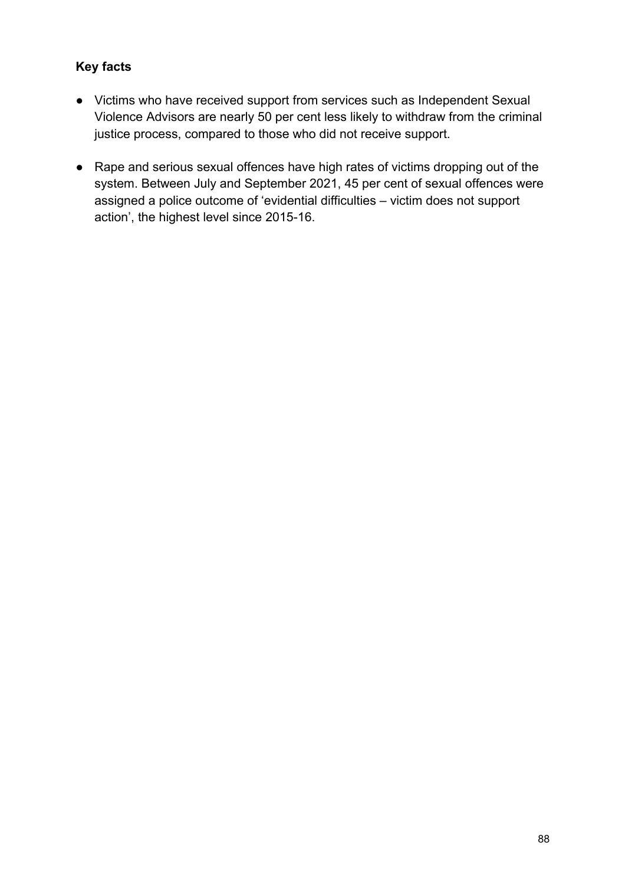**Key facts**

- Victims who have received support from services such as Independent Sexual Violence Advisors are nearly 50 per cent less likely to withdraw from the criminal justice process, compared to those who did not receive support.
- Rape and serious sexual offences have high rates of victims dropping out of the system. Between July and September 2021, 45 per cent of sexual offences were assigned a police outcome of ‘evidential difficulties – victim does not support action’, the highest level since 2015-16.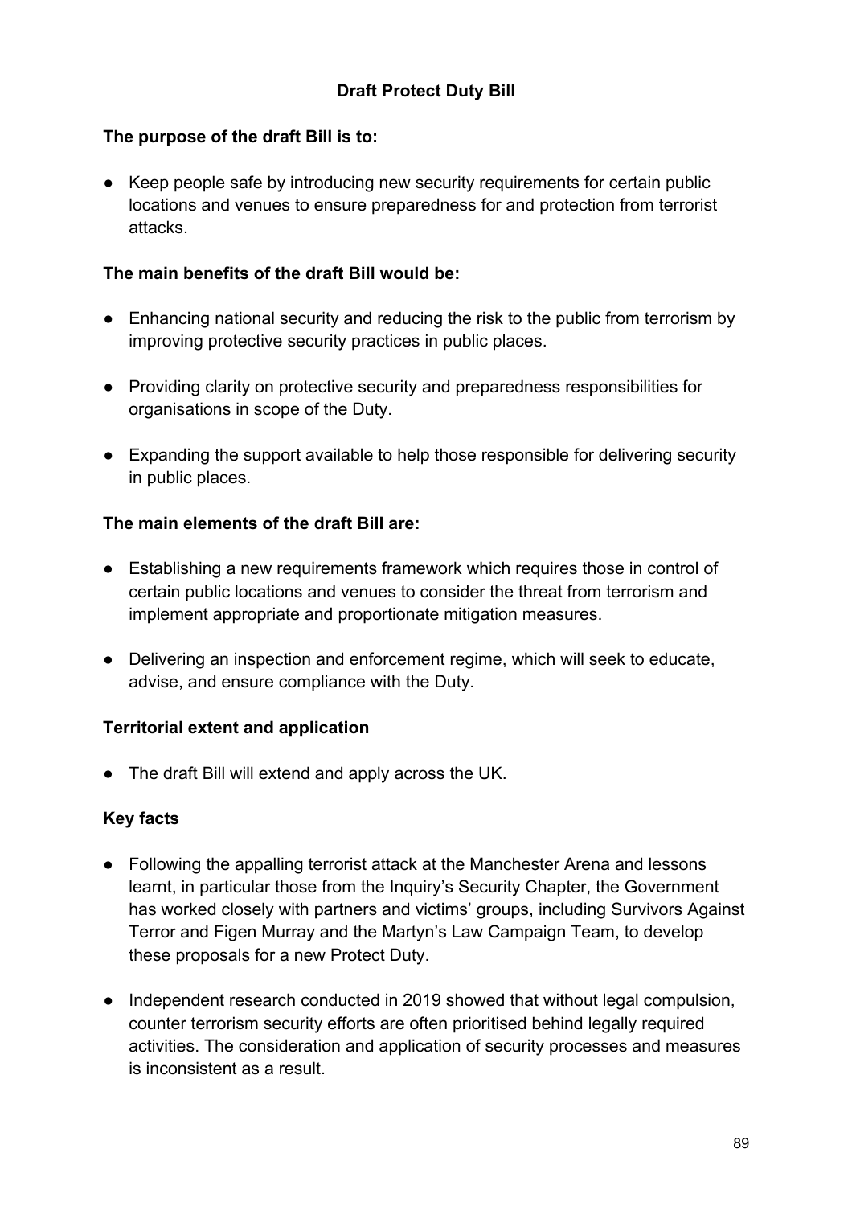## Draft Protect Duty Bill

**The purpose of the draft Bill is to:**

- Keep people safe by introducing new security requirements for certain public locations and venues to ensure preparedness for and protection from terrorist attacks.

**The main benefits of the draft Bill would be:**

- Enhancing national security and reducing the risk to the public from terrorism by improving protective security practices in public places.
- Providing clarity on protective security and preparedness responsibilities for organisations in scope of the Duty.
- Expanding the support available to help those responsible for delivering security in public places.

**The main elements of the draft Bill are:**

- Establishing a new requirements framework which requires those in control of certain public locations and venues to consider the threat from terrorism and implement appropriate and proportionate mitigation measures.
- Delivering an inspection and enforcement regime, which will seek to educate, advise, and ensure compliance with the Duty.

**Territorial extent and application**

- The draft Bill will extend and apply across the UK.

**Key facts**

- Following the appalling terrorist attack at the Manchester Arena and lessons learnt, in particular those from the Inquiry's Security Chapter, the Government has worked closely with partners and victims' groups, including Survivors Against Terror and Figen Murray and the Martyn's Law Campaign Team, to develop these proposals for a new Protect Duty.
- Independent research conducted in 2019 showed that without legal compulsion, counter terrorism security efforts are often prioritised behind legally required activities. The consideration and application of security processes and measures is inconsistent as a result.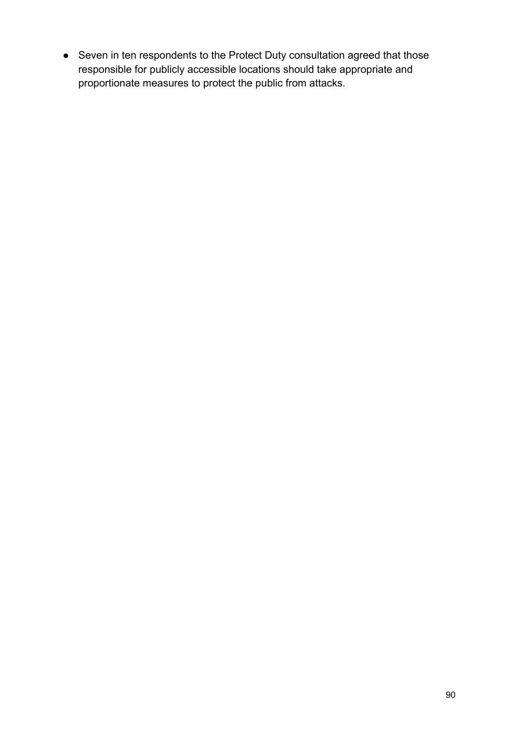- Seven in ten respondents to the Protect Duty consultation agreed that those responsible for publicly accessible locations should take appropriate and proportionate measures to protect the public from attacks.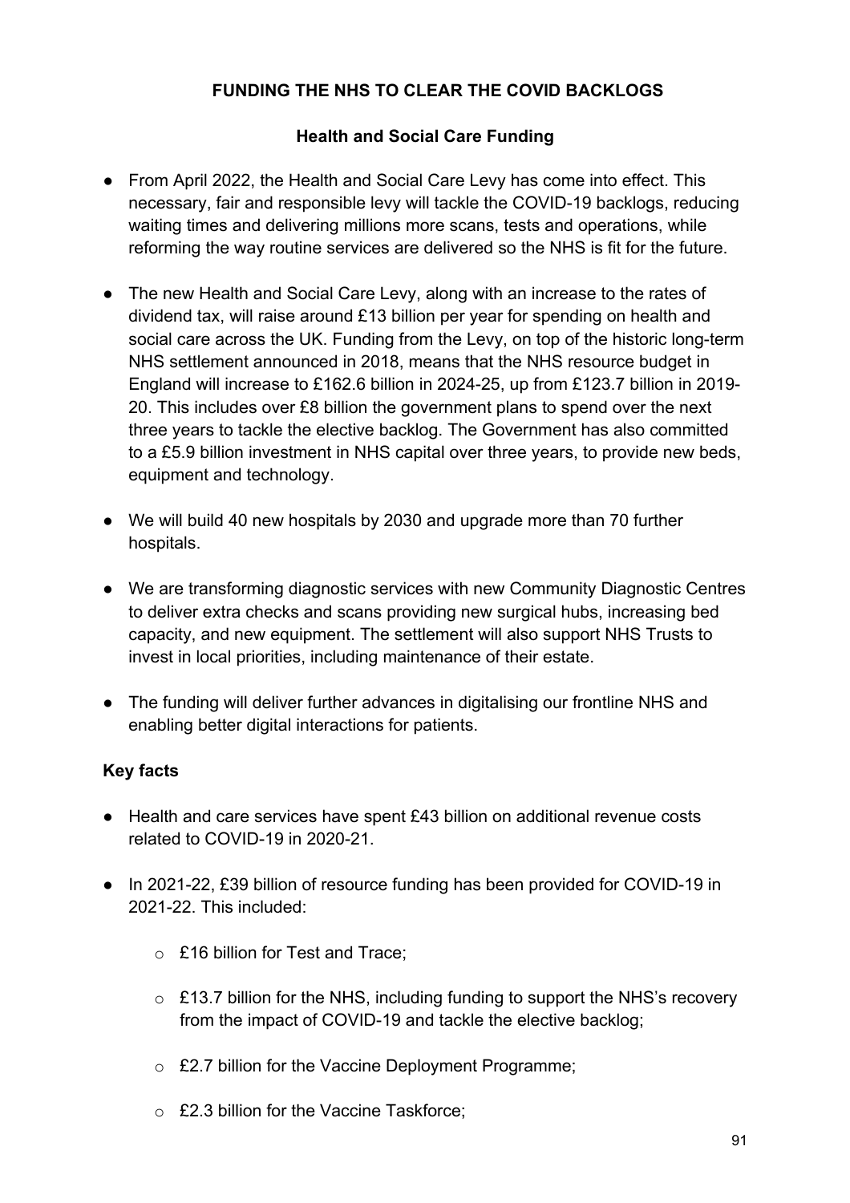## FUNDING THE NHS TO CLEAR THE COVID BACKLOGS

### Health and Social Care Funding

- From April 2022, the Health and Social Care Levy has come into effect. This necessary, fair and responsible levy will tackle the COVID-19 backlogs, reducing waiting times and delivering millions more scans, tests and operations, while reforming the way routine services are delivered so the NHS is fit for the future.
- The new Health and Social Care Levy, along with an increase to the rates of dividend tax, will raise around £13 billion per year for spending on health and social care across the UK. Funding from the Levy, on top of the historic long-term NHS settlement announced in 2018, means that the NHS resource budget in England will increase to £162.6 billion in 2024-25, up from £123.7 billion in 2019-20. This includes over £8 billion the government plans to spend over the next three years to tackle the elective backlog. The Government has also committed to a £5.9 billion investment in NHS capital over three years, to provide new beds, equipment and technology.
- We will build 40 new hospitals by 2030 and upgrade more than 70 further hospitals.
- We are transforming diagnostic services with new Community Diagnostic Centres to deliver extra checks and scans providing new surgical hubs, increasing bed capacity, and new equipment. The settlement will also support NHS Trusts to invest in local priorities, including maintenance of their estate.
- The funding will deliver further advances in digitalising our frontline NHS and enabling better digital interactions for patients.

### Key facts

- Health and care services have spent £43 billion on additional revenue costs related to COVID-19 in 2020-21.
- In 2021-22, £39 billion of resource funding has been provided for COVID-19 in 2021-22. This included:
  - £16 billion for Test and Trace;
  - £13.7 billion for the NHS, including funding to support the NHS's recovery from the impact of COVID-19 and tackle the elective backlog;
  - £2.7 billion for the Vaccine Deployment Programme;
  - £2.3 billion for the Vaccine Taskforce;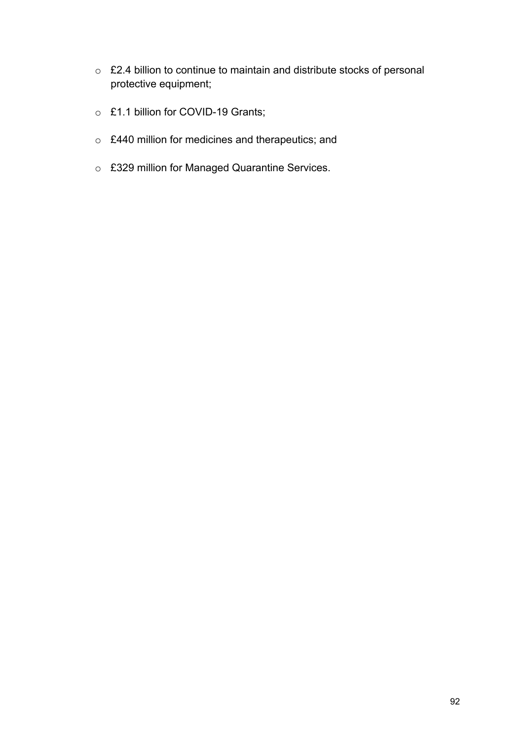- £2.4 billion to continue to maintain and distribute stocks of personal protective equipment;
- £1.1 billion for COVID-19 Grants;
- £440 million for medicines and therapeutics; and
- £329 million for Managed Quarantine Services.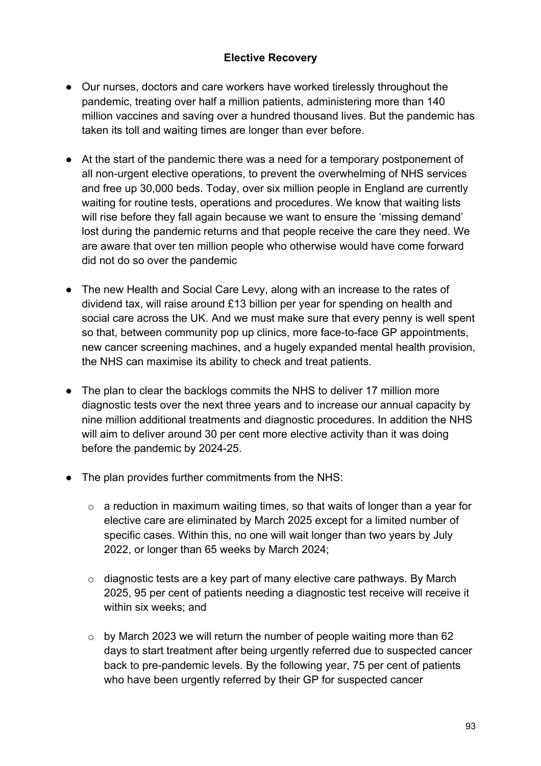## Elective Recovery

- Our nurses, doctors and care workers have worked tirelessly throughout the pandemic, treating over half a million patients, administering more than 140 million vaccines and saving over a hundred thousand lives. But the pandemic has taken its toll and waiting times are longer than ever before.
- At the start of the pandemic there was a need for a temporary postponement of all non-urgent elective operations, to prevent the overwhelming of NHS services and free up 30,000 beds. Today, over six million people in England are currently waiting for routine tests, operations and procedures. We know that waiting lists will rise before they fall again because we want to ensure the 'missing demand' lost during the pandemic returns and that people receive the care they need. We are aware that over ten million people who otherwise would have come forward did not do so over the pandemic
- The new Health and Social Care Levy, along with an increase to the rates of dividend tax, will raise around £13 billion per year for spending on health and social care across the UK. And we must make sure that every penny is well spent so that, between community pop up clinics, more face-to-face GP appointments, new cancer screening machines, and a hugely expanded mental health provision, the NHS can maximise its ability to check and treat patients.
- The plan to clear the backlogs commits the NHS to deliver 17 million more diagnostic tests over the next three years and to increase our annual capacity by nine million additional treatments and diagnostic procedures. In addition the NHS will aim to deliver around 30 per cent more elective activity than it was doing before the pandemic by 2024-25.
- The plan provides further commitments from the NHS:
  - a reduction in maximum waiting times, so that waits of longer than a year for elective care are eliminated by March 2025 except for a limited number of specific cases. Within this, no one will wait longer than two years by July 2022, or longer than 65 weeks by March 2024;
  - diagnostic tests are a key part of many elective care pathways. By March 2025, 95 per cent of patients needing a diagnostic test receive will receive it within six weeks; and
  - by March 2023 we will return the number of people waiting more than 62 days to start treatment after being urgently referred due to suspected cancer back to pre-pandemic levels. By the following year, 75 per cent of patients who have been urgently referred by their GP for suspected cancer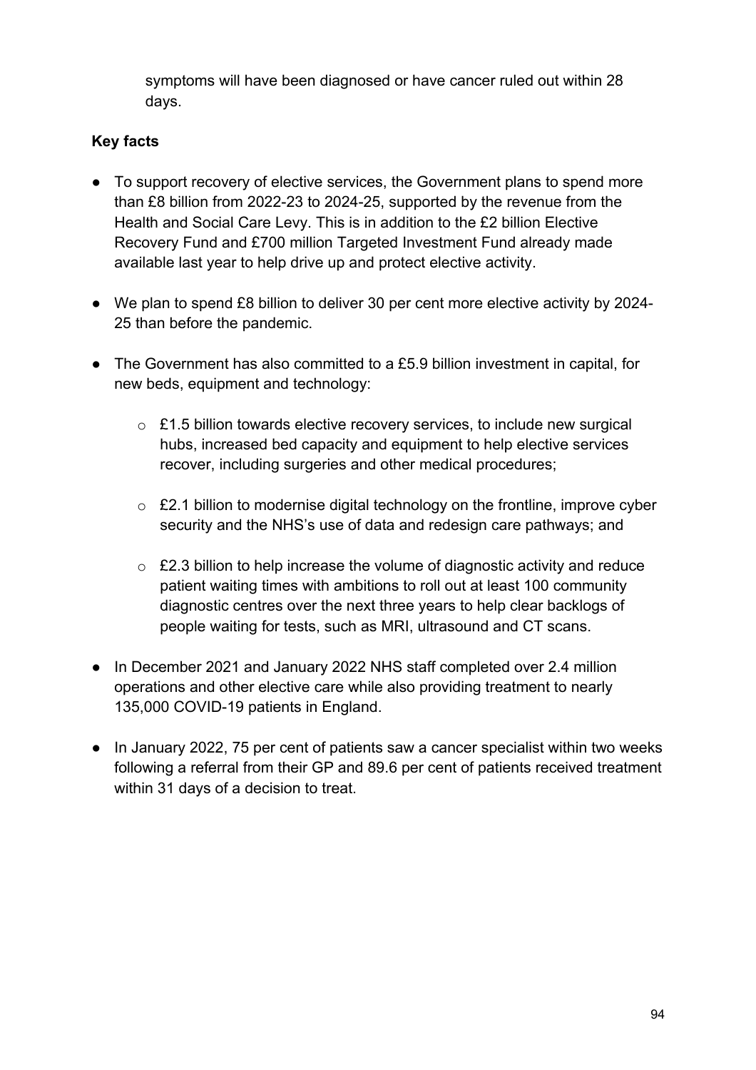symptoms will have been diagnosed or have cancer ruled out within 28 days.

**Key facts**

- To support recovery of elective services, the Government plans to spend more than £8 billion from 2022-23 to 2024-25, supported by the revenue from the Health and Social Care Levy. This is in addition to the £2 billion Elective Recovery Fund and £700 million Targeted Investment Fund already made available last year to help drive up and protect elective activity.

- We plan to spend £8 billion to deliver 30 per cent more elective activity by 2024-25 than before the pandemic.

- The Government has also committed to a £5.9 billion investment in capital, for new beds, equipment and technology:

  - £1.5 billion towards elective recovery services, to include new surgical hubs, increased bed capacity and equipment to help elective services recover, including surgeries and other medical procedures;

  - £2.1 billion to modernise digital technology on the frontline, improve cyber security and the NHS's use of data and redesign care pathways; and

  - £2.3 billion to help increase the volume of diagnostic activity and reduce patient waiting times with ambitions to roll out at least 100 community diagnostic centres over the next three years to help clear backlogs of people waiting for tests, such as MRI, ultrasound and CT scans.

- In December 2021 and January 2022 NHS staff completed over 2.4 million operations and other elective care while also providing treatment to nearly 135,000 COVID-19 patients in England.

- In January 2022, 75 per cent of patients saw a cancer specialist within two weeks following a referral from their GP and 89.6 per cent of patients received treatment within 31 days of a decision to treat.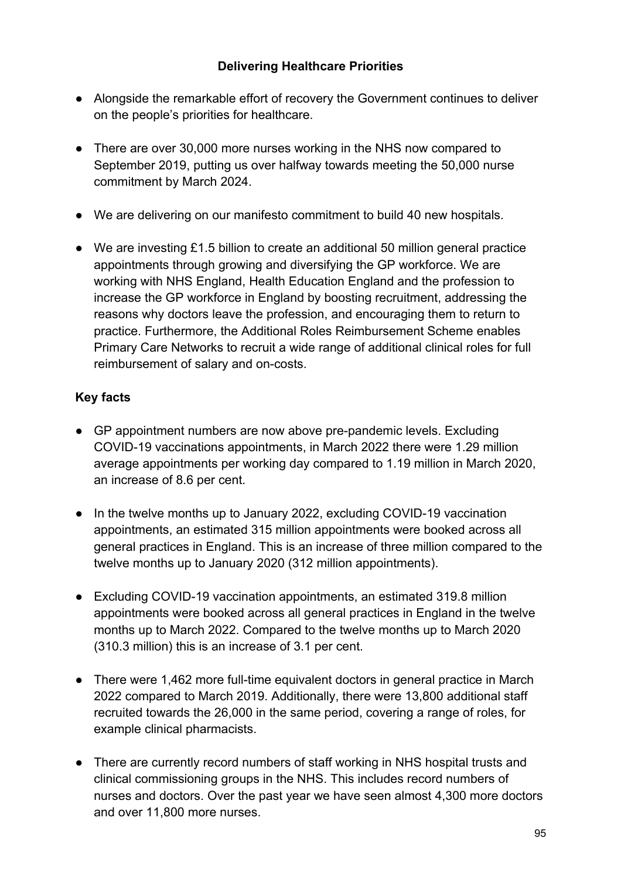## Delivering Healthcare Priorities

- Alongside the remarkable effort of recovery the Government continues to deliver on the people's priorities for healthcare.
- There are over 30,000 more nurses working in the NHS now compared to September 2019, putting us over halfway towards meeting the 50,000 nurse commitment by March 2024.
- We are delivering on our manifesto commitment to build 40 new hospitals.
- We are investing £1.5 billion to create an additional 50 million general practice appointments through growing and diversifying the GP workforce. We are working with NHS England, Health Education England and the profession to increase the GP workforce in England by boosting recruitment, addressing the reasons why doctors leave the profession, and encouraging them to return to practice. Furthermore, the Additional Roles Reimbursement Scheme enables Primary Care Networks to recruit a wide range of additional clinical roles for full reimbursement of salary and on-costs.

### Key facts

- GP appointment numbers are now above pre-pandemic levels. Excluding COVID-19 vaccinations appointments, in March 2022 there were 1.29 million average appointments per working day compared to 1.19 million in March 2020, an increase of 8.6 per cent.
- In the twelve months up to January 2022, excluding COVID-19 vaccination appointments, an estimated 315 million appointments were booked across all general practices in England. This is an increase of three million compared to the twelve months up to January 2020 (312 million appointments).
- Excluding COVID-19 vaccination appointments, an estimated 319.8 million appointments were booked across all general practices in England in the twelve months up to March 2022. Compared to the twelve months up to March 2020 (310.3 million) this is an increase of 3.1 per cent.
- There were 1,462 more full-time equivalent doctors in general practice in March 2022 compared to March 2019. Additionally, there were 13,800 additional staff recruited towards the 26,000 in the same period, covering a range of roles, for example clinical pharmacists.
- There are currently record numbers of staff working in NHS hospital trusts and clinical commissioning groups in the NHS. This includes record numbers of nurses and doctors. Over the past year we have seen almost 4,300 more doctors and over 11,800 more nurses.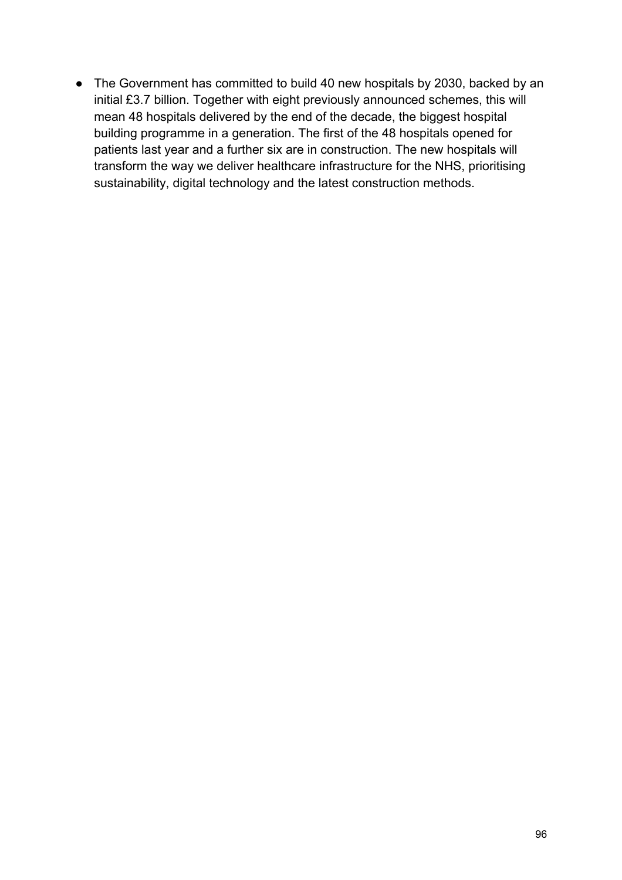- The Government has committed to build 40 new hospitals by 2030, backed by an initial £3.7 billion. Together with eight previously announced schemes, this will mean 48 hospitals delivered by the end of the decade, the biggest hospital building programme in a generation. The first of the 48 hospitals opened for patients last year and a further six are in construction. The new hospitals will transform the way we deliver healthcare infrastructure for the NHS, prioritising sustainability, digital technology and the latest construction methods.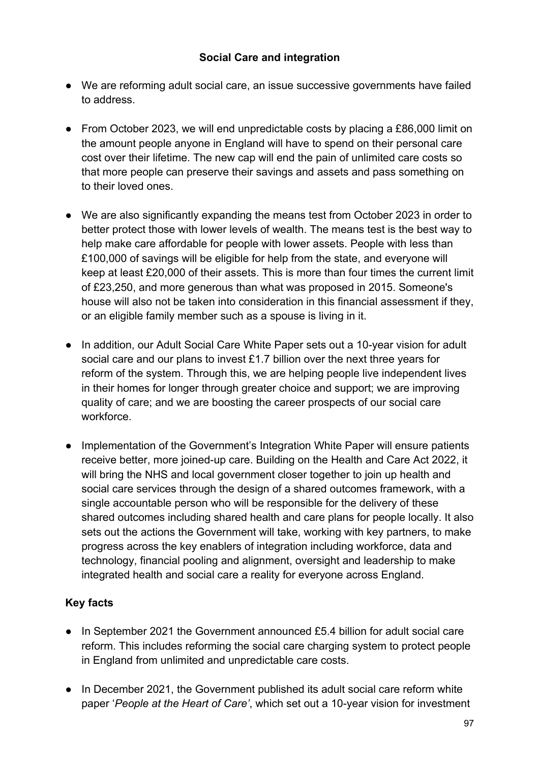**Social Care and integration**

- We are reforming adult social care, an issue successive governments have failed to address.
- From October 2023, we will end unpredictable costs by placing a £86,000 limit on the amount people anyone in England will have to spend on their personal care cost over their lifetime. The new cap will end the pain of unlimited care costs so that more people can preserve their savings and assets and pass something on to their loved ones.
- We are also significantly expanding the means test from October 2023 in order to better protect those with lower levels of wealth. The means test is the best way to help make care affordable for people with lower assets. People with less than £100,000 of savings will be eligible for help from the state, and everyone will keep at least £20,000 of their assets. This is more than four times the current limit of £23,250, and more generous than what was proposed in 2015. Someone's house will also not be taken into consideration in this financial assessment if they, or an eligible family member such as a spouse is living in it.
- In addition, our Adult Social Care White Paper sets out a 10-year vision for adult social care and our plans to invest £1.7 billion over the next three years for reform of the system. Through this, we are helping people live independent lives in their homes for longer through greater choice and support; we are improving quality of care; and we are boosting the career prospects of our social care workforce.
- Implementation of the Government's Integration White Paper will ensure patients receive better, more joined-up care. Building on the Health and Care Act 2022, it will bring the NHS and local government closer together to join up health and social care services through the design of a shared outcomes framework, with a single accountable person who will be responsible for the delivery of these shared outcomes including shared health and care plans for people locally. It also sets out the actions the Government will take, working with key partners, to make progress across the key enablers of integration including workforce, data and technology, financial pooling and alignment, oversight and leadership to make integrated health and social care a reality for everyone across England.

**Key facts**

- In September 2021 the Government announced £5.4 billion for adult social care reform. This includes reforming the social care charging system to protect people in England from unlimited and unpredictable care costs.
- In December 2021, the Government published its adult social care reform white paper '*People at the Heart of Care'*, which set out a 10-year vision for investment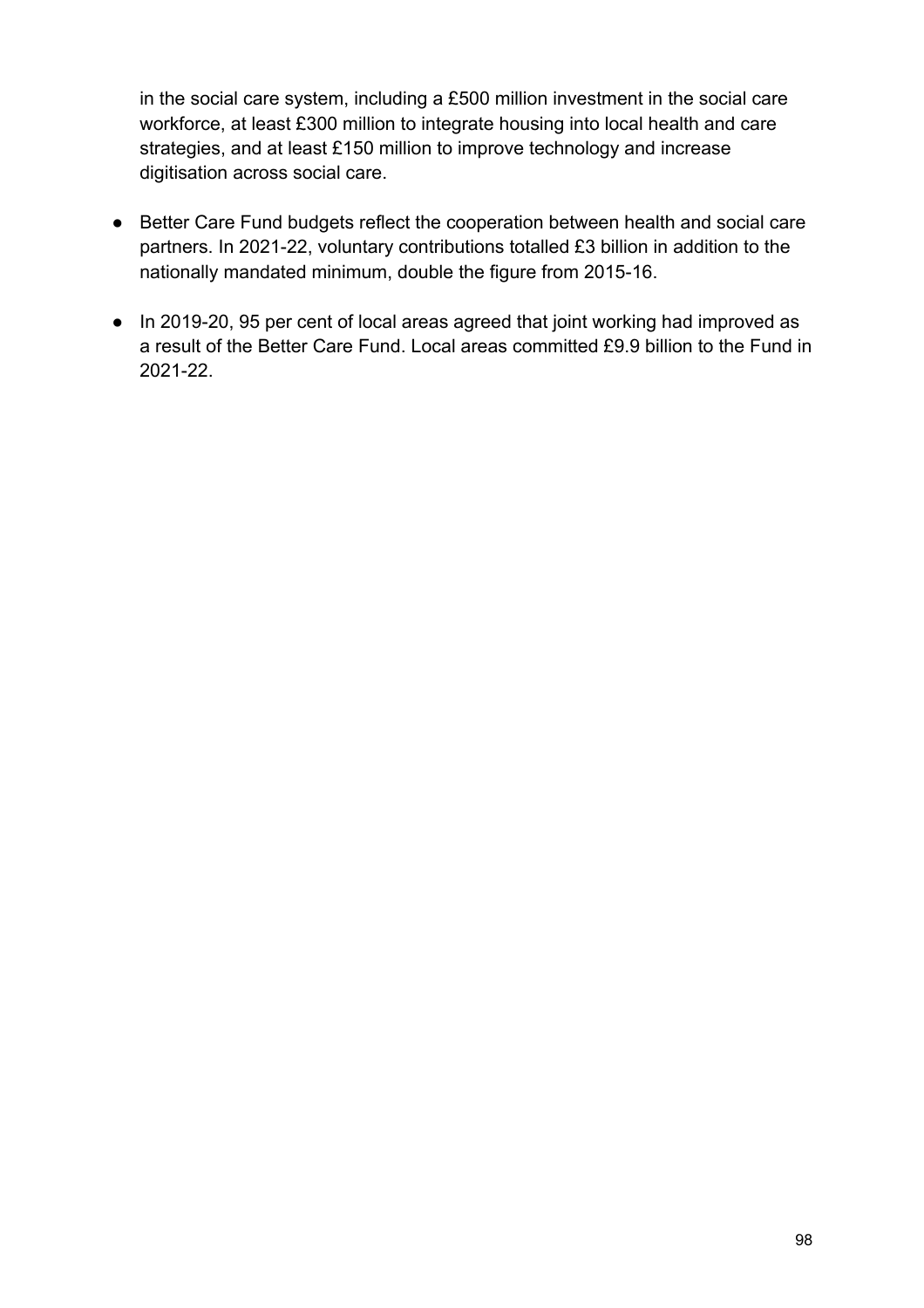in the social care system, including a £500 million investment in the social care workforce, at least £300 million to integrate housing into local health and care strategies, and at least £150 million to improve technology and increase digitisation across social care.

- Better Care Fund budgets reflect the cooperation between health and social care partners. In 2021-22, voluntary contributions totalled £3 billion in addition to the nationally mandated minimum, double the figure from 2015-16.
- In 2019-20, 95 per cent of local areas agreed that joint working had improved as a result of the Better Care Fund. Local areas committed £9.9 billion to the Fund in 2021-22.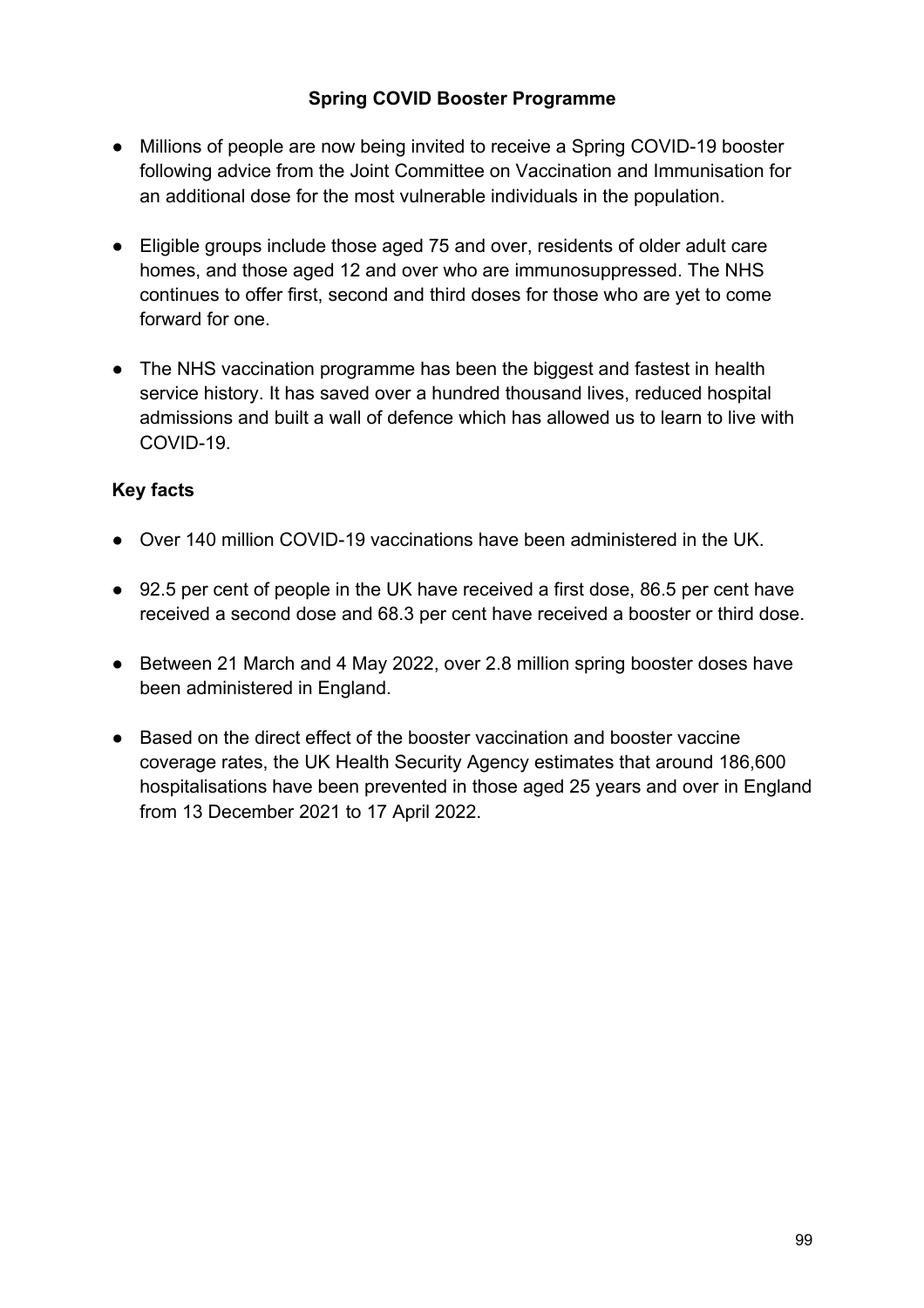## Spring COVID Booster Programme

- Millions of people are now being invited to receive a Spring COVID-19 booster following advice from the Joint Committee on Vaccination and Immunisation for an additional dose for the most vulnerable individuals in the population.

- Eligible groups include those aged 75 and over, residents of older adult care homes, and those aged 12 and over who are immunosuppressed. The NHS continues to offer first, second and third doses for those who are yet to come forward for one.

- The NHS vaccination programme has been the biggest and fastest in health service history. It has saved over a hundred thousand lives, reduced hospital admissions and built a wall of defence which has allowed us to learn to live with COVID-19.

### Key facts

- Over 140 million COVID-19 vaccinations have been administered in the UK.

- 92.5 per cent of people in the UK have received a first dose, 86.5 per cent have received a second dose and 68.3 per cent have received a booster or third dose.

- Between 21 March and 4 May 2022, over 2.8 million spring booster doses have been administered in England.

- Based on the direct effect of the booster vaccination and booster vaccine coverage rates, the UK Health Security Agency estimates that around 186,600 hospitalisations have been prevented in those aged 25 years and over in England from 13 December 2021 to 17 April 2022.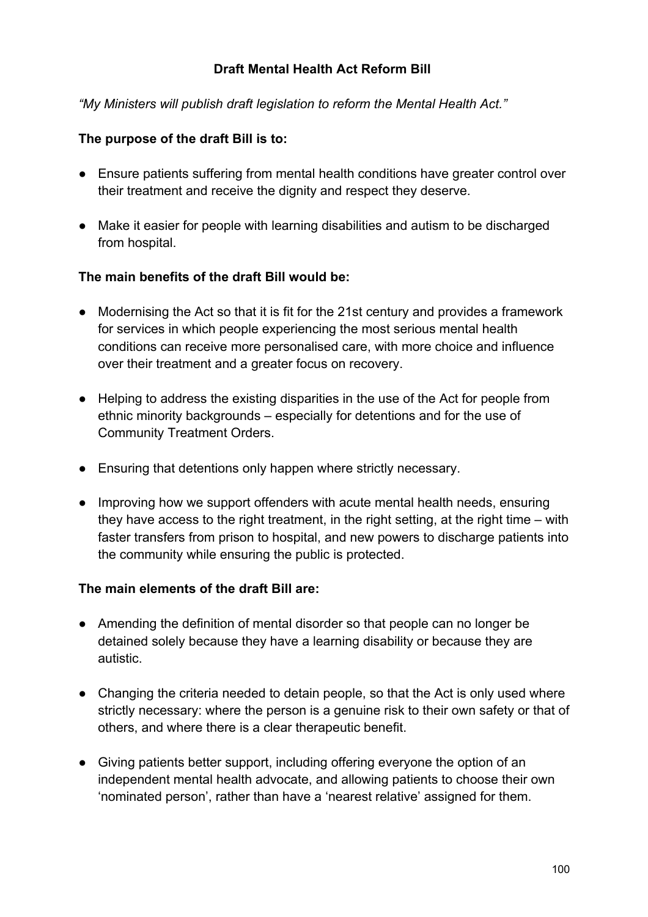## Draft Mental Health Act Reform Bill

*"My Ministers will publish draft legislation to reform the Mental Health Act."*

**The purpose of the draft Bill is to:**

- Ensure patients suffering from mental health conditions have greater control over their treatment and receive the dignity and respect they deserve.
- Make it easier for people with learning disabilities and autism to be discharged from hospital.

**The main benefits of the draft Bill would be:**

- Modernising the Act so that it is fit for the 21st century and provides a framework for services in which people experiencing the most serious mental health conditions can receive more personalised care, with more choice and influence over their treatment and a greater focus on recovery.
- Helping to address the existing disparities in the use of the Act for people from ethnic minority backgrounds – especially for detentions and for the use of Community Treatment Orders.
- Ensuring that detentions only happen where strictly necessary.
- Improving how we support offenders with acute mental health needs, ensuring they have access to the right treatment, in the right setting, at the right time – with faster transfers from prison to hospital, and new powers to discharge patients into the community while ensuring the public is protected.

**The main elements of the draft Bill are:**

- Amending the definition of mental disorder so that people can no longer be detained solely because they have a learning disability or because they are autistic.
- Changing the criteria needed to detain people, so that the Act is only used where strictly necessary: where the person is a genuine risk to their own safety or that of others, and where there is a clear therapeutic benefit.
- Giving patients better support, including offering everyone the option of an independent mental health advocate, and allowing patients to choose their own 'nominated person', rather than have a 'nearest relative' assigned for them.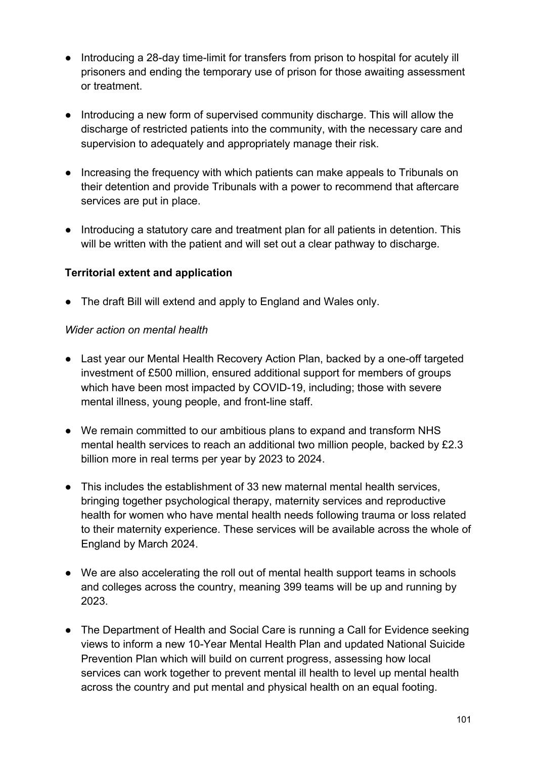- Introducing a 28-day time-limit for transfers from prison to hospital for acutely ill prisoners and ending the temporary use of prison for those awaiting assessment or treatment.

- Introducing a new form of supervised community discharge. This will allow the discharge of restricted patients into the community, with the necessary care and supervision to adequately and appropriately manage their risk.

- Increasing the frequency with which patients can make appeals to Tribunals on their detention and provide Tribunals with a power to recommend that aftercare services are put in place.

- Introducing a statutory care and treatment plan for all patients in detention. This will be written with the patient and will set out a clear pathway to discharge.

**Territorial extent and application**

- The draft Bill will extend and apply to England and Wales only.

*Wider action on mental health*

- Last year our Mental Health Recovery Action Plan, backed by a one-off targeted investment of £500 million, ensured additional support for members of groups which have been most impacted by COVID-19, including; those with severe mental illness, young people, and front-line staff.

- We remain committed to our ambitious plans to expand and transform NHS mental health services to reach an additional two million people, backed by £2.3 billion more in real terms per year by 2023 to 2024.

- This includes the establishment of 33 new maternal mental health services, bringing together psychological therapy, maternity services and reproductive health for women who have mental health needs following trauma or loss related to their maternity experience. These services will be available across the whole of England by March 2024.

- We are also accelerating the roll out of mental health support teams in schools and colleges across the country, meaning 399 teams will be up and running by 2023.

- The Department of Health and Social Care is running a Call for Evidence seeking views to inform a new 10-Year Mental Health Plan and updated National Suicide Prevention Plan which will build on current progress, assessing how local services can work together to prevent mental ill health to level up mental health across the country and put mental and physical health on an equal footing.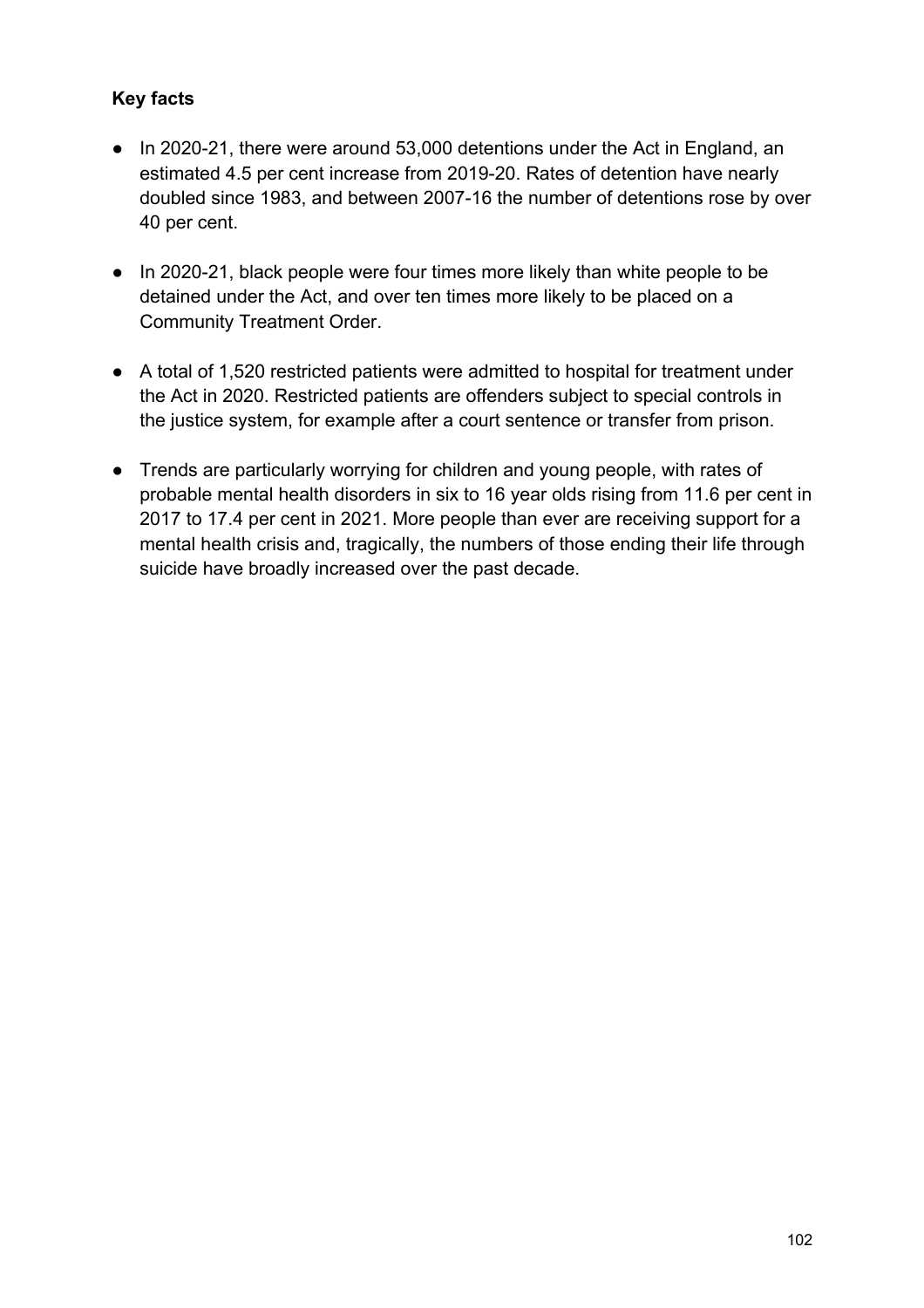**Key facts**

- In 2020-21, there were around 53,000 detentions under the Act in England, an estimated 4.5 per cent increase from 2019-20. Rates of detention have nearly doubled since 1983, and between 2007-16 the number of detentions rose by over 40 per cent.

- In 2020-21, black people were four times more likely than white people to be detained under the Act, and over ten times more likely to be placed on a Community Treatment Order.

- A total of 1,520 restricted patients were admitted to hospital for treatment under the Act in 2020. Restricted patients are offenders subject to special controls in the justice system, for example after a court sentence or transfer from prison.

- Trends are particularly worrying for children and young people, with rates of probable mental health disorders in six to 16 year olds rising from 11.6 per cent in 2017 to 17.4 per cent in 2021. More people than ever are receiving support for a mental health crisis and, tragically, the numbers of those ending their life through suicide have broadly increased over the past decade.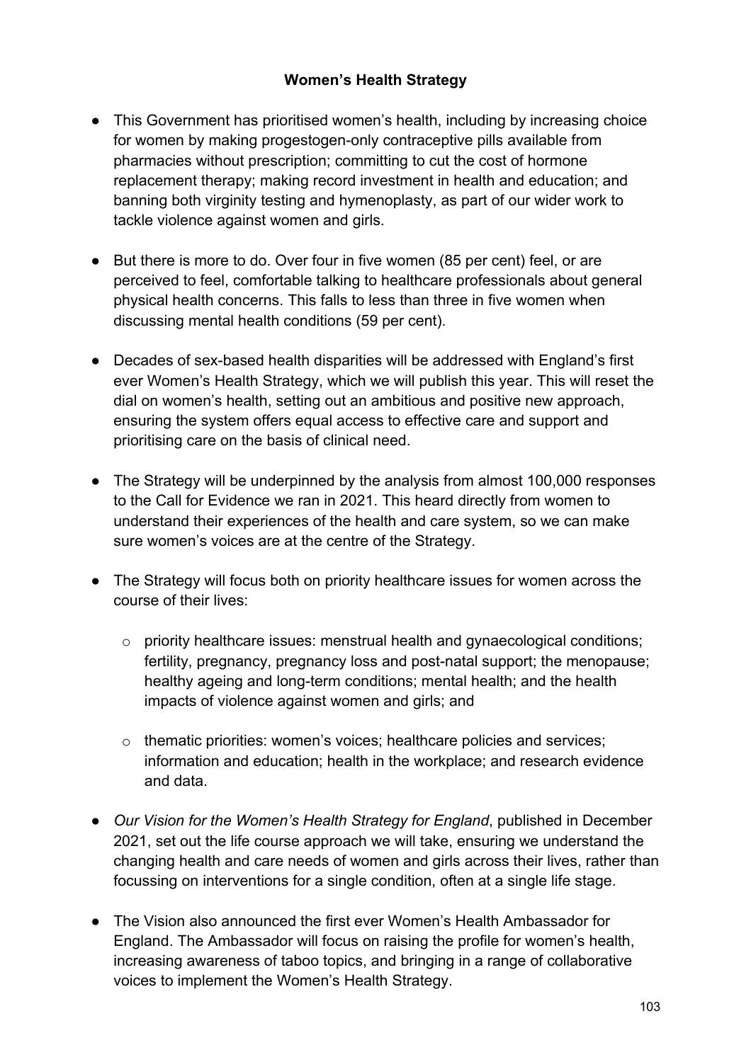**Women's Health Strategy**

- This Government has prioritised women's health, including by increasing choice for women by making progestogen-only contraceptive pills available from pharmacies without prescription; committing to cut the cost of hormone replacement therapy; making record investment in health and education; and banning both virginity testing and hymenoplasty, as part of our wider work to tackle violence against women and girls.

- But there is more to do. Over four in five women (85 per cent) feel, or are perceived to feel, comfortable talking to healthcare professionals about general physical health concerns. This falls to less than three in five women when discussing mental health conditions (59 per cent).

- Decades of sex-based health disparities will be addressed with England's first ever Women's Health Strategy, which we will publish this year. This will reset the dial on women's health, setting out an ambitious and positive new approach, ensuring the system offers equal access to effective care and support and prioritising care on the basis of clinical need.

- The Strategy will be underpinned by the analysis from almost 100,000 responses to the Call for Evidence we ran in 2021. This heard directly from women to understand their experiences of the health and care system, so we can make sure women's voices are at the centre of the Strategy.

- The Strategy will focus both on priority healthcare issues for women across the course of their lives:

    - priority healthcare issues: menstrual health and gynaecological conditions; fertility, pregnancy, pregnancy loss and post-natal support; the menopause; healthy ageing and long-term conditions; mental health; and the health impacts of violence against women and girls; and

    - thematic priorities: women's voices; healthcare policies and services; information and education; health in the workplace; and research evidence and data.

- *Our Vision for the Women's Health Strategy for England*, published in December 2021, set out the life course approach we will take, ensuring we understand the changing health and care needs of women and girls across their lives, rather than focussing on interventions for a single condition, often at a single life stage.

- The Vision also announced the first ever Women's Health Ambassador for England. The Ambassador will focus on raising the profile for women's health, increasing awareness of taboo topics, and bringing in a range of collaborative voices to implement the Women's Health Strategy.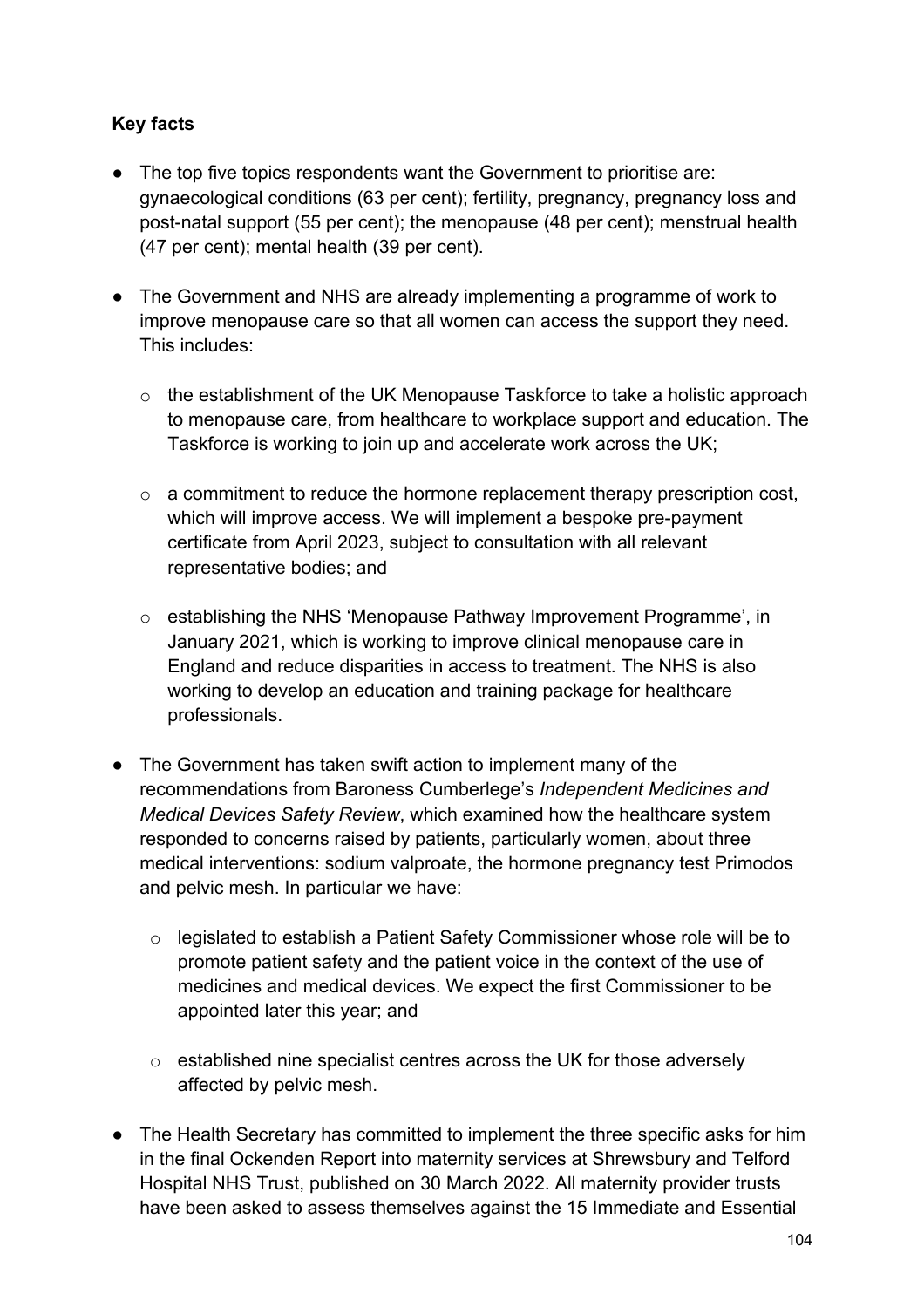**Key facts**

- The top five topics respondents want the Government to prioritise are: gynaecological conditions (63 per cent); fertility, pregnancy, pregnancy loss and post-natal support (55 per cent); the menopause (48 per cent); menstrual health (47 per cent); mental health (39 per cent).

- The Government and NHS are already implementing a programme of work to improve menopause care so that all women can access the support they need. This includes:

  - the establishment of the UK Menopause Taskforce to take a holistic approach to menopause care, from healthcare to workplace support and education. The Taskforce is working to join up and accelerate work across the UK;

  - a commitment to reduce the hormone replacement therapy prescription cost, which will improve access. We will implement a bespoke pre-payment certificate from April 2023, subject to consultation with all relevant representative bodies; and

  - establishing the NHS 'Menopause Pathway Improvement Programme', in January 2021, which is working to improve clinical menopause care in England and reduce disparities in access to treatment. The NHS is also working to develop an education and training package for healthcare professionals.

- The Government has taken swift action to implement many of the recommendations from Baroness Cumberlege's *Independent Medicines and Medical Devices Safety Review*, which examined how the healthcare system responded to concerns raised by patients, particularly women, about three medical interventions: sodium valproate, the hormone pregnancy test Primodos and pelvic mesh. In particular we have:

  - legislated to establish a Patient Safety Commissioner whose role will be to promote patient safety and the patient voice in the context of the use of medicines and medical devices. We expect the first Commissioner to be appointed later this year; and

  - established nine specialist centres across the UK for those adversely affected by pelvic mesh.

- The Health Secretary has committed to implement the three specific asks for him in the final Ockenden Report into maternity services at Shrewsbury and Telford Hospital NHS Trust, published on 30 March 2022. All maternity provider trusts have been asked to assess themselves against the 15 Immediate and Essential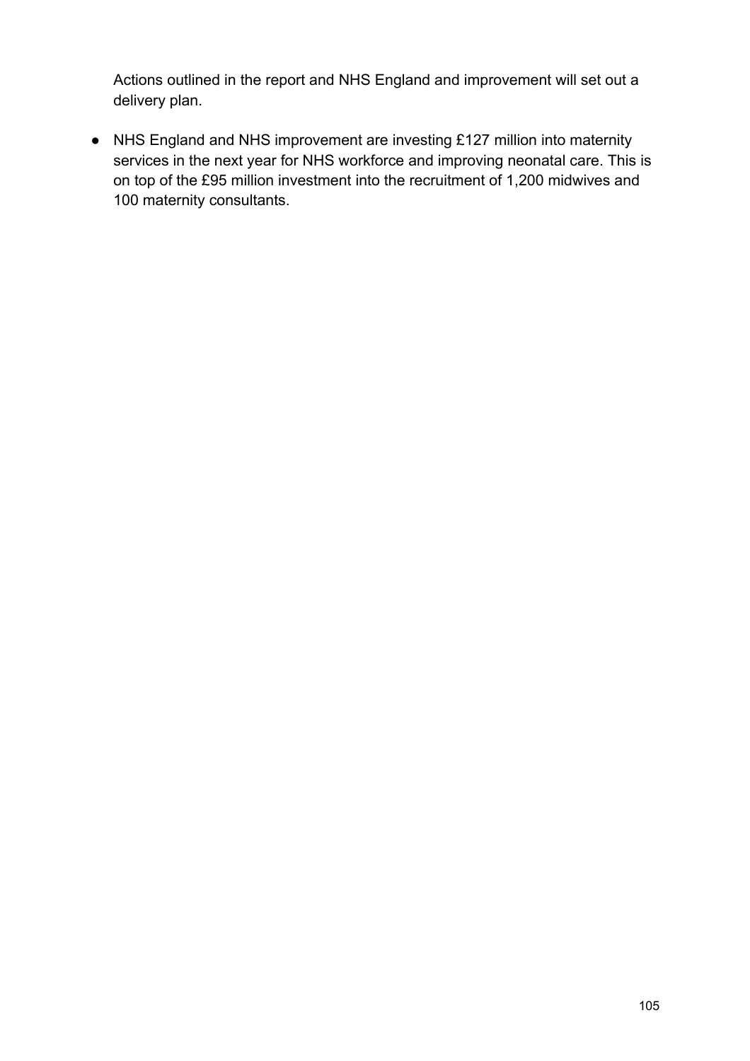Actions outlined in the report and NHS England and improvement will set out a delivery plan.

- NHS England and NHS improvement are investing £127 million into maternity services in the next year for NHS workforce and improving neonatal care. This is on top of the £95 million investment into the recruitment of 1,200 midwives and 100 maternity consultants.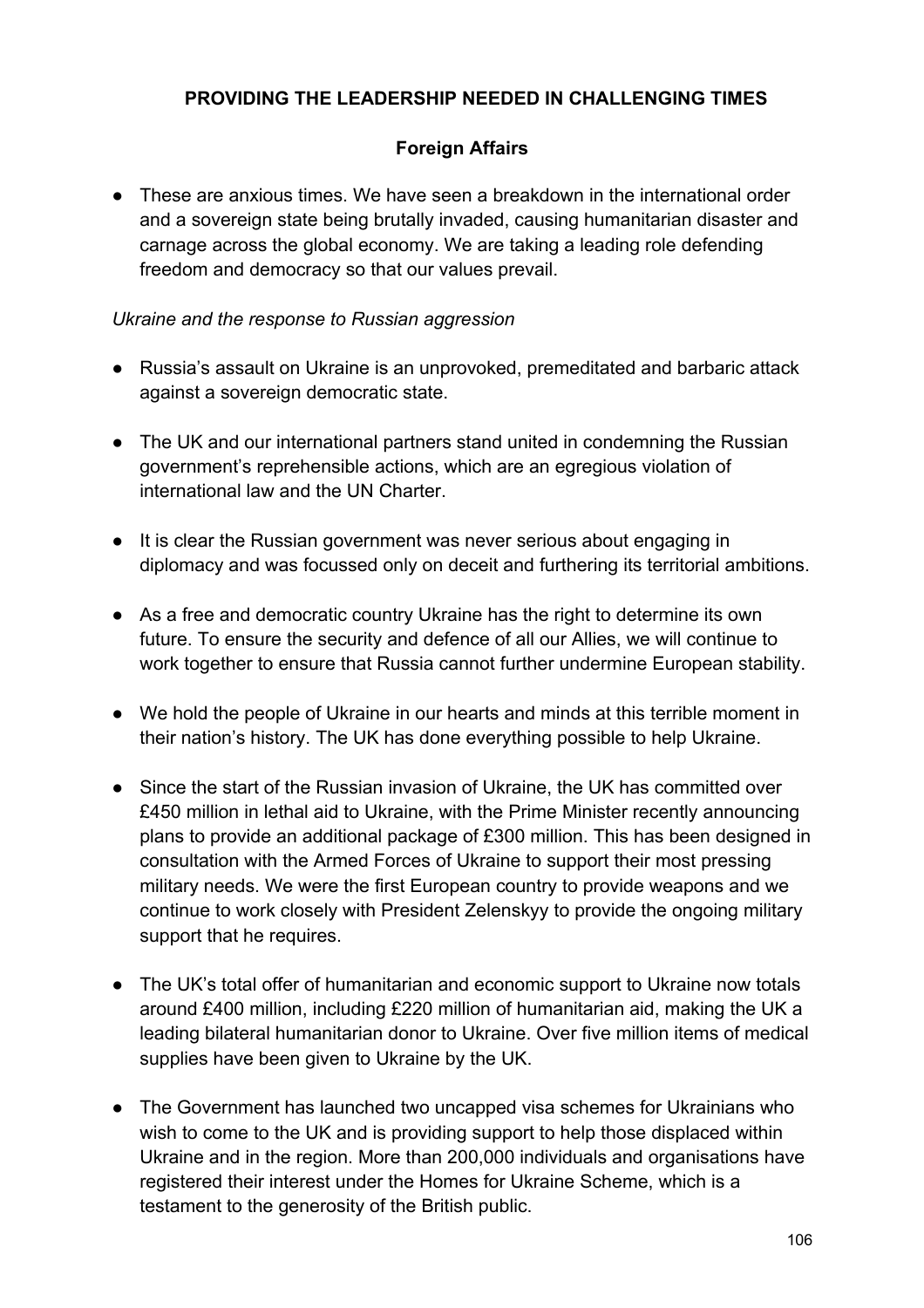**PROVIDING THE LEADERSHIP NEEDED IN CHALLENGING TIMES**

**Foreign Affairs**

- These are anxious times. We have seen a breakdown in the international order and a sovereign state being brutally invaded, causing humanitarian disaster and carnage across the global economy. We are taking a leading role defending freedom and democracy so that our values prevail.

*Ukraine and the response to Russian aggression*

- Russia's assault on Ukraine is an unprovoked, premeditated and barbaric attack against a sovereign democratic state.

- The UK and our international partners stand united in condemning the Russian government's reprehensible actions, which are an egregious violation of international law and the UN Charter.

- It is clear the Russian government was never serious about engaging in diplomacy and was focussed only on deceit and furthering its territorial ambitions.

- As a free and democratic country Ukraine has the right to determine its own future. To ensure the security and defence of all our Allies, we will continue to work together to ensure that Russia cannot further undermine European stability.

- We hold the people of Ukraine in our hearts and minds at this terrible moment in their nation's history. The UK has done everything possible to help Ukraine.

- Since the start of the Russian invasion of Ukraine, the UK has committed over £450 million in lethal aid to Ukraine, with the Prime Minister recently announcing plans to provide an additional package of £300 million. This has been designed in consultation with the Armed Forces of Ukraine to support their most pressing military needs. We were the first European country to provide weapons and we continue to work closely with President Zelenskyy to provide the ongoing military support that he requires.

- The UK's total offer of humanitarian and economic support to Ukraine now totals around £400 million, including £220 million of humanitarian aid, making the UK a leading bilateral humanitarian donor to Ukraine. Over five million items of medical supplies have been given to Ukraine by the UK.

- The Government has launched two uncapped visa schemes for Ukrainians who wish to come to the UK and is providing support to help those displaced within Ukraine and in the region. More than 200,000 individuals and organisations have registered their interest under the Homes for Ukraine Scheme, which is a testament to the generosity of the British public.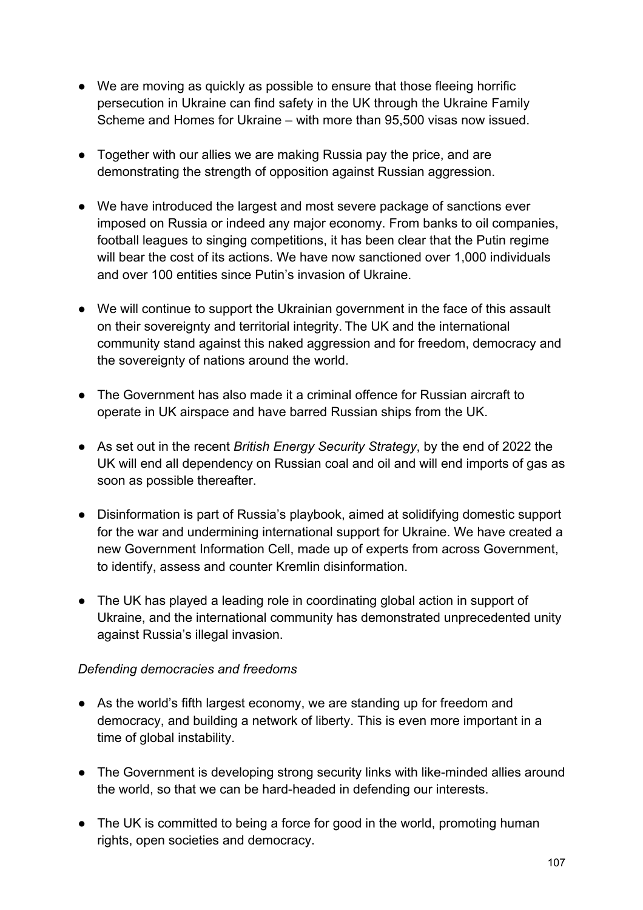- We are moving as quickly as possible to ensure that those fleeing horrific persecution in Ukraine can find safety in the UK through the Ukraine Family Scheme and Homes for Ukraine – with more than 95,500 visas now issued.

- Together with our allies we are making Russia pay the price, and are demonstrating the strength of opposition against Russian aggression.

- We have introduced the largest and most severe package of sanctions ever imposed on Russia or indeed any major economy. From banks to oil companies, football leagues to singing competitions, it has been clear that the Putin regime will bear the cost of its actions. We have now sanctioned over 1,000 individuals and over 100 entities since Putin's invasion of Ukraine.

- We will continue to support the Ukrainian government in the face of this assault on their sovereignty and territorial integrity. The UK and the international community stand against this naked aggression and for freedom, democracy and the sovereignty of nations around the world.

- The Government has also made it a criminal offence for Russian aircraft to operate in UK airspace and have barred Russian ships from the UK.

- As set out in the recent *British Energy Security Strategy*, by the end of 2022 the UK will end all dependency on Russian coal and oil and will end imports of gas as soon as possible thereafter.

- Disinformation is part of Russia's playbook, aimed at solidifying domestic support for the war and undermining international support for Ukraine. We have created a new Government Information Cell, made up of experts from across Government, to identify, assess and counter Kremlin disinformation.

- The UK has played a leading role in coordinating global action in support of Ukraine, and the international community has demonstrated unprecedented unity against Russia's illegal invasion.

*Defending democracies and freedoms*

- As the world's fifth largest economy, we are standing up for freedom and democracy, and building a network of liberty. This is even more important in a time of global instability.

- The Government is developing strong security links with like-minded allies around the world, so that we can be hard-headed in defending our interests.

- The UK is committed to being a force for good in the world, promoting human rights, open societies and democracy.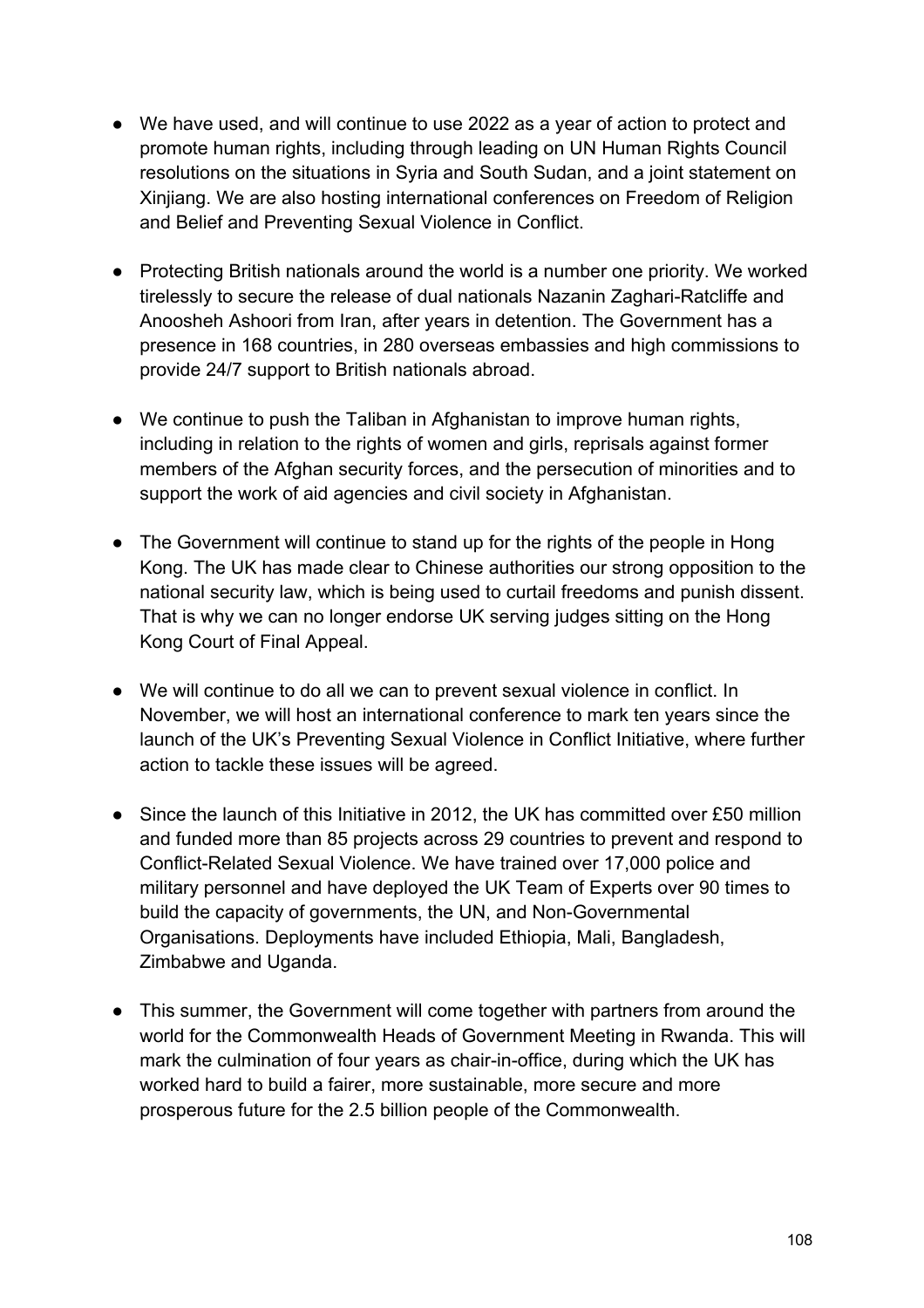- We have used, and will continue to use 2022 as a year of action to protect and promote human rights, including through leading on UN Human Rights Council resolutions on the situations in Syria and South Sudan, and a joint statement on Xinjiang. We are also hosting international conferences on Freedom of Religion and Belief and Preventing Sexual Violence in Conflict.

- Protecting British nationals around the world is a number one priority. We worked tirelessly to secure the release of dual nationals Nazanin Zaghari-Ratcliffe and Anoosheh Ashoori from Iran, after years in detention. The Government has a presence in 168 countries, in 280 overseas embassies and high commissions to provide 24/7 support to British nationals abroad.

- We continue to push the Taliban in Afghanistan to improve human rights, including in relation to the rights of women and girls, reprisals against former members of the Afghan security forces, and the persecution of minorities and to support the work of aid agencies and civil society in Afghanistan.

- The Government will continue to stand up for the rights of the people in Hong Kong. The UK has made clear to Chinese authorities our strong opposition to the national security law, which is being used to curtail freedoms and punish dissent. That is why we can no longer endorse UK serving judges sitting on the Hong Kong Court of Final Appeal.

- We will continue to do all we can to prevent sexual violence in conflict. In November, we will host an international conference to mark ten years since the launch of the UK's Preventing Sexual Violence in Conflict Initiative, where further action to tackle these issues will be agreed.

- Since the launch of this Initiative in 2012, the UK has committed over £50 million and funded more than 85 projects across 29 countries to prevent and respond to Conflict-Related Sexual Violence. We have trained over 17,000 police and military personnel and have deployed the UK Team of Experts over 90 times to build the capacity of governments, the UN, and Non-Governmental Organisations. Deployments have included Ethiopia, Mali, Bangladesh, Zimbabwe and Uganda.

- This summer, the Government will come together with partners from around the world for the Commonwealth Heads of Government Meeting in Rwanda. This will mark the culmination of four years as chair-in-office, during which the UK has worked hard to build a fairer, more sustainable, more secure and more prosperous future for the 2.5 billion people of the Commonwealth.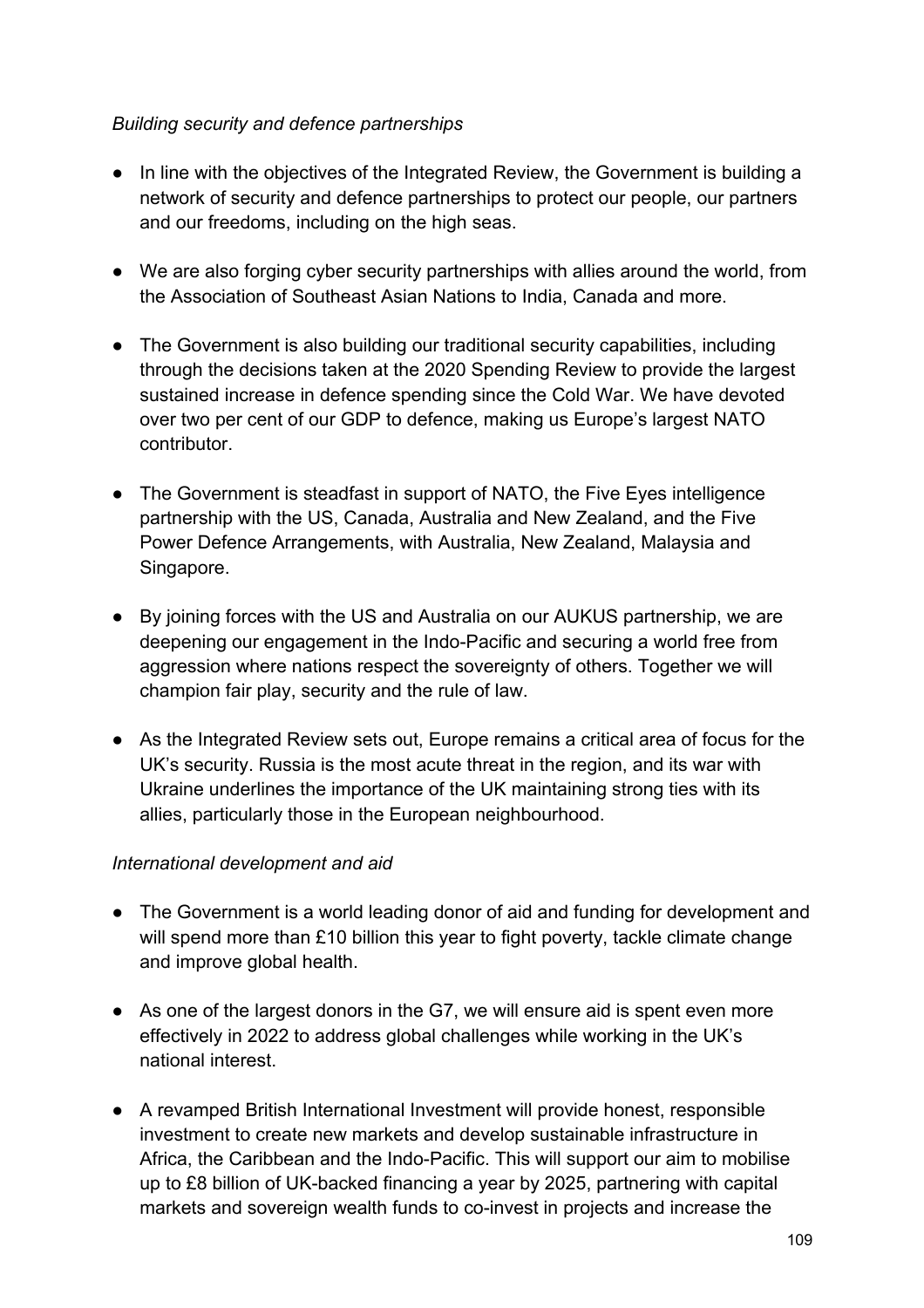*Building security and defence partnerships*

- In line with the objectives of the Integrated Review, the Government is building a network of security and defence partnerships to protect our people, our partners and our freedoms, including on the high seas.

- We are also forging cyber security partnerships with allies around the world, from the Association of Southeast Asian Nations to India, Canada and more.

- The Government is also building our traditional security capabilities, including through the decisions taken at the 2020 Spending Review to provide the largest sustained increase in defence spending since the Cold War. We have devoted over two per cent of our GDP to defence, making us Europe's largest NATO contributor.

- The Government is steadfast in support of NATO, the Five Eyes intelligence partnership with the US, Canada, Australia and New Zealand, and the Five Power Defence Arrangements, with Australia, New Zealand, Malaysia and Singapore.

- By joining forces with the US and Australia on our AUKUS partnership, we are deepening our engagement in the Indo-Pacific and securing a world free from aggression where nations respect the sovereignty of others. Together we will champion fair play, security and the rule of law.

- As the Integrated Review sets out, Europe remains a critical area of focus for the UK's security. Russia is the most acute threat in the region, and its war with Ukraine underlines the importance of the UK maintaining strong ties with its allies, particularly those in the European neighbourhood.

*International development and aid*

- The Government is a world leading donor of aid and funding for development and will spend more than £10 billion this year to fight poverty, tackle climate change and improve global health.

- As one of the largest donors in the G7, we will ensure aid is spent even more effectively in 2022 to address global challenges while working in the UK's national interest.

- A revamped British International Investment will provide honest, responsible investment to create new markets and develop sustainable infrastructure in Africa, the Caribbean and the Indo-Pacific. This will support our aim to mobilise up to £8 billion of UK-backed financing a year by 2025, partnering with capital markets and sovereign wealth funds to co-invest in projects and increase the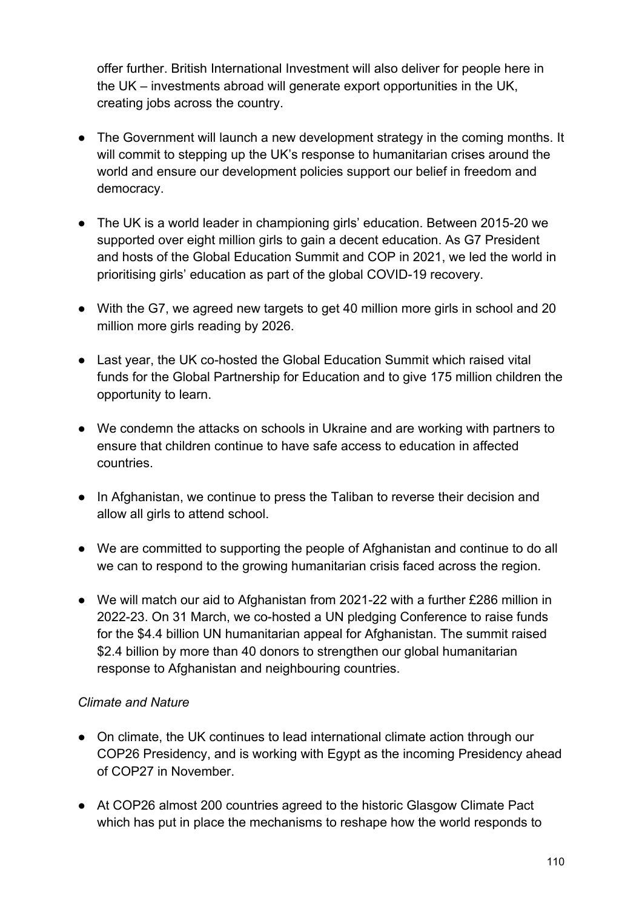offer further. British International Investment will also deliver for people here in the UK – investments abroad will generate export opportunities in the UK, creating jobs across the country.

- The Government will launch a new development strategy in the coming months. It will commit to stepping up the UK's response to humanitarian crises around the world and ensure our development policies support our belief in freedom and democracy.

- The UK is a world leader in championing girls' education. Between 2015-20 we supported over eight million girls to gain a decent education. As G7 President and hosts of the Global Education Summit and COP in 2021, we led the world in prioritising girls' education as part of the global COVID-19 recovery.

- With the G7, we agreed new targets to get 40 million more girls in school and 20 million more girls reading by 2026.

- Last year, the UK co-hosted the Global Education Summit which raised vital funds for the Global Partnership for Education and to give 175 million children the opportunity to learn.

- We condemn the attacks on schools in Ukraine and are working with partners to ensure that children continue to have safe access to education in affected countries.

- In Afghanistan, we continue to press the Taliban to reverse their decision and allow all girls to attend school.

- We are committed to supporting the people of Afghanistan and continue to do all we can to respond to the growing humanitarian crisis faced across the region.

- We will match our aid to Afghanistan from 2021-22 with a further £286 million in 2022-23. On 31 March, we co-hosted a UN pledging Conference to raise funds for the $4.4 billion UN humanitarian appeal for Afghanistan. The summit raised $2.4 billion by more than 40 donors to strengthen our global humanitarian response to Afghanistan and neighbouring countries.

*Climate and Nature*

- On climate, the UK continues to lead international climate action through our COP26 Presidency, and is working with Egypt as the incoming Presidency ahead of COP27 in November.

- At COP26 almost 200 countries agreed to the historic Glasgow Climate Pact which has put in place the mechanisms to reshape how the world responds to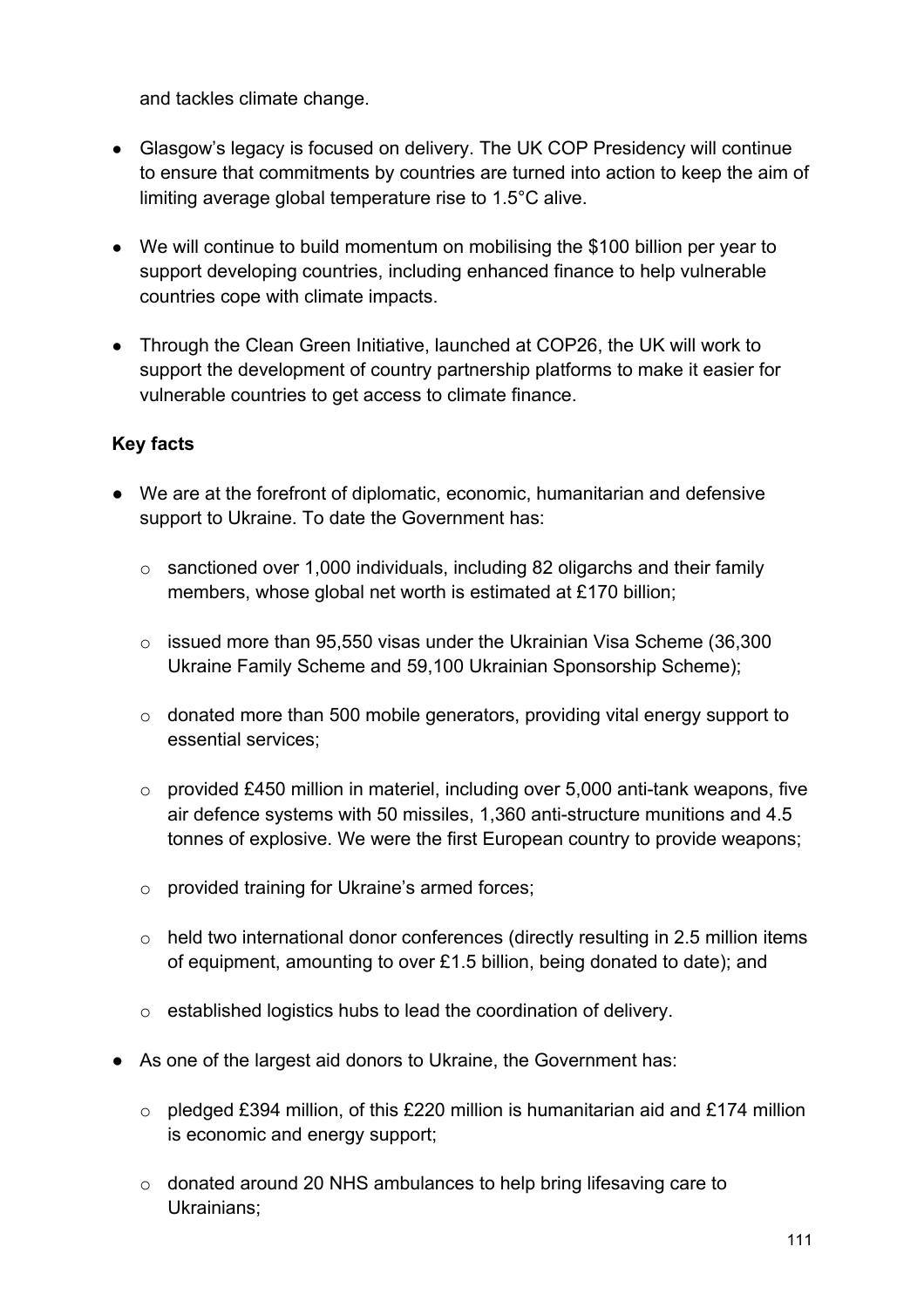and tackles climate change.

- Glasgow's legacy is focused on delivery. The UK COP Presidency will continue to ensure that commitments by countries are turned into action to keep the aim of limiting average global temperature rise to 1.5°C alive.
- We will continue to build momentum on mobilising the $100 billion per year to support developing countries, including enhanced finance to help vulnerable countries cope with climate impacts.
- Through the Clean Green Initiative, launched at COP26, the UK will work to support the development of country partnership platforms to make it easier for vulnerable countries to get access to climate finance.

**Key facts**

- We are at the forefront of diplomatic, economic, humanitarian and defensive support to Ukraine. To date the Government has:
  - sanctioned over 1,000 individuals, including 82 oligarchs and their family members, whose global net worth is estimated at £170 billion;
  - issued more than 95,550 visas under the Ukrainian Visa Scheme (36,300 Ukraine Family Scheme and 59,100 Ukrainian Sponsorship Scheme);
  - donated more than 500 mobile generators, providing vital energy support to essential services;
  - provided £450 million in materiel, including over 5,000 anti-tank weapons, five air defence systems with 50 missiles, 1,360 anti-structure munitions and 4.5 tonnes of explosive. We were the first European country to provide weapons;
  - provided training for Ukraine's armed forces;
  - held two international donor conferences (directly resulting in 2.5 million items of equipment, amounting to over £1.5 billion, being donated to date); and
  - established logistics hubs to lead the coordination of delivery.
- As one of the largest aid donors to Ukraine, the Government has:
  - pledged £394 million, of this £220 million is humanitarian aid and £174 million is economic and energy support;
  - donated around 20 NHS ambulances to help bring lifesaving care to Ukrainians;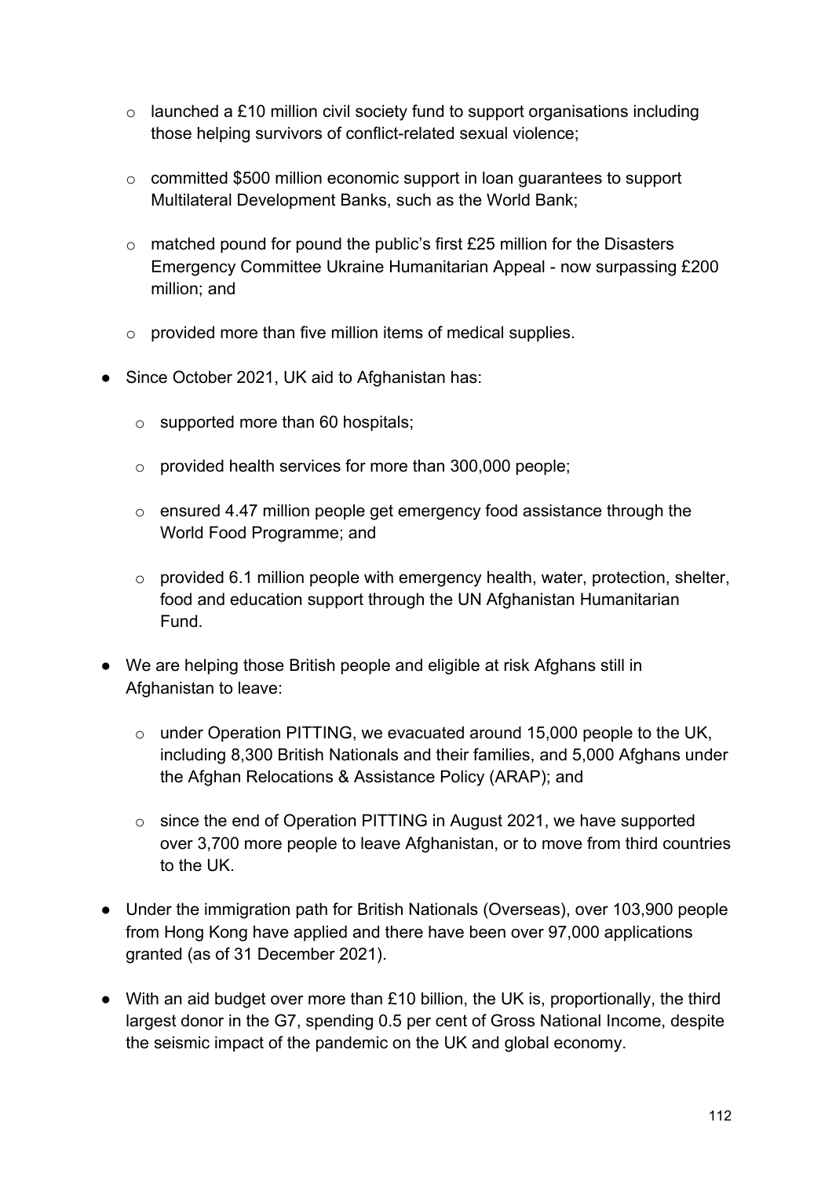- launched a £10 million civil society fund to support organisations including those helping survivors of conflict-related sexual violence;
  - committed $500 million economic support in loan guarantees to support Multilateral Development Banks, such as the World Bank;
  - matched pound for pound the public's first £25 million for the Disasters Emergency Committee Ukraine Humanitarian Appeal - now surpassing £200 million; and
  - provided more than five million items of medical supplies.

- Since October 2021, UK aid to Afghanistan has:
  - supported more than 60 hospitals;
  - provided health services for more than 300,000 people;
  - ensured 4.47 million people get emergency food assistance through the World Food Programme; and
  - provided 6.1 million people with emergency health, water, protection, shelter, food and education support through the UN Afghanistan Humanitarian Fund.

- We are helping those British people and eligible at risk Afghans still in Afghanistan to leave:
  - under Operation PITTING, we evacuated around 15,000 people to the UK, including 8,300 British Nationals and their families, and 5,000 Afghans under the Afghan Relocations & Assistance Policy (ARAP); and
  - since the end of Operation PITTING in August 2021, we have supported over 3,700 more people to leave Afghanistan, or to move from third countries to the UK.

- Under the immigration path for British Nationals (Overseas), over 103,900 people from Hong Kong have applied and there have been over 97,000 applications granted (as of 31 December 2021).

- With an aid budget over more than £10 billion, the UK is, proportionally, the third largest donor in the G7, spending 0.5 per cent of Gross National Income, despite the seismic impact of the pandemic on the UK and global economy.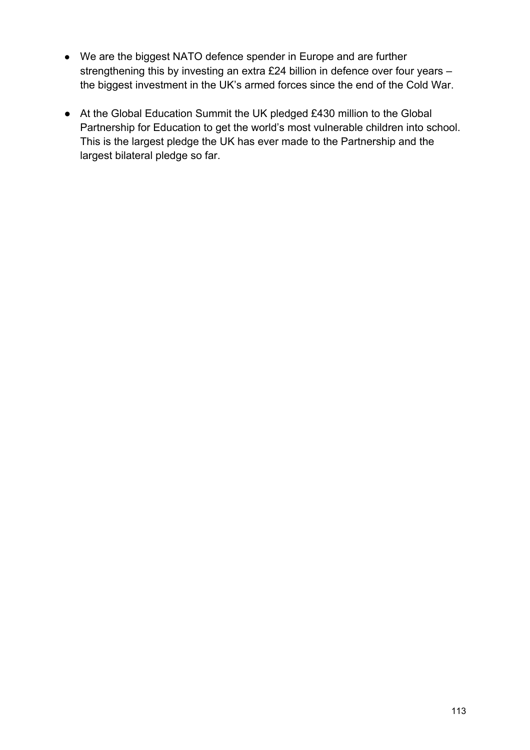- We are the biggest NATO defence spender in Europe and are further strengthening this by investing an extra £24 billion in defence over four years – the biggest investment in the UK's armed forces since the end of the Cold War.

- At the Global Education Summit the UK pledged £430 million to the Global Partnership for Education to get the world's most vulnerable children into school. This is the largest pledge the UK has ever made to the Partnership and the largest bilateral pledge so far.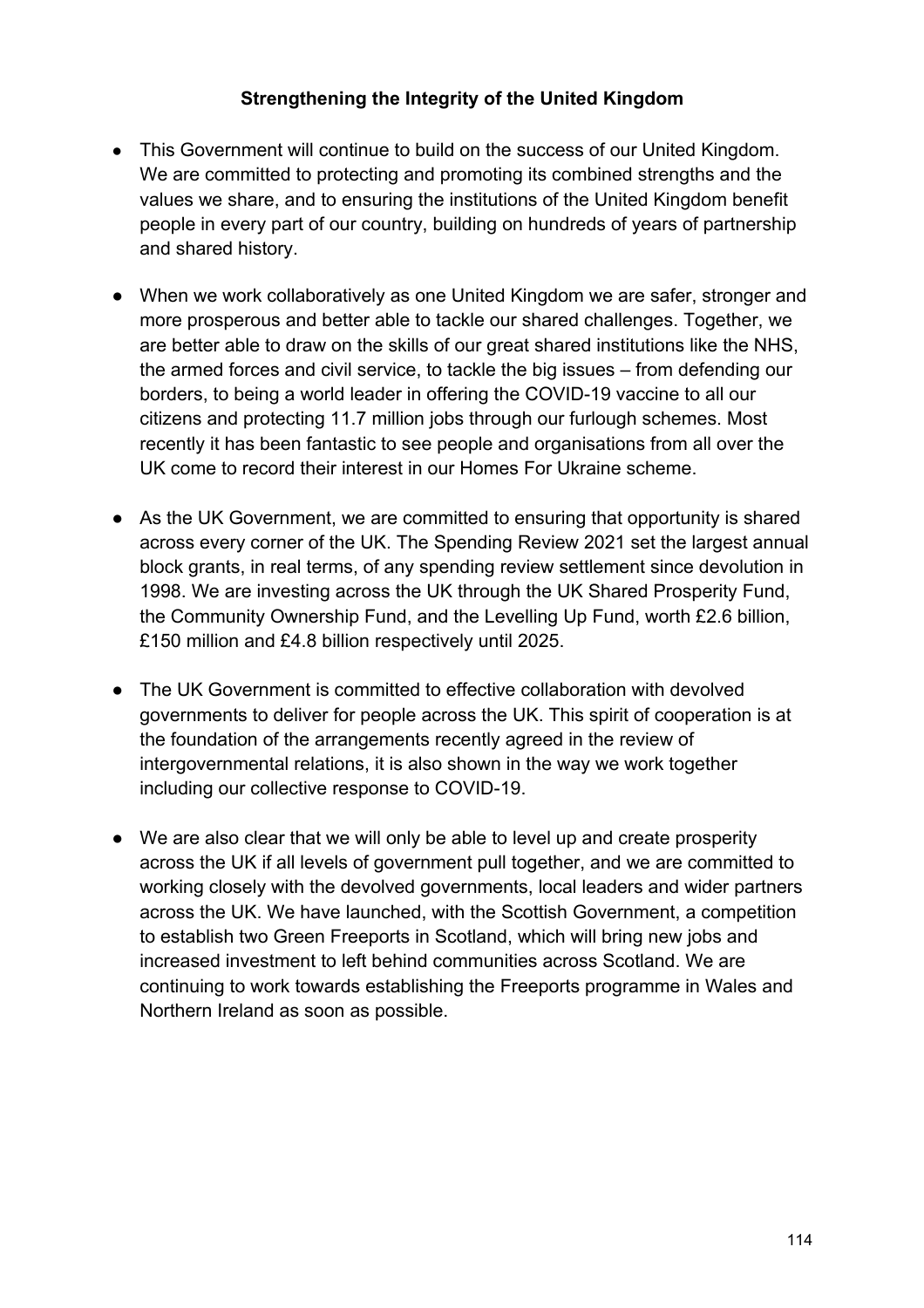**Strengthening the Integrity of the United Kingdom**

- This Government will continue to build on the success of our United Kingdom. We are committed to protecting and promoting its combined strengths and the values we share, and to ensuring the institutions of the United Kingdom benefit people in every part of our country, building on hundreds of years of partnership and shared history.

- When we work collaboratively as one United Kingdom we are safer, stronger and more prosperous and better able to tackle our shared challenges. Together, we are better able to draw on the skills of our great shared institutions like the NHS, the armed forces and civil service, to tackle the big issues – from defending our borders, to being a world leader in offering the COVID-19 vaccine to all our citizens and protecting 11.7 million jobs through our furlough schemes. Most recently it has been fantastic to see people and organisations from all over the UK come to record their interest in our Homes For Ukraine scheme.

- As the UK Government, we are committed to ensuring that opportunity is shared across every corner of the UK. The Spending Review 2021 set the largest annual block grants, in real terms, of any spending review settlement since devolution in 1998. We are investing across the UK through the UK Shared Prosperity Fund, the Community Ownership Fund, and the Levelling Up Fund, worth £2.6 billion, £150 million and £4.8 billion respectively until 2025.

- The UK Government is committed to effective collaboration with devolved governments to deliver for people across the UK. This spirit of cooperation is at the foundation of the arrangements recently agreed in the review of intergovernmental relations, it is also shown in the way we work together including our collective response to COVID-19.

- We are also clear that we will only be able to level up and create prosperity across the UK if all levels of government pull together, and we are committed to working closely with the devolved governments, local leaders and wider partners across the UK. We have launched, with the Scottish Government, a competition to establish two Green Freeports in Scotland, which will bring new jobs and increased investment to left behind communities across Scotland. We are continuing to work towards establishing the Freeports programme in Wales and Northern Ireland as soon as possible.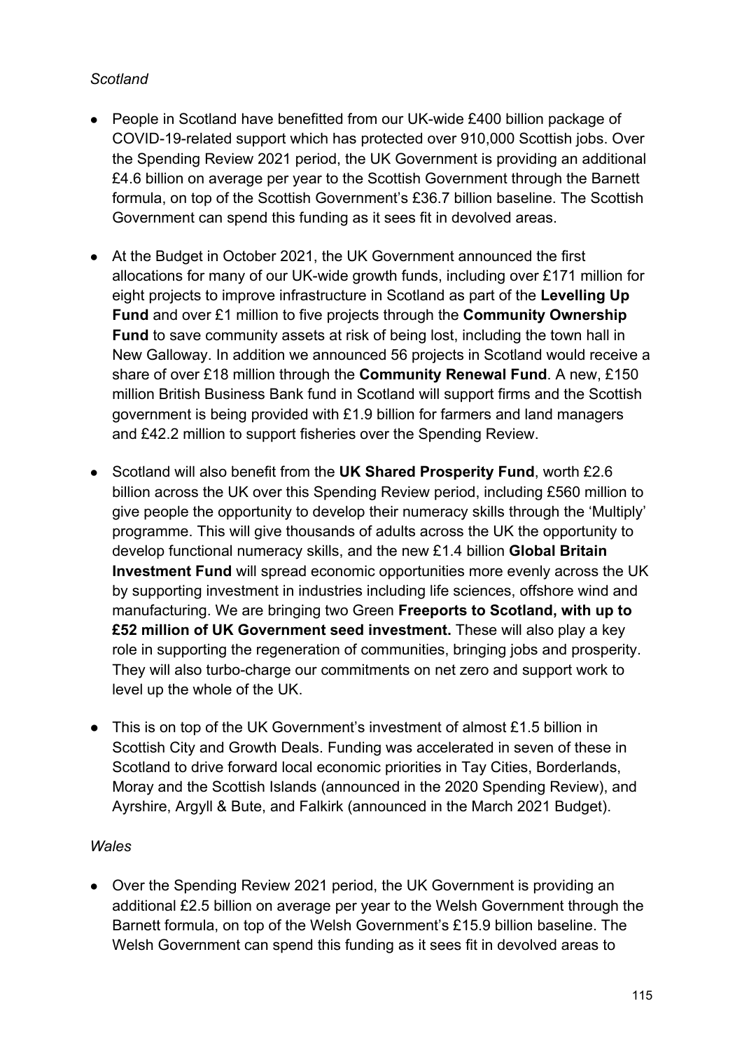*Scotland*

- People in Scotland have benefitted from our UK-wide £400 billion package of COVID-19-related support which has protected over 910,000 Scottish jobs. Over the Spending Review 2021 period, the UK Government is providing an additional £4.6 billion on average per year to the Scottish Government through the Barnett formula, on top of the Scottish Government's £36.7 billion baseline. The Scottish Government can spend this funding as it sees fit in devolved areas.

- At the Budget in October 2021, the UK Government announced the first allocations for many of our UK-wide growth funds, including over £171 million for eight projects to improve infrastructure in Scotland as part of the **Levelling Up Fund** and over £1 million to five projects through the **Community Ownership Fund** to save community assets at risk of being lost, including the town hall in New Galloway. In addition we announced 56 projects in Scotland would receive a share of over £18 million through the **Community Renewal Fund**. A new, £150 million British Business Bank fund in Scotland will support firms and the Scottish government is being provided with £1.9 billion for farmers and land managers and £42.2 million to support fisheries over the Spending Review.

- Scotland will also benefit from the **UK Shared Prosperity Fund**, worth £2.6 billion across the UK over this Spending Review period, including £560 million to give people the opportunity to develop their numeracy skills through the 'Multiply' programme. This will give thousands of adults across the UK the opportunity to develop functional numeracy skills, and the new £1.4 billion **Global Britain Investment Fund** will spread economic opportunities more evenly across the UK by supporting investment in industries including life sciences, offshore wind and manufacturing. We are bringing two Green **Freeports to Scotland, with up to £52 million of UK Government seed investment.** These will also play a key role in supporting the regeneration of communities, bringing jobs and prosperity. They will also turbo-charge our commitments on net zero and support work to level up the whole of the UK.

- This is on top of the UK Government's investment of almost £1.5 billion in Scottish City and Growth Deals. Funding was accelerated in seven of these in Scotland to drive forward local economic priorities in Tay Cities, Borderlands, Moray and the Scottish Islands (announced in the 2020 Spending Review), and Ayrshire, Argyll & Bute, and Falkirk (announced in the March 2021 Budget).

*Wales*

- Over the Spending Review 2021 period, the UK Government is providing an additional £2.5 billion on average per year to the Welsh Government through the Barnett formula, on top of the Welsh Government's £15.9 billion baseline. The Welsh Government can spend this funding as it sees fit in devolved areas to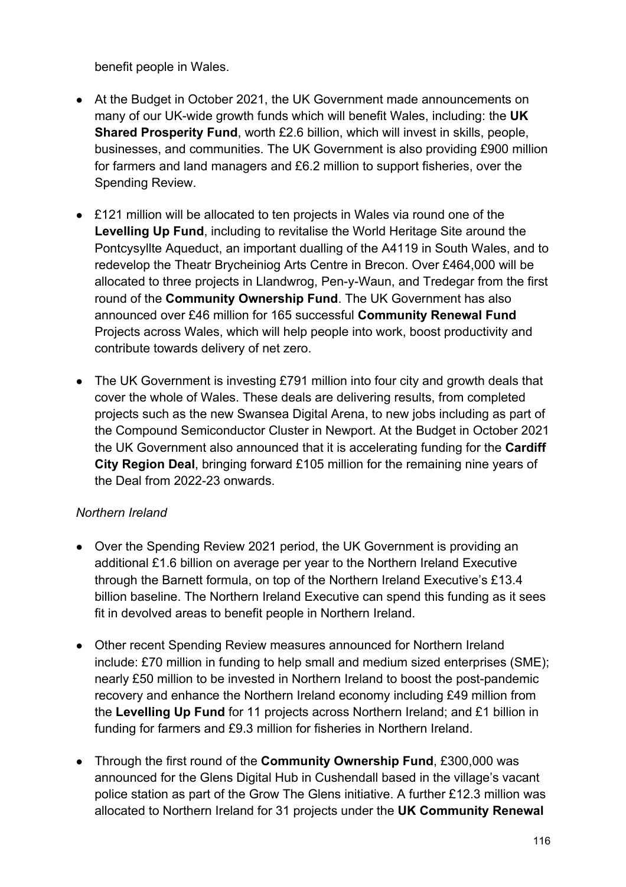benefit people in Wales.

- At the Budget in October 2021, the UK Government made announcements on many of our UK-wide growth funds which will benefit Wales, including: the **UK Shared Prosperity Fund**, worth £2.6 billion, which will invest in skills, people, businesses, and communities. The UK Government is also providing £900 million for farmers and land managers and £6.2 million to support fisheries, over the Spending Review.
- £121 million will be allocated to ten projects in Wales via round one of the **Levelling Up Fund**, including to revitalise the World Heritage Site around the Pontcysyllte Aqueduct, an important dualling of the A4119 in South Wales, and to redevelop the Theatr Brycheiniog Arts Centre in Brecon. Over £464,000 will be allocated to three projects in Llandwrog, Pen-y-Waun, and Tredegar from the first round of the **Community Ownership Fund**. The UK Government has also announced over £46 million for 165 successful **Community Renewal Fund** Projects across Wales, which will help people into work, boost productivity and contribute towards delivery of net zero.
- The UK Government is investing £791 million into four city and growth deals that cover the whole of Wales. These deals are delivering results, from completed projects such as the new Swansea Digital Arena, to new jobs including as part of the Compound Semiconductor Cluster in Newport. At the Budget in October 2021 the UK Government also announced that it is accelerating funding for the **Cardiff City Region Deal**, bringing forward £105 million for the remaining nine years of the Deal from 2022-23 onwards.

*Northern Ireland*

- Over the Spending Review 2021 period, the UK Government is providing an additional £1.6 billion on average per year to the Northern Ireland Executive through the Barnett formula, on top of the Northern Ireland Executive's £13.4 billion baseline. The Northern Ireland Executive can spend this funding as it sees fit in devolved areas to benefit people in Northern Ireland.
- Other recent Spending Review measures announced for Northern Ireland include: £70 million in funding to help small and medium sized enterprises (SME); nearly £50 million to be invested in Northern Ireland to boost the post-pandemic recovery and enhance the Northern Ireland economy including £49 million from the **Levelling Up Fund** for 11 projects across Northern Ireland; and £1 billion in funding for farmers and £9.3 million for fisheries in Northern Ireland.
- Through the first round of the **Community Ownership Fund**, £300,000 was announced for the Glens Digital Hub in Cushendall based in the village's vacant police station as part of the Grow The Glens initiative. A further £12.3 million was allocated to Northern Ireland for 31 projects under the **UK Community Renewal**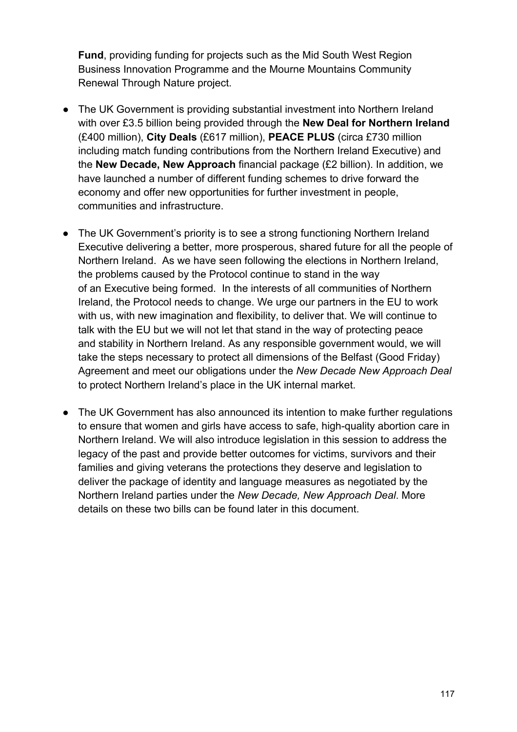**Fund**, providing funding for projects such as the Mid South West Region Business Innovation Programme and the Mourne Mountains Community Renewal Through Nature project.

- The UK Government is providing substantial investment into Northern Ireland with over £3.5 billion being provided through the **New Deal for Northern Ireland** (£400 million), **City Deals** (£617 million), **PEACE PLUS** (circa £730 million including match funding contributions from the Northern Ireland Executive) and the **New Decade, New Approach** financial package (£2 billion). In addition, we have launched a number of different funding schemes to drive forward the economy and offer new opportunities for further investment in people, communities and infrastructure.

- The UK Government's priority is to see a strong functioning Northern Ireland Executive delivering a better, more prosperous, shared future for all the people of Northern Ireland. As we have seen following the elections in Northern Ireland, the problems caused by the Protocol continue to stand in the way of an Executive being formed. In the interests of all communities of Northern Ireland, the Protocol needs to change. We urge our partners in the EU to work with us, with new imagination and flexibility, to deliver that. We will continue to talk with the EU but we will not let that stand in the way of protecting peace and stability in Northern Ireland. As any responsible government would, we will take the steps necessary to protect all dimensions of the Belfast (Good Friday) Agreement and meet our obligations under the *New Decade New Approach Deal* to protect Northern Ireland's place in the UK internal market.

- The UK Government has also announced its intention to make further regulations to ensure that women and girls have access to safe, high-quality abortion care in Northern Ireland. We will also introduce legislation in this session to address the legacy of the past and provide better outcomes for victims, survivors and their families and giving veterans the protections they deserve and legislation to deliver the package of identity and language measures as negotiated by the Northern Ireland parties under the *New Decade, New Approach Deal*. More details on these two bills can be found later in this document.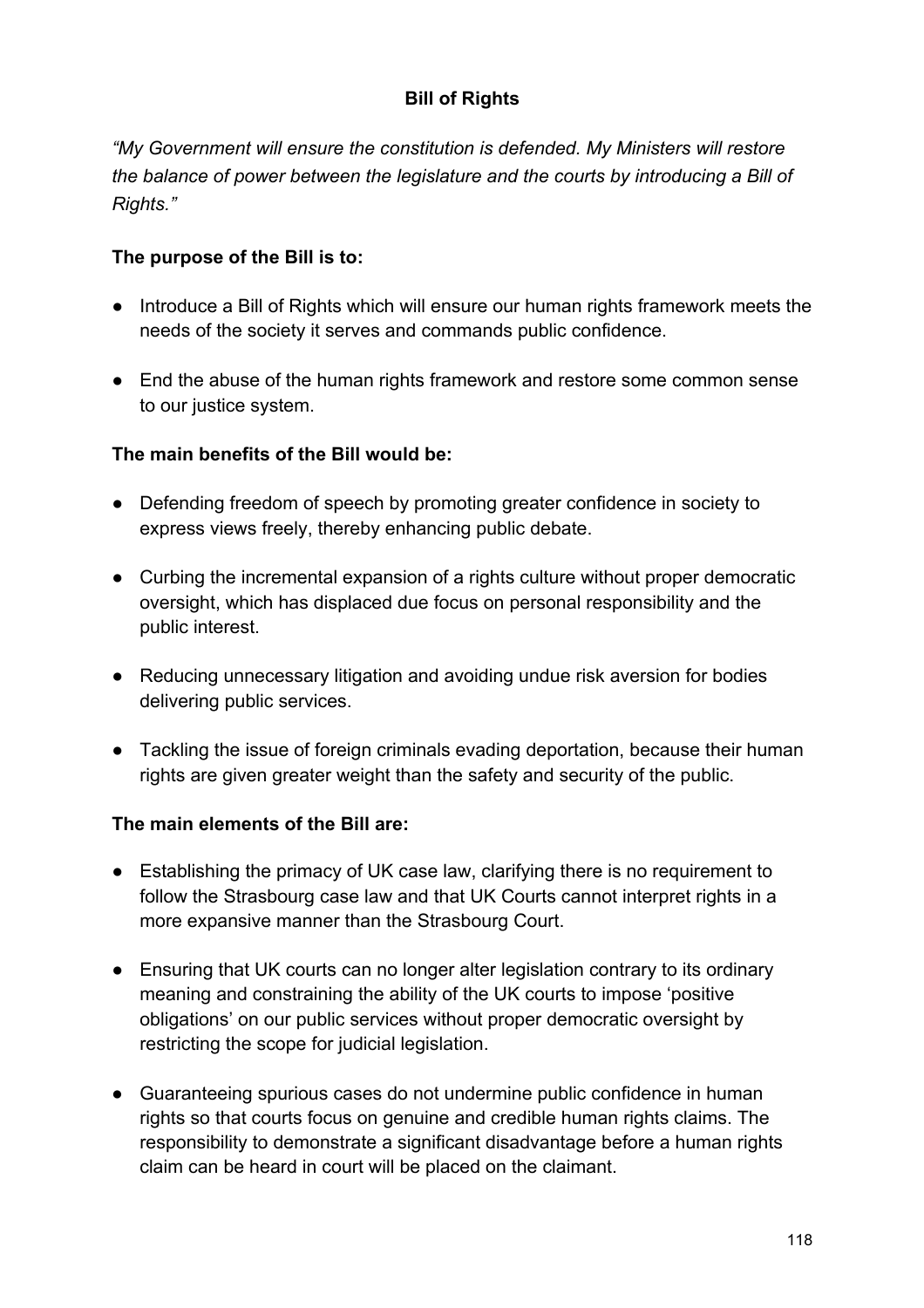## Bill of Rights

*"My Government will ensure the constitution is defended. My Ministers will restore the balance of power between the legislature and the courts by introducing a Bill of Rights."*

**The purpose of the Bill is to:**

- Introduce a Bill of Rights which will ensure our human rights framework meets the needs of the society it serves and commands public confidence.
- End the abuse of the human rights framework and restore some common sense to our justice system.

**The main benefits of the Bill would be:**

- Defending freedom of speech by promoting greater confidence in society to express views freely, thereby enhancing public debate.
- Curbing the incremental expansion of a rights culture without proper democratic oversight, which has displaced due focus on personal responsibility and the public interest.
- Reducing unnecessary litigation and avoiding undue risk aversion for bodies delivering public services.
- Tackling the issue of foreign criminals evading deportation, because their human rights are given greater weight than the safety and security of the public.

**The main elements of the Bill are:**

- Establishing the primacy of UK case law, clarifying there is no requirement to follow the Strasbourg case law and that UK Courts cannot interpret rights in a more expansive manner than the Strasbourg Court.
- Ensuring that UK courts can no longer alter legislation contrary to its ordinary meaning and constraining the ability of the UK courts to impose 'positive obligations' on our public services without proper democratic oversight by restricting the scope for judicial legislation.
- Guaranteeing spurious cases do not undermine public confidence in human rights so that courts focus on genuine and credible human rights claims. The responsibility to demonstrate a significant disadvantage before a human rights claim can be heard in court will be placed on the claimant.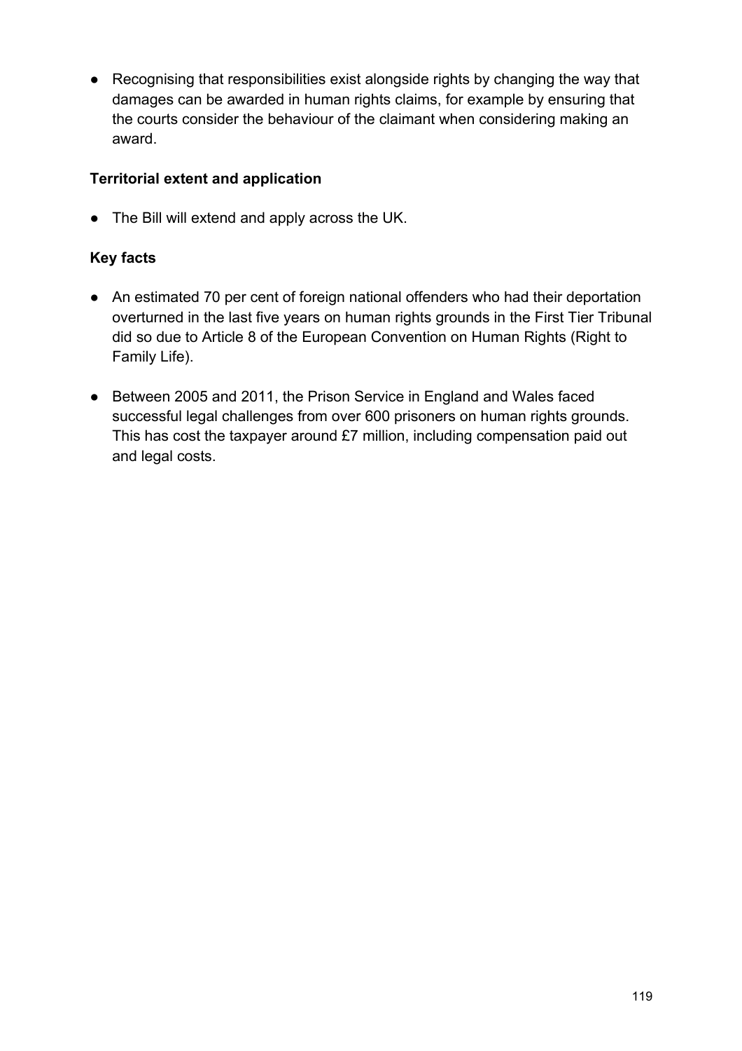- Recognising that responsibilities exist alongside rights by changing the way that damages can be awarded in human rights claims, for example by ensuring that the courts consider the behaviour of the claimant when considering making an award.

**Territorial extent and application**

- The Bill will extend and apply across the UK.

**Key facts**

- An estimated 70 per cent of foreign national offenders who had their deportation overturned in the last five years on human rights grounds in the First Tier Tribunal did so due to Article 8 of the European Convention on Human Rights (Right to Family Life).

- Between 2005 and 2011, the Prison Service in England and Wales faced successful legal challenges from over 600 prisoners on human rights grounds. This has cost the taxpayer around £7 million, including compensation paid out and legal costs.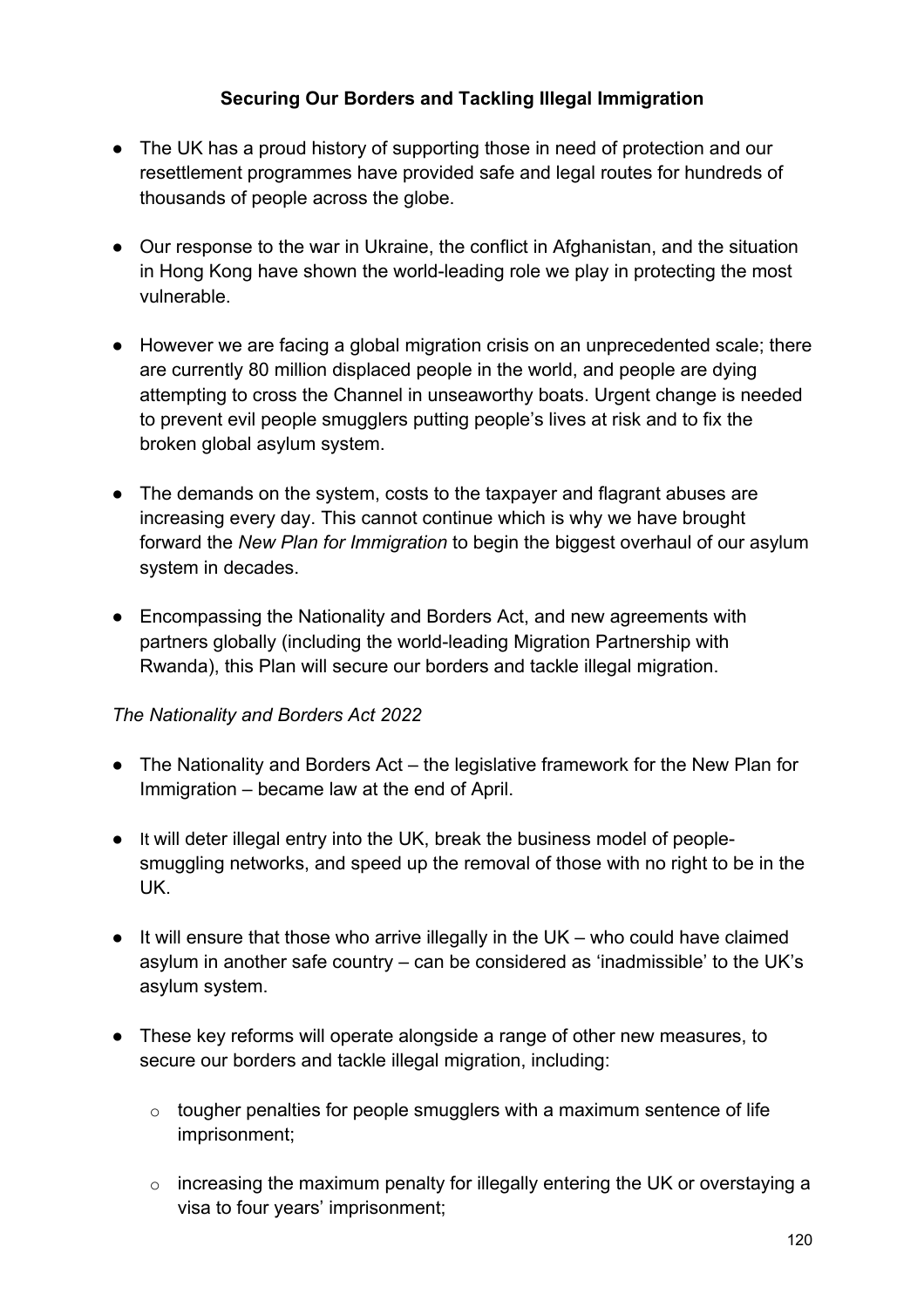**Securing Our Borders and Tackling Illegal Immigration**

- The UK has a proud history of supporting those in need of protection and our resettlement programmes have provided safe and legal routes for hundreds of thousands of people across the globe.

- Our response to the war in Ukraine, the conflict in Afghanistan, and the situation in Hong Kong have shown the world-leading role we play in protecting the most vulnerable.

- However we are facing a global migration crisis on an unprecedented scale; there are currently 80 million displaced people in the world, and people are dying attempting to cross the Channel in unseaworthy boats. Urgent change is needed to prevent evil people smugglers putting people's lives at risk and to fix the broken global asylum system.

- The demands on the system, costs to the taxpayer and flagrant abuses are increasing every day. This cannot continue which is why we have brought forward the *New Plan for Immigration* to begin the biggest overhaul of our asylum system in decades.

- Encompassing the Nationality and Borders Act, and new agreements with partners globally (including the world-leading Migration Partnership with Rwanda), this Plan will secure our borders and tackle illegal migration.

*The Nationality and Borders Act 2022*

- The Nationality and Borders Act – the legislative framework for the New Plan for Immigration – became law at the end of April.

- It will deter illegal entry into the UK, break the business model of people-smuggling networks, and speed up the removal of those with no right to be in the UK.

- It will ensure that those who arrive illegally in the UK – who could have claimed asylum in another safe country – can be considered as 'inadmissible' to the UK's asylum system.

- These key reforms will operate alongside a range of other new measures, to secure our borders and tackle illegal migration, including:

  - tougher penalties for people smugglers with a maximum sentence of life imprisonment;

  - increasing the maximum penalty for illegally entering the UK or overstaying a visa to four years' imprisonment;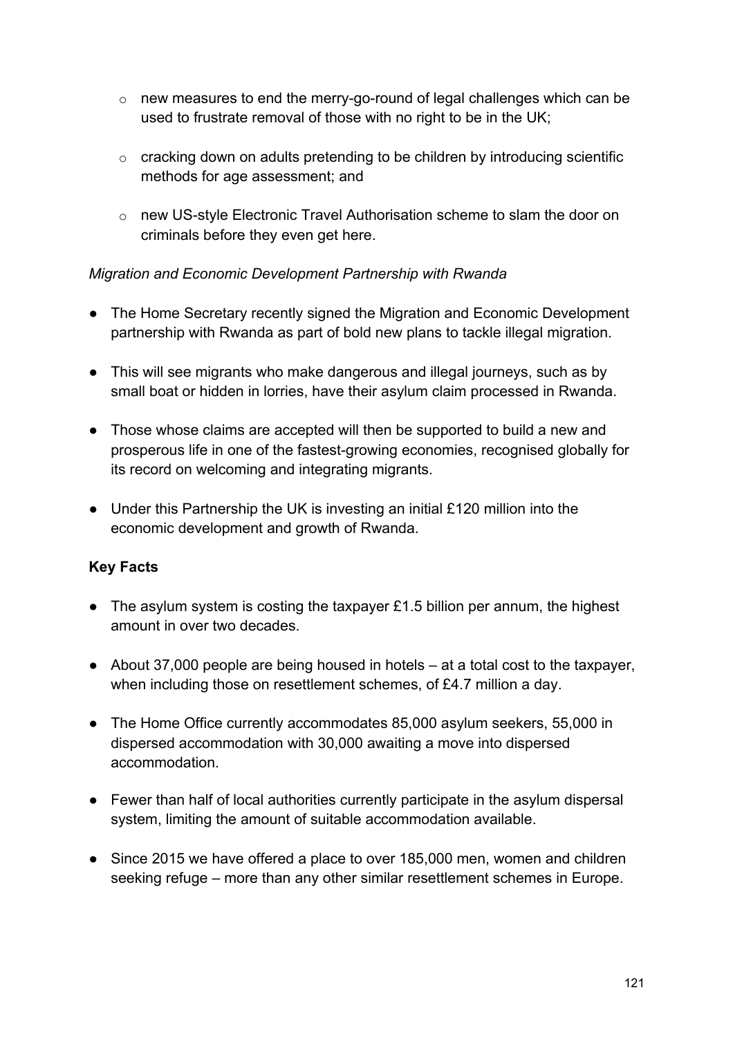- new measures to end the merry-go-round of legal challenges which can be used to frustrate removal of those with no right to be in the UK;

  - cracking down on adults pretending to be children by introducing scientific methods for age assessment; and

  - new US-style Electronic Travel Authorisation scheme to slam the door on criminals before they even get here.

*Migration and Economic Development Partnership with Rwanda*

- The Home Secretary recently signed the Migration and Economic Development partnership with Rwanda as part of bold new plans to tackle illegal migration.

- This will see migrants who make dangerous and illegal journeys, such as by small boat or hidden in lorries, have their asylum claim processed in Rwanda.

- Those whose claims are accepted will then be supported to build a new and prosperous life in one of the fastest-growing economies, recognised globally for its record on welcoming and integrating migrants.

- Under this Partnership the UK is investing an initial £120 million into the economic development and growth of Rwanda.

**Key Facts**

- The asylum system is costing the taxpayer £1.5 billion per annum, the highest amount in over two decades.

- About 37,000 people are being housed in hotels – at a total cost to the taxpayer, when including those on resettlement schemes, of £4.7 million a day.

- The Home Office currently accommodates 85,000 asylum seekers, 55,000 in dispersed accommodation with 30,000 awaiting a move into dispersed accommodation.

- Fewer than half of local authorities currently participate in the asylum dispersal system, limiting the amount of suitable accommodation available.

- Since 2015 we have offered a place to over 185,000 men, women and children seeking refuge – more than any other similar resettlement schemes in Europe.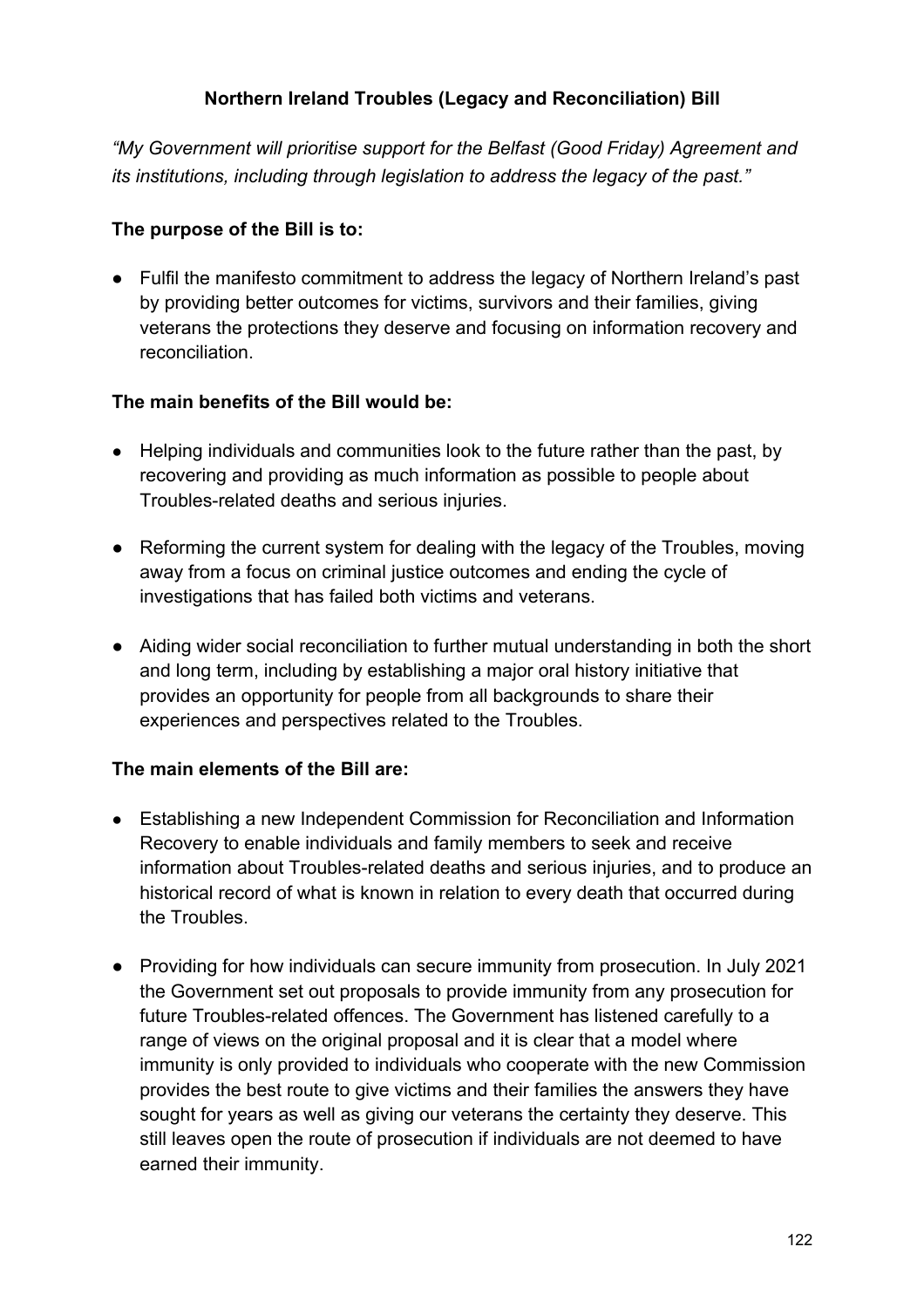## Northern Ireland Troubles (Legacy and Reconciliation) Bill

*"My Government will prioritise support for the Belfast (Good Friday) Agreement and its institutions, including through legislation to address the legacy of the past."*

**The purpose of the Bill is to:**

- Fulfil the manifesto commitment to address the legacy of Northern Ireland's past by providing better outcomes for victims, survivors and their families, giving veterans the protections they deserve and focusing on information recovery and reconciliation.

**The main benefits of the Bill would be:**

- Helping individuals and communities look to the future rather than the past, by recovering and providing as much information as possible to people about Troubles-related deaths and serious injuries.
- Reforming the current system for dealing with the legacy of the Troubles, moving away from a focus on criminal justice outcomes and ending the cycle of investigations that has failed both victims and veterans.
- Aiding wider social reconciliation to further mutual understanding in both the short and long term, including by establishing a major oral history initiative that provides an opportunity for people from all backgrounds to share their experiences and perspectives related to the Troubles.

**The main elements of the Bill are:**

- Establishing a new Independent Commission for Reconciliation and Information Recovery to enable individuals and family members to seek and receive information about Troubles-related deaths and serious injuries, and to produce an historical record of what is known in relation to every death that occurred during the Troubles.
- Providing for how individuals can secure immunity from prosecution. In July 2021 the Government set out proposals to provide immunity from any prosecution for future Troubles-related offences. The Government has listened carefully to a range of views on the original proposal and it is clear that a model where immunity is only provided to individuals who cooperate with the new Commission provides the best route to give victims and their families the answers they have sought for years as well as giving our veterans the certainty they deserve. This still leaves open the route of prosecution if individuals are not deemed to have earned their immunity.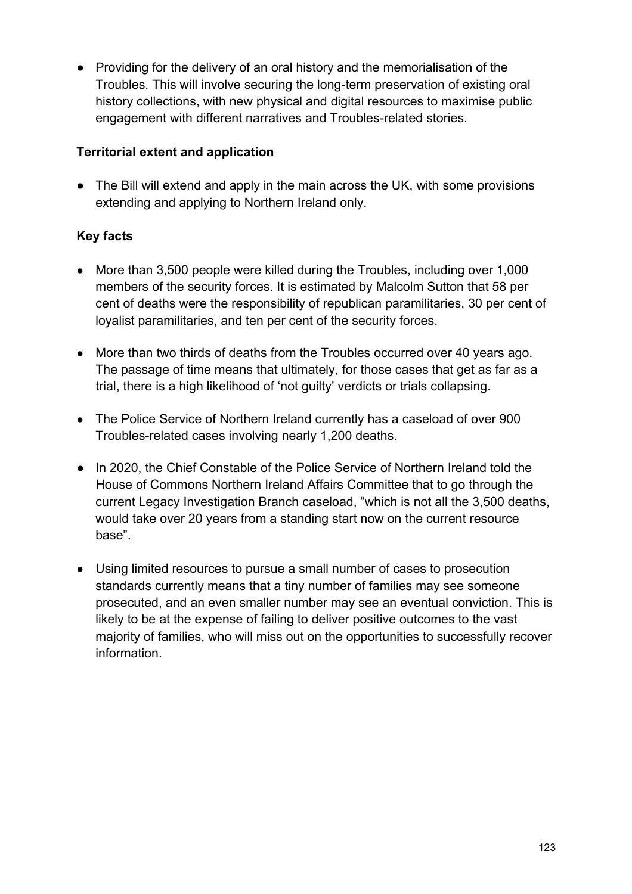- Providing for the delivery of an oral history and the memorialisation of the Troubles. This will involve securing the long-term preservation of existing oral history collections, with new physical and digital resources to maximise public engagement with different narratives and Troubles-related stories.

**Territorial extent and application**

- The Bill will extend and apply in the main across the UK, with some provisions extending and applying to Northern Ireland only.

**Key facts**

- More than 3,500 people were killed during the Troubles, including over 1,000 members of the security forces. It is estimated by Malcolm Sutton that 58 per cent of deaths were the responsibility of republican paramilitaries, 30 per cent of loyalist paramilitaries, and ten per cent of the security forces.
- More than two thirds of deaths from the Troubles occurred over 40 years ago. The passage of time means that ultimately, for those cases that get as far as a trial, there is a high likelihood of 'not guilty' verdicts or trials collapsing.
- The Police Service of Northern Ireland currently has a caseload of over 900 Troubles-related cases involving nearly 1,200 deaths.
- In 2020, the Chief Constable of the Police Service of Northern Ireland told the House of Commons Northern Ireland Affairs Committee that to go through the current Legacy Investigation Branch caseload, "which is not all the 3,500 deaths, would take over 20 years from a standing start now on the current resource base".
- Using limited resources to pursue a small number of cases to prosecution standards currently means that a tiny number of families may see someone prosecuted, and an even smaller number may see an eventual conviction. This is likely to be at the expense of failing to deliver positive outcomes to the vast majority of families, who will miss out on the opportunities to successfully recover information.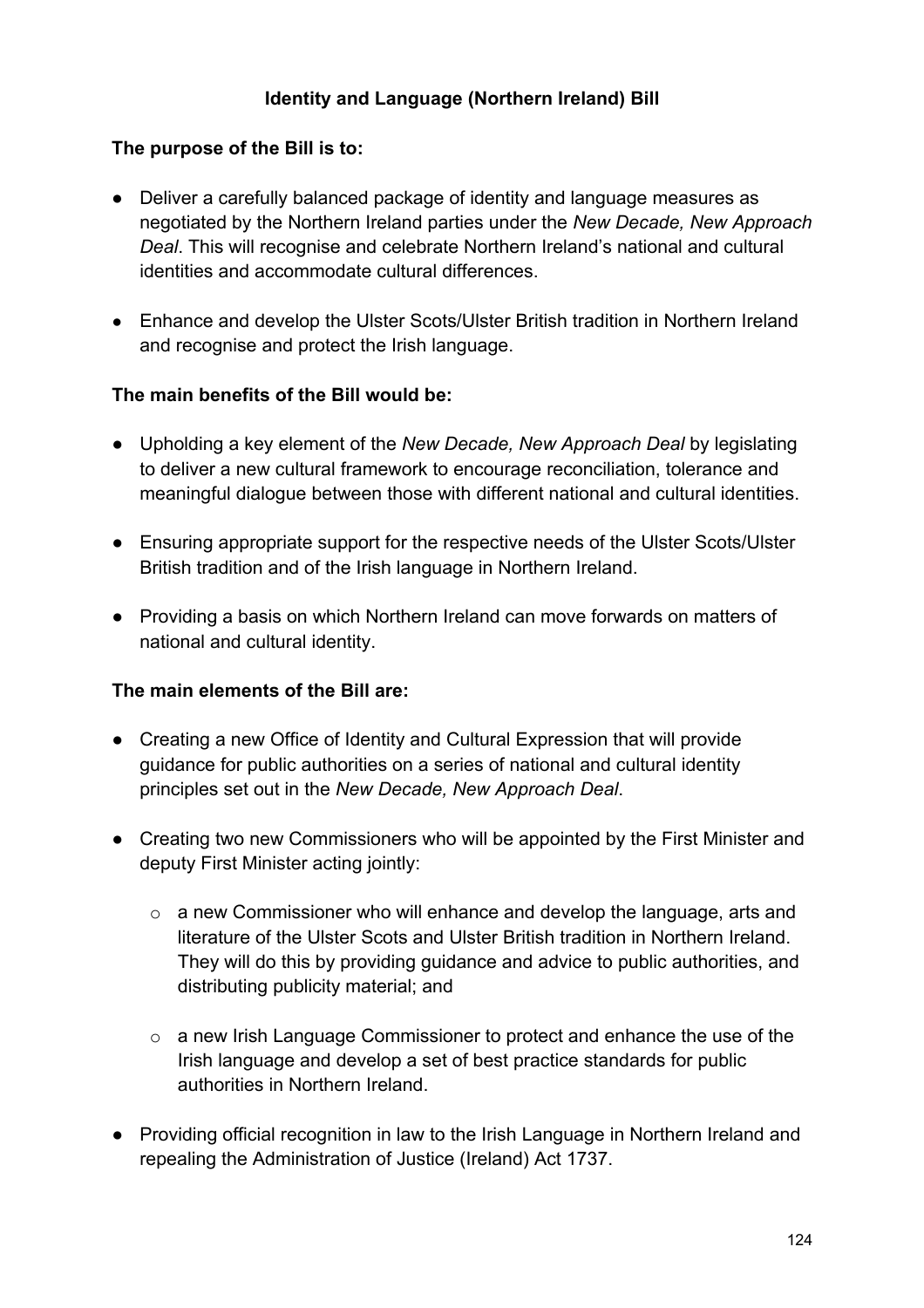## Identity and Language (Northern Ireland) Bill

**The purpose of the Bill is to:**

- Deliver a carefully balanced package of identity and language measures as negotiated by the Northern Ireland parties under the *New Decade, New Approach Deal*. This will recognise and celebrate Northern Ireland's national and cultural identities and accommodate cultural differences.
- Enhance and develop the Ulster Scots/Ulster British tradition in Northern Ireland and recognise and protect the Irish language.

**The main benefits of the Bill would be:**

- Upholding a key element of the *New Decade, New Approach Deal* by legislating to deliver a new cultural framework to encourage reconciliation, tolerance and meaningful dialogue between those with different national and cultural identities.
- Ensuring appropriate support for the respective needs of the Ulster Scots/Ulster British tradition and of the Irish language in Northern Ireland.
- Providing a basis on which Northern Ireland can move forwards on matters of national and cultural identity.

**The main elements of the Bill are:**

- Creating a new Office of Identity and Cultural Expression that will provide guidance for public authorities on a series of national and cultural identity principles set out in the *New Decade, New Approach Deal*.
- Creating two new Commissioners who will be appointed by the First Minister and deputy First Minister acting jointly:
  - a new Commissioner who will enhance and develop the language, arts and literature of the Ulster Scots and Ulster British tradition in Northern Ireland. They will do this by providing guidance and advice to public authorities, and distributing publicity material; and
  - a new Irish Language Commissioner to protect and enhance the use of the Irish language and develop a set of best practice standards for public authorities in Northern Ireland.
- Providing official recognition in law to the Irish Language in Northern Ireland and repealing the Administration of Justice (Ireland) Act 1737.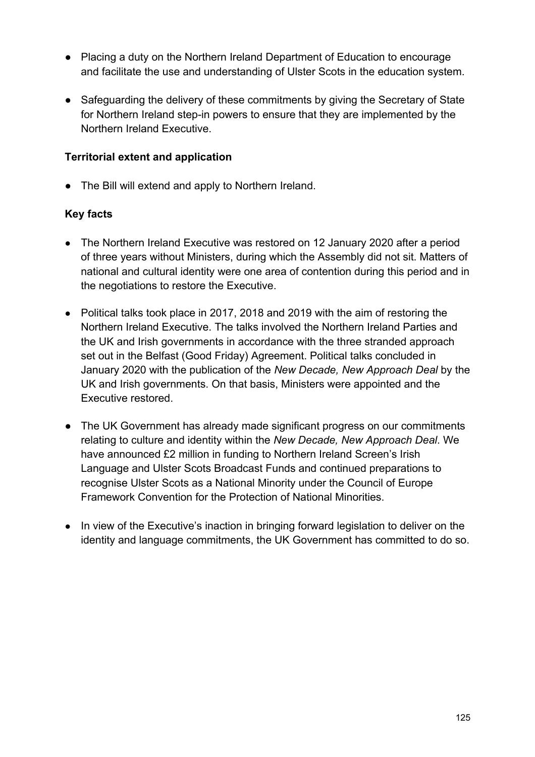- Placing a duty on the Northern Ireland Department of Education to encourage and facilitate the use and understanding of Ulster Scots in the education system.

- Safeguarding the delivery of these commitments by giving the Secretary of State for Northern Ireland step-in powers to ensure that they are implemented by the Northern Ireland Executive.

**Territorial extent and application**

- The Bill will extend and apply to Northern Ireland.

**Key facts**

- The Northern Ireland Executive was restored on 12 January 2020 after a period of three years without Ministers, during which the Assembly did not sit. Matters of national and cultural identity were one area of contention during this period and in the negotiations to restore the Executive.

- Political talks took place in 2017, 2018 and 2019 with the aim of restoring the Northern Ireland Executive. The talks involved the Northern Ireland Parties and the UK and Irish governments in accordance with the three stranded approach set out in the Belfast (Good Friday) Agreement. Political talks concluded in January 2020 with the publication of the *New Decade, New Approach Deal* by the UK and Irish governments. On that basis, Ministers were appointed and the Executive restored.

- The UK Government has already made significant progress on our commitments relating to culture and identity within the *New Decade, New Approach Deal*. We have announced £2 million in funding to Northern Ireland Screen's Irish Language and Ulster Scots Broadcast Funds and continued preparations to recognise Ulster Scots as a National Minority under the Council of Europe Framework Convention for the Protection of National Minorities.

- In view of the Executive's inaction in bringing forward legislation to deliver on the identity and language commitments, the UK Government has committed to do so.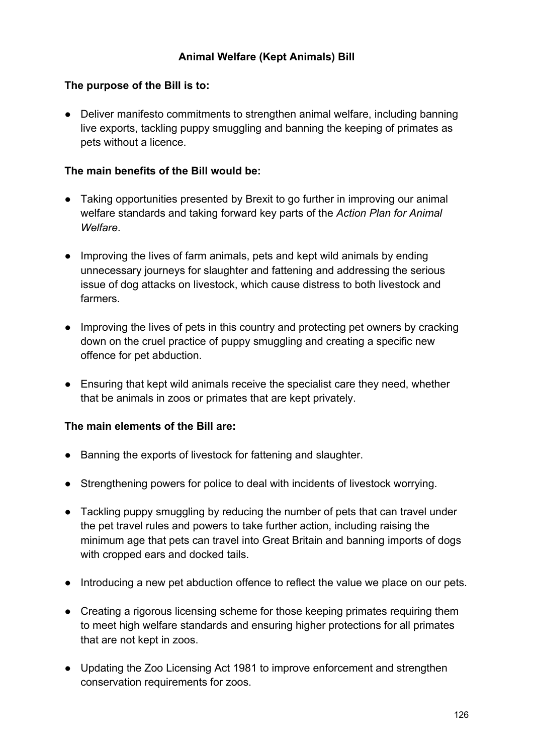## Animal Welfare (Kept Animals) Bill

**The purpose of the Bill is to:**

- Deliver manifesto commitments to strengthen animal welfare, including banning live exports, tackling puppy smuggling and banning the keeping of primates as pets without a licence.

**The main benefits of the Bill would be:**

- Taking opportunities presented by Brexit to go further in improving our animal welfare standards and taking forward key parts of the *Action Plan for Animal Welfare*.
- Improving the lives of farm animals, pets and kept wild animals by ending unnecessary journeys for slaughter and fattening and addressing the serious issue of dog attacks on livestock, which cause distress to both livestock and farmers.
- Improving the lives of pets in this country and protecting pet owners by cracking down on the cruel practice of puppy smuggling and creating a specific new offence for pet abduction.
- Ensuring that kept wild animals receive the specialist care they need, whether that be animals in zoos or primates that are kept privately.

**The main elements of the Bill are:**

- Banning the exports of livestock for fattening and slaughter.
- Strengthening powers for police to deal with incidents of livestock worrying.
- Tackling puppy smuggling by reducing the number of pets that can travel under the pet travel rules and powers to take further action, including raising the minimum age that pets can travel into Great Britain and banning imports of dogs with cropped ears and docked tails.
- Introducing a new pet abduction offence to reflect the value we place on our pets.
- Creating a rigorous licensing scheme for those keeping primates requiring them to meet high welfare standards and ensuring higher protections for all primates that are not kept in zoos.
- Updating the Zoo Licensing Act 1981 to improve enforcement and strengthen conservation requirements for zoos.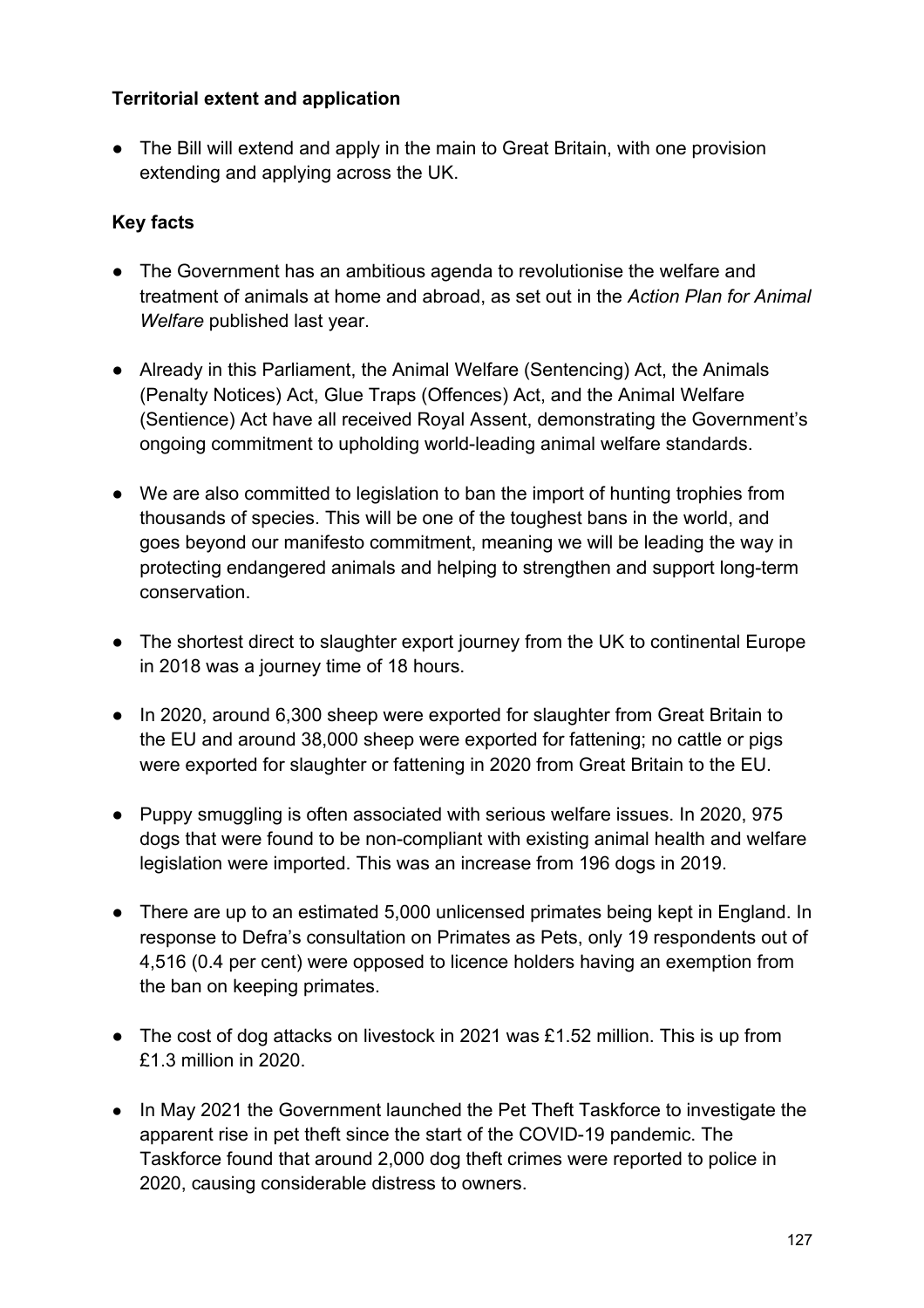**Territorial extent and application**

- The Bill will extend and apply in the main to Great Britain, with one provision extending and applying across the UK.

**Key facts**

- The Government has an ambitious agenda to revolutionise the welfare and treatment of animals at home and abroad, as set out in the *Action Plan for Animal Welfare* published last year.
- Already in this Parliament, the Animal Welfare (Sentencing) Act, the Animals (Penalty Notices) Act, Glue Traps (Offences) Act, and the Animal Welfare (Sentience) Act have all received Royal Assent, demonstrating the Government's ongoing commitment to upholding world-leading animal welfare standards.
- We are also committed to legislation to ban the import of hunting trophies from thousands of species. This will be one of the toughest bans in the world, and goes beyond our manifesto commitment, meaning we will be leading the way in protecting endangered animals and helping to strengthen and support long-term conservation.
- The shortest direct to slaughter export journey from the UK to continental Europe in 2018 was a journey time of 18 hours.
- In 2020, around 6,300 sheep were exported for slaughter from Great Britain to the EU and around 38,000 sheep were exported for fattening; no cattle or pigs were exported for slaughter or fattening in 2020 from Great Britain to the EU.
- Puppy smuggling is often associated with serious welfare issues. In 2020, 975 dogs that were found to be non-compliant with existing animal health and welfare legislation were imported. This was an increase from 196 dogs in 2019.
- There are up to an estimated 5,000 unlicensed primates being kept in England. In response to Defra's consultation on Primates as Pets, only 19 respondents out of 4,516 (0.4 per cent) were opposed to licence holders having an exemption from the ban on keeping primates.
- The cost of dog attacks on livestock in 2021 was £1.52 million. This is up from £1.3 million in 2020.
- In May 2021 the Government launched the Pet Theft Taskforce to investigate the apparent rise in pet theft since the start of the COVID-19 pandemic. The Taskforce found that around 2,000 dog theft crimes were reported to police in 2020, causing considerable distress to owners.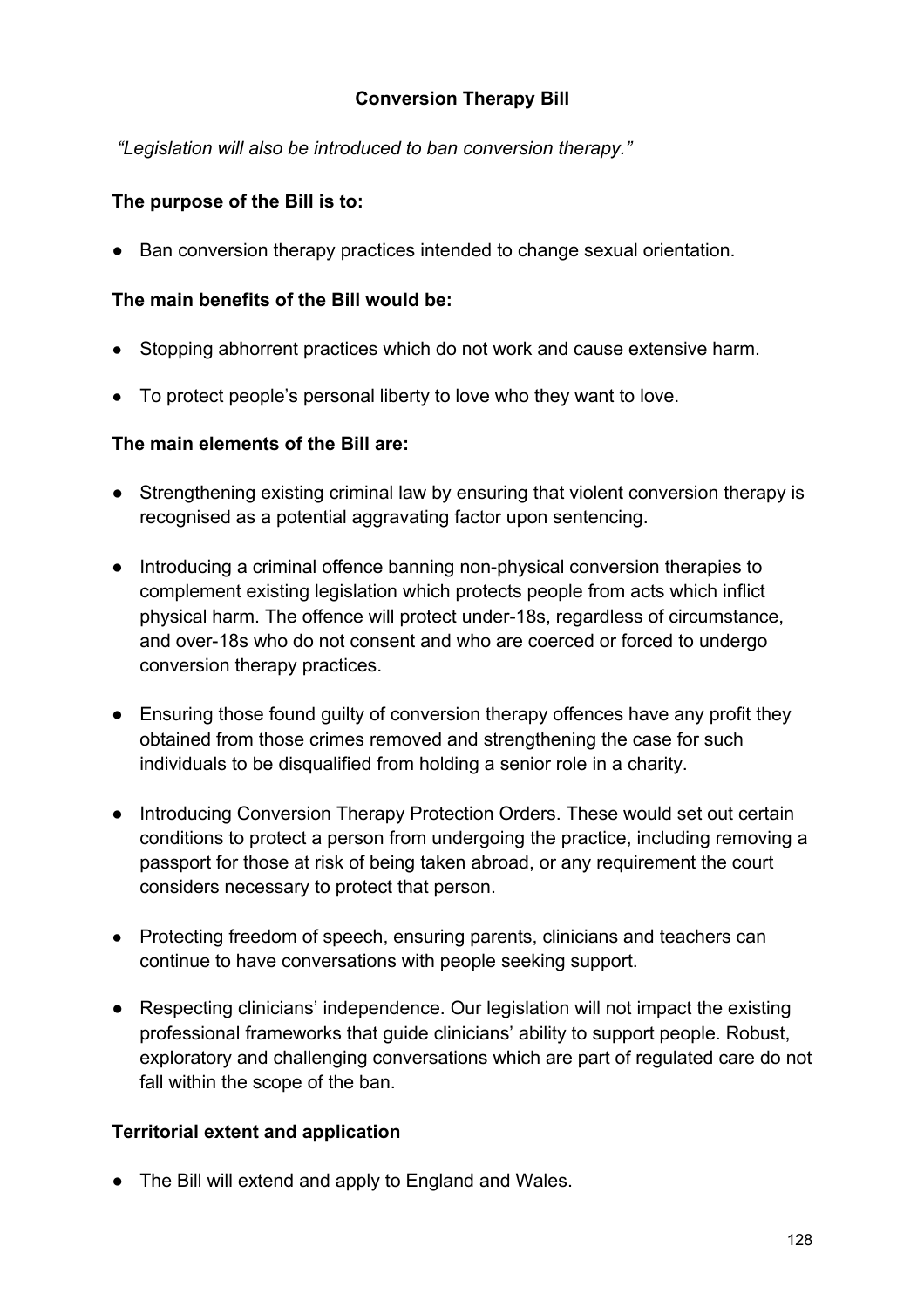## Conversion Therapy Bill

*"Legislation will also be introduced to ban conversion therapy."*

**The purpose of the Bill is to:**

- Ban conversion therapy practices intended to change sexual orientation.

**The main benefits of the Bill would be:**

- Stopping abhorrent practices which do not work and cause extensive harm.
- To protect people's personal liberty to love who they want to love.

**The main elements of the Bill are:**

- Strengthening existing criminal law by ensuring that violent conversion therapy is recognised as a potential aggravating factor upon sentencing.
- Introducing a criminal offence banning non-physical conversion therapies to complement existing legislation which protects people from acts which inflict physical harm. The offence will protect under-18s, regardless of circumstance, and over-18s who do not consent and who are coerced or forced to undergo conversion therapy practices.
- Ensuring those found guilty of conversion therapy offences have any profit they obtained from those crimes removed and strengthening the case for such individuals to be disqualified from holding a senior role in a charity.
- Introducing Conversion Therapy Protection Orders. These would set out certain conditions to protect a person from undergoing the practice, including removing a passport for those at risk of being taken abroad, or any requirement the court considers necessary to protect that person.
- Protecting freedom of speech, ensuring parents, clinicians and teachers can continue to have conversations with people seeking support.
- Respecting clinicians' independence. Our legislation will not impact the existing professional frameworks that guide clinicians' ability to support people. Robust, exploratory and challenging conversations which are part of regulated care do not fall within the scope of the ban.

**Territorial extent and application**

- The Bill will extend and apply to England and Wales.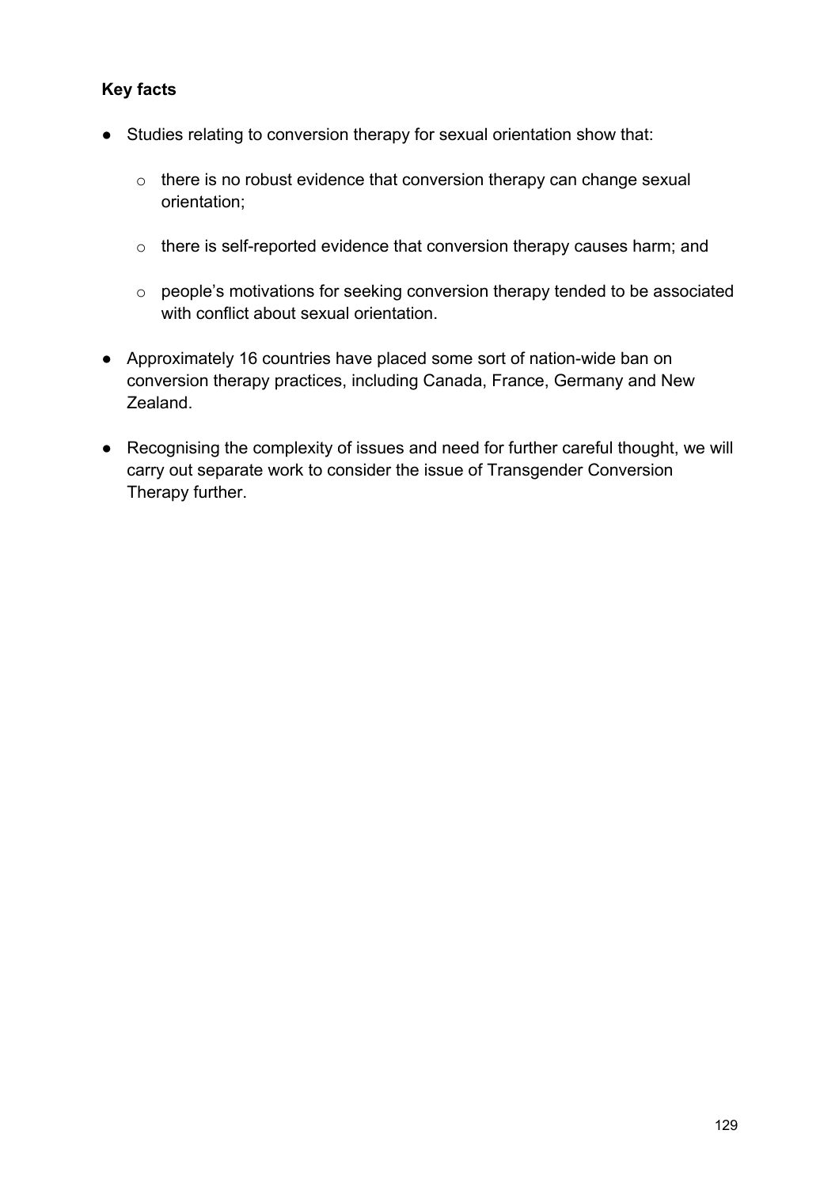**Key facts**

- Studies relating to conversion therapy for sexual orientation show that:
    - there is no robust evidence that conversion therapy can change sexual orientation;
    - there is self-reported evidence that conversion therapy causes harm; and
    - people's motivations for seeking conversion therapy tended to be associated with conflict about sexual orientation.
- Approximately 16 countries have placed some sort of nation-wide ban on conversion therapy practices, including Canada, France, Germany and New Zealand.
- Recognising the complexity of issues and need for further careful thought, we will carry out separate work to consider the issue of Transgender Conversion Therapy further.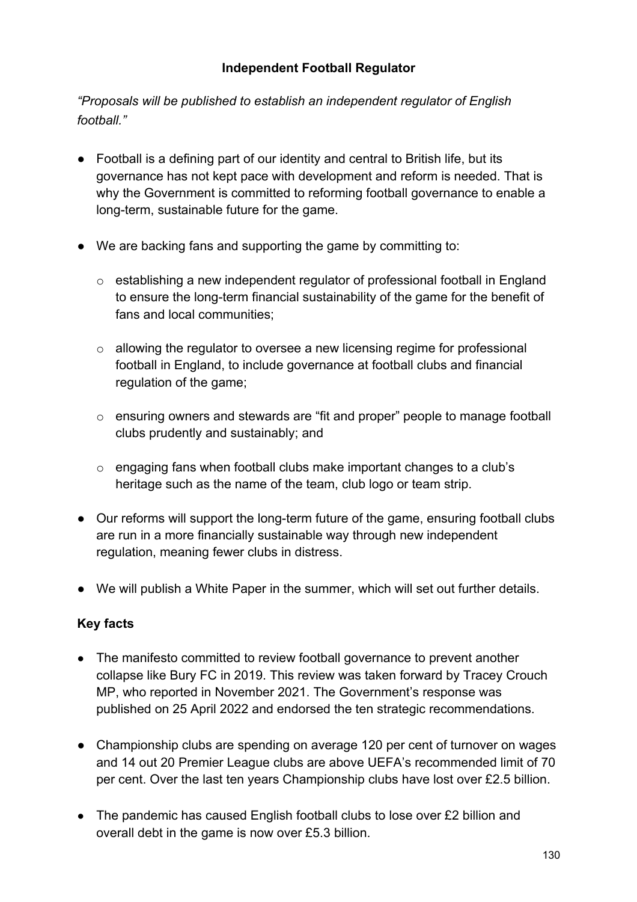## Independent Football Regulator

*"Proposals will be published to establish an independent regulator of English football."*

- Football is a defining part of our identity and central to British life, but its governance has not kept pace with development and reform is needed. That is why the Government is committed to reforming football governance to enable a long-term, sustainable future for the game.

- We are backing fans and supporting the game by committing to:

  - establishing a new independent regulator of professional football in England to ensure the long-term financial sustainability of the game for the benefit of fans and local communities;

  - allowing the regulator to oversee a new licensing regime for professional football in England, to include governance at football clubs and financial regulation of the game;

  - ensuring owners and stewards are "fit and proper" people to manage football clubs prudently and sustainably; and

  - engaging fans when football clubs make important changes to a club's heritage such as the name of the team, club logo or team strip.

- Our reforms will support the long-term future of the game, ensuring football clubs are run in a more financially sustainable way through new independent regulation, meaning fewer clubs in distress.

- We will publish a White Paper in the summer, which will set out further details.

### Key facts

- The manifesto committed to review football governance to prevent another collapse like Bury FC in 2019. This review was taken forward by Tracey Crouch MP, who reported in November 2021. The Government's response was published on 25 April 2022 and endorsed the ten strategic recommendations.

- Championship clubs are spending on average 120 per cent of turnover on wages and 14 out 20 Premier League clubs are above UEFA's recommended limit of 70 per cent. Over the last ten years Championship clubs have lost over £2.5 billion.

- The pandemic has caused English football clubs to lose over £2 billion and overall debt in the game is now over £5.3 billion.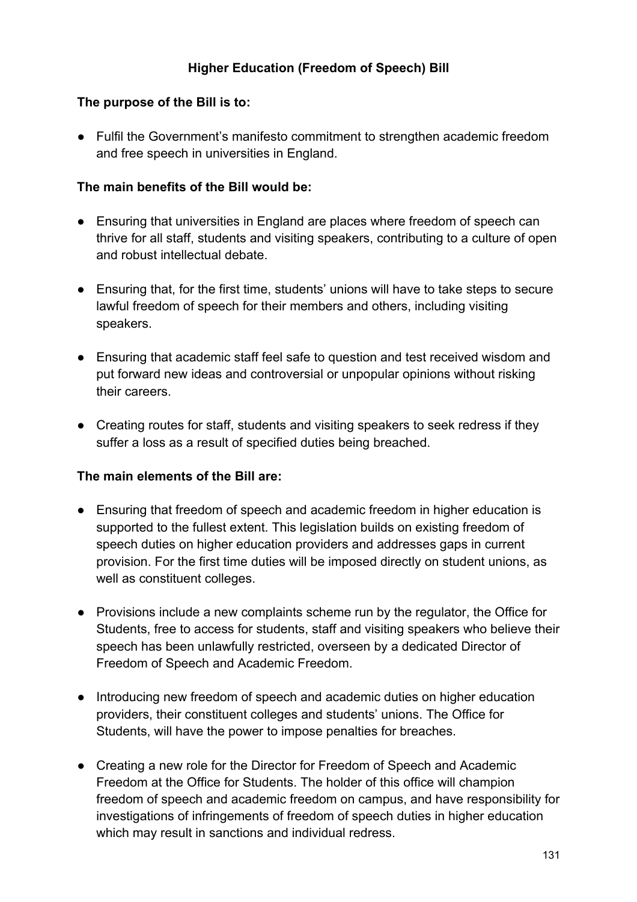## Higher Education (Freedom of Speech) Bill

**The purpose of the Bill is to:**

- Fulfil the Government's manifesto commitment to strengthen academic freedom and free speech in universities in England.

**The main benefits of the Bill would be:**

- Ensuring that universities in England are places where freedom of speech can thrive for all staff, students and visiting speakers, contributing to a culture of open and robust intellectual debate.
- Ensuring that, for the first time, students' unions will have to take steps to secure lawful freedom of speech for their members and others, including visiting speakers.
- Ensuring that academic staff feel safe to question and test received wisdom and put forward new ideas and controversial or unpopular opinions without risking their careers.
- Creating routes for staff, students and visiting speakers to seek redress if they suffer a loss as a result of specified duties being breached.

**The main elements of the Bill are:**

- Ensuring that freedom of speech and academic freedom in higher education is supported to the fullest extent. This legislation builds on existing freedom of speech duties on higher education providers and addresses gaps in current provision. For the first time duties will be imposed directly on student unions, as well as constituent colleges.
- Provisions include a new complaints scheme run by the regulator, the Office for Students, free to access for students, staff and visiting speakers who believe their speech has been unlawfully restricted, overseen by a dedicated Director of Freedom of Speech and Academic Freedom.
- Introducing new freedom of speech and academic duties on higher education providers, their constituent colleges and students' unions. The Office for Students, will have the power to impose penalties for breaches.
- Creating a new role for the Director for Freedom of Speech and Academic Freedom at the Office for Students. The holder of this office will champion freedom of speech and academic freedom on campus, and have responsibility for investigations of infringements of freedom of speech duties in higher education which may result in sanctions and individual redress.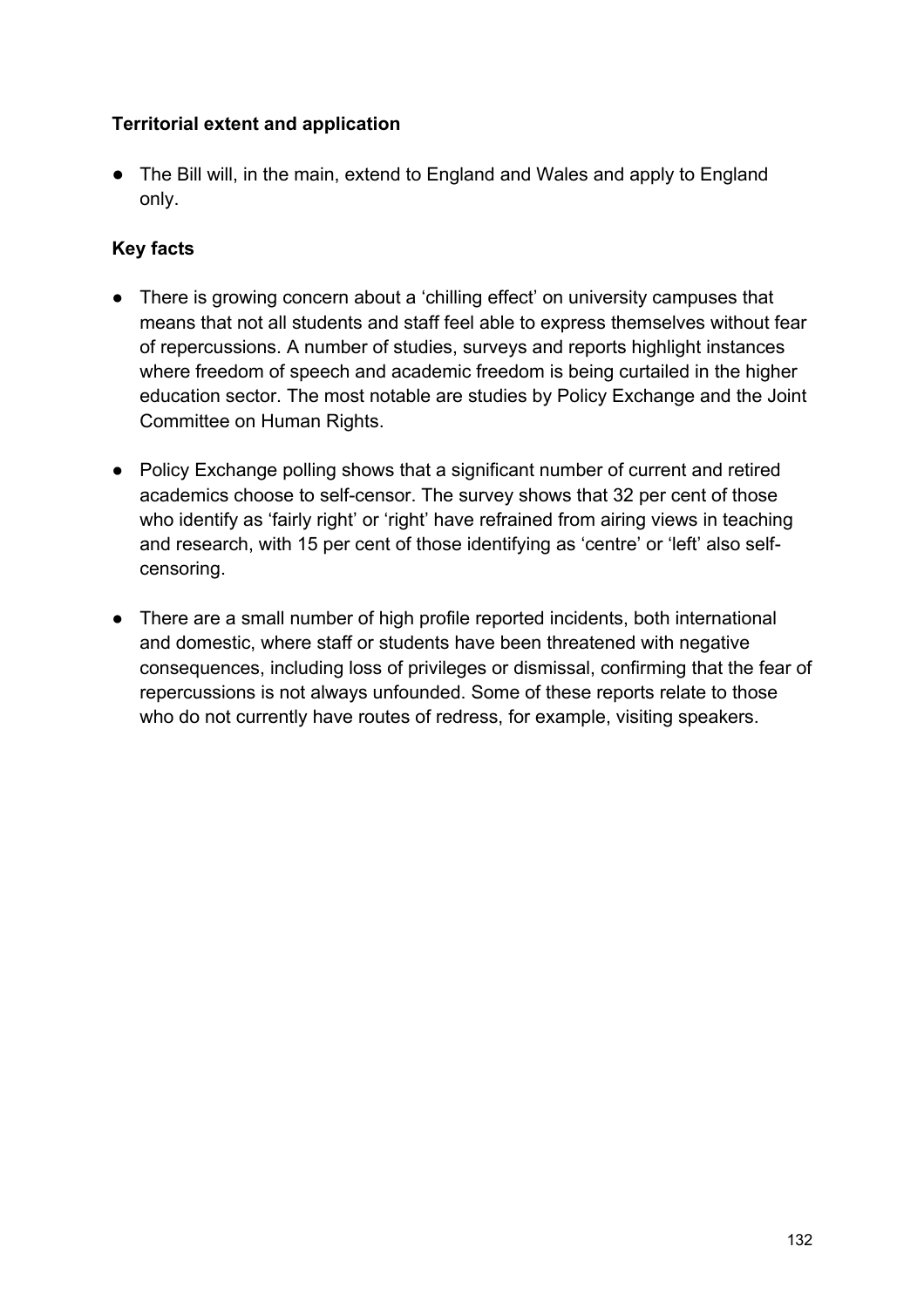**Territorial extent and application**

- The Bill will, in the main, extend to England and Wales and apply to England only.

**Key facts**

- There is growing concern about a ‘chilling effect’ on university campuses that means that not all students and staff feel able to express themselves without fear of repercussions. A number of studies, surveys and reports highlight instances where freedom of speech and academic freedom is being curtailed in the higher education sector. The most notable are studies by Policy Exchange and the Joint Committee on Human Rights.

- Policy Exchange polling shows that a significant number of current and retired academics choose to self-censor. The survey shows that 32 per cent of those who identify as ‘fairly right’ or ‘right’ have refrained from airing views in teaching and research, with 15 per cent of those identifying as ‘centre’ or ‘left’ also self-censoring.

- There are a small number of high profile reported incidents, both international and domestic, where staff or students have been threatened with negative consequences, including loss of privileges or dismissal, confirming that the fear of repercussions is not always unfounded. Some of these reports relate to those who do not currently have routes of redress, for example, visiting speakers.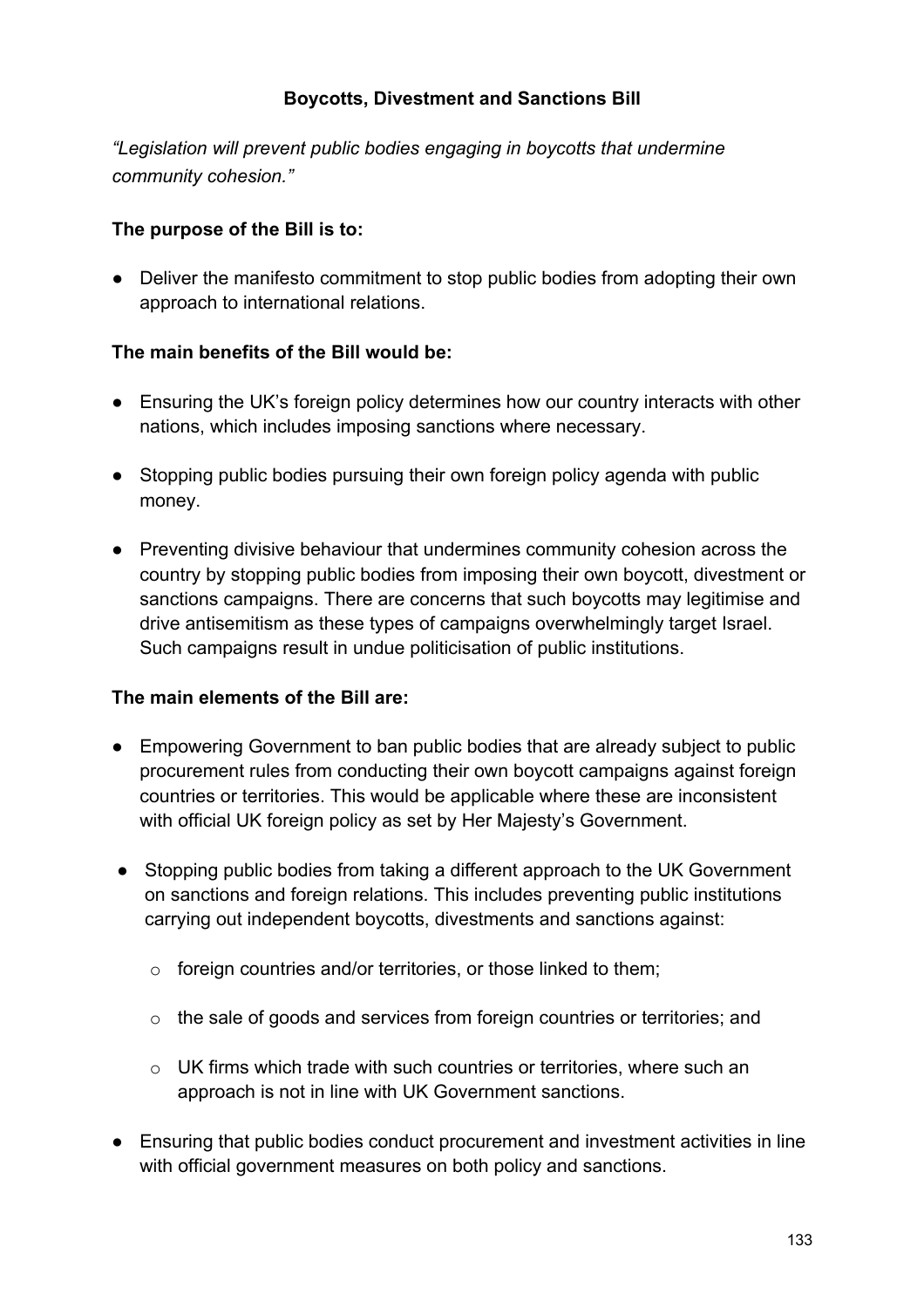## Boycotts, Divestment and Sanctions Bill

*"Legislation will prevent public bodies engaging in boycotts that undermine community cohesion."*

**The purpose of the Bill is to:**

- Deliver the manifesto commitment to stop public bodies from adopting their own approach to international relations.

**The main benefits of the Bill would be:**

- Ensuring the UK's foreign policy determines how our country interacts with other nations, which includes imposing sanctions where necessary.
- Stopping public bodies pursuing their own foreign policy agenda with public money.
- Preventing divisive behaviour that undermines community cohesion across the country by stopping public bodies from imposing their own boycott, divestment or sanctions campaigns. There are concerns that such boycotts may legitimise and drive antisemitism as these types of campaigns overwhelmingly target Israel. Such campaigns result in undue politicisation of public institutions.

**The main elements of the Bill are:**

- Empowering Government to ban public bodies that are already subject to public procurement rules from conducting their own boycott campaigns against foreign countries or territories. This would be applicable where these are inconsistent with official UK foreign policy as set by Her Majesty's Government.
- Stopping public bodies from taking a different approach to the UK Government on sanctions and foreign relations. This includes preventing public institutions carrying out independent boycotts, divestments and sanctions against:
  - foreign countries and/or territories, or those linked to them;
  - the sale of goods and services from foreign countries or territories; and
  - UK firms which trade with such countries or territories, where such an approach is not in line with UK Government sanctions.
- Ensuring that public bodies conduct procurement and investment activities in line with official government measures on both policy and sanctions.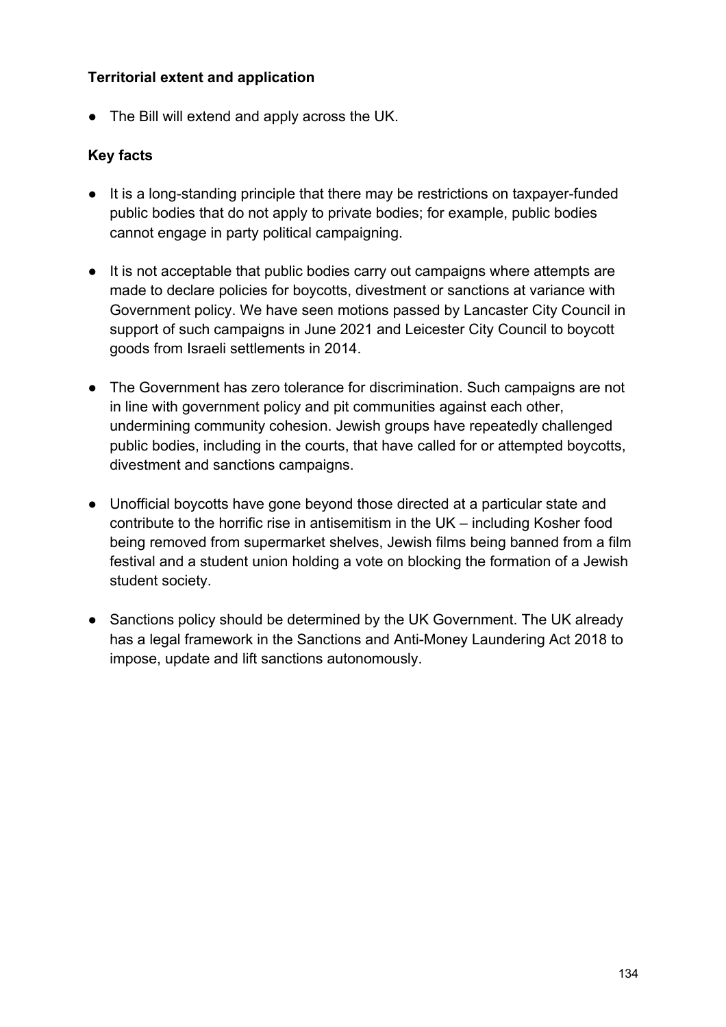**Territorial extent and application**

- The Bill will extend and apply across the UK.

**Key facts**

- It is a long-standing principle that there may be restrictions on taxpayer-funded public bodies that do not apply to private bodies; for example, public bodies cannot engage in party political campaigning.

- It is not acceptable that public bodies carry out campaigns where attempts are made to declare policies for boycotts, divestment or sanctions at variance with Government policy. We have seen motions passed by Lancaster City Council in support of such campaigns in June 2021 and Leicester City Council to boycott goods from Israeli settlements in 2014.

- The Government has zero tolerance for discrimination. Such campaigns are not in line with government policy and pit communities against each other, undermining community cohesion. Jewish groups have repeatedly challenged public bodies, including in the courts, that have called for or attempted boycotts, divestment and sanctions campaigns.

- Unofficial boycotts have gone beyond those directed at a particular state and contribute to the horrific rise in antisemitism in the UK – including Kosher food being removed from supermarket shelves, Jewish films being banned from a film festival and a student union holding a vote on blocking the formation of a Jewish student society.

- Sanctions policy should be determined by the UK Government. The UK already has a legal framework in the Sanctions and Anti-Money Laundering Act 2018 to impose, update and lift sanctions autonomously.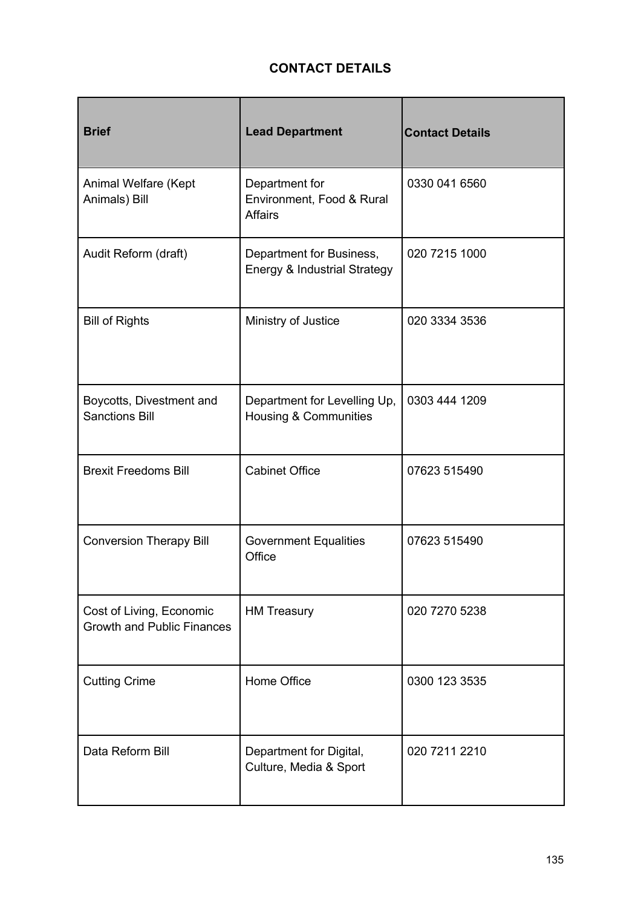## CONTACT DETAILS

| Brief | Lead Department | Contact Details |
|---|---|---|
| Animal Welfare (Kept Animals) Bill | Department for Environment, Food & Rural Affairs | 0330 041 6560 |
| Audit Reform (draft) | Department for Business, Energy & Industrial Strategy | 020 7215 1000 |
| Bill of Rights | Ministry of Justice | 020 3334 3536 |
| Boycotts, Divestment and Sanctions Bill | Department for Levelling Up, Housing & Communities | 0303 444 1209 |
| Brexit Freedoms Bill | Cabinet Office | 07623 515490 |
| Conversion Therapy Bill | Government Equalities Office | 07623 515490 |
| Cost of Living, Economic Growth and Public Finances | HM Treasury | 020 7270 5238 |
| Cutting Crime | Home Office | 0300 123 3535 |
| Data Reform Bill | Department for Digital, Culture, Media & Sport | 020 7211 2210 |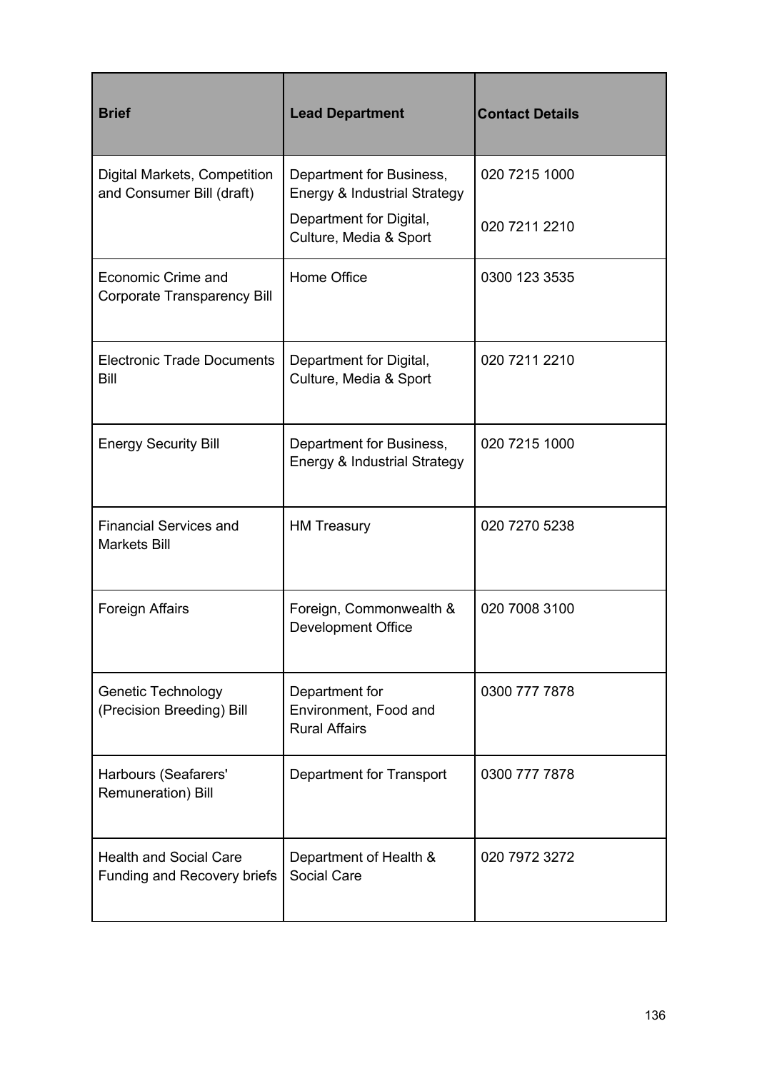| Brief | Lead Department | Contact Details |
| --- | --- | --- |
| Digital Markets, Competition and Consumer Bill (draft) | Department for Business, Energy & Industrial Strategy<br>Department for Digital, Culture, Media & Sport | 020 7215 1000<br>020 7211 2210 |
| Economic Crime and Corporate Transparency Bill | Home Office | 0300 123 3535 |
| Electronic Trade Documents Bill | Department for Digital, Culture, Media & Sport | 020 7211 2210 |
| Energy Security Bill | Department for Business, Energy & Industrial Strategy | 020 7215 1000 |
| Financial Services and Markets Bill | HM Treasury | 020 7270 5238 |
| Foreign Affairs | Foreign, Commonwealth & Development Office | 020 7008 3100 |
| Genetic Technology (Precision Breeding) Bill | Department for Environment, Food and Rural Affairs | 0300 777 7878 |
| Harbours (Seafarers' Remuneration) Bill | Department for Transport | 0300 777 7878 |
| Health and Social Care Funding and Recovery briefs | Department of Health & Social Care | 020 7972 3272 |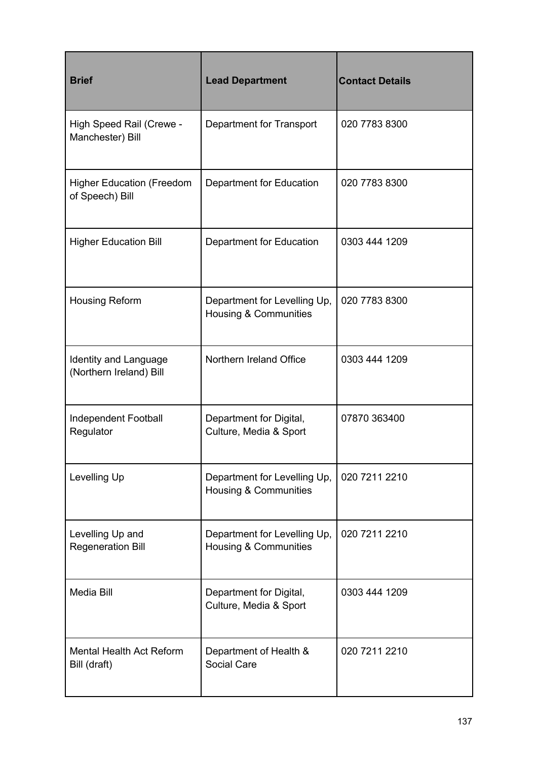| Brief | Lead Department | Contact Details |
|---|---|---|
| High Speed Rail (Crewe - Manchester) Bill | Department for Transport | 020 7783 8300 |
| Higher Education (Freedom of Speech) Bill | Department for Education | 020 7783 8300 |
| Higher Education Bill | Department for Education | 0303 444 1209 |
| Housing Reform | Department for Levelling Up, Housing & Communities | 020 7783 8300 |
| Identity and Language (Northern Ireland) Bill | Northern Ireland Office | 0303 444 1209 |
| Independent Football Regulator | Department for Digital, Culture, Media & Sport | 07870 363400 |
| Levelling Up | Department for Levelling Up, Housing & Communities | 020 7211 2210 |
| Levelling Up and Regeneration Bill | Department for Levelling Up, Housing & Communities | 020 7211 2210 |
| Media Bill | Department for Digital, Culture, Media & Sport | 0303 444 1209 |
| Mental Health Act Reform Bill (draft) | Department of Health & Social Care | 020 7211 2210 |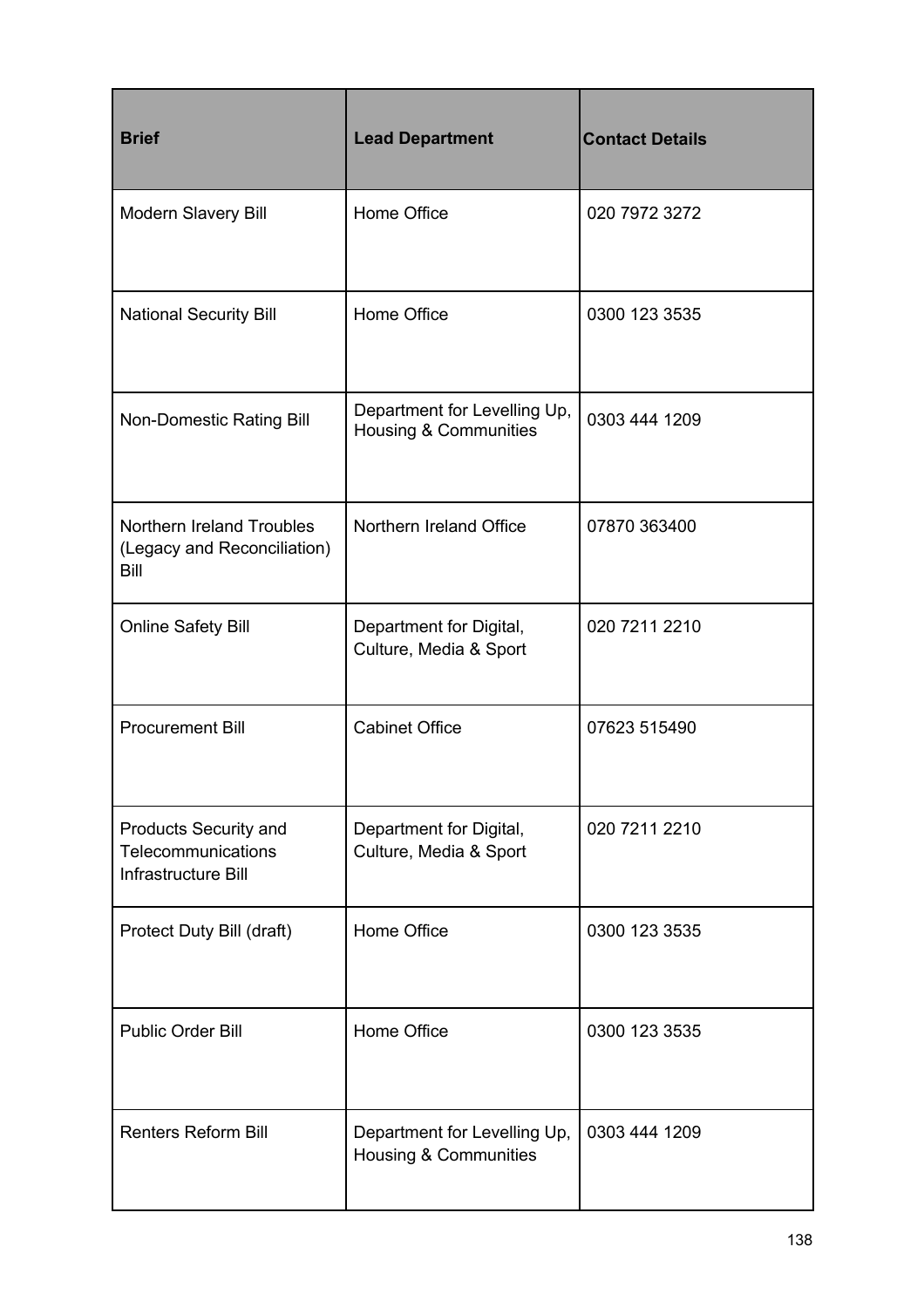| Brief | Lead Department | Contact Details |
|---|---|---|
| Modern Slavery Bill | Home Office | 020 7972 3272 |
| National Security Bill | Home Office | 0300 123 3535 |
| Non-Domestic Rating Bill | Department for Levelling Up, Housing & Communities | 0303 444 1209 |
| Northern Ireland Troubles (Legacy and Reconciliation) Bill | Northern Ireland Office | 07870 363400 |
| Online Safety Bill | Department for Digital, Culture, Media & Sport | 020 7211 2210 |
| Procurement Bill | Cabinet Office | 07623 515490 |
| Products Security and Telecommunications Infrastructure Bill | Department for Digital, Culture, Media & Sport | 020 7211 2210 |
| Protect Duty Bill (draft) | Home Office | 0300 123 3535 |
| Public Order Bill | Home Office | 0300 123 3535 |
| Renters Reform Bill | Department for Levelling Up, Housing & Communities | 0303 444 1209 |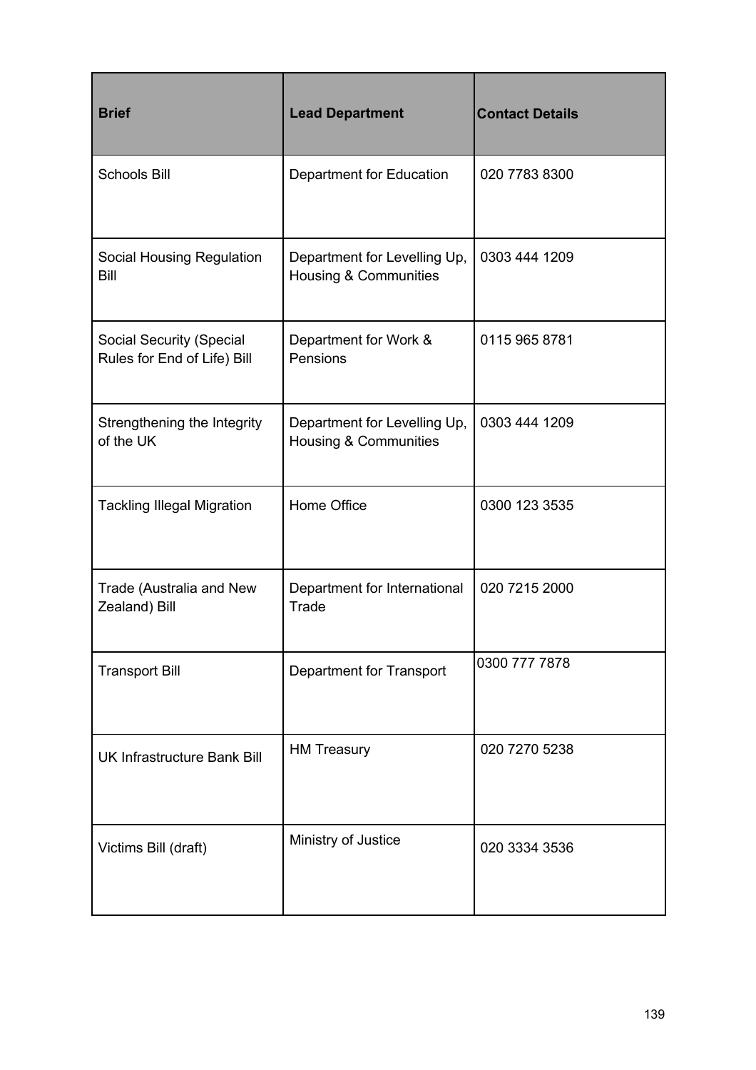| Brief | Lead Department | Contact Details |
| --- | --- | --- |
| Schools Bill | Department for Education | 020 7783 8300 |
| Social Housing Regulation Bill | Department for Levelling Up, Housing & Communities | 0303 444 1209 |
| Social Security (Special Rules for End of Life) Bill | Department for Work & Pensions | 0115 965 8781 |
| Strengthening the Integrity of the UK | Department for Levelling Up, Housing & Communities | 0303 444 1209 |
| Tackling Illegal Migration | Home Office | 0300 123 3535 |
| Trade (Australia and New Zealand) Bill | Department for International Trade | 020 7215 2000 |
| Transport Bill | Department for Transport | 0300 777 7878 |
| UK Infrastructure Bank Bill | HM Treasury | 020 7270 5238 |
| Victims Bill (draft) | Ministry of Justice | 020 3334 3536 |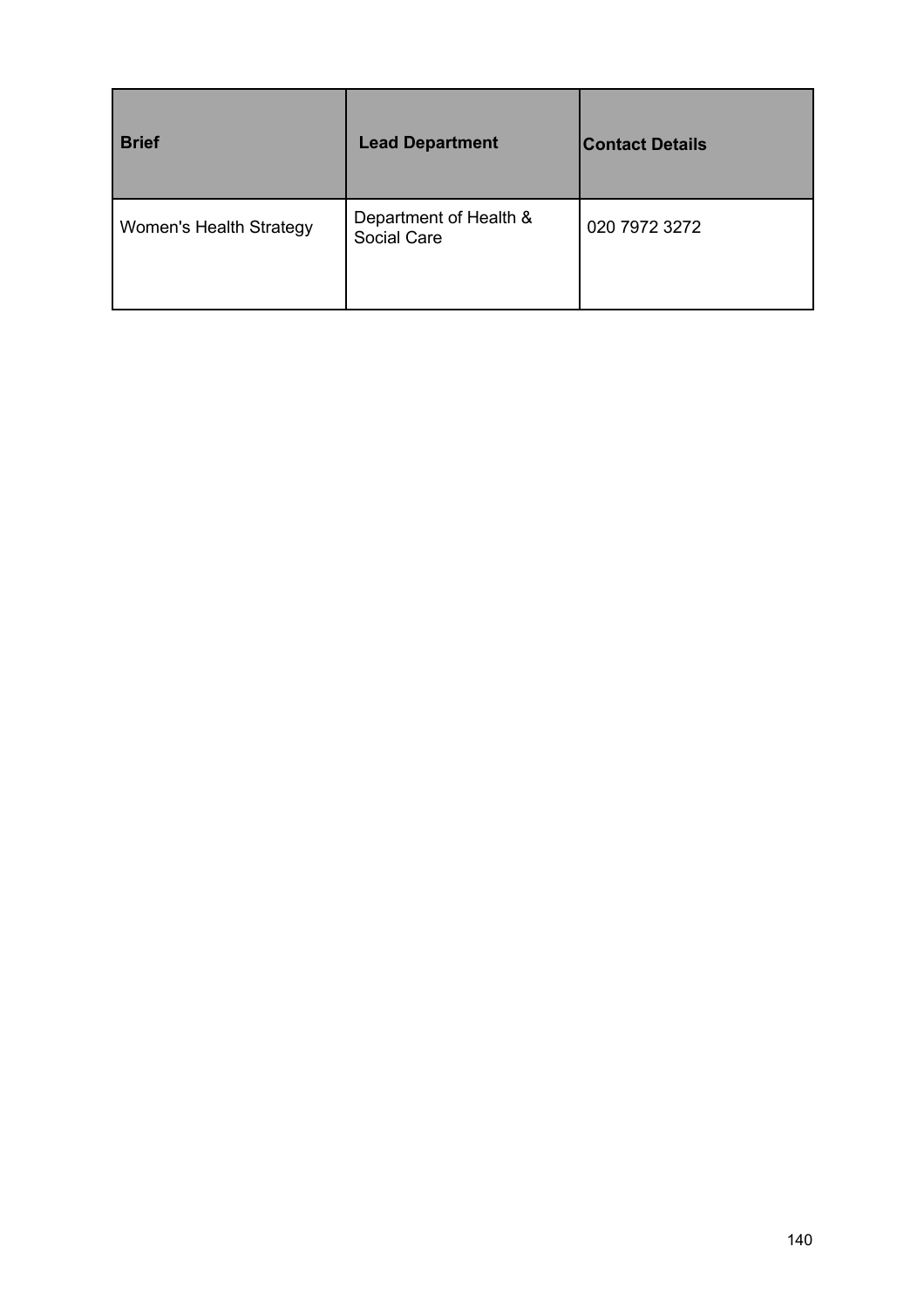| Brief | Lead Department | Contact Details |
|---|---|---|
| Women's Health Strategy | Department of Health & Social Care | 020 7972 3272 |